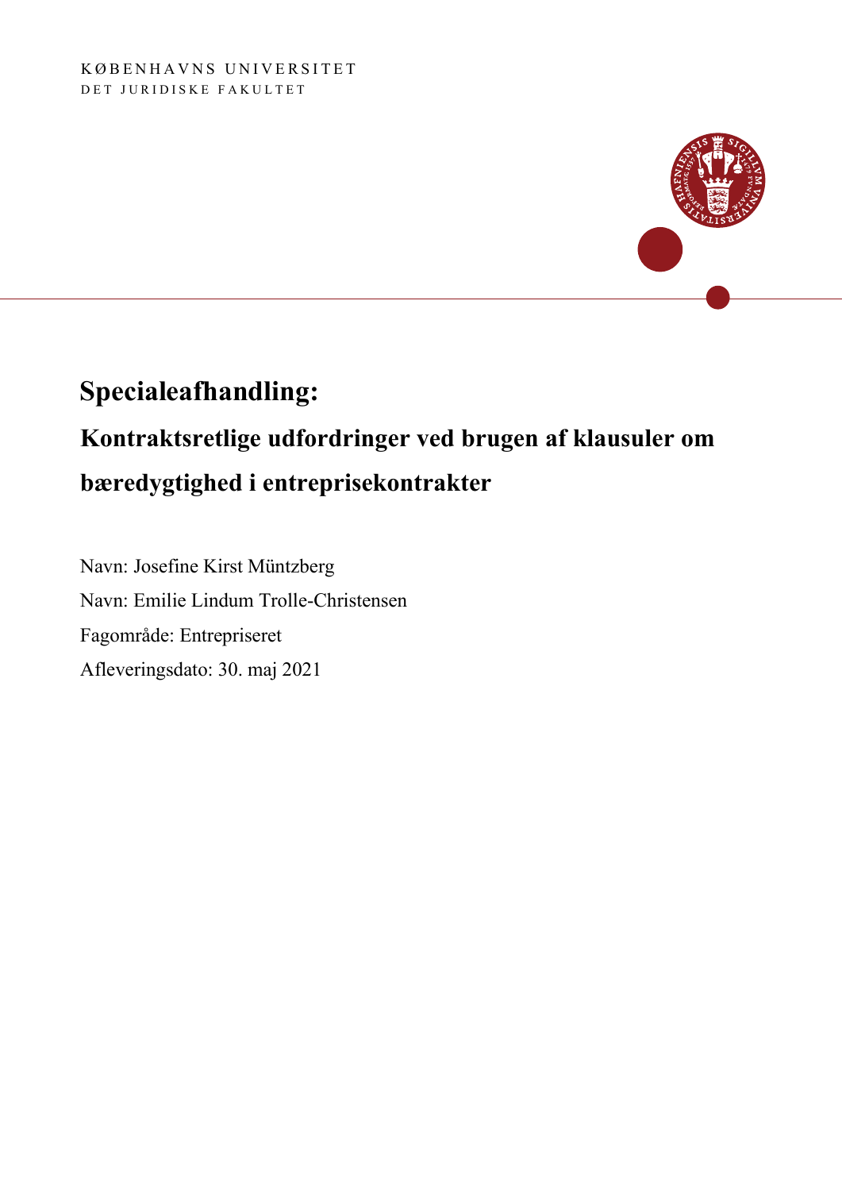KØBENHAVNS UNIVERSITET

DET JURIDISKE FAKULTET

# Specialeafhandling:

## Kontraktsretlige udfordringer ved brugen af klausuler om bæredygtighed i entreprisekontrakter

Navn: Josefine Kirst Müntzberg

Navn: Emilie Lindum Trolle-Christensen

Fagområde: Entrepriseret

Afleveringsdato: 30. maj 2021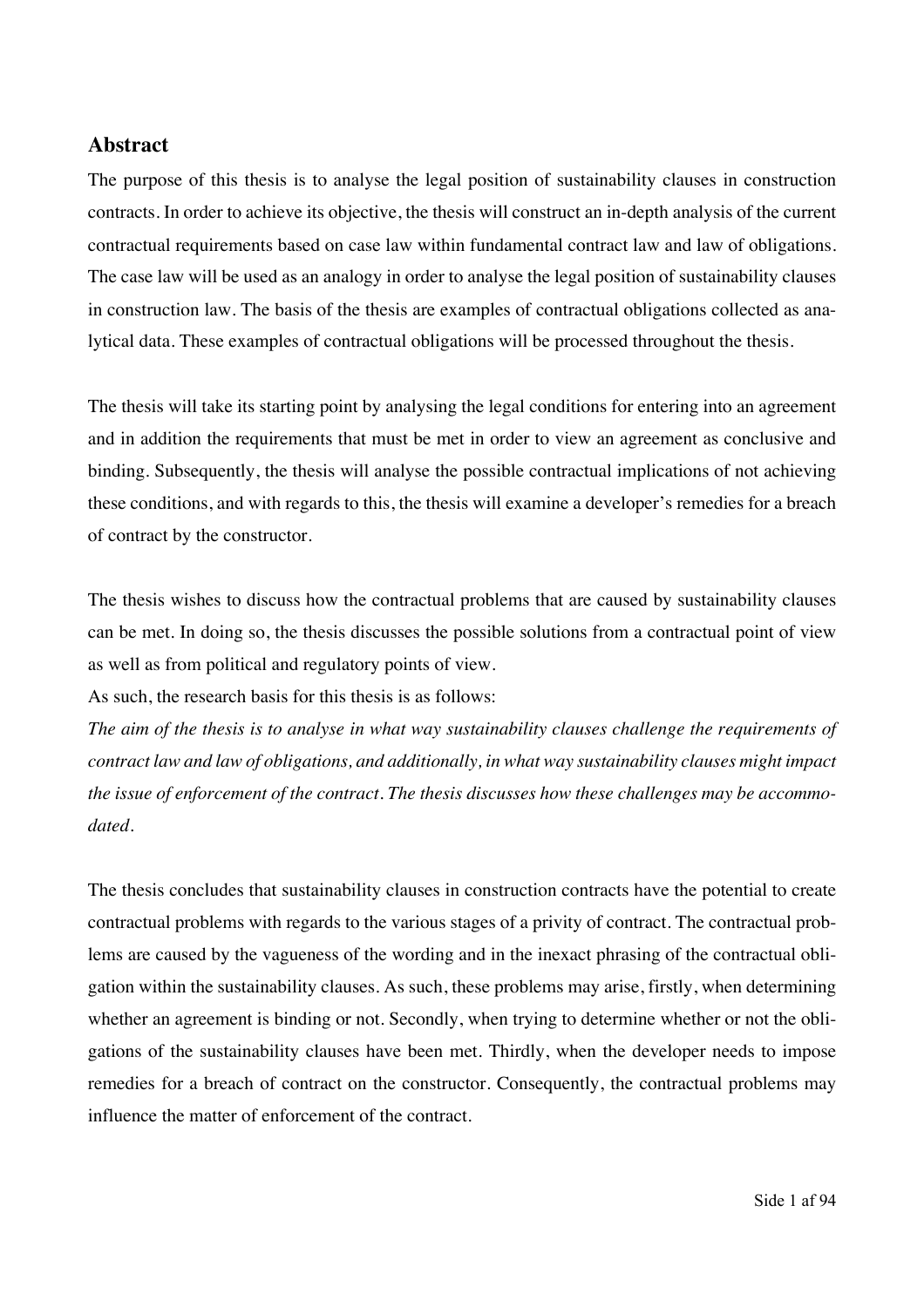## Abstract

The purpose of this thesis is to analyse the legal position of sustainability clauses in construction contracts. In order to achieve its objective, the thesis will construct an in-depth analysis of the current contractual requirements based on case law within fundamental contract law and law of obligations. The case law will be used as an analogy in order to analyse the legal position of sustainability clauses in construction law. The basis of the thesis are examples of contractual obligations collected as analytical data. These examples of contractual obligations will be processed throughout the thesis.

The thesis will take its starting point by analysing the legal conditions for entering into an agreement and in addition the requirements that must be met in order to view an agreement as conclusive and binding. Subsequently, the thesis will analyse the possible contractual implications of not achieving these conditions, and with regards to this, the thesis will examine a developer's remedies for a breach of contract by the constructor.

The thesis wishes to discuss how the contractual problems that are caused by sustainability clauses can be met. In doing so, the thesis discusses the possible solutions from a contractual point of view as well as from political and regulatory points of view.

As such, the research basis for this thesis is as follows:

*The aim of the thesis is to analyse in what way sustainability clauses challenge the requirements of contract law and law of obligations, and additionally, in what way sustainability clauses might impact the issue of enforcement of the contract. The thesis discusses how these challenges may be accommodated.*

The thesis concludes that sustainability clauses in construction contracts have the potential to create contractual problems with regards to the various stages of a privity of contract. The contractual problems are caused by the vagueness of the wording and in the inexact phrasing of the contractual obligation within the sustainability clauses. As such, these problems may arise, firstly, when determining whether an agreement is binding or not. Secondly, when trying to determine whether or not the obligations of the sustainability clauses have been met. Thirdly, when the developer needs to impose remedies for a breach of contract on the constructor. Consequently, the contractual problems may influence the matter of enforcement of the contract.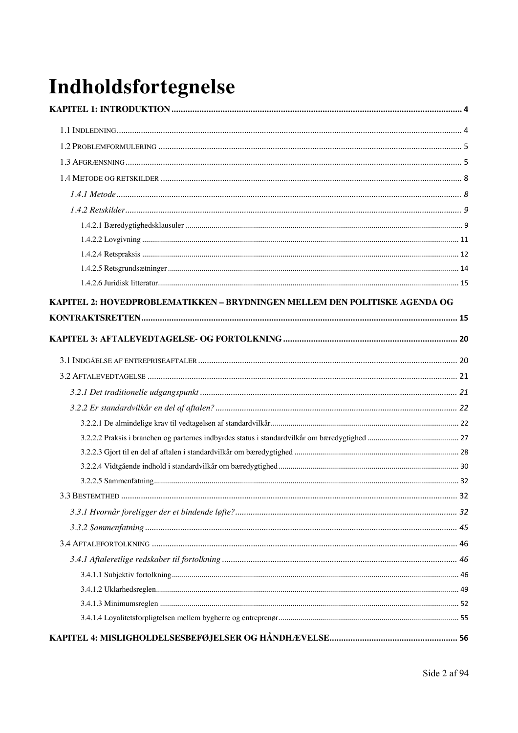# Indholdsfortegnelse

**KAPITEL 1: INTRODUKTION** .......... 4

1.1 INDLEDNING .......... 4

1.2 PROBLEMFORMULERING .......... 5

1.3 AFGRÆNSNING .......... 5

1.4 METODE OG RETSKILDER .......... 8

*1.4.1 Metode* .......... 8

*1.4.2 Retskilder* .......... 9

1.4.2.1 Bæredygtighedsklausuler .......... 9

1.4.2.2 Lovgivning .......... 11

1.4.2.4 Retspraksis .......... 12

1.4.2.5 Retsgrundsætninger .......... 14

1.4.2.6 Juridisk litteratur .......... 15

**KAPITEL 2: HOVEDPROBLEMATIKKEN – BRYDNINGEN MELLEM DEN POLITISKE AGENDA OG KONTRAKTSRETTEN** .......... 15

**KAPITEL 3: AFTALEVEDTAGELSE- OG FORTOLKNING** .......... 20

3.1 INDGÅELSE AF ENTREPRISEAFTALER .......... 20

3.2 AFTALEVEDTAGELSE .......... 21

*3.2.1 Det traditionelle udgangspunkt* .......... 21

*3.2.2 Er standardvilkår en del af aftalen?* .......... 22

3.2.2.1 De almindelige krav til vedtagelsen af standardvilkår .......... 22

3.2.2.2 Praksis i branchen og parternes indbyrdes status i standardvilkår om bæredygtighed .......... 27

3.2.2.3 Gjort til en del af aftalen i standardvilkår om bæredygtighed .......... 28

3.2.2.4 Vidtgående indhold i standardvilkår om bæredygtighed .......... 30

3.2.2.5 Sammenfatning .......... 32

3.3 BESTEMTHED .......... 32

*3.3.1 Hvornår foreligger der et bindende løfte?* .......... 32

*3.3.2 Sammenfatning* .......... 45

3.4 AFTALEFORTOLKNING .......... 46

*3.4.1 Aftaleretlige redskaber til fortolkning* .......... 46

3.4.1.1 Subjektiv fortolkning .......... 46

3.4.1.2 Uklarhedsreglen .......... 49

3.4.1.3 Minimumsreglen .......... 52

3.4.1.4 Loyalitetsforpligtelsen mellem bygherre og entreprenør .......... 55

**KAPITEL 4: MISLIGHOLDELSESBEFØJELSER OG HÅNDHÆVELSE** .......... 56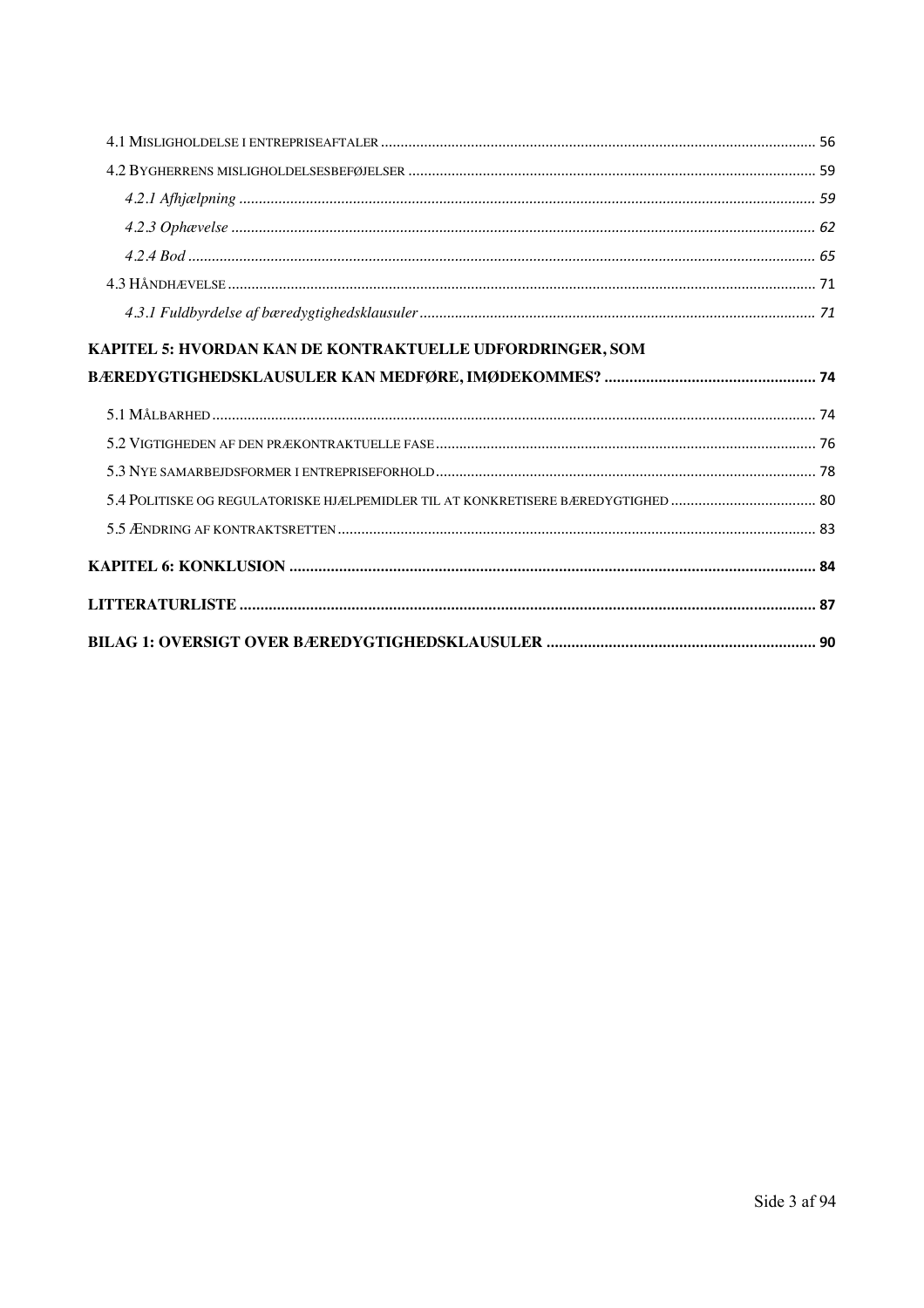4.1 Misligholdelse i entrepriseaftaler ..... 56

4.2 Bygherrens misligholdelsesbeføjelser ..... 59

*4.2.1 Afhjælpning* ..... 59

*4.2.3 Ophævelse* ..... 62

*4.2.4 Bod* ..... 65

4.3 Håndhævelse ..... 71

*4.3.1 Fuldbyrdelse af bæredygtighedsklausuler* ..... 71

**KAPITEL 5: HVORDAN KAN DE KONTRAKTUELLE UDFORDRINGER, SOM BÆREDYGTIGHEDSKLAUSULER KAN MEDFØRE, IMØDEKOMMES?** ..... 74

5.1 Målbarhed ..... 74

5.2 Vigtigheden af den prækontraktuelle fase ..... 76

5.3 Nye samarbejdsformer i entrepriseforhold ..... 78

5.4 Politiske og regulatoriske hjælpemidler til at konkretisere bæredygtighed ..... 80

5.5 Ændring af kontraktsretten ..... 83

**KAPITEL 6: KONKLUSION** ..... 84

**LITTERATURLISTE** ..... 87

**BILAG 1: OVERSIGT OVER BÆREDYGTIGHEDSKLAUSULER** ..... 90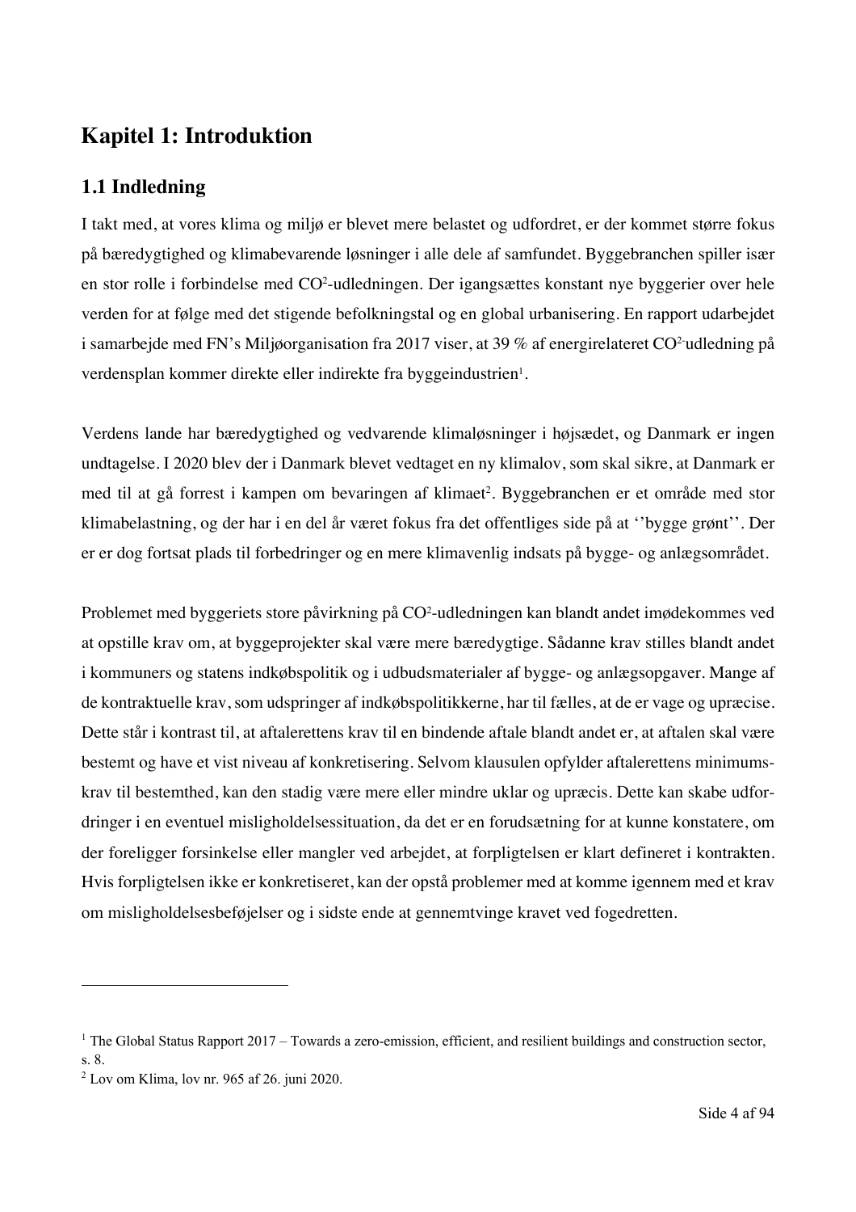# Kapitel 1: Introduktion

## 1.1 Indledning

I takt med, at vores klima og miljø er blevet mere belastet og udfordret, er der kommet større fokus på bæredygtighed og klimabevarende løsninger i alle dele af samfundet. Byggebranchen spiller især en stor rolle i forbindelse med $CO^2$-udledningen. Der igangsættes konstant nye byggerier over hele verden for at følge med det stigende befolkningstal og en global urbanisering. En rapport udarbejdet i samarbejde med FN's Miljøorganisation fra 2017 viser, at 39 % af energirelateret $CO^2$-udledning på verdensplan kommer direkte eller indirekte fra byggeindustrien[1].

Verdens lande har bæredygtighed og vedvarende klimaløsninger i højsædet, og Danmark er ingen undtagelse. I 2020 blev der i Danmark blevet vedtaget en ny klimalov, som skal sikre, at Danmark er med til at gå forrest i kampen om bevaringen af klimaet[2]. Byggebranchen er et område med stor klimabelastning, og der har i en del år været fokus fra det offentliges side på at ''bygge grønt''. Der er er dog fortsat plads til forbedringer og en mere klimavenlig indsats på bygge- og anlægsområdet.

Problemet med byggeriets store påvirkning på $CO^2$-udledningen kan blandt andet imødekommes ved at opstille krav om, at byggeprojekter skal være mere bæredygtige. Sådanne krav stilles blandt andet i kommuners og statens indkøbspolitik og i udbudsmaterialer af bygge- og anlægsopgaver. Mange af de kontraktuelle krav, som udspringer af indkøbspolitikkerne, har til fælles, at de er vage og upræcise. Dette står i kontrast til, at aftalerettens krav til en bindende aftale blandt andet er, at aftalen skal være bestemt og have et vist niveau af konkretisering. Selvom klausulen opfylder aftalerettens minimumskrav til bestemthed, kan den stadig være mere eller mindre uklar og upræcis. Dette kan skabe udfordringer i en eventuel misligholdelsessituation, da det er en forudsætning for at kunne konstatere, om der foreligger forsinkelse eller mangler ved arbejdet, at forpligtelsen er klart defineret i kontrakten. Hvis forpligtelsen ikke er konkretiseret, kan der opstå problemer med at komme igennem med et krav om misligholdelsesbeføjelser og i sidste ende at gennemtvinge kravet ved fogedretten.

---

[1] The Global Status Rapport 2017 – Towards a zero-emission, efficient, and resilient buildings and construction sector, s. 8.

[2] Lov om Klima, lov nr. 965 af 26. juni 2020.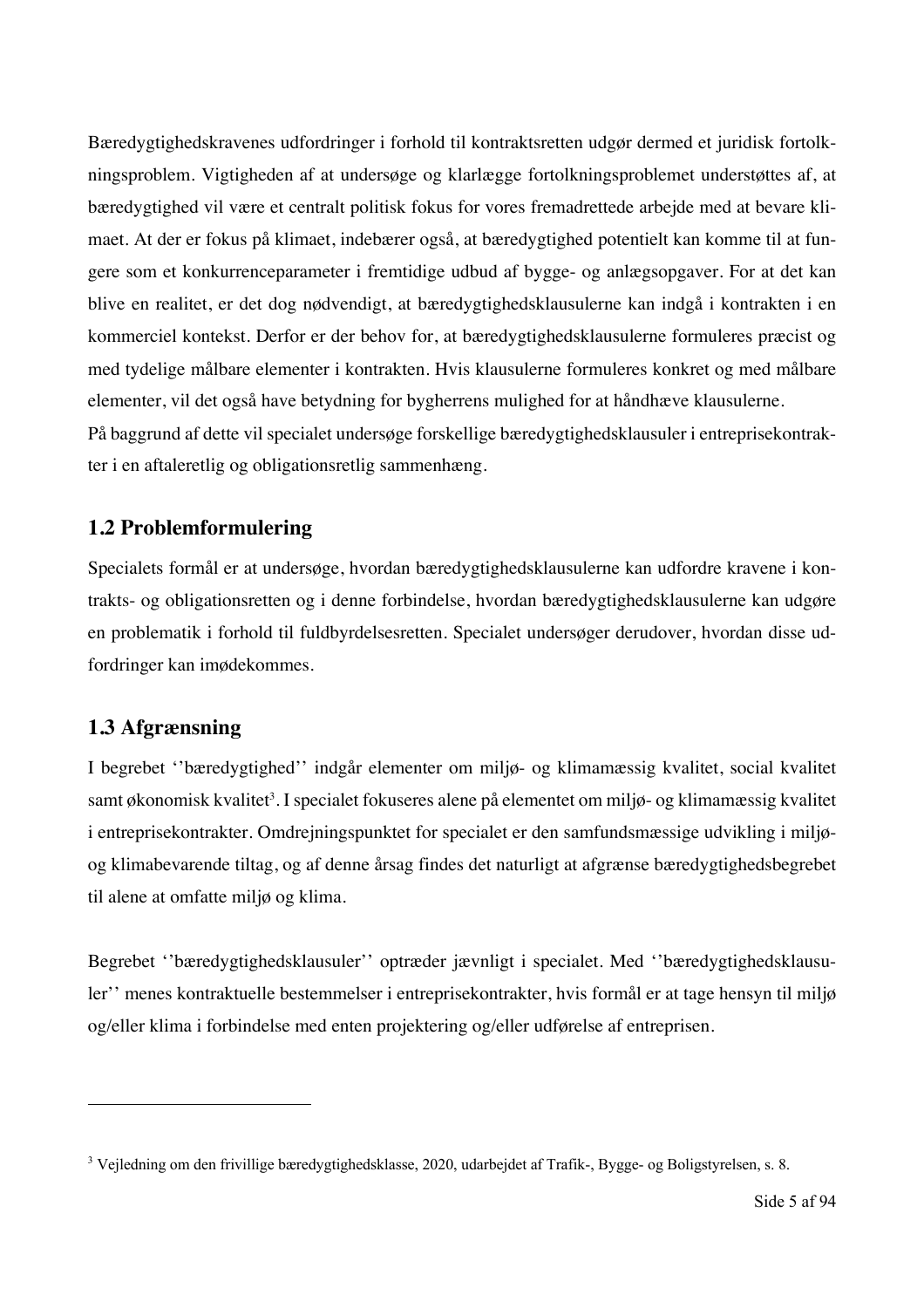Bæredygtighedskravenes udfordringer i forhold til kontraktsretten udgør dermed et juridisk fortolkningsproblem. Vigtigheden af at undersøge og klarlægge fortolkningsproblemet understøttes af, at bæredygtighed vil være et centralt politisk fokus for vores fremadrettede arbejde med at bevare klimaet. At der er fokus på klimaet, indebærer også, at bæredygtighed potentielt kan komme til at fungere som et konkurrenceparameter i fremtidige udbud af bygge- og anlægsopgaver. For at det kan blive en realitet, er det dog nødvendigt, at bæredygtighedsklausulerne kan indgå i kontrakten i en kommerciel kontekst. Derfor er der behov for, at bæredygtighedsklausulerne formuleres præcist og med tydelige målbare elementer i kontrakten. Hvis klausulerne formuleres konkret og med målbare elementer, vil det også have betydning for bygherrens mulighed for at håndhæve klausulerne.
På baggrund af dette vil specialet undersøge forskellige bæredygtighedsklausuler i entreprisekontrakter i en aftaleretlig og obligationsretlig sammenhæng.

## 1.2 Problemformulering

Specialets formål er at undersøge, hvordan bæredygtighedsklausulerne kan udfordre kravene i kontrakts- og obligationsretten og i denne forbindelse, hvordan bæredygtighedsklausulerne kan udgøre en problematik i forhold til fuldbyrdelsesretten. Specialet undersøger derudover, hvordan disse udfordringer kan imødekommes.

## 1.3 Afgrænsning

I begrebet ''bæredygtighed'' indgår elementer om miljø- og klimamæssig kvalitet, social kvalitet samt økonomisk kvalitet[3]. I specialet fokuseres alene på elementet om miljø- og klimamæssig kvalitet i entreprisekontrakter. Omdrejningspunktet for specialet er den samfundsmæssige udvikling i miljø- og klimabevarende tiltag, og af denne årsag findes det naturligt at afgrænse bæredygtighedsbegrebet til alene at omfatte miljø og klima.

Begrebet ''bæredygtighedsklausuler'' optræder jævnligt i specialet. Med ''bæredygtighedsklausuler'' menes kontraktuelle bestemmelser i entreprisekontrakter, hvis formål er at tage hensyn til miljø og/eller klima i forbindelse med enten projektering og/eller udførelse af entreprisen.

---

[3] Vejledning om den frivillige bæredygtighedsklasse, 2020, udarbejdet af Trafik-, Bygge- og Boligstyrelsen, s. 8.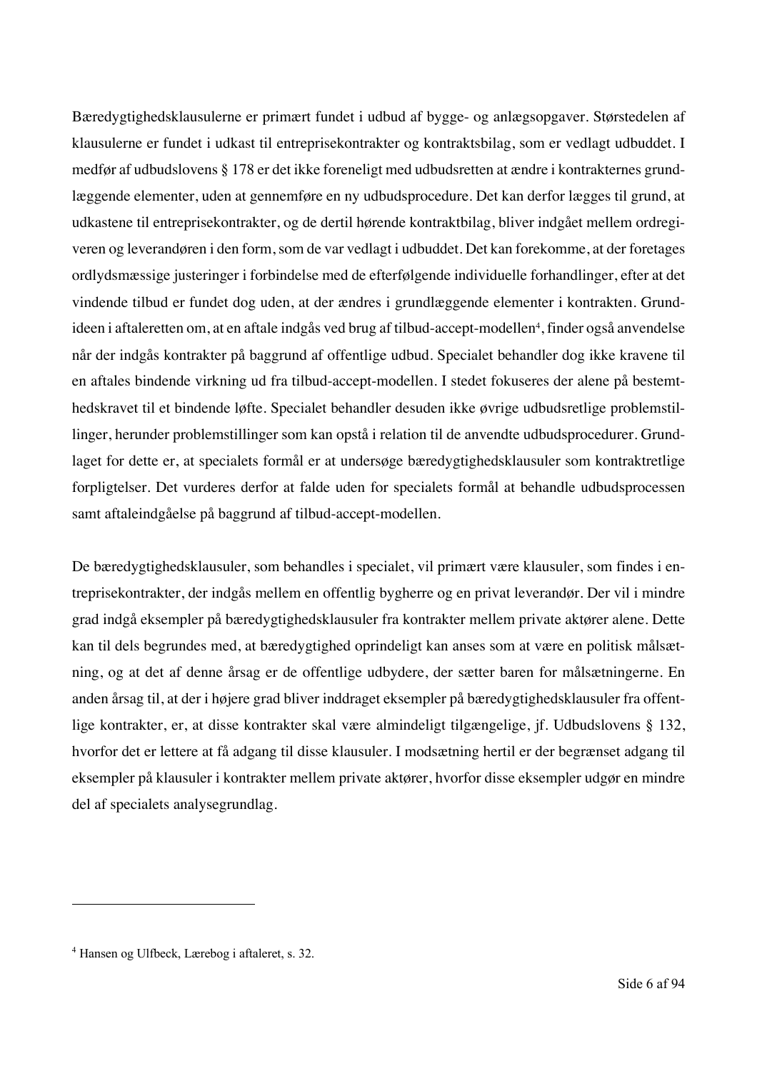Bæredygtighedsklausulerne er primært fundet i udbud af bygge- og anlægsopgaver. Størstedelen af klausulerne er fundet i udkast til entreprisekontrakter og kontraktsbilag, som er vedlagt udbuddet. I medfør af udbudslovens § 178 er det ikke foreneligt med udbudsretten at ændre i kontrakternes grundlæggende elementer, uden at gennemføre en ny udbudsprocedure. Det kan derfor lægges til grund, at udkastene til entreprisekontrakter, og de dertil hørende kontraktbilag, bliver indgået mellem ordregiveren og leverandøren i den form, som de var vedlagt i udbuddet. Det kan forekomme, at der foretages ordlydsmæssige justeringer i forbindelse med de efterfølgende individuelle forhandlinger, efter at det vindende tilbud er fundet dog uden, at der ændres i grundlæggende elementer i kontrakten. Grundideen i aftaleretten om, at en aftale indgås ved brug af tilbud-accept-modellen[4], finder også anvendelse når der indgås kontrakter på baggrund af offentlige udbud. Specialet behandler dog ikke kravene til en aftales bindende virkning ud fra tilbud-accept-modellen. I stedet fokuseres der alene på bestemthedskravet til et bindende løfte. Specialet behandler desuden ikke øvrige udbudsretlige problemstillinger, herunder problemstillinger som kan opstå i relation til de anvendte udbudsprocedurer. Grundlaget for dette er, at specialets formål er at undersøge bæredygtighedsklausuler som kontraktretlige forpligtelser. Det vurderes derfor at falde uden for specialets formål at behandle udbudsprocessen samt aftaleindgåelse på baggrund af tilbud-accept-modellen.

De bæredygtighedsklausuler, som behandles i specialet, vil primært være klausuler, som findes i entreprisekontrakter, der indgås mellem en offentlig bygherre og en privat leverandør. Der vil i mindre grad indgå eksempler på bæredygtighedsklausuler fra kontrakter mellem private aktører alene. Dette kan til dels begrundes med, at bæredygtighed oprindeligt kan anses som at være en politisk målsætning, og at det af denne årsag er de offentlige udbydere, der sætter baren for målsætningerne. En anden årsag til, at der i højere grad bliver inddraget eksempler på bæredygtighedsklausuler fra offentlige kontrakter, er, at disse kontrakter skal være almindeligt tilgængelige, jf. Udbudslovens § 132, hvorfor det er lettere at få adgang til disse klausuler. I modsætning hertil er der begrænset adgang til eksempler på klausuler i kontrakter mellem private aktører, hvorfor disse eksempler udgør en mindre del af specialets analysegrundlag.

---

[4] Hansen og Ulfbeck, Lærebog i aftaleret, s. 32.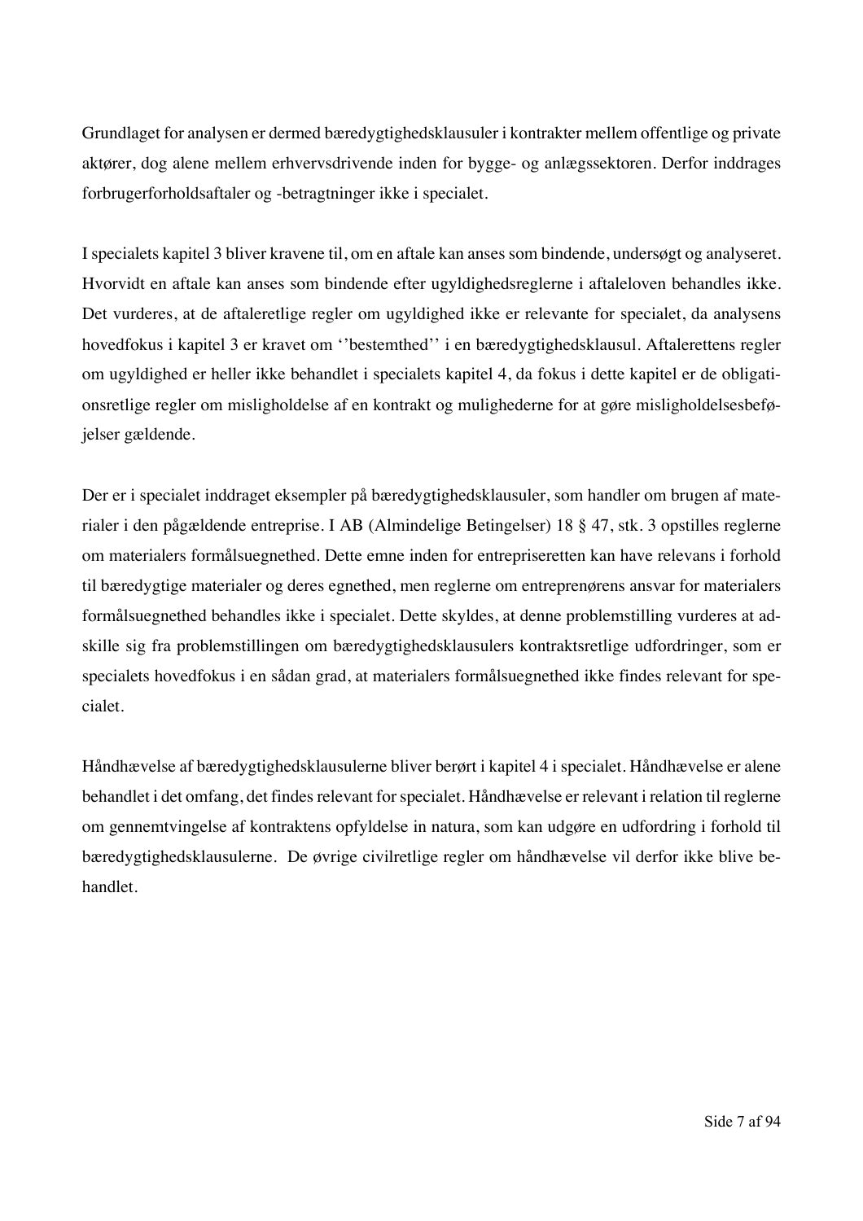Grundlaget for analysen er dermed bæredygtighedsklausuler i kontrakter mellem offentlige og private aktører, dog alene mellem erhvervsdrivende inden for bygge- og anlægssektoren. Derfor inddrages forbrugerforholdsaftaler og -betragtninger ikke i specialet.

I specialets kapitel 3 bliver kravene til, om en aftale kan anses som bindende, undersøgt og analyseret. Hvorvidt en aftale kan anses som bindende efter ugyldighedsreglerne i aftaleloven behandles ikke. Det vurderes, at de aftaleretlige regler om ugyldighed ikke er relevante for specialet, da analysens hovedfokus i kapitel 3 er kravet om ''bestemthed'' i en bæredygtighedsklausul. Aftalerettens regler om ugyldighed er heller ikke behandlet i specialets kapitel 4, da fokus i dette kapitel er de obligationsretlige regler om misligholdelse af en kontrakt og mulighederne for at gøre misligholdelsesbeføjelser gældende.

Der er i specialet inddraget eksempler på bæredygtighedsklausuler, som handler om brugen af materialer i den pågældende entreprise. I AB (Almindelige Betingelser) 18 § 47, stk. 3 opstilles reglerne om materialers formålsuegnethed. Dette emne inden for entrepriseretten kan have relevans i forhold til bæredygtige materialer og deres egnethed, men reglerne om entreprenørens ansvar for materialers formålsuegnethed behandles ikke i specialet. Dette skyldes, at denne problemstilling vurderes at adskille sig fra problemstillingen om bæredygtighedsklausulers kontraktsretlige udfordringer, som er specialets hovedfokus i en sådan grad, at materialers formålsuegnethed ikke findes relevant for specialet.

Håndhævelse af bæredygtighedsklausulerne bliver berørt i kapitel 4 i specialet. Håndhævelse er alene behandlet i det omfang, det findes relevant for specialet. Håndhævelse er relevant i relation til reglerne om gennemtvingelse af kontraktens opfyldelse in natura, som kan udgøre en udfordring i forhold til bæredygtighedsklausulerne. De øvrige civilretlige regler om håndhævelse vil derfor ikke blive behandlet.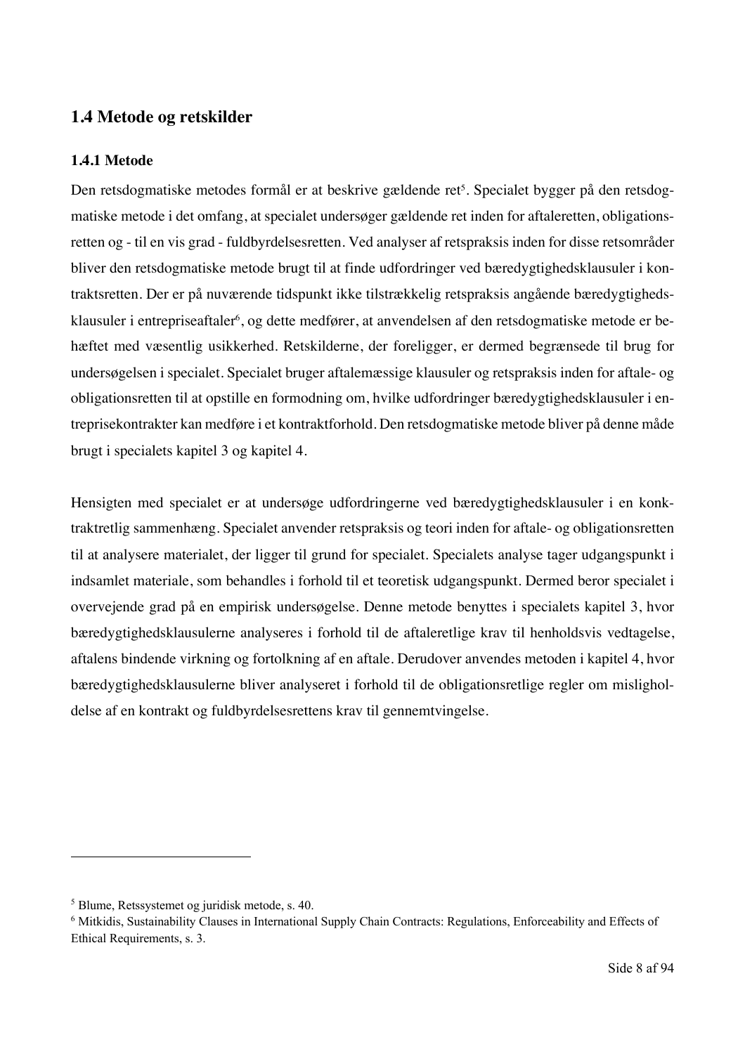## 1.4 Metode og retskilder

### 1.4.1 Metode

Den retsdogmatiske metodes formål er at beskrive gældende ret[5]. Specialet bygger på den retsdogmatiske metode i det omfang, at specialet undersøger gældende ret inden for aftaleretten, obligationsretten og - til en vis grad - fuldbyrdelsesretten. Ved analyser af retspraksis inden for disse retsområder bliver den retsdogmatiske metode brugt til at finde udfordringer ved bæredygtighedsklausuler i kontraktsretten. Der er på nuværende tidspunkt ikke tilstrækkelig retspraksis angående bæredygtighedsklausuler i entrepriseaftaler[6], og dette medfører, at anvendelsen af den retsdogmatiske metode er behæftet med væsentlig usikkerhed. Retskilderne, der foreligger, er dermed begrænsede til brug for undersøgelsen i specialet. Specialet bruger aftalemæssige klausuler og retspraksis inden for aftale- og obligationsretten til at opstille en formodning om, hvilke udfordringer bæredygtighedsklausuler i entreprisekontrakter kan medføre i et kontraktforhold. Den retsdogmatiske metode bliver på denne måde brugt i specialets kapitel 3 og kapitel 4.

Hensigten med specialet er at undersøge udfordringerne ved bæredygtighedsklausuler i en konktraktretlig sammenhæng. Specialet anvender retspraksis og teori inden for aftale- og obligationsretten til at analysere materialet, der ligger til grund for specialet. Specialets analyse tager udgangspunkt i indsamlet materiale, som behandles i forhold til et teoretisk udgangspunkt. Dermed beror specialet i overvejende grad på en empirisk undersøgelse. Denne metode benyttes i specialets kapitel 3, hvor bæredygtighedsklausulerne analyseres i forhold til de aftaleretlige krav til henholdsvis vedtagelse, aftalens bindende virkning og fortolkning af en aftale. Derudover anvendes metoden i kapitel 4, hvor bæredygtighedsklausulerne bliver analyseret i forhold til de obligationsretlige regler om misligholdelse af en kontrakt og fuldbyrdelsesrettens krav til gennemtvingelse.

---

[5] Blume, Retssystemet og juridisk metode, s. 40.

[6] Mitkidis, Sustainability Clauses in International Supply Chain Contracts: Regulations, Enforceability and Effects of Ethical Requirements, s. 3.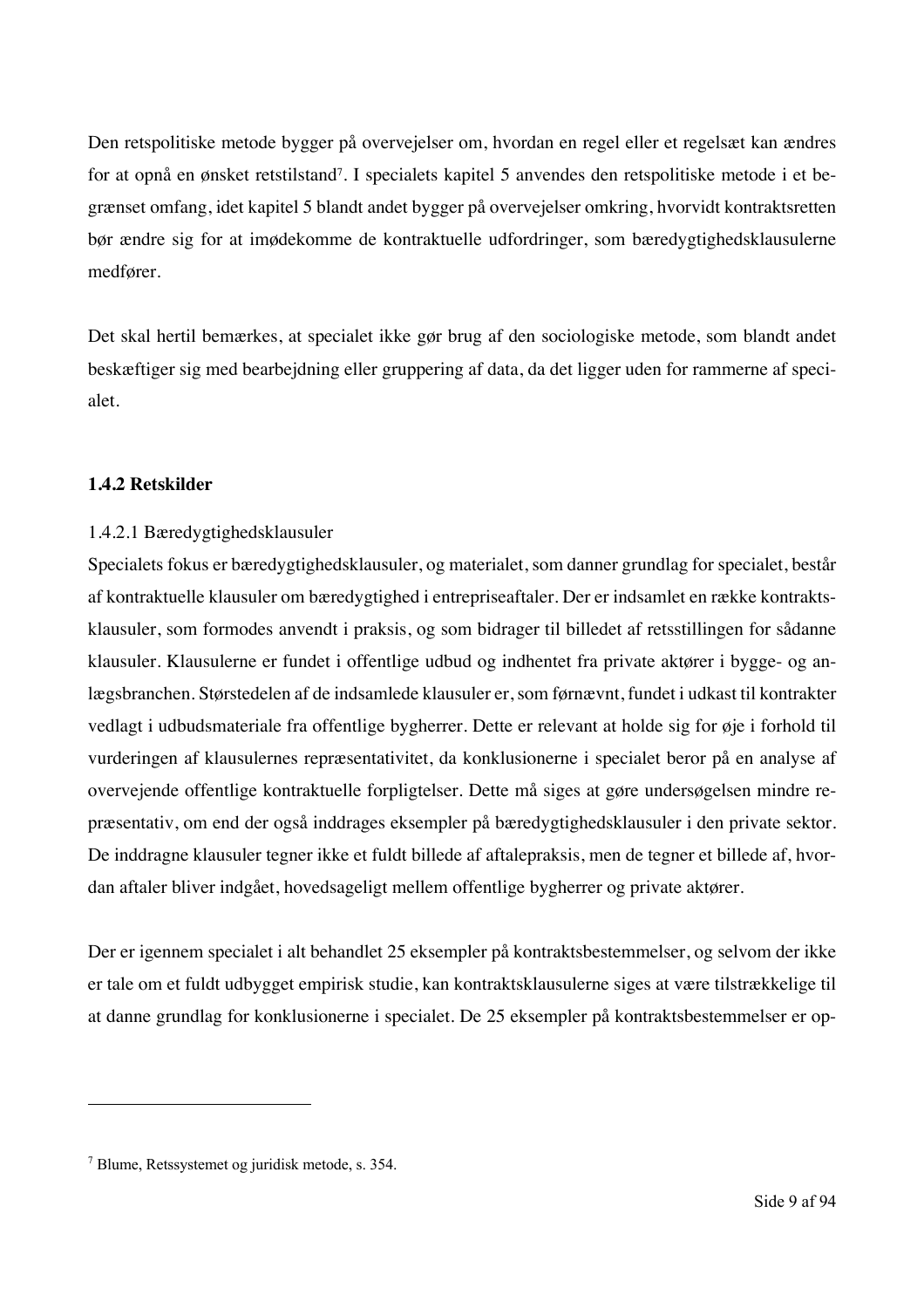Den retspolitiske metode bygger på overvejelser om, hvordan en regel eller et regelsæt kan ændres for at opnå en ønsket retstilstand[7]. I specialets kapitel 5 anvendes den retspolitiske metode i et begrænset omfang, idet kapitel 5 blandt andet bygger på overvejelser omkring, hvorvidt kontraktsretten bør ændre sig for at imødekomme de kontraktuelle udfordringer, som bæredygtighedsklausulerne medfører.

Det skal hertil bemærkes, at specialet ikke gør brug af den sociologiske metode, som blandt andet beskæftiger sig med bearbejdning eller gruppering af data, da det ligger uden for rammerne af specialet.

### 1.4.2 Retskilder

1.4.2.1 Bæredygtighedsklausuler

Specialets fokus er bæredygtighedsklausuler, og materialet, som danner grundlag for specialet, består af kontraktuelle klausuler om bæredygtighed i entrepriseaftaler. Der er indsamlet en række kontraktsklausuler, som formodes anvendt i praksis, og som bidrager til billedet af retsstillingen for sådanne klausuler. Klausulerne er fundet i offentlige udbud og indhentet fra private aktører i bygge- og anlægsbranchen. Størstedelen af de indsamlede klausuler er, som førnævnt, fundet i udkast til kontrakter vedlagt i udbudsmateriale fra offentlige bygherrer. Dette er relevant at holde sig for øje i forhold til vurderingen af klausulernes repræsentativitet, da konklusionerne i specialet beror på en analyse af overvejende offentlige kontraktuelle forpligtelser. Dette må siges at gøre undersøgelsen mindre repræsentativ, om end der også inddrages eksempler på bæredygtighedsklausuler i den private sektor. De inddragne klausuler tegner ikke et fuldt billede af aftalepraksis, men de tegner et billede af, hvordan aftaler bliver indgået, hovedsageligt mellem offentlige bygherrer og private aktører.

Der er igennem specialet i alt behandlet 25 eksempler på kontraktsbestemmelser, og selvom der ikke er tale om et fuldt udbygget empirisk studie, kan kontraktsklausulerne siges at være tilstrækkelige til at danne grundlag for konklusionerne i specialet. De 25 eksempler på kontraktsbestemmelser er op-

---

[7] Blume, Retssystemet og juridisk metode, s. 354.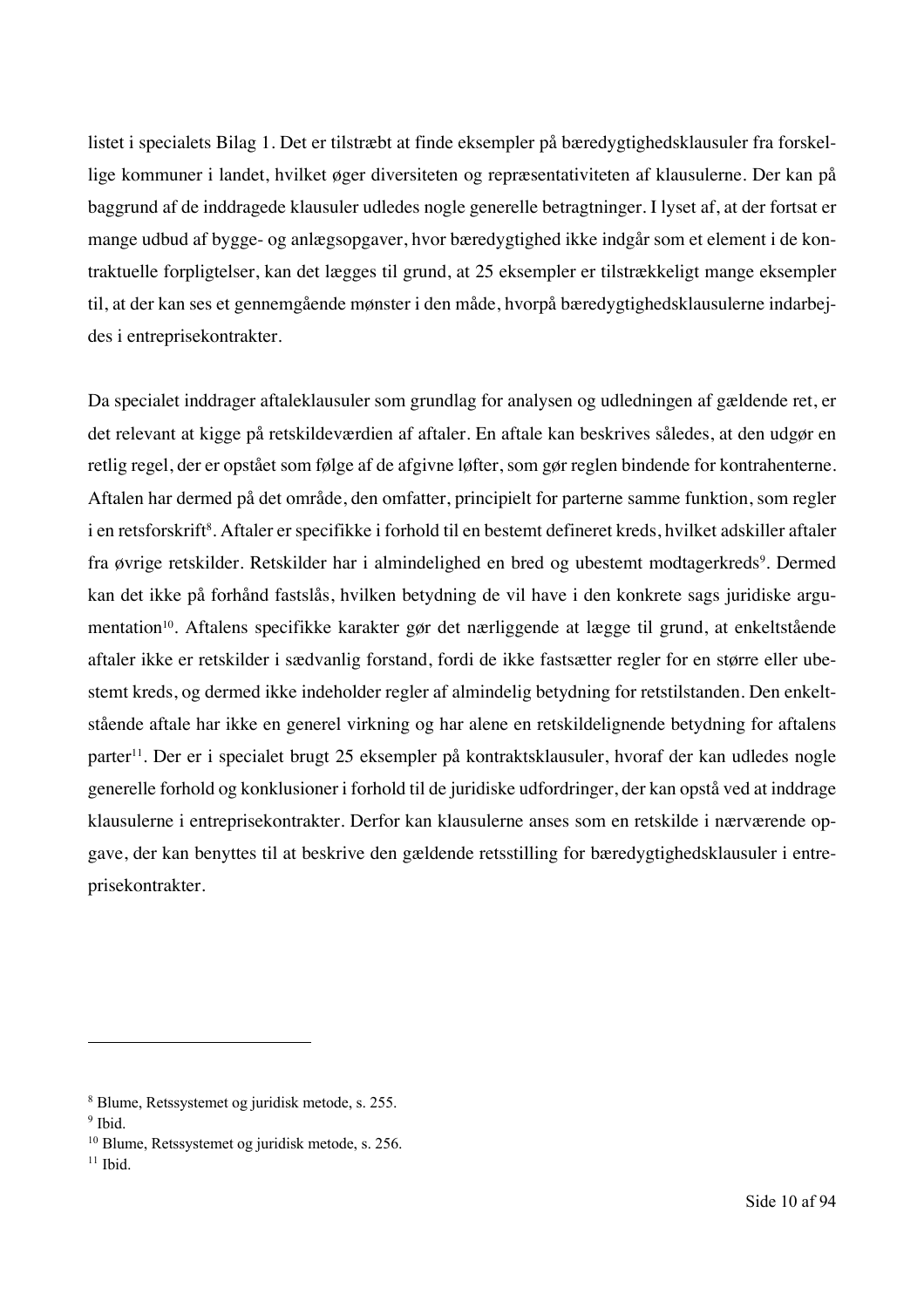listet i specialets Bilag 1. Det er tilstræbt at finde eksempler på bæredygtighedsklausuler fra forskellige kommuner i landet, hvilket øger diversiteten og repræsentativiteten af klausulerne. Der kan på baggrund af de inddragede klausuler udledes nogle generelle betragtninger. I lyset af, at der fortsat er mange udbud af bygge- og anlægsopgaver, hvor bæredygtighed ikke indgår som et element i de kontraktuelle forpligtelser, kan det lægges til grund, at 25 eksempler er tilstrækkeligt mange eksempler til, at der kan ses et gennemgående mønster i den måde, hvorpå bæredygtighedsklausulerne indarbejdes i entreprisekontrakter.

Da specialet inddrager aftaleklausuler som grundlag for analysen og udledningen af gældende ret, er det relevant at kigge på retskildeværdien af aftaler. En aftale kan beskrives således, at den udgør en retlig regel, der er opstået som følge af de afgivne løfter, som gør reglen bindende for kontrahenterne. Aftalen har dermed på det område, den omfatter, principielt for parterne samme funktion, som regler i en retsforskrift[8]. Aftaler er specifikke i forhold til en bestemt defineret kreds, hvilket adskiller aftaler fra øvrige retskilder. Retskilder har i almindelighed en bred og ubestemt modtagerkreds[9]. Dermed kan det ikke på forhånd fastslås, hvilken betydning de vil have i den konkrete sags juridiske argumentation[10]. Aftalens specifikke karakter gør det nærliggende at lægge til grund, at enkeltstående aftaler ikke er retskilder i sædvanlig forstand, fordi de ikke fastsætter regler for en større eller ubestemt kreds, og dermed ikke indeholder regler af almindelig betydning for retstilstanden. Den enkeltstående aftale har ikke en generel virkning og har alene en retskildelignende betydning for aftalens parter[11]. Der er i specialet brugt 25 eksempler på kontraktsklausuler, hvoraf der kan udledes nogle generelle forhold og konklusioner i forhold til de juridiske udfordringer, der kan opstå ved at inddrage klausulerne i entreprisekontrakter. Derfor kan klausulerne anses som en retskilde i nærværende opgave, der kan benyttes til at beskrive den gældende retsstilling for bæredygtighedsklausuler i entreprisekontrakter.

---

[8] Blume, Retssystemet og juridisk metode, s. 255.

[9] Ibid.

[10] Blume, Retssystemet og juridisk metode, s. 256.

[11] Ibid.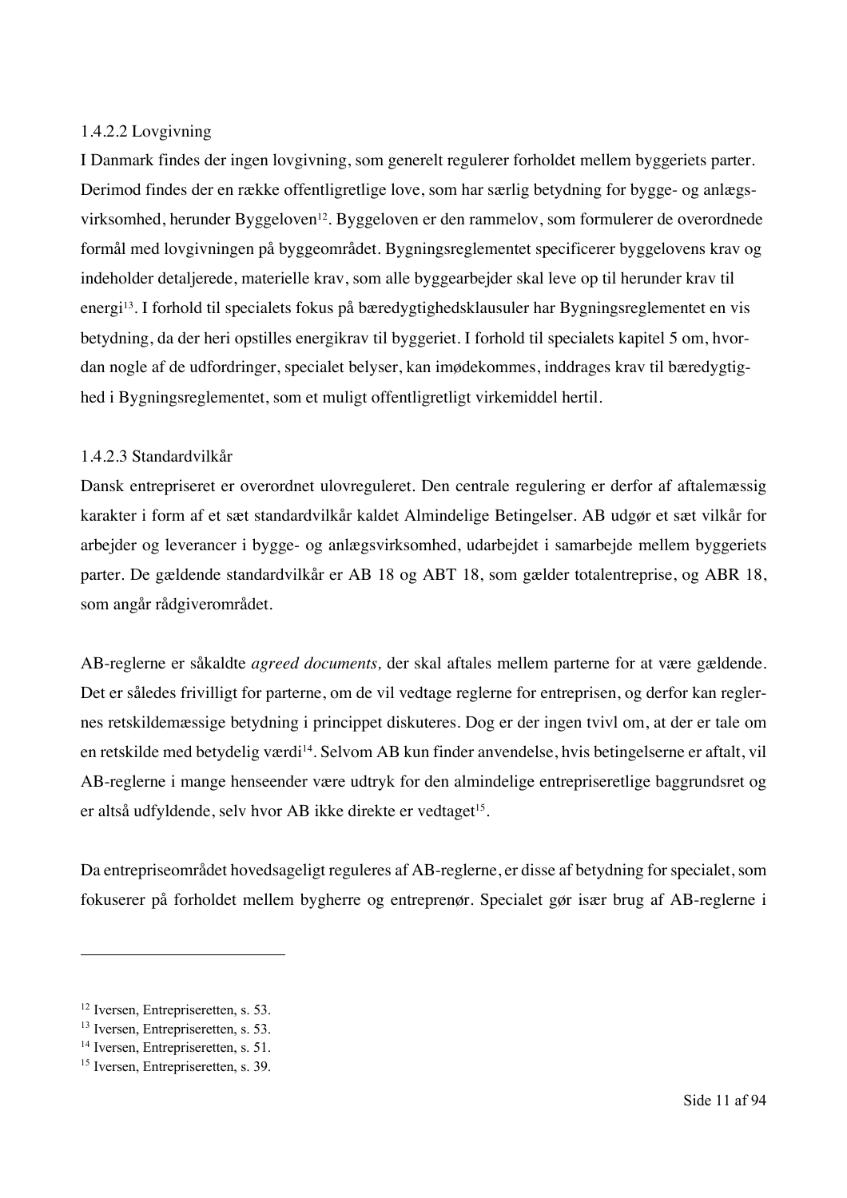#### 1.4.2.2 Lovgivning

I Danmark findes der ingen lovgivning, som generelt regulerer forholdet mellem byggeriets parter. Derimod findes der en række offentligretlige love, som har særlig betydning for bygge- og anlægsvirksomhed, herunder Byggeloven[12]. Byggeloven er den rammelov, som formulerer de overordnede formål med lovgivningen på byggeområdet. Bygningsreglementet specificerer byggelovens krav og indeholder detaljerede, materielle krav, som alle byggearbejder skal leve op til herunder krav til energi[13]. I forhold til specialets fokus på bæredygtighedsklausuler har Bygningsreglementet en vis betydning, da der heri opstilles energikrav til byggeriet. I forhold til specialets kapitel 5 om, hvordan nogle af de udfordringer, specialet belyser, kan imødekommes, inddrages krav til bæredygtighed i Bygningsreglementet, som et muligt offentligretligt virkemiddel hertil.

#### 1.4.2.3 Standardvilkår

Dansk entrepriseret er overordnet ulovreguleret. Den centrale regulering er derfor af aftalemæssig karakter i form af et sæt standardvilkår kaldet Almindelige Betingelser. AB udgør et sæt vilkår for arbejder og leverancer i bygge- og anlægsvirksomhed, udarbejdet i samarbejde mellem byggeriets parter. De gældende standardvilkår er AB 18 og ABT 18, som gælder totalentreprise, og ABR 18, som angår rådgiverområdet.

AB-reglerne er såkaldte *agreed documents,* der skal aftales mellem parterne for at være gældende. Det er således frivilligt for parterne, om de vil vedtage reglerne for entreprisen, og derfor kan reglernes retskildemæssige betydning i princippet diskuteres. Dog er der ingen tvivl om, at der er tale om en retskilde med betydelig værdi[14]. Selvom AB kun finder anvendelse, hvis betingelserne er aftalt, vil AB-reglerne i mange henseender være udtryk for den almindelige entrepriseretlige baggrundsret og er altså udfyldende, selv hvor AB ikke direkte er vedtaget[15].

Da entrepriseområdet hovedsageligt reguleres af AB-reglerne, er disse af betydning for specialet, som fokuserer på forholdet mellem bygherre og entreprenør. Specialet gør især brug af AB-reglerne i

---

[12] Iversen, Entrepriseretten, s. 53.
[13] Iversen, Entrepriseretten, s. 53.
[14] Iversen, Entrepriseretten, s. 51.
[15] Iversen, Entrepriseretten, s. 39.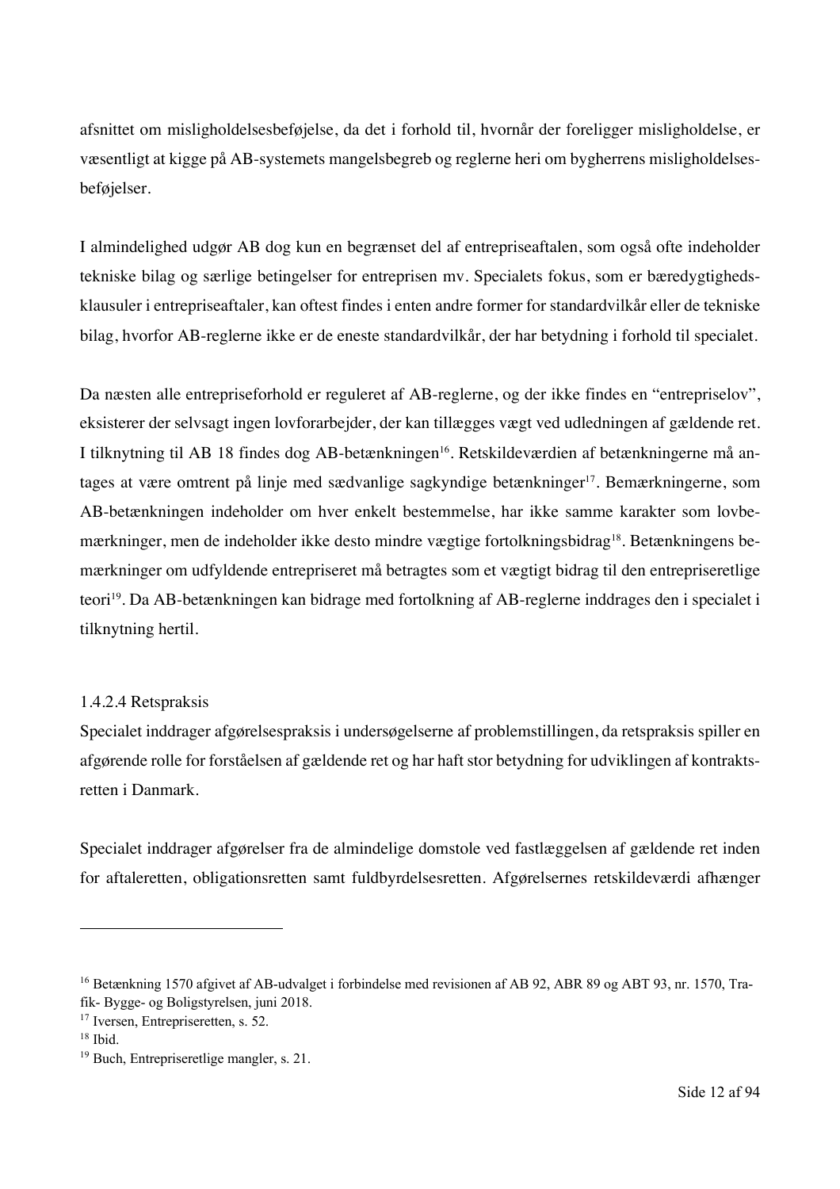afsnittet om misligholdelsesbeføjelse, da det i forhold til, hvornår der foreligger misligholdelse, er væsentligt at kigge på AB-systemets mangelsbegreb og reglerne heri om bygherrens misligholdelsesbeføjelser.

I almindelighed udgør AB dog kun en begrænset del af entrepriseaftalen, som også ofte indeholder tekniske bilag og særlige betingelser for entreprisen mv. Specialets fokus, som er bæredygtighedsklausuler i entrepriseaftaler, kan oftest findes i enten andre former for standardvilkår eller de tekniske bilag, hvorfor AB-reglerne ikke er de eneste standardvilkår, der har betydning i forhold til specialet.

Da næsten alle entrepriseforhold er reguleret af AB-reglerne, og der ikke findes en "entrepriselov", eksisterer der selvsagt ingen lovforarbejder, der kan tillægges vægt ved udledningen af gældende ret. I tilknytning til AB 18 findes dog AB-betænkningen[16]. Retskildeværdien af betænkningerne må antages at være omtrent på linje med sædvanlige sagkyndige betænkninger[17]. Bemærkningerne, som AB-betænkningen indeholder om hver enkelt bestemmelse, har ikke samme karakter som lovbemærkninger, men de indeholder ikke desto mindre vægtige fortolkningsbidrag[18]. Betænkningens bemærkninger om udfyldende entrepriseret må betragtes som et vægtigt bidrag til den entrepriseretlige teori[19]. Da AB-betænkningen kan bidrage med fortolkning af AB-reglerne inddrages den i specialet i tilknytning hertil.

#### 1.4.2.4 Retspraksis

Specialet inddrager afgørelsespraksis i undersøgelserne af problemstillingen, da retspraksis spiller en afgørende rolle for forståelsen af gældende ret og har haft stor betydning for udviklingen af kontraktsretten i Danmark.

Specialet inddrager afgørelser fra de almindelige domstole ved fastlæggelsen af gældende ret inden for aftaleretten, obligationsretten samt fuldbyrdelsesretten. Afgørelsernes retskildeværdi afhænger

---

[16] Betænkning 1570 afgivet af AB-udvalget i forbindelse med revisionen af AB 92, ABR 89 og ABT 93, nr. 1570, Trafik- Bygge- og Boligstyrelsen, juni 2018.

[17] Iversen, Entrepriseretten, s. 52.

[18] Ibid.

[19] Buch, Entrepriseretlige mangler, s. 21.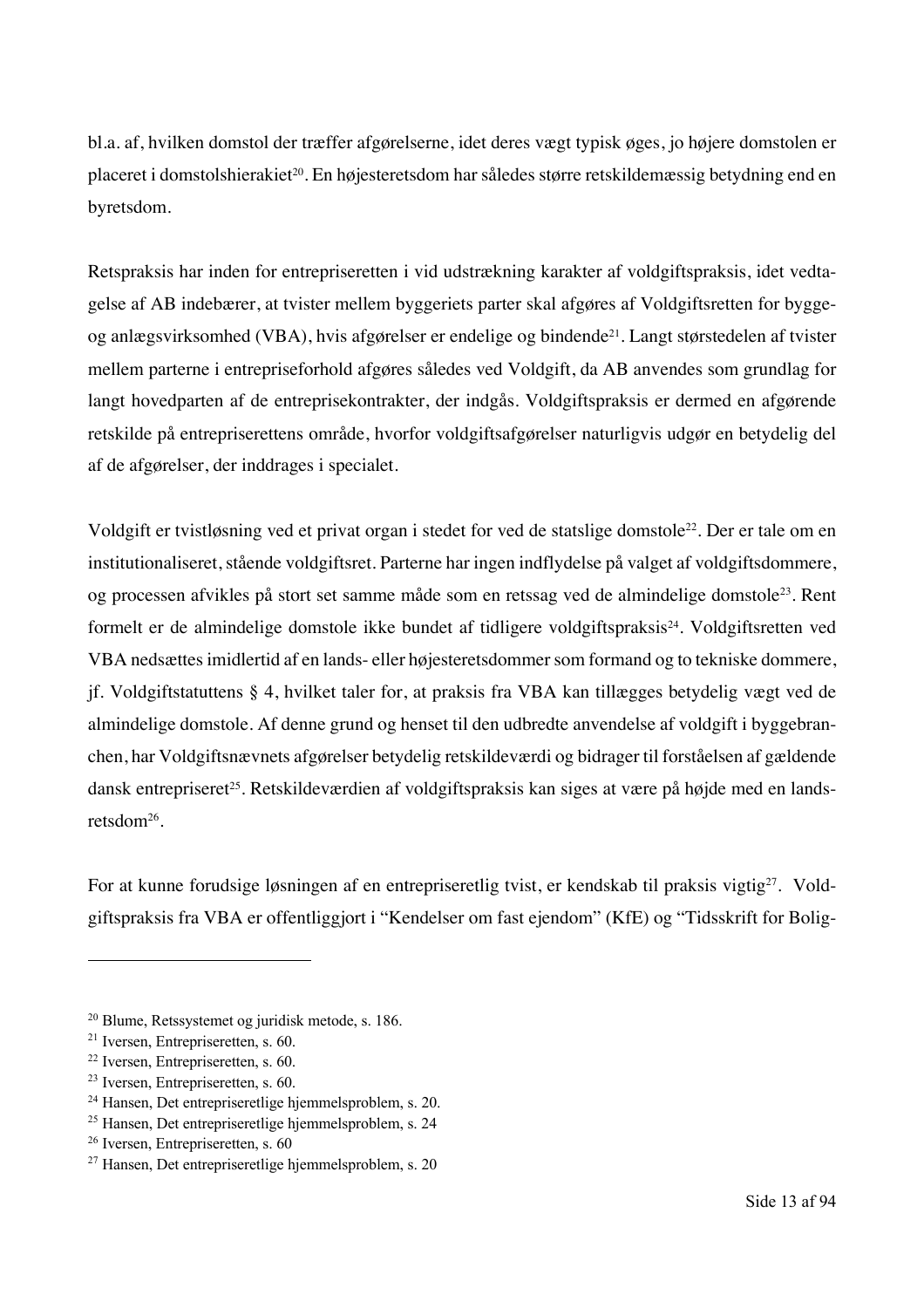bl.a. af, hvilken domstol der træffer afgørelserne, idet deres vægt typisk øges, jo højere domstolen er placeret i domstolshierakiet[20]. En højesteretsdom har således større retskildemæssig betydning end en byretsdom.

Retspraksis har inden for entrepriseretten i vid udstrækning karakter af voldgiftspraksis, idet vedtagelse af AB indebærer, at tvister mellem byggeriets parter skal afgøres af Voldgiftsretten for bygge- og anlægsvirksomhed (VBA), hvis afgørelser er endelige og bindende[21]. Langt størstedelen af tvister mellem parterne i entrepriseforhold afgøres således ved Voldgift, da AB anvendes som grundlag for langt hovedparten af de entreprisekontrakter, der indgås. Voldgiftspraksis er dermed en afgørende retskilde på entrepriserettens område, hvorfor voldgiftsafgørelser naturligvis udgør en betydelig del af de afgørelser, der inddrages i specialet.

Voldgift er tvistløsning ved et privat organ i stedet for ved de statslige domstole[22]. Der er tale om en institutionaliseret, stående voldgiftsret. Parterne har ingen indflydelse på valget af voldgiftsdommere, og processen afvikles på stort set samme måde som en retssag ved de almindelige domstole[23]. Rent formelt er de almindelige domstole ikke bundet af tidligere voldgiftspraksis[24]. Voldgiftsretten ved VBA nedsættes imidlertid af en lands- eller højesteretsdommer som formand og to tekniske dommere, jf. Voldgiftstatuttens § 4, hvilket taler for, at praksis fra VBA kan tillægges betydelig vægt ved de almindelige domstole. Af denne grund og henset til den udbredte anvendelse af voldgift i byggebranchen, har Voldgiftsnævnets afgørelser betydelig retskildeværdi og bidrager til forståelsen af gældende dansk entrepriseret[25]. Retskildeværdien af voldgiftspraksis kan siges at være på højde med en landsretsdom[26].

For at kunne forudsige løsningen af en entrepriseretlig tvist, er kendskab til praksis vigtig[27]. Voldgiftspraksis fra VBA er offentliggjort i "Kendelser om fast ejendom" (KfE) og "Tidsskrift for Bolig-

---

[20] Blume, Retssystemet og juridisk metode, s. 186.
[21] Iversen, Entrepriseretten, s. 60.
[22] Iversen, Entrepriseretten, s. 60.
[23] Iversen, Entrepriseretten, s. 60.
[24] Hansen, Det entrepriseretlige hjemmelsproblem, s. 20.
[25] Hansen, Det entrepriseretlige hjemmelsproblem, s. 24
[26] Iversen, Entrepriseretten, s. 60
[27] Hansen, Det entrepriseretlige hjemmelsproblem, s. 20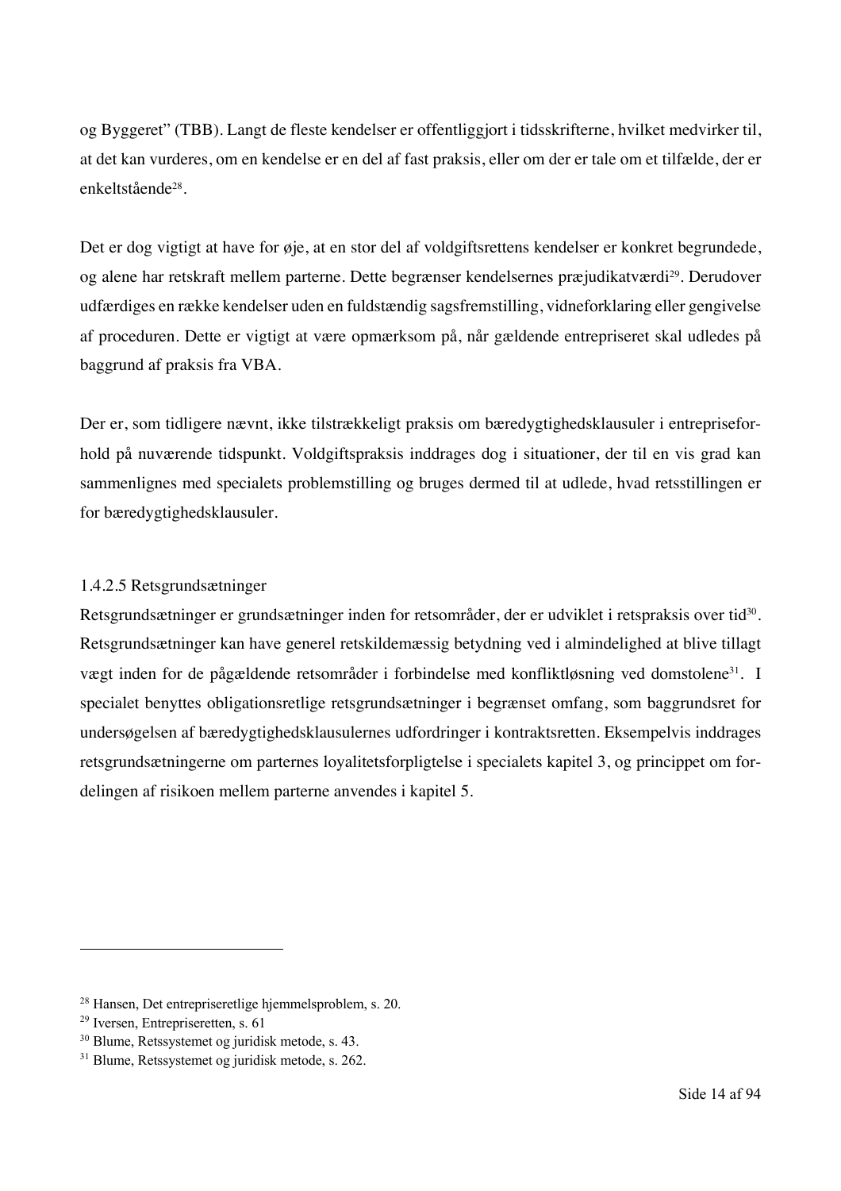og Byggeret" (TBB). Langt de fleste kendelser er offentliggjort i tidsskrifterne, hvilket medvirker til, at det kan vurderes, om en kendelse er en del af fast praksis, eller om der er tale om et tilfælde, der er enkeltstående[28].

Det er dog vigtigt at have for øje, at en stor del af voldgiftsrettens kendelser er konkret begrundede, og alene har retskraft mellem parterne. Dette begrænser kendelsernes præjudikatværdi[29]. Derudover udfærdiges en række kendelser uden en fuldstændig sagsfremstilling, vidneforklaring eller gengivelse af proceduren. Dette er vigtigt at være opmærksom på, når gældende entrepriseret skal udledes på baggrund af praksis fra VBA.

Der er, som tidligere nævnt, ikke tilstrækkeligt praksis om bæredygtighedsklausuler i entrepriseforhold på nuværende tidspunkt. Voldgiftspraksis inddrages dog i situationer, der til en vis grad kan sammenlignes med specialets problemstilling og bruges dermed til at udlede, hvad retsstillingen er for bæredygtighedsklausuler.

#### 1.4.2.5 Retsgrundsætninger

Retsgrundsætninger er grundsætninger inden for retsområder, der er udviklet i retspraksis over tid[30]. Retsgrundsætninger kan have generel retskildemæssig betydning ved i almindelighed at blive tillagt vægt inden for de pågældende retsområder i forbindelse med konfliktløsning ved domstolene[31]. I specialet benyttes obligationsretlige retsgrundsætninger i begrænset omfang, som baggrundsret for undersøgelsen af bæredygtighedsklausulernes udfordringer i kontraktsretten. Eksempelvis inddrages retsgrundsætningerne om parternes loyalitetsforpligtelse i specialets kapitel 3, og princippet om fordelingen af risikoen mellem parterne anvendes i kapitel 5.

---

[28] Hansen, Det entrepriseretlige hjemmelsproblem, s. 20.
[29] Iversen, Entrepriseretten, s. 61
[30] Blume, Retssystemet og juridisk metode, s. 43.
[31] Blume, Retssystemet og juridisk metode, s. 262.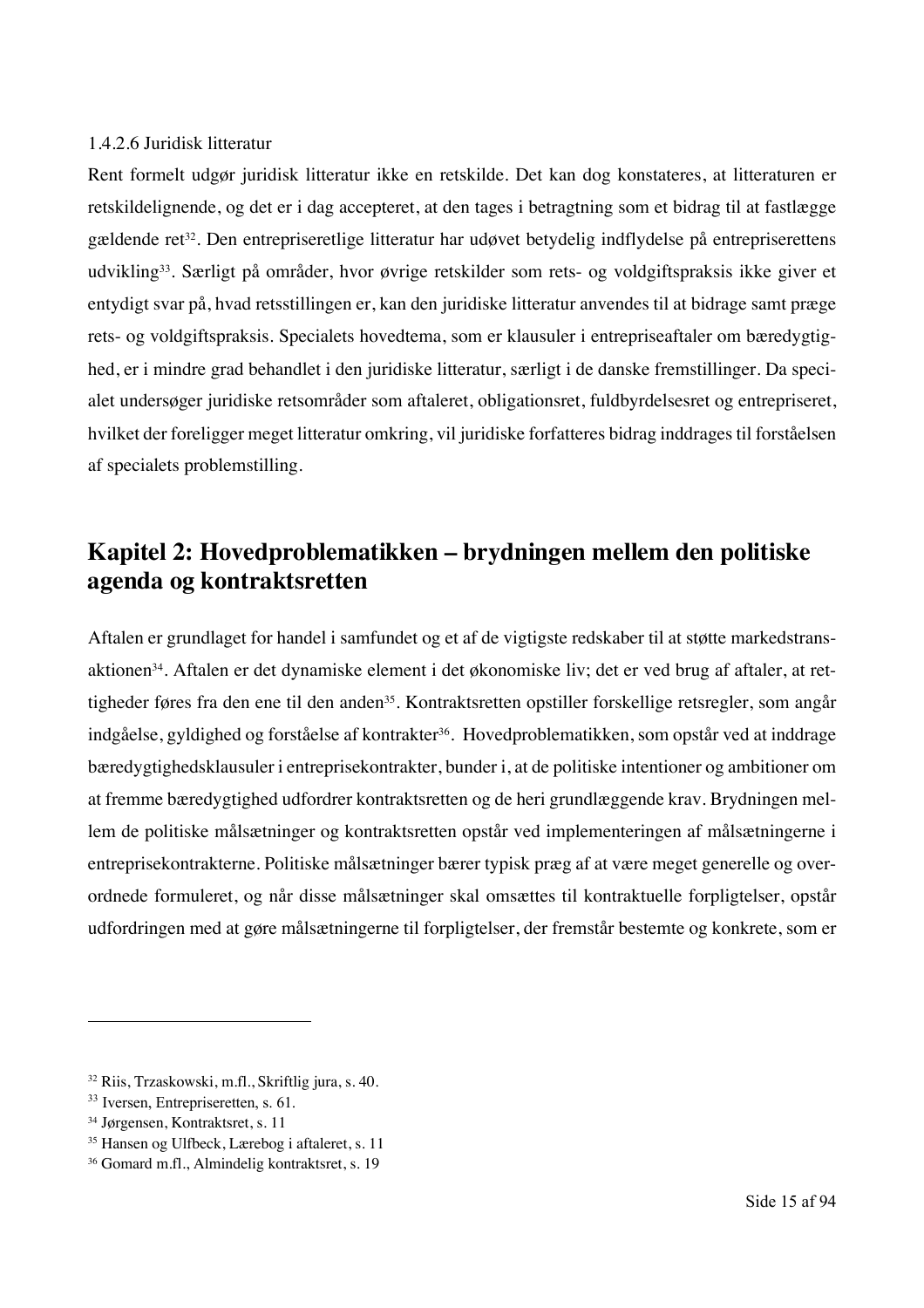1.4.2.6 Juridisk litteratur

Rent formelt udgør juridisk litteratur ikke en retskilde. Det kan dog konstateres, at litteraturen er retskildelignende, og det er i dag accepteret, at den tages i betragtning som et bidrag til at fastlægge gældende ret[32]. Den entrepriseretlige litteratur har udøvet betydelig indflydelse på entrepriserettens udvikling[33]. Særligt på områder, hvor øvrige retskilder som rets- og voldgiftspraksis ikke giver et entydigt svar på, hvad retsstillingen er, kan den juridiske litteratur anvendes til at bidrage samt præge rets- og voldgiftspraksis. Specialets hovedtema, som er klausuler i entrepriseaftaler om bæredygtighed, er i mindre grad behandlet i den juridiske litteratur, særligt i de danske fremstillinger. Da specialet undersøger juridiske retsområder som aftaleret, obligationsret, fuldbyrdelsesret og entrepriseret, hvilket der foreligger meget litteratur omkring, vil juridiske forfatteres bidrag inddrages til forståelsen af specialets problemstilling.

## Kapitel 2: Hovedproblematikken – brydningen mellem den politiske agenda og kontraktsretten

Aftalen er grundlaget for handel i samfundet og et af de vigtigste redskaber til at støtte markedstransaktionen[34]. Aftalen er det dynamiske element i det økonomiske liv; det er ved brug af aftaler, at rettigheder føres fra den ene til den anden[35]. Kontraktsretten opstiller forskellige retsregler, som angår indgåelse, gyldighed og forståelse af kontrakter[36]. Hovedproblematikken, som opstår ved at inddrage bæredygtighedsklausuler i entreprisekontrakter, bunder i, at de politiske intentioner og ambitioner om at fremme bæredygtighed udfordrer kontraktsretten og de heri grundlæggende krav. Brydningen mellem de politiske målsætninger og kontraktsretten opstår ved implementeringen af målsætningerne i entreprisekontrakterne. Politiske målsætninger bærer typisk præg af at være meget generelle og overordnede formuleret, og når disse målsætninger skal omsættes til kontraktuelle forpligtelser, opstår udfordringen med at gøre målsætningerne til forpligtelser, der fremstår bestemte og konkrete, som er

---

[32] Riis, Trzaskowski, m.fl., Skriftlig jura, s. 40.

[33] Iversen, Entrepriseretten, s. 61.

[34] Jørgensen, Kontraktsret, s. 11

[35] Hansen og Ulfbeck, Lærebog i aftaleret, s. 11

[36] Gomard m.fl., Almindelig kontraktsret, s. 19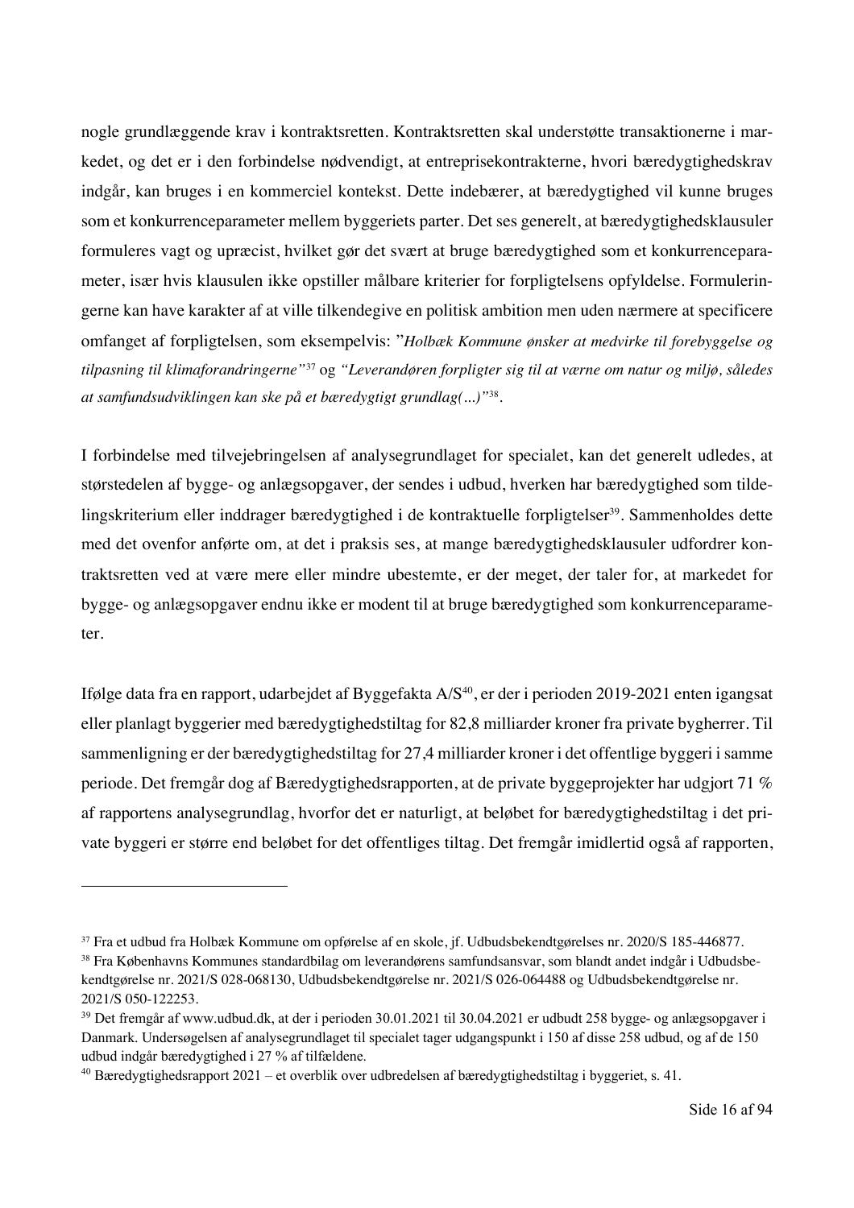nogle grundlæggende krav i kontraktsretten. Kontraktsretten skal understøtte transaktionerne i markedet, og det er i den forbindelse nødvendigt, at entreprisekontrakterne, hvori bæredygtighedskrav indgår, kan bruges i en kommerciel kontekst. Dette indebærer, at bæredygtighed vil kunne bruges som et konkurrenceparameter mellem byggeriets parter. Det ses generelt, at bæredygtighedsklausuler formuleres vagt og upræcist, hvilket gør det svært at bruge bæredygtighed som et konkurrenceparameter, især hvis klausulen ikke opstiller målbare kriterier for forpligtelsens opfyldelse. Formuleringerne kan have karakter af at ville tilkendegive en politisk ambition men uden nærmere at specificere omfanget af forpligtelsen, som eksempelvis: "*Holbæk Kommune ønsker at medvirke til forebyggelse og tilpasning til klimaforandringerne*"[37] og *"Leverandøren forpligter sig til at værne om natur og miljø, således at samfundsudviklingen kan ske på et bæredygtigt grundlag(...)"*[38].

I forbindelse med tilvejebringelsen af analysegrundlaget for specialet, kan det generelt udledes, at størstedelen af bygge- og anlægsopgaver, der sendes i udbud, hverken har bæredygtighed som tildelingskriterium eller inddrager bæredygtighed i de kontraktuelle forpligtelser[39]. Sammenholdes dette med det ovenfor anførte om, at det i praksis ses, at mange bæredygtighedsklausuler udfordrer kontraktsretten ved at være mere eller mindre ubestemte, er der meget, der taler for, at markedet for bygge- og anlægsopgaver endnu ikke er modent til at bruge bæredygtighed som konkurrenceparameter.

Ifølge data fra en rapport, udarbejdet af Byggefakta A/S[40], er der i perioden 2019-2021 enten igangsat eller planlagt byggerier med bæredygtighedstiltag for 82,8 milliarder kroner fra private bygherrer. Til sammenligning er der bæredygtighedstiltag for 27,4 milliarder kroner i det offentlige byggeri i samme periode. Det fremgår dog af Bæredygtighedsrapporten, at de private byggeprojekter har udgjort 71 % af rapportens analysegrundlag, hvorfor det er naturligt, at beløbet for bæredygtighedstiltag i det private byggeri er større end beløbet for det offentliges tiltag. Det fremgår imidlertid også af rapporten,

---

[37] Fra et udbud fra Holbæk Kommune om opførelse af en skole, jf. Udbudsbekendtgørelses nr. 2020/S 185-446877.

[38] Fra Københavns Kommunes standardbilag om leverandørens samfundsansvar, som blandt andet indgår i Udbudsbekendtgørelse nr. 2021/S 028-068130, Udbudsbekendtgørelse nr. 2021/S 026-064488 og Udbudsbekendtgørelse nr. 2021/S 050-122253.

[39] Det fremgår af www.udbud.dk, at der i perioden 30.01.2021 til 30.04.2021 er udbudt 258 bygge- og anlægsopgaver i Danmark. Undersøgelsen af analysegrundlaget til specialet tager udgangspunkt i 150 af disse 258 udbud, og af de 150 udbud indgår bæredygtighed i 27 % af tilfældene.

[40] Bæredygtighedsrapport 2021 – et overblik over udbredelsen af bæredygtighedstiltag i byggeriet, s. 41.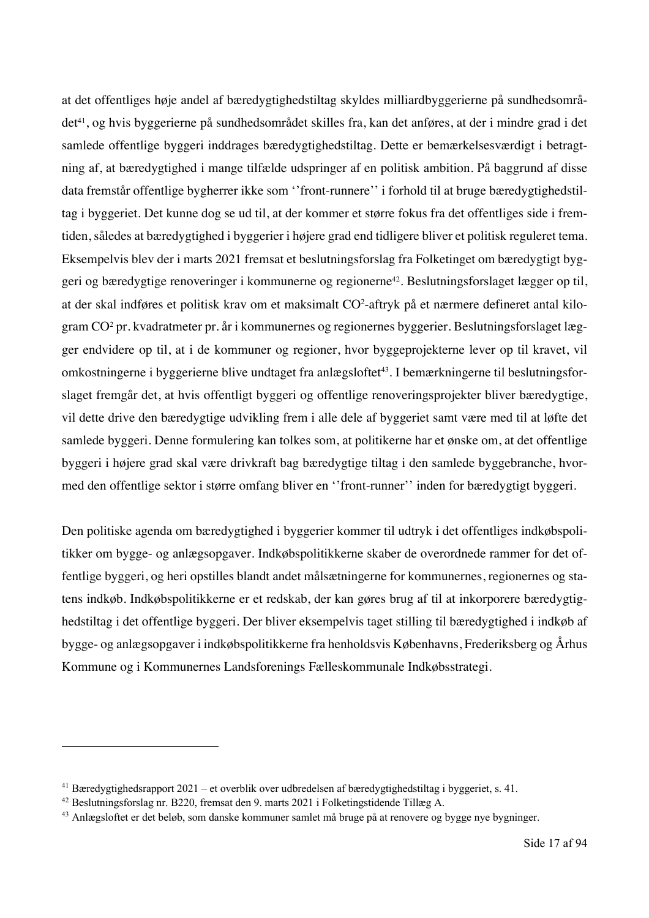at det offentliges høje andel af bæredygtighedstiltag skyldes milliardbyggerierne på sundhedsområdet[41], og hvis byggerierne på sundhedsområdet skilles fra, kan det anføres, at der i mindre grad i det samlede offentlige byggeri inddrages bæredygtighedstiltag. Dette er bemærkelsesværdigt i betragtning af, at bæredygtighed i mange tilfælde udspringer af en politisk ambition. På baggrund af disse data fremstår offentlige bygherrer ikke som ''front-runnere'' i forhold til at bruge bæredygtighedstiltag i byggeriet. Det kunne dog se ud til, at der kommer et større fokus fra det offentliges side i fremtiden, således at bæredygtighed i byggerier i højere grad end tidligere bliver et politisk reguleret tema. Eksempelvis blev der i marts 2021 fremsat et beslutningsforslag fra Folketinget om bæredygtigt byggeri og bæredygtige renoveringer i kommunerne og regionerne[42]. Beslutningsforslaget lægger op til, at der skal indføres et politisk krav om et maksimalt $CO^2$-aftryk på et nærmere defineret antal kilogram $CO^2$ pr. kvadratmeter pr. år i kommunernes og regionernes byggerier. Beslutningsforslaget lægger endvidere op til, at i de kommuner og regioner, hvor byggeprojekterne lever op til kravet, vil omkostningerne i byggerierne blive undtaget fra anlægsloftet[43]. I bemærkningerne til beslutningsforslaget fremgår det, at hvis offentligt byggeri og offentlige renoveringsprojekter bliver bæredygtige, vil dette drive den bæredygtige udvikling frem i alle dele af byggeriet samt være med til at løfte det samlede byggeri. Denne formulering kan tolkes som, at politikerne har et ønske om, at det offentlige byggeri i højere grad skal være drivkraft bag bæredygtige tiltag i den samlede byggebranche, hvormed den offentlige sektor i større omfang bliver en ''front-runner'' inden for bæredygtigt byggeri.

Den politiske agenda om bæredygtighed i byggerier kommer til udtryk i det offentliges indkøbspolitikker om bygge- og anlægsopgaver. Indkøbspolitikkerne skaber de overordnede rammer for det offentlige byggeri, og heri opstilles blandt andet målsætningerne for kommunernes, regionernes og statens indkøb. Indkøbspolitikkerne er et redskab, der kan gøres brug af til at inkorporere bæredygtighedstiltag i det offentlige byggeri. Der bliver eksempelvis taget stilling til bæredygtighed i indkøb af bygge- og anlægsopgaver i indkøbspolitikkerne fra henholdsvis Københavns, Frederiksberg og Århus Kommune og i Kommunernes Landsforenings Fælleskommunale Indkøbsstrategi.

---

[41] Bæredygtighedsrapport 2021 – et overblik over udbredelsen af bæredygtighedstiltag i byggeriet, s. 41.

[42] Beslutningsforslag nr. B220, fremsat den 9. marts 2021 i Folketingstidende Tillæg A.

[43] Anlægsloftet er det beløb, som danske kommuner samlet må bruge på at renovere og bygge nye bygninger.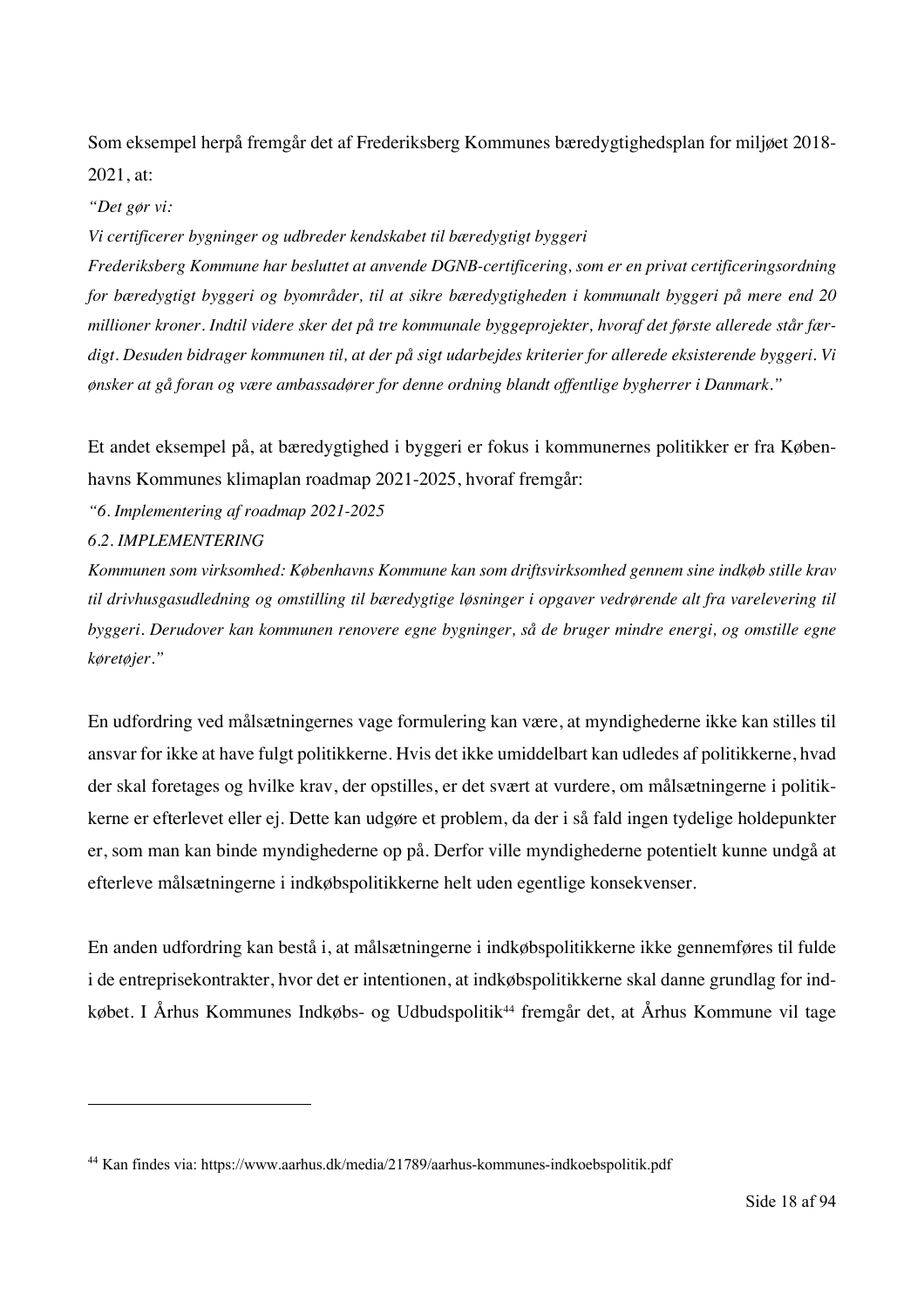Som eksempel herpå fremgår det af Frederiksberg Kommunes bæredygtighedsplan for miljøet 2018-2021, at:

*"Det gør vi:*

*Vi certificerer bygninger og udbreder kendskabet til bæredygtigt byggeri*

*Frederiksberg Kommune har besluttet at anvende DGNB-certificering, som er en privat certificeringsordning for bæredygtigt byggeri og byområder, til at sikre bæredygtigheden i kommunalt byggeri på mere end 20 millioner kroner. Indtil videre sker det på tre kommunale byggeprojekter, hvoraf det første allerede står færdigt. Desuden bidrager kommunen til, at der på sigt udarbejdes kriterier for allerede eksisterende byggeri. Vi ønsker at gå foran og være ambassadører for denne ordning blandt offentlige bygherrer i Danmark."*

Et andet eksempel på, at bæredygtighed i byggeri er fokus i kommunernes politikker er fra Københavns Kommunes klimaplan roadmap 2021-2025, hvoraf fremgår:

*"6. Implementering af roadmap 2021-2025*

*6.2. IMPLEMENTERING*

*Kommunen som virksomhed: Københavns Kommune kan som driftsvirksomhed gennem sine indkøb stille krav til drivhusgasudledning og omstilling til bæredygtige løsninger i opgaver vedrørende alt fra varelevering til byggeri. Derudover kan kommunen renovere egne bygninger, så de bruger mindre energi, og omstille egne køretøjer."*

En udfordring ved målsætningernes vage formulering kan være, at myndighederne ikke kan stilles til ansvar for ikke at have fulgt politikkerne. Hvis det ikke umiddelbart kan udledes af politikkerne, hvad der skal foretages og hvilke krav, der opstilles, er det svært at vurdere, om målsætningerne i politikkerne er efterlevet eller ej. Dette kan udgøre et problem, da der i så fald ingen tydelige holdepunkter er, som man kan binde myndighederne op på. Derfor ville myndighederne potentielt kunne undgå at efterleve målsætningerne i indkøbspolitikkerne helt uden egentlige konsekvenser.

En anden udfordring kan bestå i, at målsætningerne i indkøbspolitikkerne ikke gennemføres til fulde i de entreprisekontrakter, hvor det er intentionen, at indkøbspolitikkerne skal danne grundlag for indkøbet. I Århus Kommunes Indkøbs- og Udbudspolitik[44] fremgår det, at Århus Kommune vil tage

[44] Kan findes via: https://www.aarhus.dk/media/21789/aarhus-kommunes-indkoebspolitik.pdf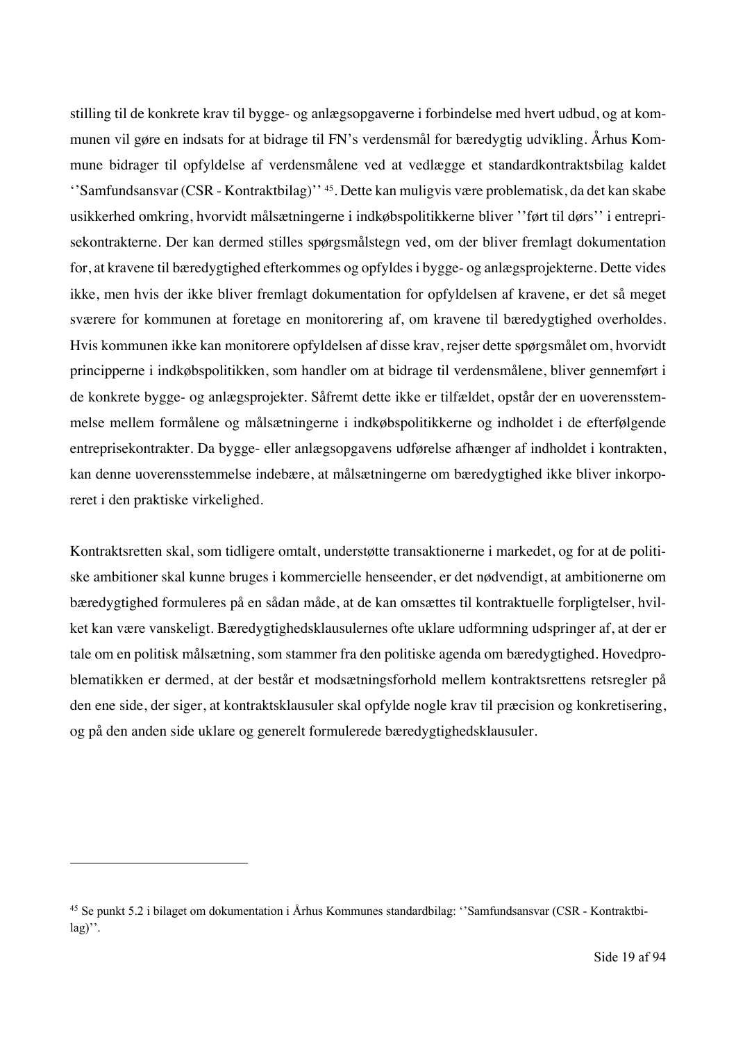stilling til de konkrete krav til bygge- og anlægsopgaverne i forbindelse med hvert udbud, og at kommunen vil gøre en indsats for at bidrage til FN's verdensmål for bæredygtig udvikling. Århus Kommune bidrager til opfyldelse af verdensmålene ved at vedlægge et standardkontraktsbilag kaldet ''Samfundsansvar (CSR - Kontraktbilag)'' [45]. Dette kan muligvis være problematisk, da det kan skabe usikkerhed omkring, hvorvidt målsætningerne i indkøbspolitikkerne bliver ''ført til dørs'' i entreprisekontrakterne. Der kan dermed stilles spørgsmålstegn ved, om der bliver fremlagt dokumentation for, at kravene til bæredygtighed efterkommes og opfyldes i bygge- og anlægsprojekterne. Dette vides ikke, men hvis der ikke bliver fremlagt dokumentation for opfyldelsen af kravene, er det så meget sværere for kommunen at foretage en monitorering af, om kravene til bæredygtighed overholdes. Hvis kommunen ikke kan monitorere opfyldelsen af disse krav, rejser dette spørgsmålet om, hvorvidt principperne i indkøbspolitikken, som handler om at bidrage til verdensmålene, bliver gennemført i de konkrete bygge- og anlægsprojekter. Såfremt dette ikke er tilfældet, opstår der en uoverensstemmelse mellem formålene og målsætningerne i indkøbspolitikkerne og indholdet i de efterfølgende entreprisekontrakter. Da bygge- eller anlægsopgavens udførelse afhænger af indholdet i kontrakten, kan denne uoverensstemmelse indebære, at målsætningerne om bæredygtighed ikke bliver inkorporeret i den praktiske virkelighed.

Kontraktsretten skal, som tidligere omtalt, understøtte transaktionerne i markedet, og for at de politiske ambitioner skal kunne bruges i kommercielle henseender, er det nødvendigt, at ambitionerne om bæredygtighed formuleres på en sådan måde, at de kan omsættes til kontraktuelle forpligtelser, hvilket kan være vanskeligt. Bæredygtighedsklausulernes ofte uklare udformning udspringer af, at der er tale om en politisk målsætning, som stammer fra den politiske agenda om bæredygtighed. Hovedproblematikken er dermed, at der består et modsætningsforhold mellem kontraktsrettens retsregler på den ene side, der siger, at kontraktsklausuler skal opfylde nogle krav til præcision og konkretisering, og på den anden side uklare og generelt formulerede bæredygtighedsklausuler.

---

[45] Se punkt 5.2 i bilaget om dokumentation i Århus Kommunes standardbilag: ''Samfundsansvar (CSR - Kontraktbilag)''.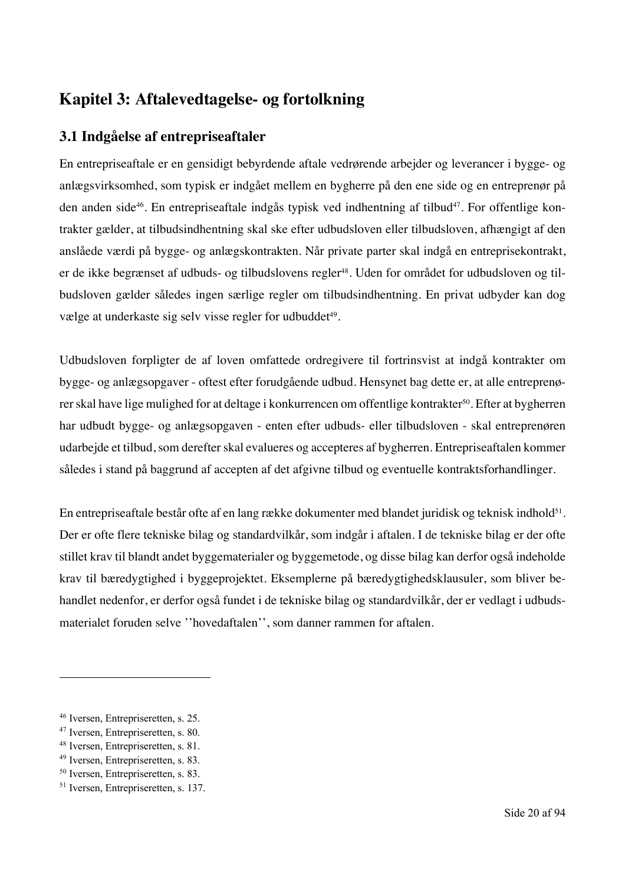# Kapitel 3: Aftalevedtagelse- og fortolkning

## 3.1 Indgåelse af entrepriseaftaler

En entrepriseaftale er en gensidigt bebyrdende aftale vedrørende arbejder og leverancer i bygge- og anlægsvirksomhed, som typisk er indgået mellem en bygherre på den ene side og en entreprenør på den anden side[46]. En entrepriseaftale indgås typisk ved indhentning af tilbud[47]. For offentlige kontrakter gælder, at tilbudsindhentning skal ske efter udbudsloven eller tilbudsloven, afhængigt af den anslåede værdi på bygge- og anlægskontrakten. Når private parter skal indgå en entreprisekontrakt, er de ikke begrænset af udbuds- og tilbudslovens regler[48]. Uden for området for udbudsloven og tilbudsloven gælder således ingen særlige regler om tilbudsindhentning. En privat udbyder kan dog vælge at underkaste sig selv visse regler for udbuddet[49].

Udbudsloven forpligter de af loven omfattede ordregivere til fortrinsvist at indgå kontrakter om bygge- og anlægsopgaver - oftest efter forudgående udbud. Hensynet bag dette er, at alle entreprenører skal have lige mulighed for at deltage i konkurrencen om offentlige kontrakter[50]. Efter at bygherren har udbudt bygge- og anlægsopgaven - enten efter udbuds- eller tilbudsloven - skal entreprenøren udarbejde et tilbud, som derefter skal evalueres og accepteres af bygherren. Entrepriseaftalen kommer således i stand på baggrund af accepten af det afgivne tilbud og eventuelle kontraktsforhandlinger.

En entrepriseaftale består ofte af en lang række dokumenter med blandet juridisk og teknisk indhold[51]. Der er ofte flere tekniske bilag og standardvilkår, som indgår i aftalen. I de tekniske bilag er der ofte stillet krav til blandt andet byggematerialer og byggemetode, og disse bilag kan derfor også indeholde krav til bæredygtighed i byggeprojektet. Eksemplerne på bæredygtighedsklausuler, som bliver behandlet nedenfor, er derfor også fundet i de tekniske bilag og standardvilkår, der er vedlagt i udbudsmaterialet foruden selve ''hovedaftalen'', som danner rammen for aftalen.

---

[46] Iversen, Entrepriseretten, s. 25.
[47] Iversen, Entrepriseretten, s. 80.
[48] Iversen, Entrepriseretten, s. 81.
[49] Iversen, Entrepriseretten, s. 83.
[50] Iversen, Entrepriseretten, s. 83.
[51] Iversen, Entrepriseretten, s. 137.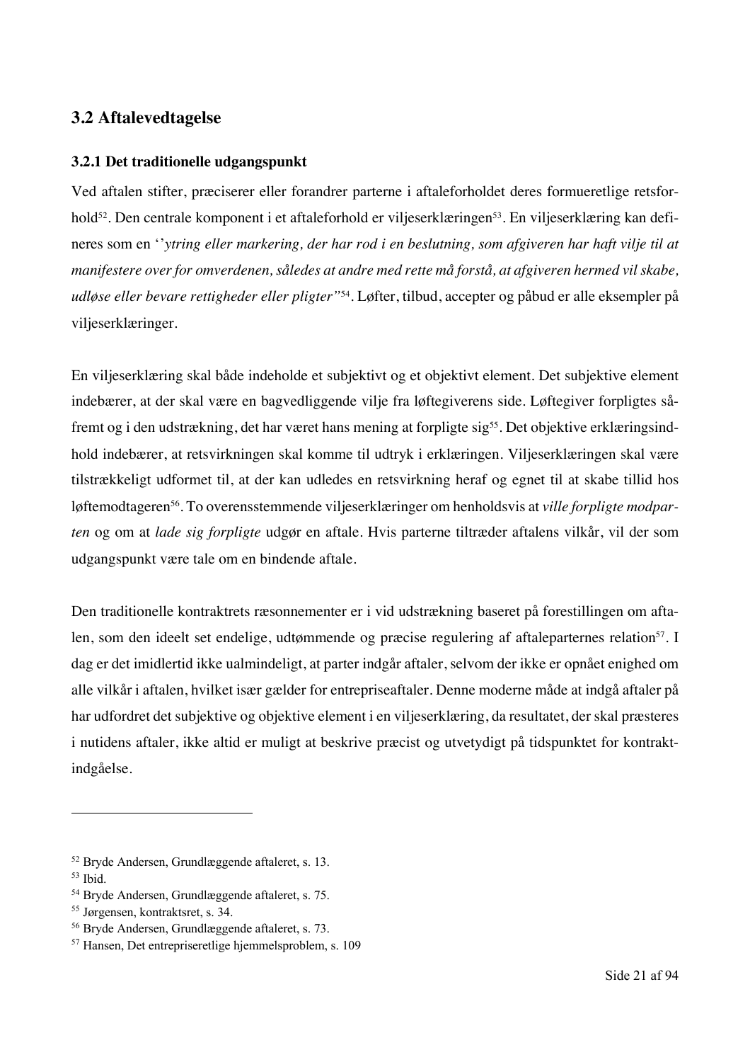## 3.2 Aftalevedtagelse

### 3.2.1 Det traditionelle udgangspunkt

Ved aftalen stifter, præciserer eller forandrer parterne i aftaleforholdet deres formueretlige retsforhold[52]. Den centrale komponent i et aftaleforhold er viljeserklæringen[53]. En viljeserklæring kan defineres som en ''*ytring eller markering, der har rod i en beslutning, som afgiveren har haft vilje til at manifestere over for omverdenen, således at andre med rette må forstå, at afgiveren hermed vil skabe, udløse eller bevare rettigheder eller pligter"*[54]. Løfter, tilbud, accepter og påbud er alle eksempler på viljeserklæringer.

En viljeserklæring skal både indeholde et subjektivt og et objektivt element. Det subjektive element indebærer, at der skal være en bagvedliggende vilje fra løftegiverens side. Løftegiver forpligtes såfremt og i den udstrækning, det har været hans mening at forpligte sig[55]. Det objektive erklæringsindhold indebærer, at retsvirkningen skal komme til udtryk i erklæringen. Viljeserklæringen skal være tilstrækkeligt udformet til, at der kan udledes en retsvirkning heraf og egnet til at skabe tillid hos løftemodtageren[56]. To overensstemmende viljeserklæringer om henholdsvis at *ville forpligte modparten* og om at *lade sig forpligte* udgør en aftale. Hvis parterne tiltræder aftalens vilkår, vil der som udgangspunkt være tale om en bindende aftale.

Den traditionelle kontraktrets ræsonnementer er i vid udstrækning baseret på forestillingen om aftalen, som den ideelt set endelige, udtømmende og præcise regulering af aftaleparternes relation[57]. I dag er det imidlertid ikke ualmindeligt, at parter indgår aftaler, selvom der ikke er opnået enighed om alle vilkår i aftalen, hvilket især gælder for entrepriseaftaler. Denne moderne måde at indgå aftaler på har udfordret det subjektive og objektive element i en viljeserklæring, da resultatet, der skal præsteres i nutidens aftaler, ikke altid er muligt at beskrive præcist og utvetydigt på tidspunktet for kontraktindgåelse.

---

[52] Bryde Andersen, Grundlæggende aftaleret, s. 13.
[53] Ibid.
[54] Bryde Andersen, Grundlæggende aftaleret, s. 75.
[55] Jørgensen, kontraktsret, s. 34.
[56] Bryde Andersen, Grundlæggende aftaleret, s. 73.
[57] Hansen, Det entrepriseretlige hjemmelsproblem, s. 109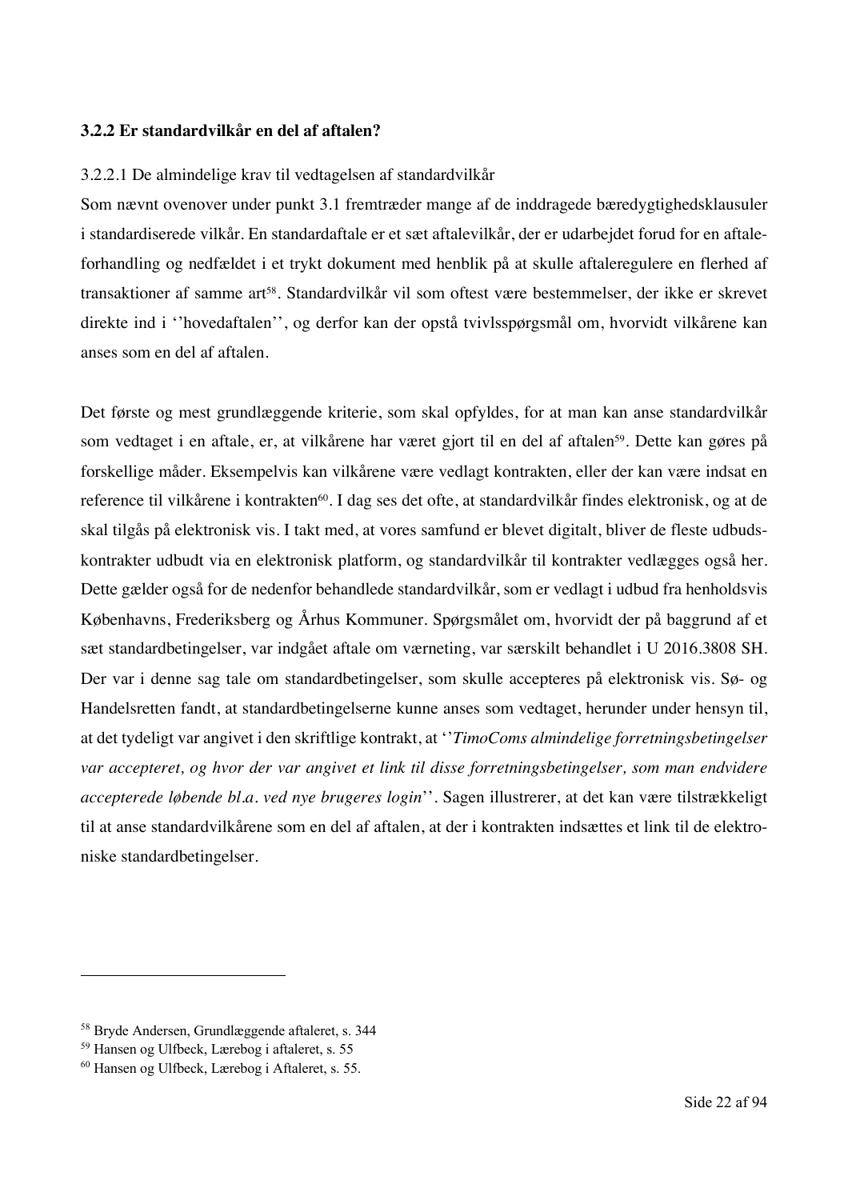### 3.2.2 Er standardvilkår en del af aftalen?

3.2.2.1 De almindelige krav til vedtagelsen af standardvilkår

Som nævnt ovenover under punkt 3.1 fremtræder mange af de inddragede bæredygtighedsklausuler i standardiserede vilkår. En standardaftale er et sæt aftalevilkår, der er udarbejdet forud for en aftaleforhandling og nedfældet i et trykt dokument med henblik på at skulle aftaleregulere en flerhed af transaktioner af samme art[58]. Standardvilkår vil som oftest være bestemmelser, der ikke er skrevet direkte ind i ''hovedaftalen'', og derfor kan der opstå tvivlsspørgsmål om, hvorvidt vilkårene kan anses som en del af aftalen.

Det første og mest grundlæggende kriterie, som skal opfyldes, for at man kan anse standardvilkår som vedtaget i en aftale, er, at vilkårene har været gjort til en del af aftalen[59]. Dette kan gøres på forskellige måder. Eksempelvis kan vilkårene være vedlagt kontrakten, eller der kan være indsat en reference til vilkårene i kontrakten[60]. I dag ses det ofte, at standardvilkår findes elektronisk, og at de skal tilgås på elektronisk vis. I takt med, at vores samfund er blevet digitalt, bliver de fleste udbudskontrakter udbudt via en elektronisk platform, og standardvilkår til kontrakter vedlægges også her. Dette gælder også for de nedenfor behandlede standardvilkår, som er vedlagt i udbud fra henholdsvis Københavns, Frederiksberg og Århus Kommuner. Spørgsmålet om, hvorvidt der på baggrund af et sæt standardbetingelser, var indgået aftale om værneting, var særskilt behandlet i U 2016.3808 SH. Der var i denne sag tale om standardbetingelser, som skulle accepteres på elektronisk vis. Sø- og Handelsretten fandt, at standardbetingelserne kunne anses som vedtaget, herunder under hensyn til, at det tydeligt var angivet i den skriftlige kontrakt, at ''*TimoComs almindelige forretningsbetingelser var accepteret, og hvor der var angivet et link til disse forretningsbetingelser, som man endvidere accepterede løbende bl.a. ved nye brugeres login*''. Sagen illustrerer, at det kan være tilstrækkeligt til at anse standardvilkårene som en del af aftalen, at der i kontrakten indsættes et link til de elektroniske standardbetingelser.

---

[58] Bryde Andersen, Grundlæggende aftaleret, s. 344

[59] Hansen og Ulfbeck, Lærebog i aftaleret, s. 55

[60] Hansen og Ulfbeck, Lærebog i Aftaleret, s. 55.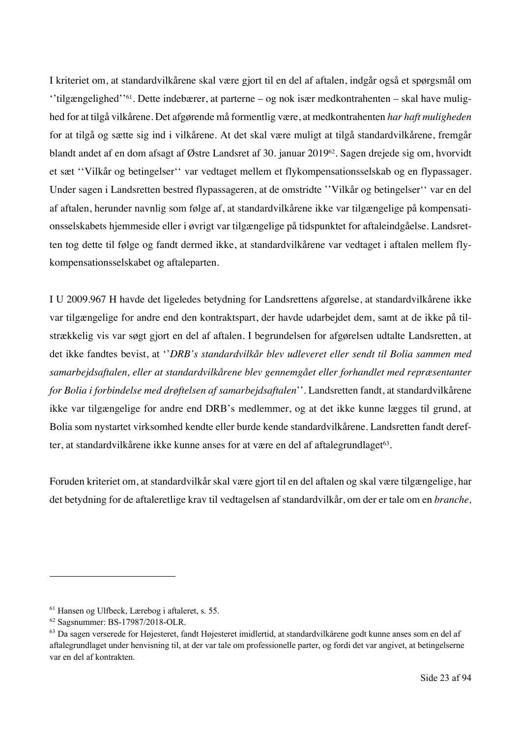I kriteriet om, at standardvilkårene skal være gjort til en del af aftalen, indgår også et spørgsmål om ''tilgængelighed''[61]. Dette indebærer, at parterne – og nok især medkontrahenten – skal have mulighed for at tilgå vilkårene. Det afgørende må formentlig være, at medkontrahenten *har haft muligheden* for at tilgå og sætte sig ind i vilkårene. At det skal være muligt at tilgå standardvilkårene, fremgår blandt andet af en dom afsagt af Østre Landsret af 30. januar 2019[62]. Sagen drejede sig om, hvorvidt et sæt ''Vilkår og betingelser'' var vedtaget mellem et flykompensationsselskab og en flypassager. Under sagen i Landsretten bestred flypassageren, at de omstridte ''Vilkår og betingelser'' var en del af aftalen, herunder navnlig som følge af, at standardvilkårene ikke var tilgængelige på kompensationsselskabets hjemmeside eller i øvrigt var tilgængelige på tidspunktet for aftaleindgåelse. Landsretten tog dette til følge og fandt dermed ikke, at standardvilkårene var vedtaget i aftalen mellem flykompensationsselskabet og aftaleparten.

I U 2009.967 H havde det ligeledes betydning for Landsrettens afgørelse, at standardvilkårene ikke var tilgængelige for andre end den kontraktspart, der havde udarbejdet dem, samt at de ikke på tilstrækkelig vis var søgt gjort en del af aftalen. I begrundelsen for afgørelsen udtalte Landsretten, at det ikke fandtes bevist, at ''*DRB's standardvilkår blev udleveret eller sendt til Bolia sammen med samarbejdsaftalen, eller at standardvilkårene blev gennemgået eller forhandlet med repræsentanter for Bolia i forbindelse med drøftelsen af samarbejdsaftalen*''. Landsretten fandt, at standardvilkårene ikke var tilgængelige for andre end DRB's medlemmer, og at det ikke kunne lægges til grund, at Bolia som nystartet virksomhed kendte eller burde kende standardvilkårene. Landsretten fandt derefter, at standardvilkårene ikke kunne anses for at være en del af aftalegrundlaget[63].

Foruden kriteriet om, at standardvilkår skal være gjort til en del aftalen og skal være tilgængelige, har det betydning for de aftaleretlige krav til vedtagelsen af standardvilkår, om der er tale om en *branche,*

---

[61] Hansen og Ulfbeck, Lærebog i aftaleret, s. 55.

[62] Sagsnummer: BS-17987/2018-OLR.

[63] Da sagen verserede for Højesteret, fandt Højesteret imidlertid, at standardvilkårene godt kunne anses som en del af aftalegrundlaget under henvisning til, at der var tale om professionelle parter, og fordi det var angivet, at betingelserne var en del af kontrakten.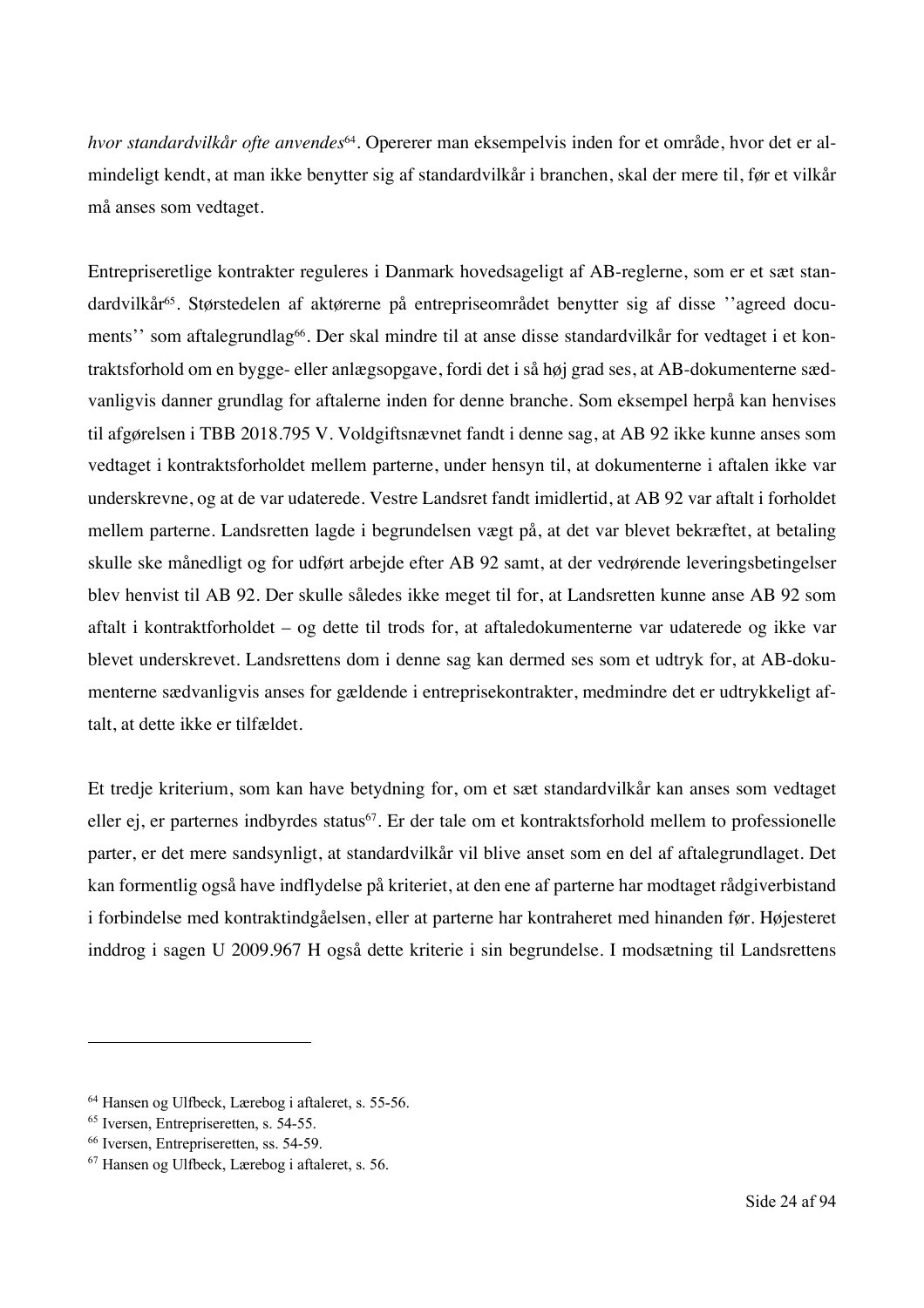*hvor standardvilkår ofte anvendes*[64]. Opererer man eksempelvis inden for et område, hvor det er almindeligt kendt, at man ikke benytter sig af standardvilkår i branchen, skal der mere til, før et vilkår må anses som vedtaget.

Entrepriseretlige kontrakter reguleres i Danmark hovedsageligt af AB-reglerne, som er et sæt standardvilkår[65]. Størstedelen af aktørerne på entrepriseområdet benytter sig af disse ''agreed documents'' som aftalegrundlag[66]. Der skal mindre til at anse disse standardvilkår for vedtaget i et kontraktsforhold om en bygge- eller anlægsopgave, fordi det i så høj grad ses, at AB-dokumenterne sædvanligvis danner grundlag for aftalerne inden for denne branche. Som eksempel herpå kan henvises til afgørelsen i TBB 2018.795 V. Voldgiftsnævnet fandt i denne sag, at AB 92 ikke kunne anses som vedtaget i kontraktsforholdet mellem parterne, under hensyn til, at dokumenterne i aftalen ikke var underskrevne, og at de var udaterede. Vestre Landsret fandt imidlertid, at AB 92 var aftalt i forholdet mellem parterne. Landsretten lagde i begrundelsen vægt på, at det var blevet bekræftet, at betaling skulle ske månedligt og for udført arbejde efter AB 92 samt, at der vedrørende leveringsbetingelser blev henvist til AB 92. Der skulle således ikke meget til for, at Landsretten kunne anse AB 92 som aftalt i kontraktforholdet – og dette til trods for, at aftaledokumenterne var udaterede og ikke var blevet underskrevet. Landsrettens dom i denne sag kan dermed ses som et udtryk for, at AB-dokumenterne sædvanligvis anses for gældende i entreprisekontrakter, medmindre det er udtrykkeligt aftalt, at dette ikke er tilfældet.

Et tredje kriterium, som kan have betydning for, om et sæt standardvilkår kan anses som vedtaget eller ej, er parternes indbyrdes status[67]. Er der tale om et kontraktsforhold mellem to professionelle parter, er det mere sandsynligt, at standardvilkår vil blive anset som en del af aftalegrundlaget. Det kan formentlig også have indflydelse på kriteriet, at den ene af parterne har modtaget rådgiverbistand i forbindelse med kontraktindgåelsen, eller at parterne har kontraheret med hinanden før. Højesteret inddrog i sagen U 2009.967 H også dette kriterie i sin begrundelse. I modsætning til Landsrettens

---

[64] Hansen og Ulfbeck, Lærebog i aftaleret, s. 55-56.

[65] Iversen, Entrepriseretten, s. 54-55.

[66] Iversen, Entrepriseretten, ss. 54-59.

[67] Hansen og Ulfbeck, Lærebog i aftaleret, s. 56.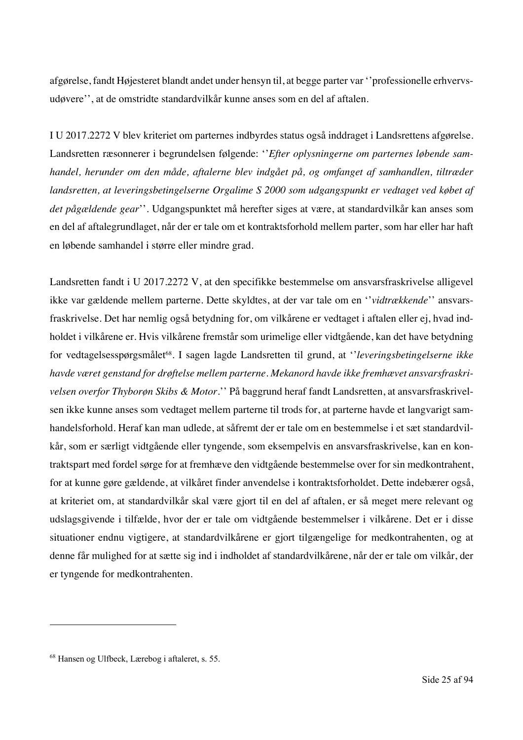afgørelse, fandt Højesteret blandt andet under hensyn til, at begge parter var ''professionelle erhvervsudøvere'', at de omstridte standardvilkår kunne anses som en del af aftalen.

I U 2017.2272 V blev kriteriet om parternes indbyrdes status også inddraget i Landsrettens afgørelse. Landsretten ræsonnerer i begrundelsen følgende: ''*Efter oplysningerne om parternes løbende samhandel, herunder om den måde, aftalerne blev indgået på, og omfanget af samhandlen, tiltræder landsretten, at leveringsbetingelserne Orgalime S 2000 som udgangspunkt er vedtaget ved købet af det pågældende gear*''. Udgangspunktet må herefter siges at være, at standardvilkår kan anses som en del af aftalegrundlaget, når der er tale om et kontraktsforhold mellem parter, som har eller har haft en løbende samhandel i større eller mindre grad.

Landsretten fandt i U 2017.2272 V, at den specifikke bestemmelse om ansvarsfraskrivelse alligevel ikke var gældende mellem parterne. Dette skyldtes, at der var tale om en ''*vidtrækkende*'' ansvarsfraskrivelse. Det har nemlig også betydning for, om vilkårene er vedtaget i aftalen eller ej, hvad indholdet i vilkårene er. Hvis vilkårene fremstår som urimelige eller vidtgående, kan det have betydning for vedtagelsesspørgsmålet[68]. I sagen lagde Landsretten til grund, at ''*leveringsbetingelserne ikke havde været genstand for drøftelse mellem parterne. Mekanord havde ikke fremhævet ansvarsfraskrivelsen overfor Thyborøn Skibs & Motor*.'' På baggrund heraf fandt Landsretten, at ansvarsfraskrivelsen ikke kunne anses som vedtaget mellem parterne til trods for, at parterne havde et langvarigt samhandelsforhold. Heraf kan man udlede, at såfremt der er tale om en bestemmelse i et sæt standardvilkår, som er særligt vidtgående eller tyngende, som eksempelvis en ansvarsfraskrivelse, kan en kontraktspart med fordel sørge for at fremhæve den vidtgående bestemmelse over for sin medkontrahent, for at kunne gøre gældende, at vilkåret finder anvendelse i kontraktsforholdet. Dette indebærer også, at kriteriet om, at standardvilkår skal være gjort til en del af aftalen, er så meget mere relevant og udslagsgivende i tilfælde, hvor der er tale om vidtgående bestemmelser i vilkårene. Det er i disse situationer endnu vigtigere, at standardvilkårene er gjort tilgængelige for medkontrahenten, og at denne får mulighed for at sætte sig ind i indholdet af standardvilkårene, når der er tale om vilkår, der er tyngende for medkontrahenten.

---

[68] Hansen og Ulfbeck, Lærebog i aftaleret, s. 55.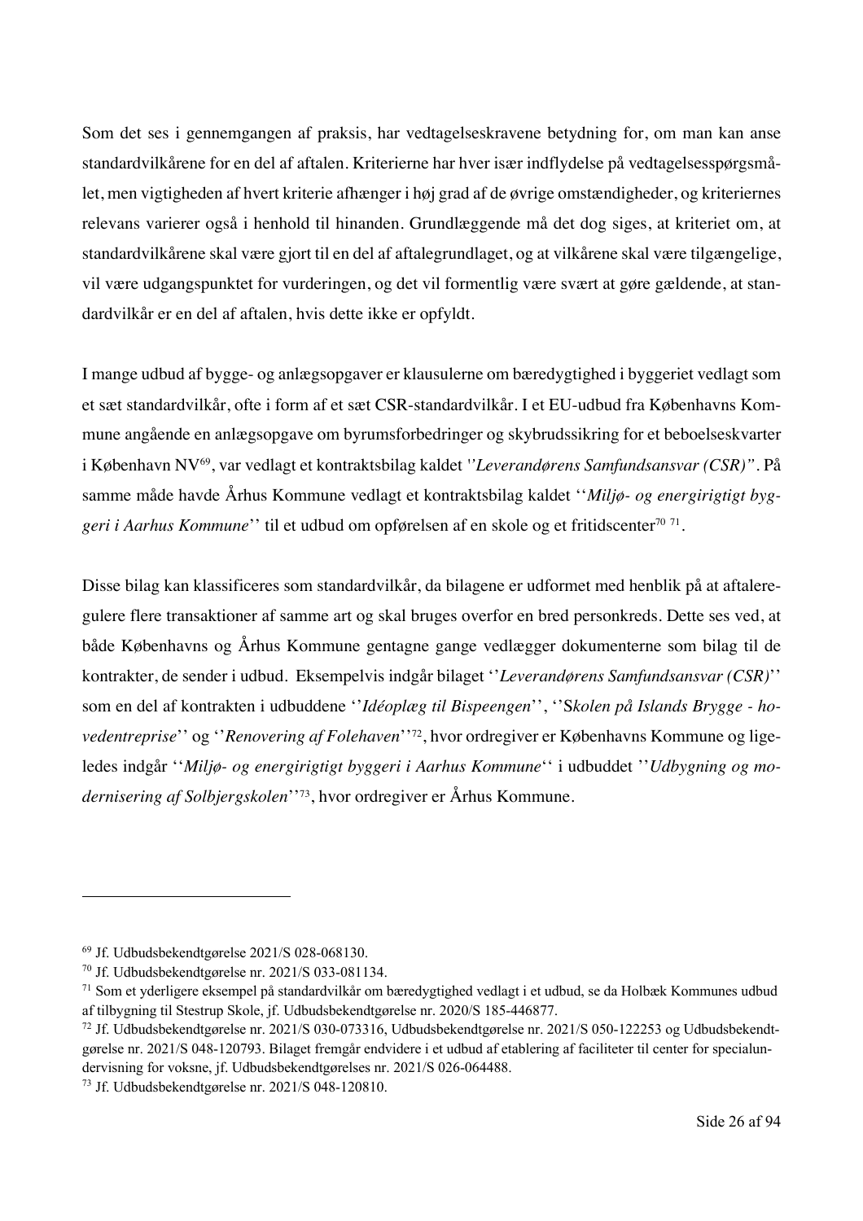Som det ses i gennemgangen af praksis, har vedtagelseskravene betydning for, om man kan anse standardvilkårene for en del af aftalen. Kriterierne har hver især indflydelse på vedtagelsesspørgsmålet, men vigtigheden af hvert kriterie afhænger i høj grad af de øvrige omstændigheder, og kriteriernes relevans varierer også i henhold til hinanden. Grundlæggende må det dog siges, at kriteriet om, at standardvilkårene skal være gjort til en del af aftalegrundlaget, og at vilkårene skal være tilgængelige, vil være udgangspunktet for vurderingen, og det vil formentlig være svært at gøre gældende, at standardvilkår er en del af aftalen, hvis dette ikke er opfyldt.

I mange udbud af bygge- og anlægsopgaver er klausulerne om bæredygtighed i byggeriet vedlagt som et sæt standardvilkår, ofte i form af et sæt CSR-standardvilkår. I et EU-udbud fra Københavns Kommune angående en anlægsopgave om byrumsforbedringer og skybrudssikring for et beboelseskvarter i København NV[69], var vedlagt et kontraktsbilag kaldet *''Leverandørens Samfundsansvar (CSR)"*. På samme måde havde Århus Kommune vedlagt et kontraktsbilag kaldet ''*Miljø- og energirigtigt byggeri i Aarhus Kommune*'' til et udbud om opførelsen af en skole og et fritidscenter[70] [71].

Disse bilag kan klassificeres som standardvilkår, da bilagene er udformet med henblik på at aftaleregulere flere transaktioner af samme art og skal bruges overfor en bred personkreds. Dette ses ved, at både Københavns og Århus Kommune gentagne gange vedlægger dokumenterne som bilag til de kontrakter, de sender i udbud. Eksempelvis indgår bilaget ''*Leverandørens Samfundsansvar (CSR)*'' som en del af kontrakten i udbuddene ''*Idéoplæg til Bispeengen*'', ''S*kolen på Islands Brygge - hovedentreprise*'' og ''*Renovering af Folehaven*''[72], hvor ordregiver er Københavns Kommune og ligeledes indgår ''*Miljø- og energirigtigt byggeri i Aarhus Kommune*'' i udbuddet ''*Udbygning og modernisering af Solbjergskolen*''[73], hvor ordregiver er Århus Kommune.

---

[69] Jf. Udbudsbekendtgørelse 2021/S 028-068130.

[70] Jf. Udbudsbekendtgørelse nr. 2021/S 033-081134.

[71] Som et yderligere eksempel på standardvilkår om bæredygtighed vedlagt i et udbud, se da Holbæk Kommunes udbud af tilbygning til Stestrup Skole, jf. Udbudsbekendtgørelse nr. 2020/S 185-446877.

[72] Jf. Udbudsbekendtgørelse nr. 2021/S 030-073316, Udbudsbekendtgørelse nr. 2021/S 050-122253 og Udbudsbekendtgørelse nr. 2021/S 048-120793. Bilaget fremgår endvidere i et udbud af etablering af faciliteter til center for specialundervisning for voksne, jf. Udbudsbekendtgørelses nr. 2021/S 026-064488.

[73] Jf. Udbudsbekendtgørelse nr. 2021/S 048-120810.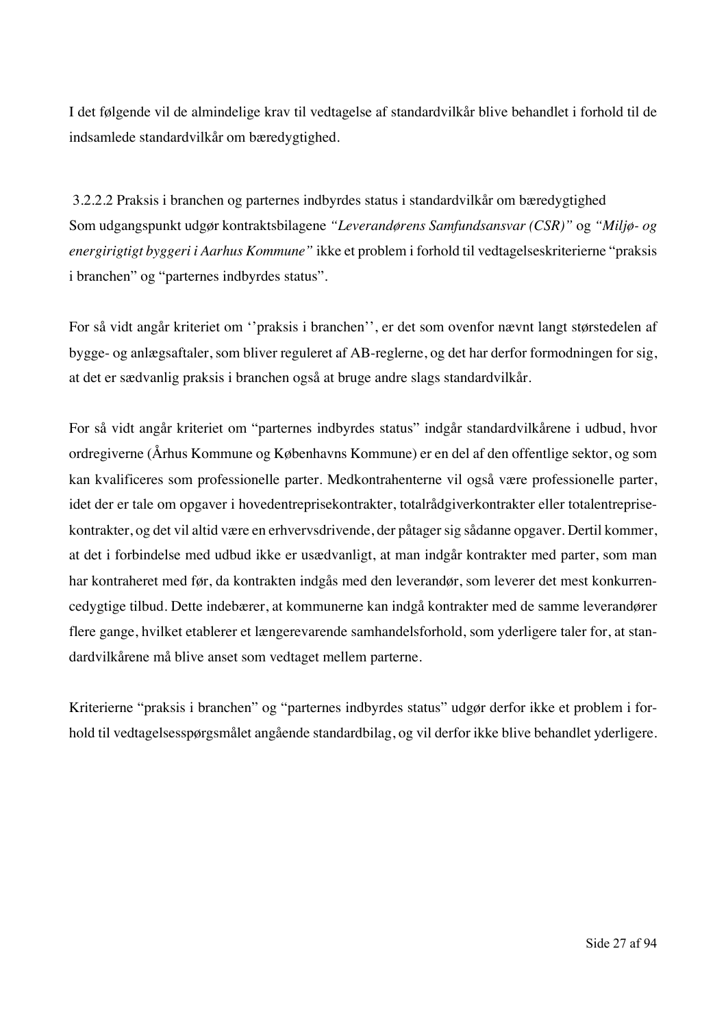I det følgende vil de almindelige krav til vedtagelse af standardvilkår blive behandlet i forhold til de indsamlede standardvilkår om bæredygtighed.

#### 3.2.2.2 Praksis i branchen og parternes indbyrdes status i standardvilkår om bæredygtighed

Som udgangspunkt udgør kontraktsbilagene *"Leverandørens Samfundsansvar (CSR)"* og *"Miljø- og energirigtigt byggeri i Aarhus Kommune"* ikke et problem i forhold til vedtagelseskriterierne "praksis i branchen" og "parternes indbyrdes status".

For så vidt angår kriteriet om ''praksis i branchen'', er det som ovenfor nævnt langt størstedelen af bygge- og anlægsaftaler, som bliver reguleret af AB-reglerne, og det har derfor formodningen for sig, at det er sædvanlig praksis i branchen også at bruge andre slags standardvilkår.

For så vidt angår kriteriet om "parternes indbyrdes status" indgår standardvilkårene i udbud, hvor ordregiverne (Århus Kommune og Københavns Kommune) er en del af den offentlige sektor, og som kan kvalificeres som professionelle parter. Medkontrahenterne vil også være professionelle parter, idet der er tale om opgaver i hovedentreprisekontrakter, totalrådgiverkontrakter eller totalentreprise-kontrakter, og det vil altid være en erhvervsdrivende, der påtager sig sådanne opgaver. Dertil kommer, at det i forbindelse med udbud ikke er usædvanligt, at man indgår kontrakter med parter, som man har kontraheret med før, da kontrakten indgås med den leverandør, som leverer det mest konkurrencedygtige tilbud. Dette indebærer, at kommunerne kan indgå kontrakter med de samme leverandører flere gange, hvilket etablerer et længerevarende samhandelsforhold, som yderligere taler for, at standardvilkårene må blive anset som vedtaget mellem parterne.

Kriterierne "praksis i branchen" og "parternes indbyrdes status" udgør derfor ikke et problem i forhold til vedtagelsesspørgsmålet angående standardbilag, og vil derfor ikke blive behandlet yderligere.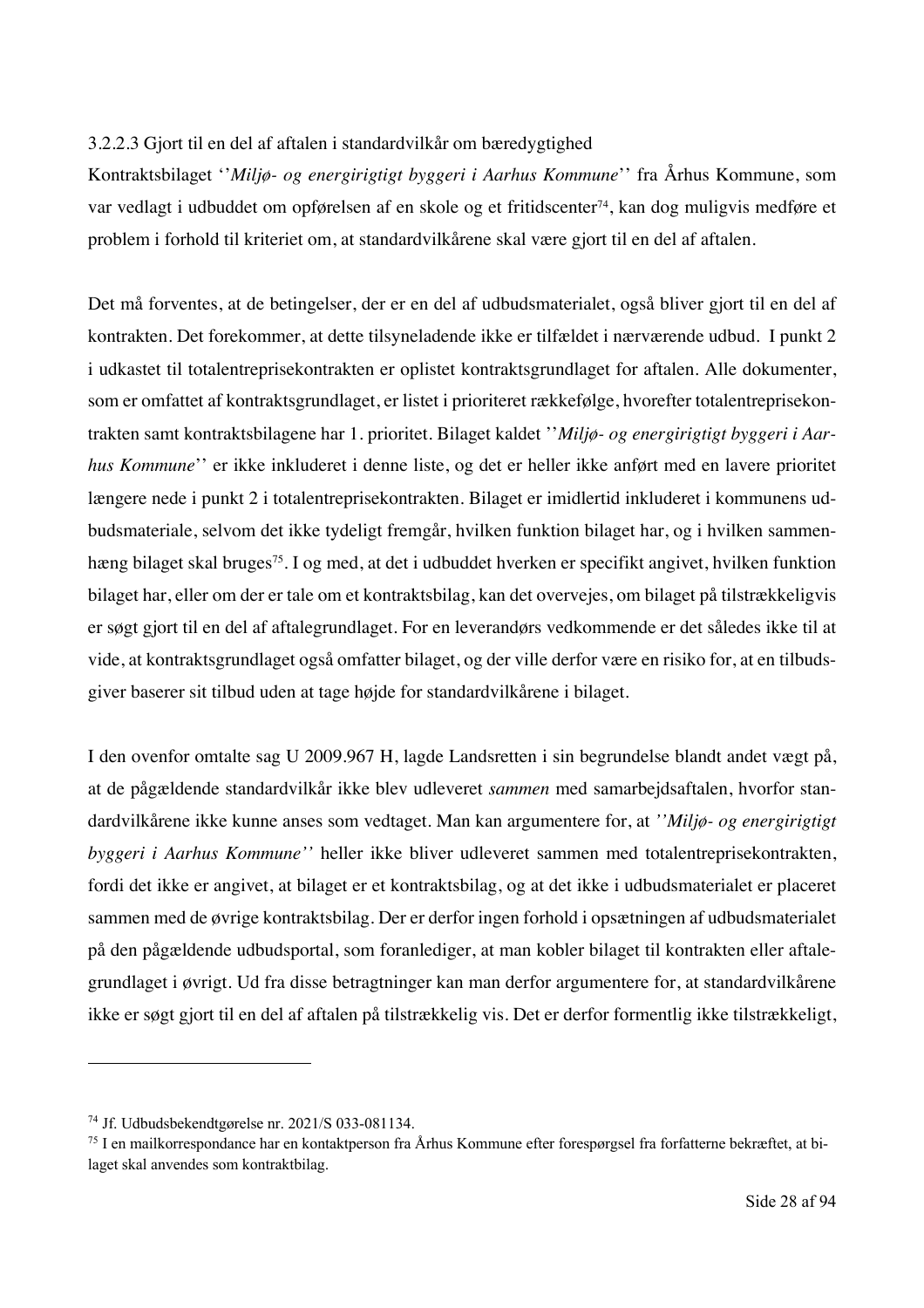#### 3.2.2.3 Gjort til en del af aftalen i standardvilkår om bæredygtighed

Kontraktsbilaget ''*Miljø- og energirigtigt byggeri i Aarhus Kommune*'' fra Århus Kommune, som var vedlagt i udbuddet om opførelsen af en skole og et fritidscenter[74], kan dog muligvis medføre et problem i forhold til kriteriet om, at standardvilkårene skal være gjort til en del af aftalen.

Det må forventes, at de betingelser, der er en del af udbudsmaterialet, også bliver gjort til en del af kontrakten. Det forekommer, at dette tilsyneladende ikke er tilfældet i nærværende udbud. I punkt 2 i udkastet til totalentreprisekontrakten er oplistet kontraktsgrundlaget for aftalen. Alle dokumenter, som er omfattet af kontraktsgrundlaget, er listet i prioriteret rækkefølge, hvorefter totalentreprisekontrakten samt kontraktsbilagene har 1. prioritet. Bilaget kaldet ''*Miljø- og energirigtigt byggeri i Aarhus Kommune*'' er ikke inkluderet i denne liste, og det er heller ikke anført med en lavere prioritet længere nede i punkt 2 i totalentreprisekontrakten. Bilaget er imidlertid inkluderet i kommunens udbudsmateriale, selvom det ikke tydeligt fremgår, hvilken funktion bilaget har, og i hvilken sammenhæng bilaget skal bruges[75]. I og med, at det i udbuddet hverken er specifikt angivet, hvilken funktion bilaget har, eller om der er tale om et kontraktsbilag, kan det overvejes, om bilaget på tilstrækkeligvis er søgt gjort til en del af aftalegrundlaget. For en leverandørs vedkommende er det således ikke til at vide, at kontraktsgrundlaget også omfatter bilaget, og der ville derfor være en risiko for, at en tilbudsgiver baserer sit tilbud uden at tage højde for standardvilkårene i bilaget.

I den ovenfor omtalte sag U 2009.967 H, lagde Landsretten i sin begrundelse blandt andet vægt på, at de pågældende standardvilkår ikke blev udleveret *sammen* med samarbejdsaftalen, hvorfor standardvilkårene ikke kunne anses som vedtaget. Man kan argumentere for, at *''Miljø- og energirigtigt byggeri i Aarhus Kommune''* heller ikke bliver udleveret sammen med totalentreprisekontrakten, fordi det ikke er angivet, at bilaget er et kontraktsbilag, og at det ikke i udbudsmaterialet er placeret sammen med de øvrige kontraktsbilag. Der er derfor ingen forhold i opsætningen af udbudsmaterialet på den pågældende udbudsportal, som foranlediger, at man kobler bilaget til kontrakten eller aftalegrundlaget i øvrigt. Ud fra disse betragtninger kan man derfor argumentere for, at standardvilkårene ikke er søgt gjort til en del af aftalen på tilstrækkelig vis. Det er derfor formentlig ikke tilstrækkeligt,

---

[74] Jf. Udbudsbekendtgørelse nr. 2021/S 033-081134.

[75] I en mailkorrespondance har en kontaktperson fra Århus Kommune efter forespørgsel fra forfatterne bekræftet, at bilaget skal anvendes som kontraktbilag.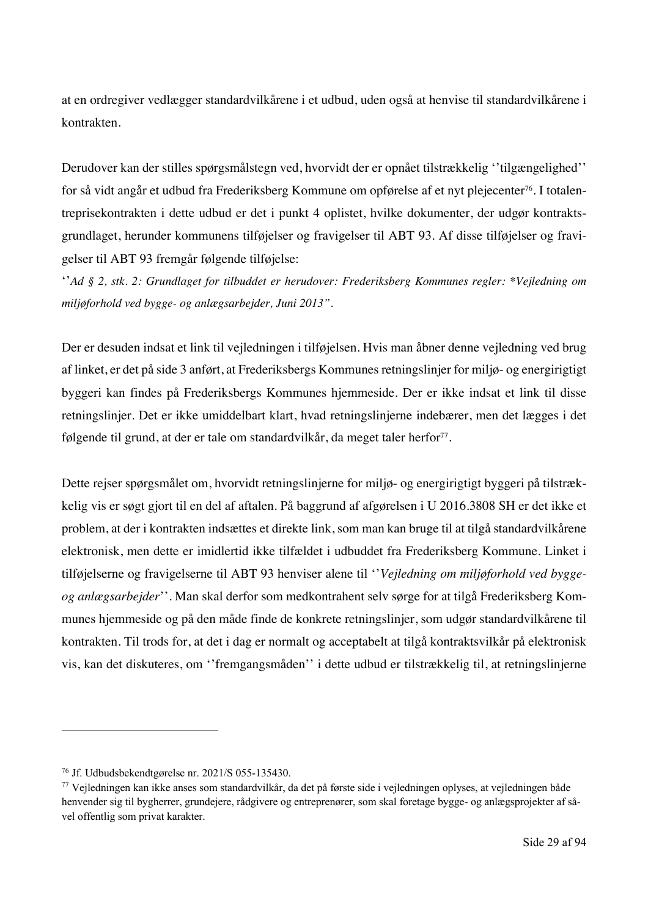at en ordregiver vedlægger standardvilkårene i et udbud, uden også at henvise til standardvilkårene i kontrakten.

Derudover kan der stilles spørgsmålstegn ved, hvorvidt der er opnået tilstrækkelig ''tilgængelighed'' for så vidt angår et udbud fra Frederiksberg Kommune om opførelse af et nyt plejecenter[76]. I totalentreprisekontrakten i dette udbud er det i punkt 4 oplistet, hvilke dokumenter, der udgør kontraktsgrundlaget, herunder kommunens tilføjelser og fravigelser til ABT 93. Af disse tilføjelser og fravigelser til ABT 93 fremgår følgende tilføjelse:

''*Ad § 2, stk. 2: Grundlaget for tilbuddet er herudover: Frederiksberg Kommunes regler: *Vejledning om miljøforhold ved bygge- og anlægsarbejder, Juni 2013"*.

Der er desuden indsat et link til vejledningen i tilføjelsen. Hvis man åbner denne vejledning ved brug af linket, er det på side 3 anført, at Frederiksbergs Kommunes retningslinjer for miljø- og energirigtigt byggeri kan findes på Frederiksbergs Kommunes hjemmeside. Der er ikke indsat et link til disse retningslinjer. Det er ikke umiddelbart klart, hvad retningslinjerne indebærer, men det lægges i det følgende til grund, at der er tale om standardvilkår, da meget taler herfor[77].

Dette rejser spørgsmålet om, hvorvidt retningslinjerne for miljø- og energirigtigt byggeri på tilstrækkelig vis er søgt gjort til en del af aftalen. På baggrund af afgørelsen i U 2016.3808 SH er det ikke et problem, at der i kontrakten indsættes et direkte link, som man kan bruge til at tilgå standardvilkårene elektronisk, men dette er imidlertid ikke tilfældet i udbuddet fra Frederiksberg Kommune. Linket i tilføjelserne og fravigelserne til ABT 93 henviser alene til ''*Vejledning om miljøforhold ved bygge- og anlægsarbejder*''. Man skal derfor som medkontrahent selv sørge for at tilgå Frederiksberg Kommunes hjemmeside og på den måde finde de konkrete retningslinjer, som udgør standardvilkårene til kontrakten. Til trods for, at det i dag er normalt og acceptabelt at tilgå kontraktsvilkår på elektronisk vis, kan det diskuteres, om ''fremgangsmåden'' i dette udbud er tilstrækkelig til, at retningslinjerne

---

[76] Jf. Udbudsbekendtgørelse nr. 2021/S 055-135430.

[77] Vejledningen kan ikke anses som standardvilkår, da det på første side i vejledningen oplyses, at vejledningen både henvender sig til bygherrer, grundejere, rådgivere og entreprenører, som skal foretage bygge- og anlægsprojekter af såvel offentlig som privat karakter.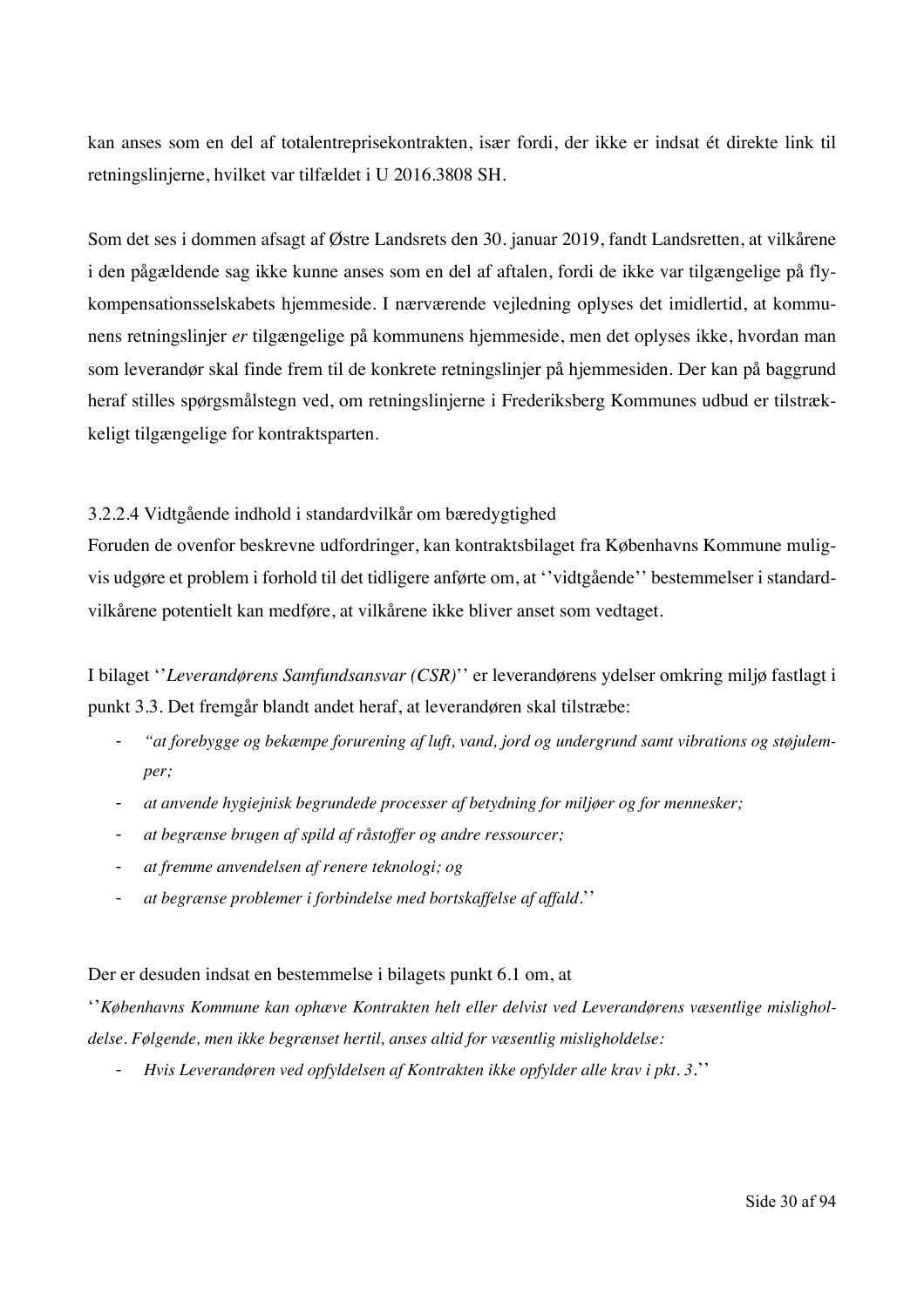kan anses som en del af totalentreprisekontrakten, især fordi, der ikke er indsat ét direkte link til retningslinjerne, hvilket var tilfældet i U 2016.3808 SH.

Som det ses i dommen afsagt af Østre Landsrets den 30. januar 2019, fandt Landsretten, at vilkårene i den pågældende sag ikke kunne anses som en del af aftalen, fordi de ikke var tilgængelige på fly-kompensationsselskabets hjemmeside. I nærværende vejledning oplyses det imidlertid, at kommunens retningslinjer *er* tilgængelige på kommunens hjemmeside, men det oplyses ikke, hvordan man som leverandør skal finde frem til de konkrete retningslinjer på hjemmesiden. Der kan på baggrund heraf stilles spørgsmålstegn ved, om retningslinjerne i Frederiksberg Kommunes udbud er tilstrækkeligt tilgængelige for kontraktsparten.

#### 3.2.2.4 Vidtgående indhold i standardvilkår om bæredygtighed

Foruden de ovenfor beskrevne udfordringer, kan kontraktsbilaget fra Københavns Kommune muligvis udgøre et problem i forhold til det tidligere anførte om, at ''vidtgående'' bestemmelser i standardvilkårene potentielt kan medføre, at vilkårene ikke bliver anset som vedtaget.

I bilaget ''*Leverandørens Samfundsansvar (CSR)*'' er leverandørens ydelser omkring miljø fastlagt i punkt 3.3. Det fremgår blandt andet heraf, at leverandøren skal tilstræbe:

- *"at forebygge og bekæmpe forurening af luft, vand, jord og undergrund samt vibrations og støjulemper;*
- *at anvende hygiejnisk begrundede processer af betydning for miljøer og for mennesker;*
- *at begrænse brugen af spild af råstoffer og andre ressourcer;*
- *at fremme anvendelsen af renere teknologi; og*
- *at begrænse problemer i forbindelse med bortskaffelse af affald.*''

Der er desuden indsat en bestemmelse i bilagets punkt 6.1 om, at

''*Københavns Kommune kan ophæve Kontrakten helt eller delvist ved Leverandørens væsentlige misligholdelse. Følgende, men ikke begrænset hertil, anses altid for væsentlig misligholdelse:*

- *Hvis Leverandøren ved opfyldelsen af Kontrakten ikke opfylder alle krav i pkt. 3.*''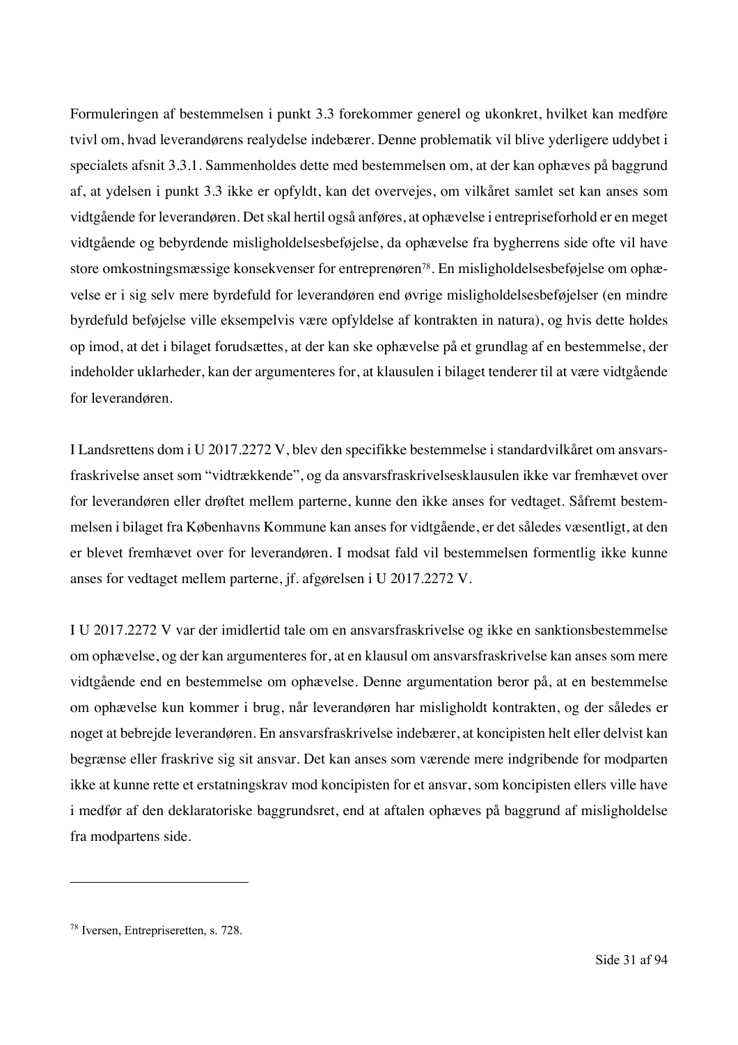Formuleringen af bestemmelsen i punkt 3.3 forekommer generel og ukonkret, hvilket kan medføre tvivl om, hvad leverandørens realydelse indebærer. Denne problematik vil blive yderligere uddybet i specialets afsnit 3.3.1. Sammenholdes dette med bestemmelsen om, at der kan ophæves på baggrund af, at ydelsen i punkt 3.3 ikke er opfyldt, kan det overvejes, om vilkåret samlet set kan anses som vidtgående for leverandøren. Det skal hertil også anføres, at ophævelse i entrepriseforhold er en meget vidtgående og bebyrdende misligholdelsesbeføjelse, da ophævelse fra bygherrens side ofte vil have store omkostningsmæssige konsekvenser for entreprenøren[78]. En misligholdelsesbeføjelse om ophævelse er i sig selv mere byrdefuld for leverandøren end øvrige misligholdelsesbeføjelser (en mindre byrdefuld beføjelse ville eksempelvis være opfyldelse af kontrakten in natura), og hvis dette holdes op imod, at det i bilaget forudsættes, at der kan ske ophævelse på et grundlag af en bestemmelse, der indeholder uklarheder, kan der argumenteres for, at klausulen i bilaget tenderer til at være vidtgående for leverandøren.

I Landsrettens dom i U 2017.2272 V, blev den specifikke bestemmelse i standardvilkåret om ansvarsfraskrivelse anset som "vidtrækkende", og da ansvarsfraskrivelsesklausulen ikke var fremhævet over for leverandøren eller drøftet mellem parterne, kunne den ikke anses for vedtaget. Såfremt bestemmelsen i bilaget fra Københavns Kommune kan anses for vidtgående, er det således væsentligt, at den er blevet fremhævet over for leverandøren. I modsat fald vil bestemmelsen formentlig ikke kunne anses for vedtaget mellem parterne, jf. afgørelsen i U 2017.2272 V.

I U 2017.2272 V var der imidlertid tale om en ansvarsfraskrivelse og ikke en sanktionsbestemmelse om ophævelse, og der kan argumenteres for, at en klausul om ansvarsfraskrivelse kan anses som mere vidtgående end en bestemmelse om ophævelse. Denne argumentation beror på, at en bestemmelse om ophævelse kun kommer i brug, når leverandøren har misligholdt kontrakten, og der således er noget at bebrejde leverandøren. En ansvarsfraskrivelse indebærer, at koncipisten helt eller delvist kan begrænse eller fraskrive sig sit ansvar. Det kan anses som værende mere indgribende for modparten ikke at kunne rette et erstatningskrav mod koncipisten for et ansvar, som koncipisten ellers ville have i medfør af den deklaratoriske baggrundsret, end at aftalen ophæves på baggrund af misligholdelse fra modpartens side.

---

[78] Iversen, Entrepriseretten, s. 728.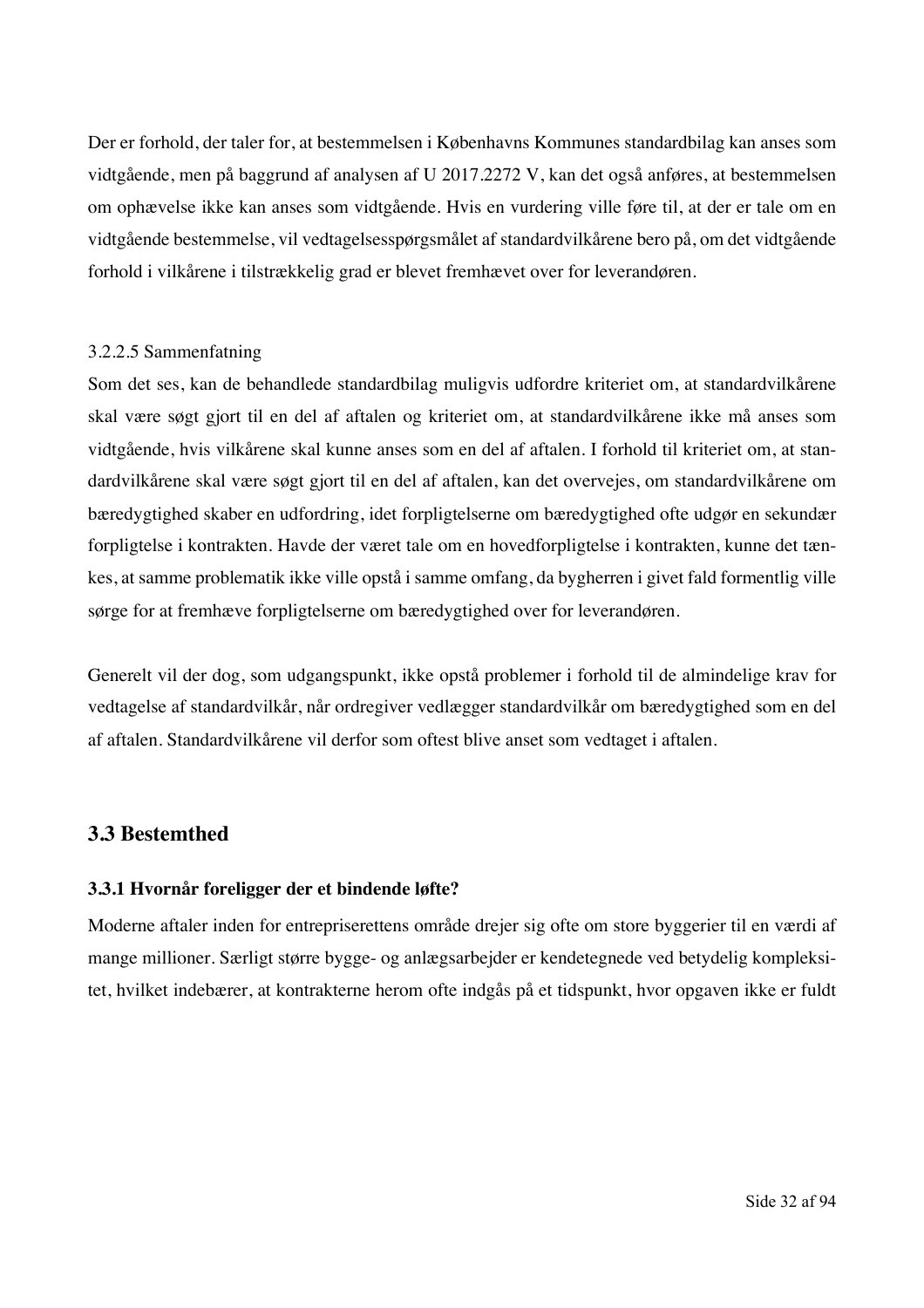Der er forhold, der taler for, at bestemmelsen i Københavns Kommunes standardbilag kan anses som vidtgående, men på baggrund af analysen af U 2017.2272 V, kan det også anføres, at bestemmelsen om ophævelse ikke kan anses som vidtgående. Hvis en vurdering ville føre til, at der er tale om en vidtgående bestemmelse, vil vedtagelsesspørgsmålet af standardvilkårene bero på, om det vidtgående forhold i vilkårene i tilstrækkelig grad er blevet fremhævet over for leverandøren.

#### 3.2.2.5 Sammenfatning

Som det ses, kan de behandlede standardbilag muligvis udfordre kriteriet om, at standardvilkårene skal være søgt gjort til en del af aftalen og kriteriet om, at standardvilkårene ikke må anses som vidtgående, hvis vilkårene skal kunne anses som en del af aftalen. I forhold til kriteriet om, at standardvilkårene skal være søgt gjort til en del af aftalen, kan det overvejes, om standardvilkårene om bæredygtighed skaber en udfordring, idet forpligtelserne om bæredygtighed ofte udgør en sekundær forpligtelse i kontrakten. Havde der været tale om en hovedforpligtelse i kontrakten, kunne det tænkes, at samme problematik ikke ville opstå i samme omfang, da bygherren i givet fald formentlig ville sørge for at fremhæve forpligtelserne om bæredygtighed over for leverandøren.

Generelt vil der dog, som udgangspunkt, ikke opstå problemer i forhold til de almindelige krav for vedtagelse af standardvilkår, når ordregiver vedlægger standardvilkår om bæredygtighed som en del af aftalen. Standardvilkårene vil derfor som oftest blive anset som vedtaget i aftalen.

## 3.3 Bestemthed

### 3.3.1 Hvornår foreligger der et bindende løfte?

Moderne aftaler inden for entrepriserettens område drejer sig ofte om store byggerier til en værdi af mange millioner. Særligt større bygge- og anlægsarbejder er kendetegnede ved betydelig kompleksitet, hvilket indebærer, at kontrakterne herom ofte indgås på et tidspunkt, hvor opgaven ikke er fuldt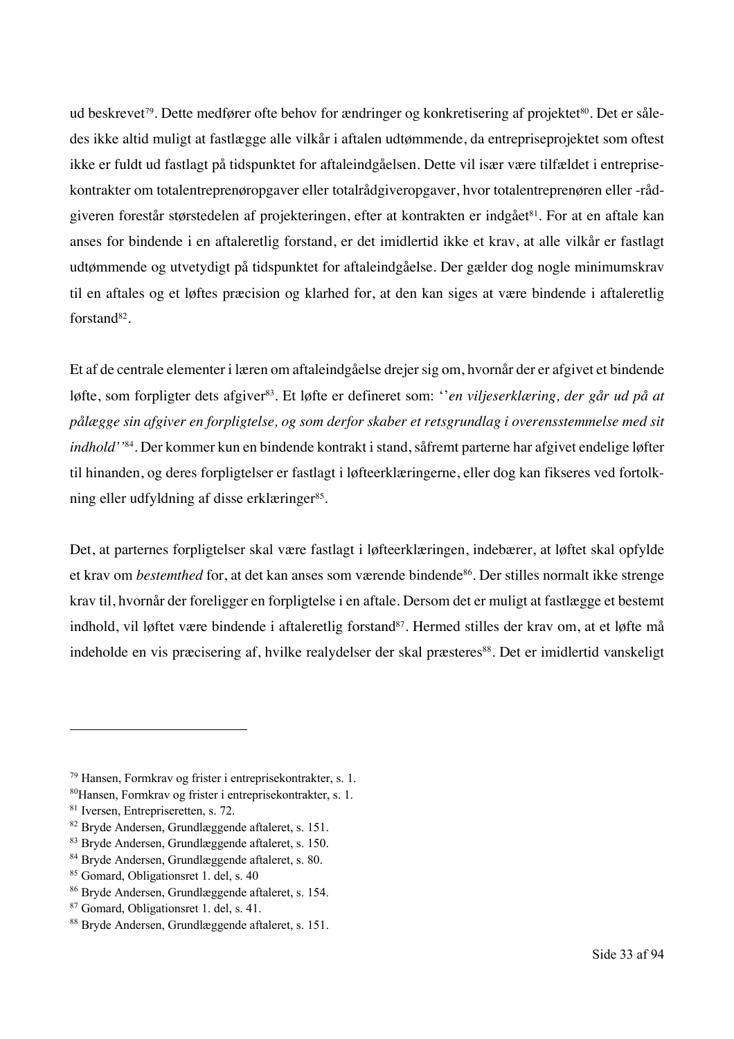ud beskrevet[79]. Dette medfører ofte behov for ændringer og konkretisering af projektet[80]. Det er således ikke altid muligt at fastlægge alle vilkår i aftalen udtømmende, da entrepriseprojektet som oftest ikke er fuldt ud fastlagt på tidspunktet for aftaleindgåelsen. Dette vil især være tilfældet i entreprisekontrakter om totalentreprenøropgaver eller totalrådgiveropgaver, hvor totalentreprenøren eller -rådgiveren forestår størstedelen af projekteringen, efter at kontrakten er indgået[81]. For at en aftale kan anses for bindende i en aftaleretlig forstand, er det imidlertid ikke et krav, at alle vilkår er fastlagt udtømmende og utvetydigt på tidspunktet for aftaleindgåelse. Der gælder dog nogle minimumskrav til en aftales og et løftes præcision og klarhed for, at den kan siges at være bindende i aftaleretlig forstand[82].

Et af de centrale elementer i læren om aftaleindgåelse drejer sig om, hvornår der er afgivet et bindende løfte, som forpligter dets afgiver[83]. Et løfte er defineret som: ''*en viljeserklæring, der går ud på at pålægge sin afgiver en forpligtelse, og som derfor skaber et retsgrundlag i overensstemmelse med sit indhold*''[84]. Der kommer kun en bindende kontrakt i stand, såfremt parterne har afgivet endelige løfter til hinanden, og deres forpligtelser er fastlagt i løfteerklæringerne, eller dog kan fikseres ved fortolkning eller udfyldning af disse erklæringer[85].

Det, at parternes forpligtelser skal være fastlagt i løfteerklæringen, indebærer, at løftet skal opfylde et krav om *bestemthed* for, at det kan anses som værende bindende[86]. Der stilles normalt ikke strenge krav til, hvornår der foreligger en forpligtelse i en aftale. Dersom det er muligt at fastlægge et bestemt indhold, vil løftet være bindende i aftaleretlig forstand[87]. Hermed stilles der krav om, at et løfte må indeholde en vis præcisering af, hvilke realydelser der skal præsteres[88]. Det er imidlertid vanskeligt

---

[79] Hansen, Formkrav og frister i entreprisekontrakter, s. 1.
[80] Hansen, Formkrav og frister i entreprisekontrakter, s. 1.
[81] Iversen, Entrepriseretten, s. 72.
[82] Bryde Andersen, Grundlæggende aftaleret, s. 151.
[83] Bryde Andersen, Grundlæggende aftaleret, s. 150.
[84] Bryde Andersen, Grundlæggende aftaleret, s. 80.
[85] Gomard, Obligationsret 1. del, s. 40
[86] Bryde Andersen, Grundlæggende aftaleret, s. 154.
[87] Gomard, Obligationsret 1. del, s. 41.
[88] Bryde Andersen, Grundlæggende aftaleret, s. 151.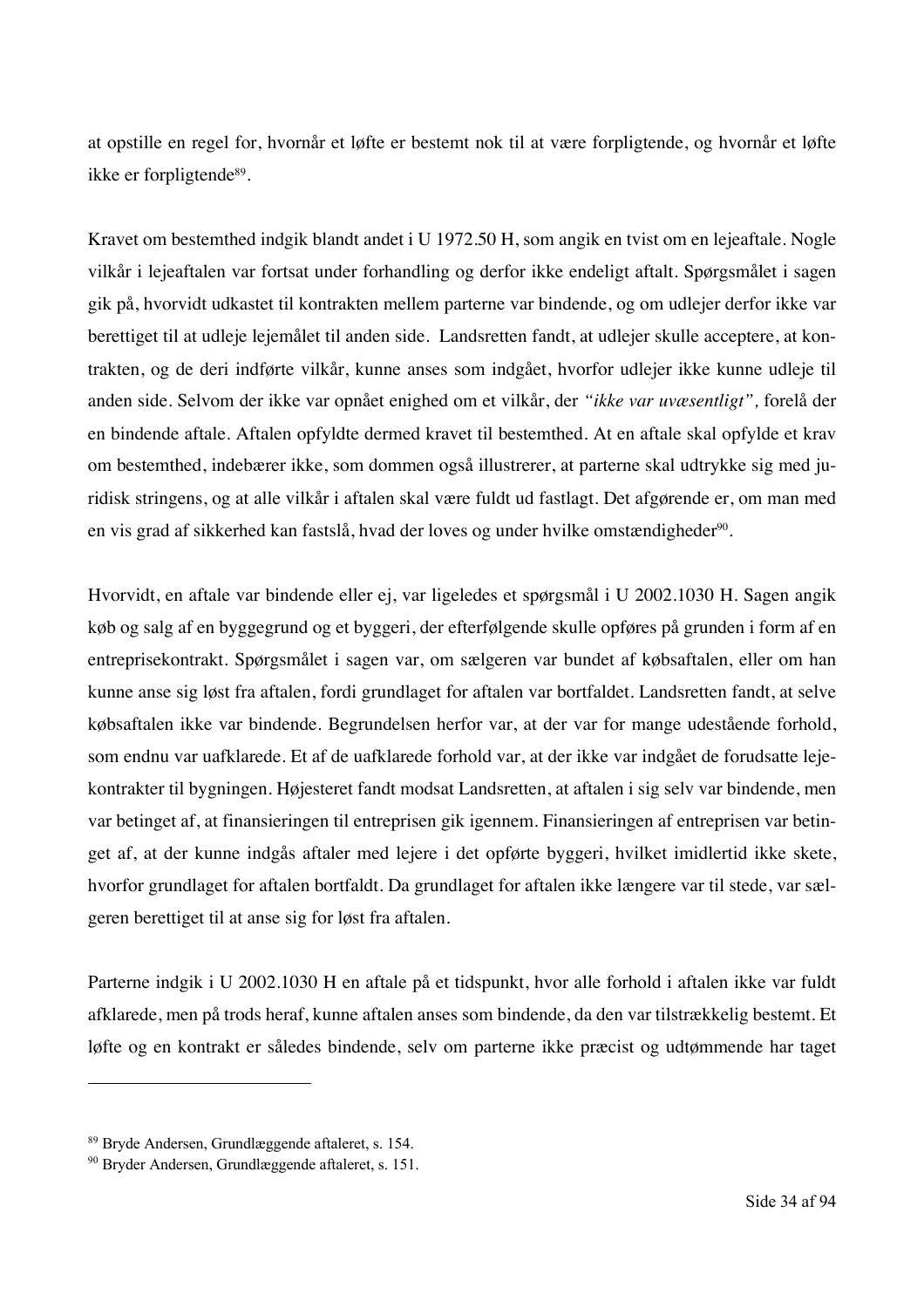at opstille en regel for, hvornår et løfte er bestemt nok til at være forpligtende, og hvornår et løfte ikke er forpligtende[89].

Kravet om bestemthed indgik blandt andet i U 1972.50 H, som angik en tvist om en lejeaftale. Nogle vilkår i lejeaftalen var fortsat under forhandling og derfor ikke endeligt aftalt. Spørgsmålet i sagen gik på, hvorvidt udkastet til kontrakten mellem parterne var bindende, og om udlejer derfor ikke var berettiget til at udleje lejemålet til anden side. Landsretten fandt, at udlejer skulle acceptere, at kontrakten, og de deri indførte vilkår, kunne anses som indgået, hvorfor udlejer ikke kunne udleje til anden side. Selvom der ikke var opnået enighed om et vilkår, der *"ikke var uvæsentligt",* forelå der en bindende aftale. Aftalen opfyldte dermed kravet til bestemthed. At en aftale skal opfylde et krav om bestemthed, indebærer ikke, som dommen også illustrerer, at parterne skal udtrykke sig med juridisk stringens, og at alle vilkår i aftalen skal være fuldt ud fastlagt. Det afgørende er, om man med en vis grad af sikkerhed kan fastslå, hvad der loves og under hvilke omstændigheder[90].

Hvorvidt, en aftale var bindende eller ej, var ligeledes et spørgsmål i U 2002.1030 H. Sagen angik køb og salg af en byggegrund og et byggeri, der efterfølgende skulle opføres på grunden i form af en entreprisekontrakt. Spørgsmålet i sagen var, om sælgeren var bundet af købsaftalen, eller om han kunne anse sig løst fra aftalen, fordi grundlaget for aftalen var bortfaldet. Landsretten fandt, at selve købsaftalen ikke var bindende. Begrundelsen herfor var, at der var for mange udestående forhold, som endnu var uafklarede. Et af de uafklarede forhold var, at der ikke var indgået de forudsatte lejekontrakter til bygningen. Højesteret fandt modsat Landsretten, at aftalen i sig selv var bindende, men var betinget af, at finansieringen til entreprisen gik igennem. Finansieringen af entreprisen var betinget af, at der kunne indgås aftaler med lejere i det opførte byggeri, hvilket imidlertid ikke skete, hvorfor grundlaget for aftalen bortfaldt. Da grundlaget for aftalen ikke længere var til stede, var sælgeren berettiget til at anse sig for løst fra aftalen.

Parterne indgik i U 2002.1030 H en aftale på et tidspunkt, hvor alle forhold i aftalen ikke var fuldt afklarede, men på trods heraf, kunne aftalen anses som bindende, da den var tilstrækkelig bestemt. Et løfte og en kontrakt er således bindende, selv om parterne ikke præcist og udtømmende har taget

---

[89] Bryde Andersen, Grundlæggende aftaleret, s. 154.

[90] Bryder Andersen, Grundlæggende aftaleret, s. 151.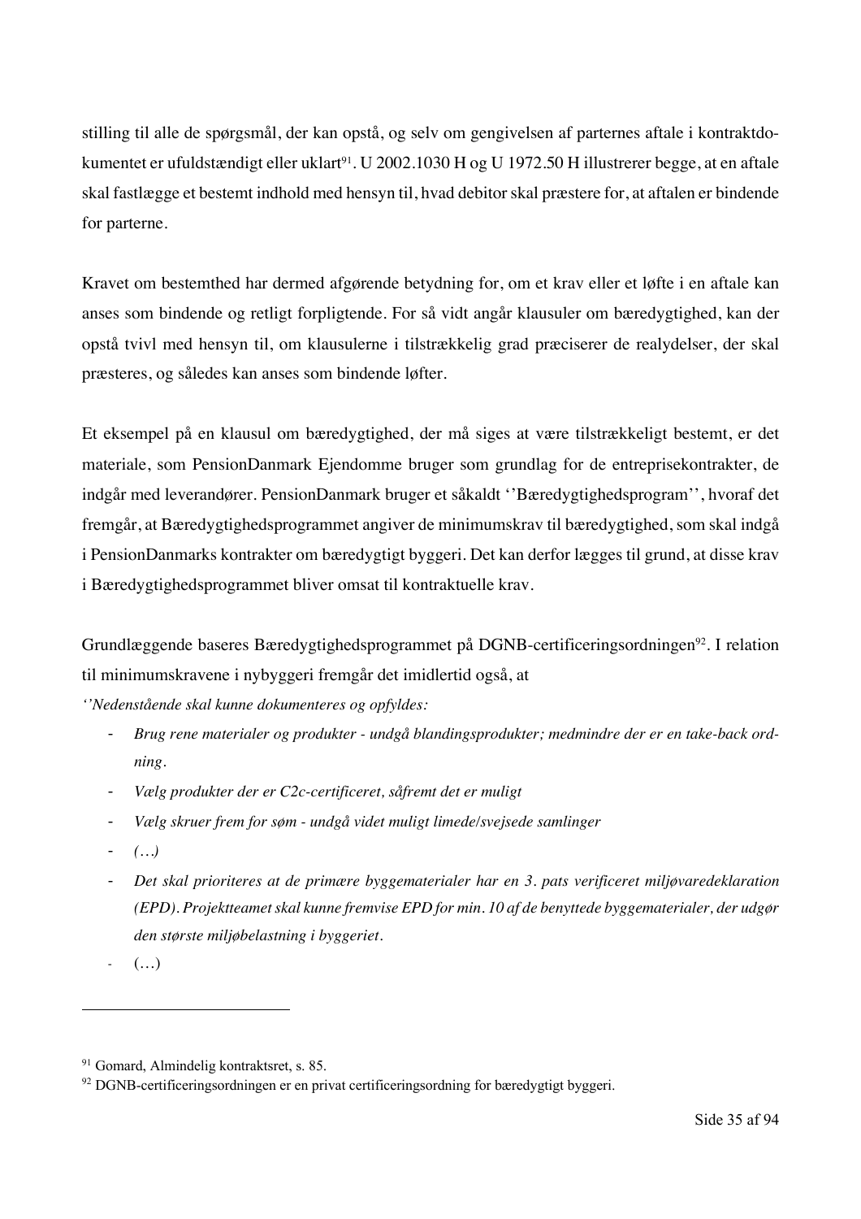stilling til alle de spørgsmål, der kan opstå, og selv om gengivelsen af parternes aftale i kontraktdokumentet er ufuldstændigt eller uklart[91]. U 2002.1030 H og U 1972.50 H illustrerer begge, at en aftale skal fastlægge et bestemt indhold med hensyn til, hvad debitor skal præstere for, at aftalen er bindende for parterne.

Kravet om bestemthed har dermed afgørende betydning for, om et krav eller et løfte i en aftale kan anses som bindende og retligt forpligtende. For så vidt angår klausuler om bæredygtighed, kan der opstå tvivl med hensyn til, om klausulerne i tilstrækkelig grad præciserer de realydelser, der skal præsteres, og således kan anses som bindende løfter.

Et eksempel på en klausul om bæredygtighed, der må siges at være tilstrækkeligt bestemt, er det materiale, som PensionDanmark Ejendomme bruger som grundlag for de entreprisekontrakter, de indgår med leverandører. PensionDanmark bruger et såkaldt ''Bæredygtighedsprogram'', hvoraf det fremgår, at Bæredygtighedsprogrammet angiver de minimumskrav til bæredygtighed, som skal indgå i PensionDanmarks kontrakter om bæredygtigt byggeri. Det kan derfor lægges til grund, at disse krav i Bæredygtighedsprogrammet bliver omsat til kontraktuelle krav.

Grundlæggende baseres Bæredygtighedsprogrammet på DGNB-certificeringsordningen[92]. I relation til minimumskravene i nybyggeri fremgår det imidlertid også, at

*''Nedenstående skal kunne dokumenteres og opfyldes:*

- *Brug rene materialer og produkter - undgå blandingsprodukter; medmindre der er en take-back ordning.*
- *Vælg produkter der er C2c-certificeret, såfremt det er muligt*
- *Vælg skruer frem for søm - undgå videt muligt limede/svejsede samlinger*
- *(…)*
- *Det skal prioriteres at de primære byggematerialer har en 3. pats verificeret miljøvaredeklaration (EPD). Projektteamet skal kunne fremvise EPD for min. 10 af de benyttede byggematerialer, der udgør den største miljøbelastning i byggeriet.*
- (…)

[91] Gomard, Almindelig kontraktsret, s. 85.

[92] DGNB-certificeringsordningen er en privat certificeringsordning for bæredygtigt byggeri.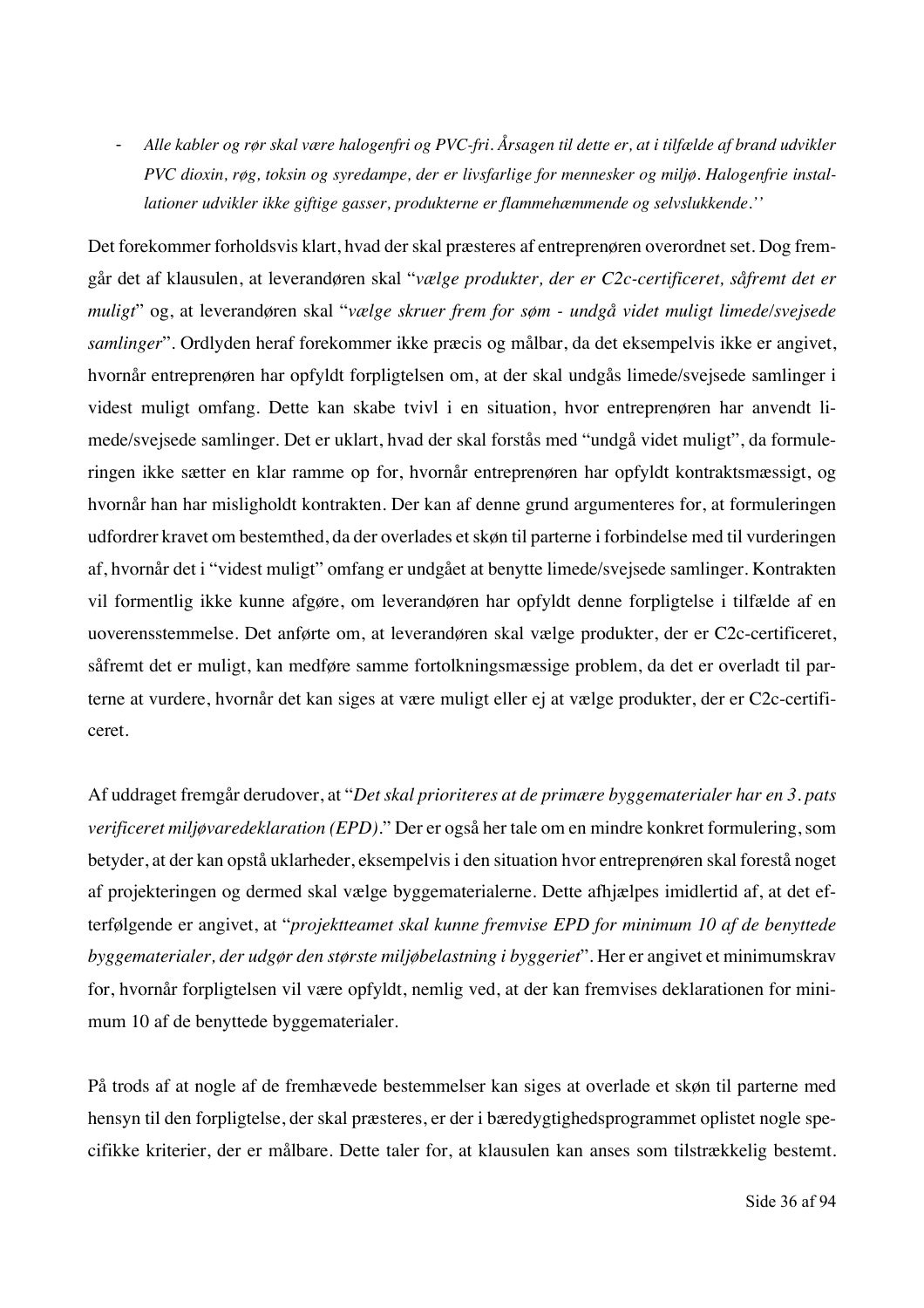- *Alle kabler og rør skal være halogenfri og PVC-fri. Årsagen til dette er, at i tilfælde af brand udvikler PVC dioxin, røg, toksin og syredampe, der er livsfarlige for mennesker og miljø. Halogenfrie installationer udvikler ikke giftige gasser, produkterne er flammehæmmende og selvslukkende.''*

Det forekommer forholdsvis klart, hvad der skal præsteres af entreprenøren overordnet set. Dog fremgår det af klausulen, at leverandøren skal "*vælge produkter, der er C2c-certificeret, såfremt det er muligt*" og, at leverandøren skal "*vælge skruer frem for søm - undgå videt muligt limede/svejsede samlinger*". Ordlyden heraf forekommer ikke præcis og målbar, da det eksempelvis ikke er angivet, hvornår entreprenøren har opfyldt forpligtelsen om, at der skal undgås limede/svejsede samlinger i videst muligt omfang. Dette kan skabe tvivl i en situation, hvor entreprenøren har anvendt limede/svejsede samlinger. Det er uklart, hvad der skal forstås med "undgå videt muligt", da formuleringen ikke sætter en klar ramme op for, hvornår entreprenøren har opfyldt kontraktsmæssigt, og hvornår han har misligholdt kontrakten. Der kan af denne grund argumenteres for, at formuleringen udfordrer kravet om bestemthed, da der overlades et skøn til parterne i forbindelse med til vurderingen af, hvornår det i "videst muligt" omfang er undgået at benytte limede/svejsede samlinger. Kontrakten vil formentlig ikke kunne afgøre, om leverandøren har opfyldt denne forpligtelse i tilfælde af en uoverensstemmelse. Det anførte om, at leverandøren skal vælge produkter, der er C2c-certificeret, såfremt det er muligt, kan medføre samme fortolkningsmæssige problem, da det er overladt til parterne at vurdere, hvornår det kan siges at være muligt eller ej at vælge produkter, der er C2c-certificeret.

Af uddraget fremgår derudover, at "*Det skal prioriteres at de primære byggematerialer har en 3. pats verificeret miljøvaredeklaration (EPD).*" Der er også her tale om en mindre konkret formulering, som betyder, at der kan opstå uklarheder, eksempelvis i den situation hvor entreprenøren skal forestå noget af projekteringen og dermed skal vælge byggematerialerne. Dette afhjælpes imidlertid af, at det efterfølgende er angivet, at "*projektteamet skal kunne fremvise EPD for minimum 10 af de benyttede byggematerialer, der udgør den største miljøbelastning i byggeriet*". Her er angivet et minimumskrav for, hvornår forpligtelsen vil være opfyldt, nemlig ved, at der kan fremvises deklarationen for minimum 10 af de benyttede byggematerialer.

På trods af at nogle af de fremhævede bestemmelser kan siges at overlade et skøn til parterne med hensyn til den forpligtelse, der skal præsteres, er der i bæredygtighedsprogrammet oplistet nogle specifikke kriterier, der er målbare. Dette taler for, at klausulen kan anses som tilstrækkelig bestemt.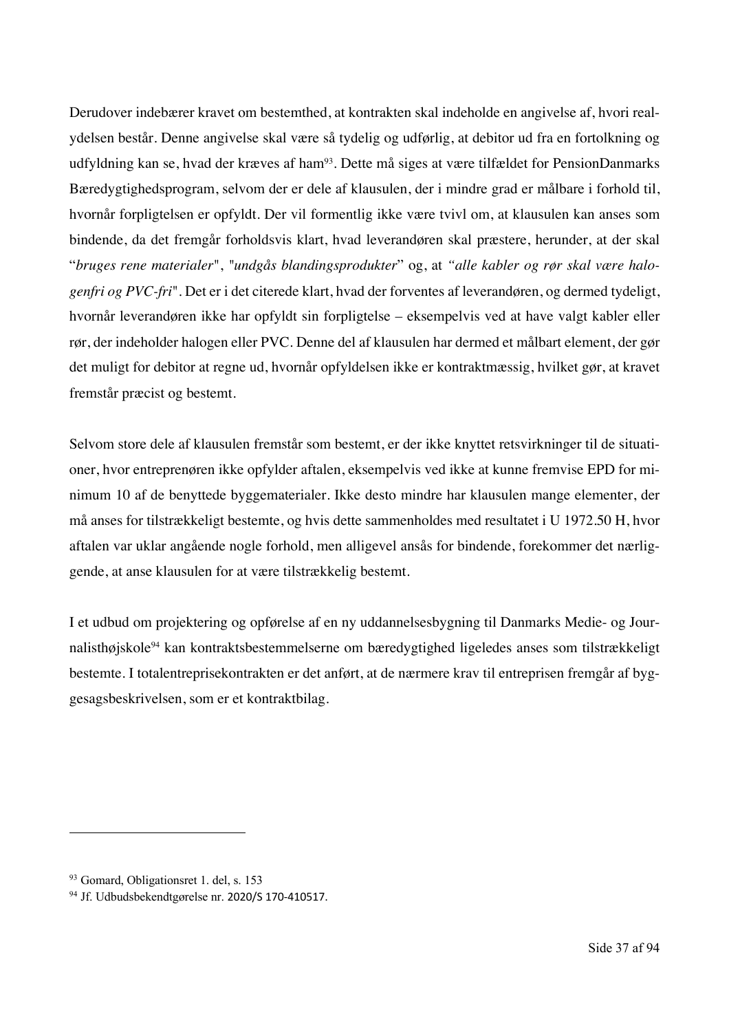Derudover indebærer kravet om bestemthed, at kontrakten skal indeholde en angivelse af, hvori realydelsen består. Denne angivelse skal være så tydelig og udførlig, at debitor ud fra en fortolkning og udfyldning kan se, hvad der kræves af ham[93]. Dette må siges at være tilfældet for PensionDanmarks Bæredygtighedsprogram, selvom der er dele af klausulen, der i mindre grad er målbare i forhold til, hvornår forpligtelsen er opfyldt. Der vil formentlig ikke være tvivl om, at klausulen kan anses som bindende, da det fremgår forholdsvis klart, hvad leverandøren skal præstere, herunder, at der skal "*bruges rene materialer*", "*undgås blandingsprodukter*" og, at "*alle kabler og rør skal være halogenfri og PVC-fri*". Det er i det citerede klart, hvad der forventes af leverandøren, og dermed tydeligt, hvornår leverandøren ikke har opfyldt sin forpligtelse – eksempelvis ved at have valgt kabler eller rør, der indeholder halogen eller PVC. Denne del af klausulen har dermed et målbart element, der gør det muligt for debitor at regne ud, hvornår opfyldelsen ikke er kontraktmæssig, hvilket gør, at kravet fremstår præcist og bestemt.

Selvom store dele af klausulen fremstår som bestemt, er der ikke knyttet retsvirkninger til de situationer, hvor entreprenøren ikke opfylder aftalen, eksempelvis ved ikke at kunne fremvise EPD for minimum 10 af de benyttede byggematerialer. Ikke desto mindre har klausulen mange elementer, der må anses for tilstrækkeligt bestemte, og hvis dette sammenholdes med resultatet i U 1972.50 H, hvor aftalen var uklar angående nogle forhold, men alligevel ansås for bindende, forekommer det nærliggende, at anse klausulen for at være tilstrækkelig bestemt.

I et udbud om projektering og opførelse af en ny uddannelsesbygning til Danmarks Medie- og Journalisthøjskole[94] kan kontraktsbestemmelserne om bæredygtighed ligeledes anses som tilstrækkeligt bestemte. I totalentreprisekontrakten er det anført, at de nærmere krav til entreprisen fremgår af byggesagsbeskrivelsen, som er et kontraktbilag.

---

[93] Gomard, Obligationsret 1. del, s. 153

[94] Jf. Udbudsbekendtgørelse nr. 2020/S 170-410517.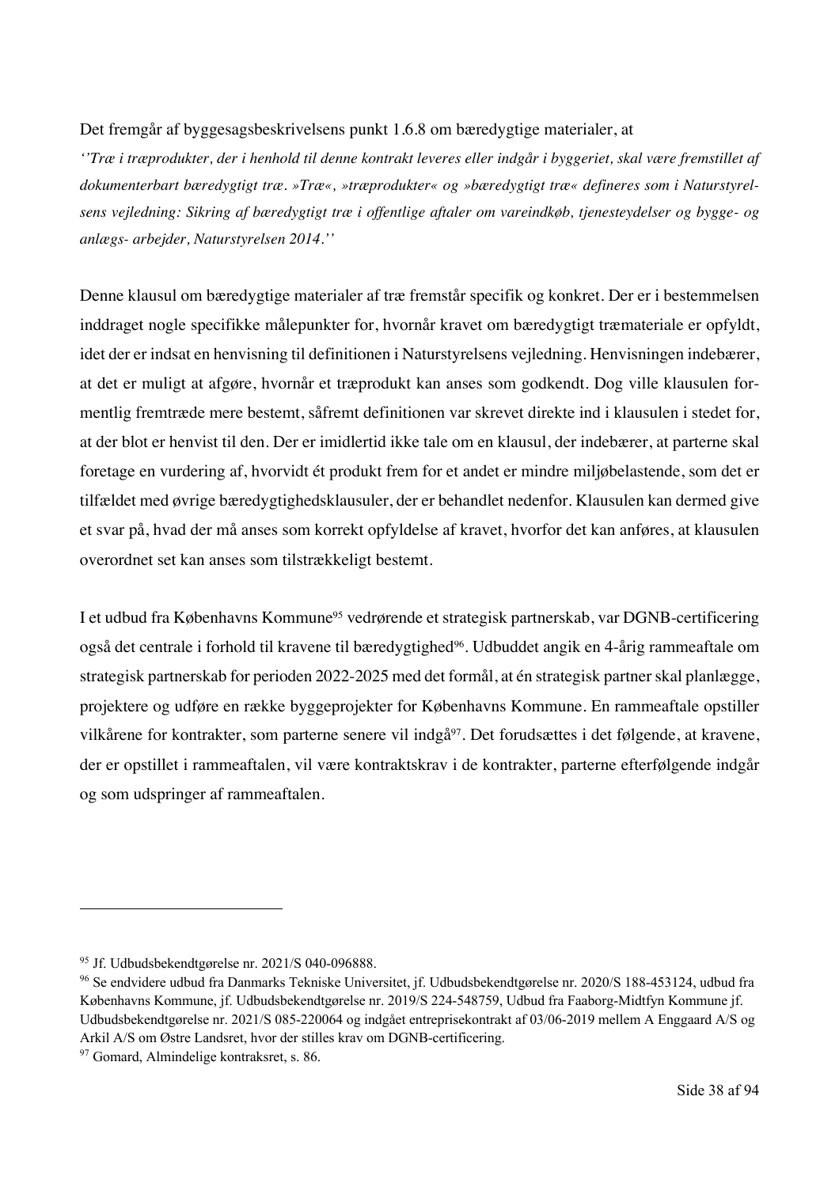Det fremgår af byggesagsbeskrivelsens punkt 1.6.8 om bæredygtige materialer, at

*''Træ i træprodukter, der i henhold til denne kontrakt leveres eller indgår i byggeriet, skal være fremstillet af dokumenterbart bæredygtigt træ. »Træ«, »træprodukter« og »bæredygtigt træ« defineres som i Naturstyrelsens vejledning: Sikring af bæredygtigt træ i offentlige aftaler om vareindkøb, tjenesteydelser og bygge- og anlægs- arbejder, Naturstyrelsen 2014.''*

Denne klausul om bæredygtige materialer af træ fremstår specifik og konkret. Der er i bestemmelsen inddraget nogle specifikke målepunkter for, hvornår kravet om bæredygtigt træmateriale er opfyldt, idet der er indsat en henvisning til definitionen i Naturstyrelsens vejledning. Henvisningen indebærer, at det er muligt at afgøre, hvornår et træprodukt kan anses som godkendt. Dog ville klausulen formentlig fremtræde mere bestemt, såfremt definitionen var skrevet direkte ind i klausulen i stedet for, at der blot er henvist til den. Der er imidlertid ikke tale om en klausul, der indebærer, at parterne skal foretage en vurdering af, hvorvidt ét produkt frem for et andet er mindre miljøbelastende, som det er tilfældet med øvrige bæredygtighedsklausuler, der er behandlet nedenfor. Klausulen kan dermed give et svar på, hvad der må anses som korrekt opfyldelse af kravet, hvorfor det kan anføres, at klausulen overordnet set kan anses som tilstrækkeligt bestemt.

I et udbud fra Københavns Kommune[95] vedrørende et strategisk partnerskab, var DGNB-certificering også det centrale i forhold til kravene til bæredygtighed[96]. Udbuddet angik en 4-årig rammeaftale om strategisk partnerskab for perioden 2022-2025 med det formål, at én strategisk partner skal planlægge, projektere og udføre en række byggeprojekter for Københavns Kommune. En rammeaftale opstiller vilkårene for kontrakter, som parterne senere vil indgå[97]. Det forudsættes i det følgende, at kravene, der er opstillet i rammeaftalen, vil være kontraktskrav i de kontrakter, parterne efterfølgende indgår og som udspringer af rammeaftalen.

---

[95] Jf. Udbudsbekendtgørelse nr. 2021/S 040-096888.

[96] Se endvidere udbud fra Danmarks Tekniske Universitet, jf. Udbudsbekendtgørelse nr. 2020/S 188-453124, udbud fra Københavns Kommune, jf. Udbudsbekendtgørelse nr. 2019/S 224-548759, Udbud fra Faaborg-Midtfyn Kommune jf. Udbudsbekendtgørelse nr. 2021/S 085-220064 og indgået entreprisekontrakt af 03/06-2019 mellem A Enggaard A/S og Arkil A/S om Østre Landsret, hvor der stilles krav om DGNB-certificering.

[97] Gomard, Almindelige kontraksret, s. 86.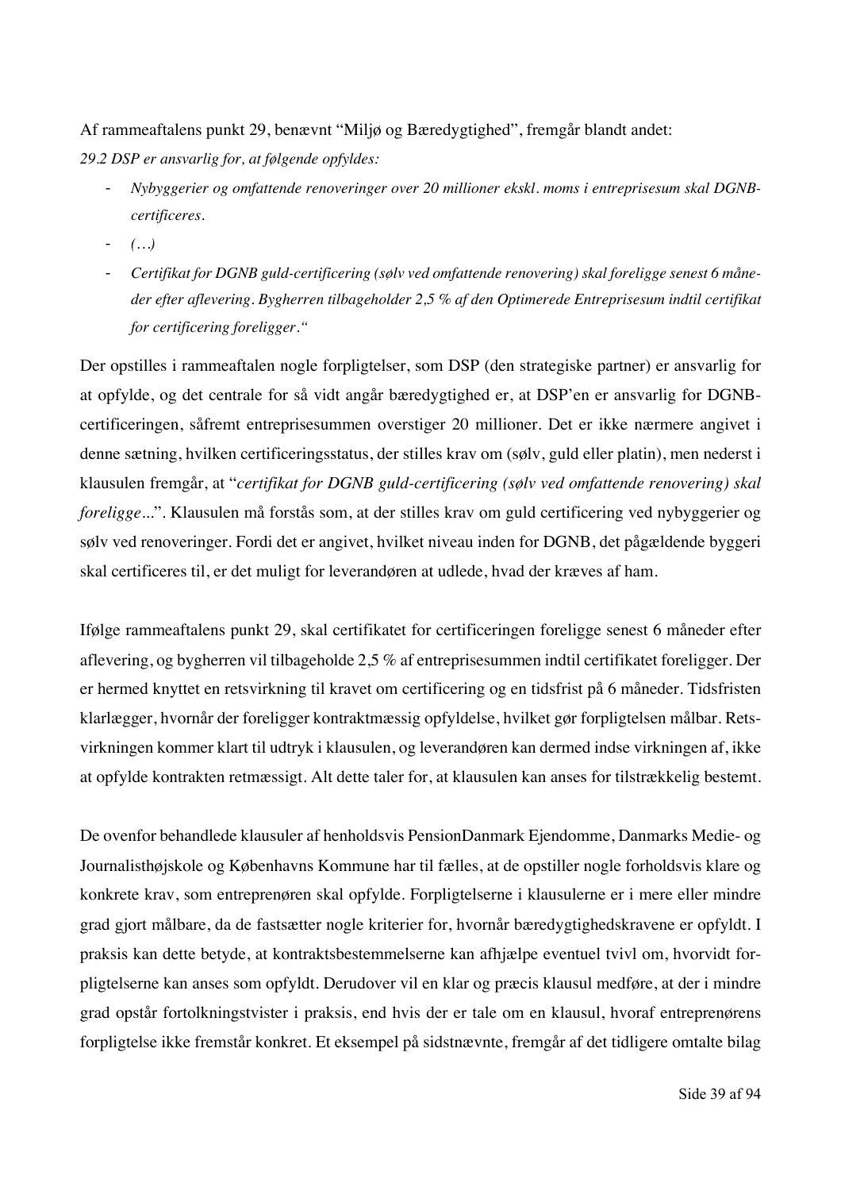Af rammeaftalens punkt 29, benævnt "Miljø og Bæredygtighed", fremgår blandt andet:

*29.2 DSP er ansvarlig for, at følgende opfyldes:*

- *Nybyggerier og omfattende renoveringer over 20 millioner ekskl. moms i entreprisesum skal DGNB-certificeres.*
- *(…)*
- *Certifikat for DGNB guld-certificering (sølv ved omfattende renovering) skal foreligge senest 6 måneder efter aflevering. Bygherren tilbageholder 2,5 % af den Optimerede Entreprisesum indtil certifikat for certificering foreligger."*

Der opstilles i rammeaftalen nogle forpligtelser, som DSP (den strategiske partner) er ansvarlig for at opfylde, og det centrale for så vidt angår bæredygtighed er, at DSP'en er ansvarlig for DGNB-certificeringen, såfremt entreprisesummen overstiger 20 millioner. Det er ikke nærmere angivet i denne sætning, hvilken certificeringsstatus, der stilles krav om (sølv, guld eller platin), men nederst i klausulen fremgår, at "*certifikat for DGNB guld-certificering (sølv ved omfattende renovering) skal foreligge…*". Klausulen må forstås som, at der stilles krav om guld certificering ved nybyggerier og sølv ved renoveringer. Fordi det er angivet, hvilket niveau inden for DGNB, det pågældende byggeri skal certificeres til, er det muligt for leverandøren at udlede, hvad der kræves af ham.

Ifølge rammeaftalens punkt 29, skal certifikatet for certificeringen foreligge senest 6 måneder efter aflevering, og bygherren vil tilbageholde 2,5 % af entreprisesummen indtil certifikatet foreligger. Der er hermed knyttet en retsvirkning til kravet om certificering og en tidsfrist på 6 måneder. Tidsfristen klarlægger, hvornår der foreligger kontraktmæssig opfyldelse, hvilket gør forpligtelsen målbar. Retsvirkningen kommer klart til udtryk i klausulen, og leverandøren kan dermed indse virkningen af, ikke at opfylde kontrakten retmæssigt. Alt dette taler for, at klausulen kan anses for tilstrækkelig bestemt.

De ovenfor behandlede klausuler af henholdsvis PensionDanmark Ejendomme, Danmarks Medie- og Journalisthøjskole og Københavns Kommune har til fælles, at de opstiller nogle forholdsvis klare og konkrete krav, som entreprenøren skal opfylde. Forpligtelserne i klausulerne er i mere eller mindre grad gjort målbare, da de fastsætter nogle kriterier for, hvornår bæredygtighedskravene er opfyldt. I praksis kan dette betyde, at kontraktsbestemmelserne kan afhjælpe eventuel tvivl om, hvorvidt forpligtelserne kan anses som opfyldt. Derudover vil en klar og præcis klausul medføre, at der i mindre grad opstår fortolkningstvister i praksis, end hvis der er tale om en klausul, hvoraf entreprenørens forpligtelse ikke fremstår konkret. Et eksempel på sidstnævnte, fremgår af det tidligere omtalte bilag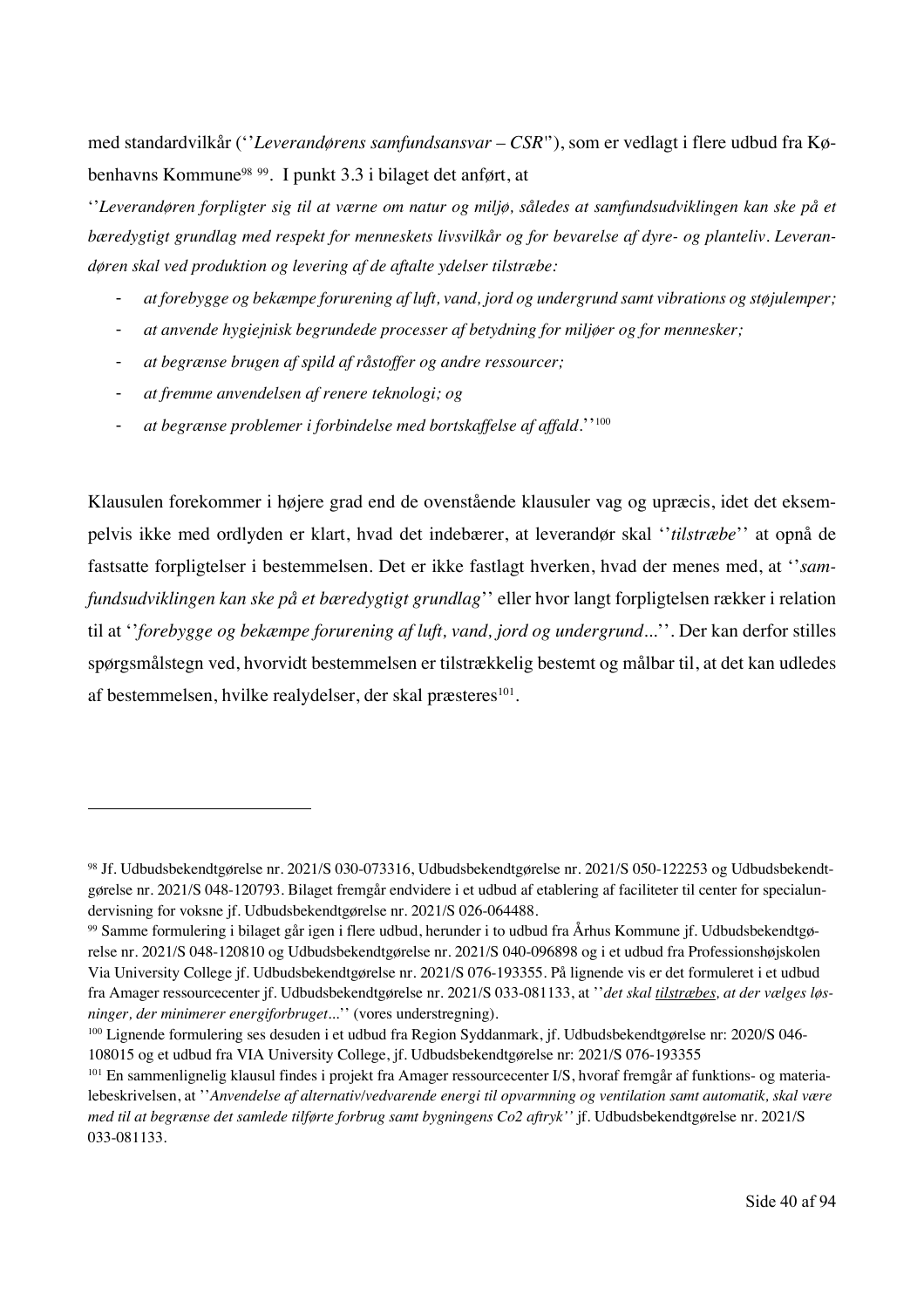med standardvilkår (''*Leverandørens samfundsansvar – CSR*''), som er vedlagt i flere udbud fra Københavns Kommune[98] [99]. I punkt 3.3 i bilaget det anført, at

''*Leverandøren forpligter sig til at værne om natur og miljø, således at samfundsudviklingen kan ske på et bæredygtigt grundlag med respekt for menneskets livsvilkår og for bevarelse af dyre- og planteliv. Leverandøren skal ved produktion og levering af de aftalte ydelser tilstræbe:*

- *at forebygge og bekæmpe forurening af luft, vand, jord og undergrund samt vibrations og støjulemper;*
- *at anvende hygiejnisk begrundede processer af betydning for miljøer og for mennesker;*
- *at begrænse brugen af spild af råstoffer og andre ressourcer;*
- *at fremme anvendelsen af renere teknologi; og*
- *at begrænse problemer i forbindelse med bortskaffelse af affald*.''[100]

Klausulen forekommer i højere grad end de ovenstående klausuler vag og upræcis, idet det eksempelvis ikke med ordlyden er klart, hvad det indebærer, at leverandør skal ''*tilstræbe*'' at opnå de fastsatte forpligtelser i bestemmelsen. Det er ikke fastlagt hverken, hvad der menes med, at ''*samfundsudviklingen kan ske på et bæredygtigt grundlag*'' eller hvor langt forpligtelsen rækker i relation til at ''*forebygge og bekæmpe forurening af luft, vand, jord og undergrund...*''. Der kan derfor stilles spørgsmålstegn ved, hvorvidt bestemmelsen er tilstrækkelig bestemt og målbar til, at det kan udledes af bestemmelsen, hvilke realydelser, der skal præsteres[101].

---

[98] Jf. Udbudsbekendtgørelse nr. 2021/S 030-073316, Udbudsbekendtgørelse nr. 2021/S 050-122253 og Udbudsbekendtgørelse nr. 2021/S 048-120793. Bilaget fremgår endvidere i et udbud af etablering af faciliteter til center for specialundervisning for voksne jf. Udbudsbekendtgørelse nr. 2021/S 026-064488.

[99] Samme formulering i bilaget går igen i flere udbud, herunder i to udbud fra Århus Kommune jf. Udbudsbekendtgørelse nr. 2021/S 048-120810 og Udbudsbekendtgørelse nr. 2021/S 040-096898 og i et udbud fra Professionshøjskolen Via University College jf. Udbudsbekendtgørelse nr. 2021/S 076-193355. På lignende vis er det formuleret i et udbud fra Amager ressourcecenter jf. Udbudsbekendtgørelse nr. 2021/S 033-081133, at ''*det skal <u>tilstræbes</u>, at der vælges løsninger, der minimerer energiforbruget...*'' (vores understregning).

[100] Lignende formulering ses desuden i et udbud fra Region Syddanmark, jf. Udbudsbekendtgørelse nr: 2020/S 046-108015 og et udbud fra VIA University College, jf. Udbudsbekendtgørelse nr: 2021/S 076-193355

[101] En sammenlignelig klausul findes i projekt fra Amager ressourcecenter I/S, hvoraf fremgår af funktions- og materialebeskrivelsen, at ''*Anvendelse af alternativ/vedvarende energi til opvarmning og ventilation samt automatik, skal være med til at begrænse det samlede tilførte forbrug samt bygningens Co2 aftryk''* jf. Udbudsbekendtgørelse nr. 2021/S 033-081133.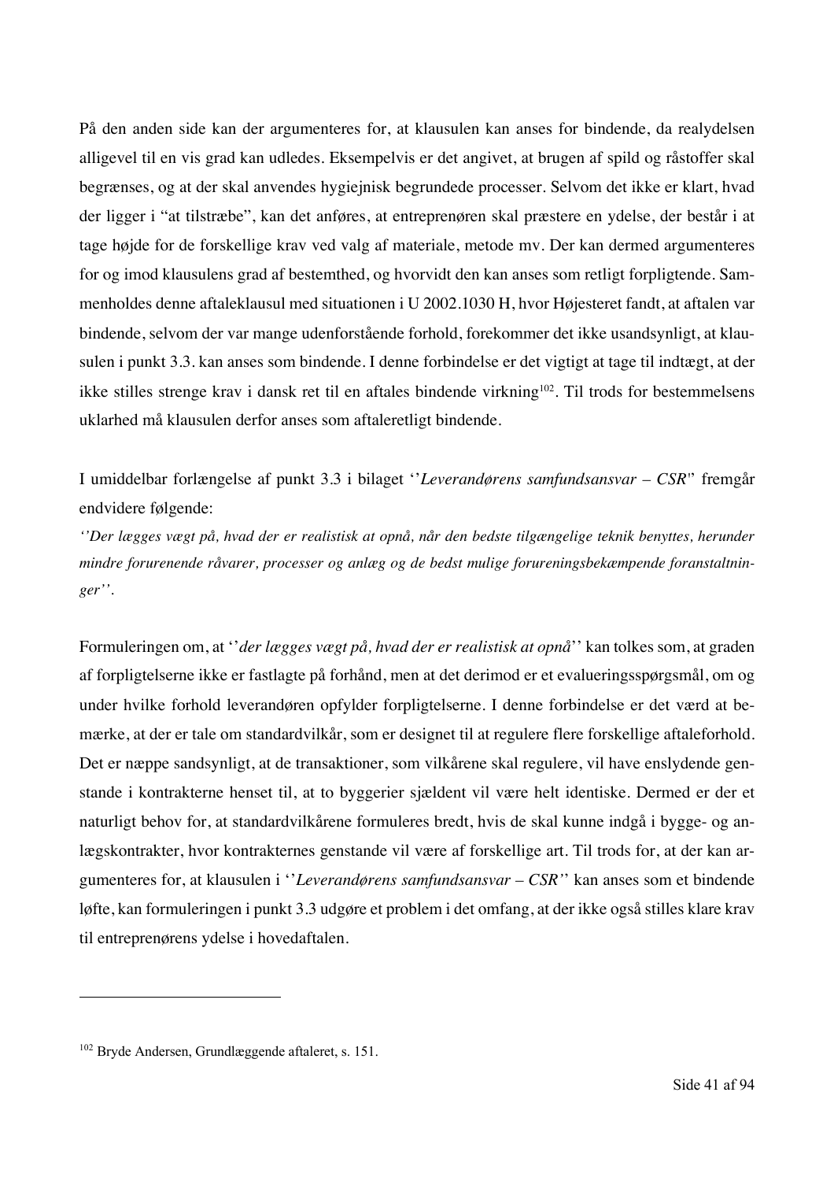På den anden side kan der argumenteres for, at klausulen kan anses for bindende, da realydelsen alligevel til en vis grad kan udledes. Eksempelvis er det angivet, at brugen af spild og råstoffer skal begrænses, og at der skal anvendes hygiejnisk begrundede processer. Selvom det ikke er klart, hvad der ligger i "at tilstræbe", kan det anføres, at entreprenøren skal præstere en ydelse, der består i at tage højde for de forskellige krav ved valg af materiale, metode mv. Der kan dermed argumenteres for og imod klausulens grad af bestemthed, og hvorvidt den kan anses som retligt forpligtende. Sammenholdes denne aftaleklausul med situationen i U 2002.1030 H, hvor Højesteret fandt, at aftalen var bindende, selvom der var mange udenforstående forhold, forekommer det ikke usandsynligt, at klausulen i punkt 3.3. kan anses som bindende. I denne forbindelse er det vigtigt at tage til indtægt, at der ikke stilles strenge krav i dansk ret til en aftales bindende virkning[102]. Til trods for bestemmelsens uklarhed må klausulen derfor anses som aftaleretligt bindende.

I umiddelbar forlængelse af punkt 3.3 i bilaget ''*Leverandørens samfundsansvar – CSR*'' fremgår endvidere følgende:

*''Der lægges vægt på, hvad der er realistisk at opnå, når den bedste tilgængelige teknik benyttes, herunder mindre forurenende råvarer, processer og anlæg og de bedst mulige forureningsbekæmpende foranstaltninger''.*

Formuleringen om, at ''*der lægges vægt på, hvad der er realistisk at opnå*'' kan tolkes som, at graden af forpligtelserne ikke er fastlagte på forhånd, men at det derimod er et evalueringsspørgsmål, om og under hvilke forhold leverandøren opfylder forpligtelserne. I denne forbindelse er det værd at bemærke, at der er tale om standardvilkår, som er designet til at regulere flere forskellige aftaleforhold. Det er næppe sandsynligt, at de transaktioner, som vilkårene skal regulere, vil have enslydende genstande i kontrakterne henset til, at to byggerier sjældent vil være helt identiske. Dermed er der et naturligt behov for, at standardvilkårene formuleres bredt, hvis de skal kunne indgå i bygge- og anlægskontrakter, hvor kontrakternes genstande vil være af forskellige art. Til trods for, at der kan argumenteres for, at klausulen i ''*Leverandørens samfundsansvar – CSR*'' kan anses som et bindende løfte, kan formuleringen i punkt 3.3 udgøre et problem i det omfang, at der ikke også stilles klare krav til entreprenørens ydelse i hovedaftalen.

---

[102] Bryde Andersen, Grundlæggende aftaleret, s. 151.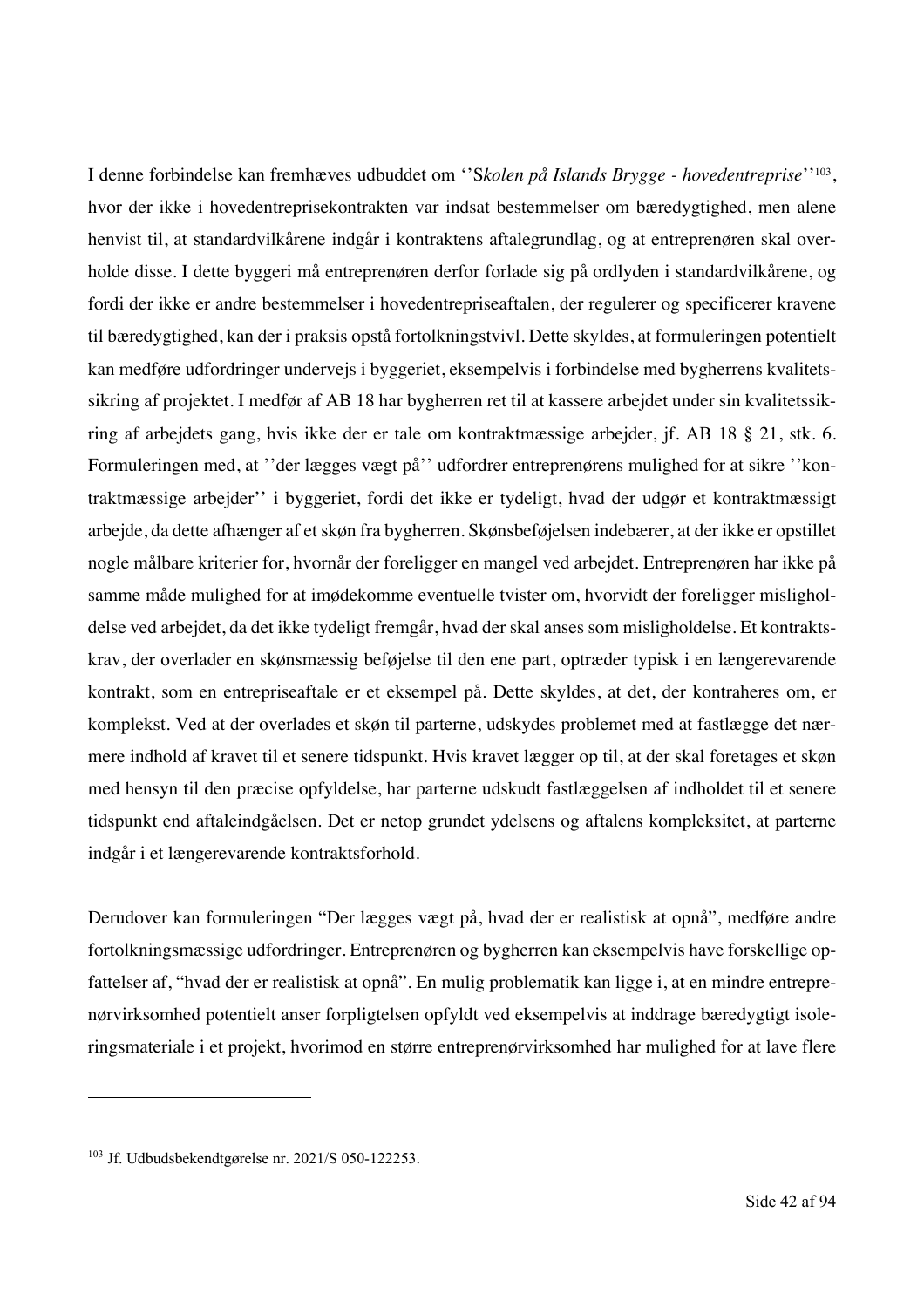I denne forbindelse kan fremhæves udbuddet om ''S*kolen på Islands Brygge - hovedentreprise*''[103], hvor der ikke i hovedentreprisekontrakten var indsat bestemmelser om bæredygtighed, men alene henvist til, at standardvilkårene indgår i kontraktens aftalegrundlag, og at entreprenøren skal overholde disse. I dette byggeri må entreprenøren derfor forlade sig på ordlyden i standardvilkårene, og fordi der ikke er andre bestemmelser i hovedentrepriseaftalen, der regulerer og specificerer kravene til bæredygtighed, kan der i praksis opstå fortolkningstvivl. Dette skyldes, at formuleringen potentielt kan medføre udfordringer undervejs i byggeriet, eksempelvis i forbindelse med bygherrens kvalitetssikring af projektet. I medfør af AB 18 har bygherren ret til at kassere arbejdet under sin kvalitetssikring af arbejdets gang, hvis ikke der er tale om kontraktmæssige arbejder, jf. AB 18 § 21, stk. 6. Formuleringen med, at ''der lægges vægt på'' udfordrer entreprenørens mulighed for at sikre ''kontraktmæssige arbejder'' i byggeriet, fordi det ikke er tydeligt, hvad der udgør et kontraktmæssigt arbejde, da dette afhænger af et skøn fra bygherren. Skønsbeføjelsen indebærer, at der ikke er opstillet nogle målbare kriterier for, hvornår der foreligger en mangel ved arbejdet. Entreprenøren har ikke på samme måde mulighed for at imødekomme eventuelle tvister om, hvorvidt der foreligger misligholdelse ved arbejdet, da det ikke tydeligt fremgår, hvad der skal anses som misligholdelse. Et kontraktskrav, der overlader en skønsmæssig beføjelse til den ene part, optræder typisk i en længerevarende kontrakt, som en entrepriseaftale er et eksempel på. Dette skyldes, at det, der kontraheres om, er komplekst. Ved at der overlades et skøn til parterne, udskydes problemet med at fastlægge det nærmere indhold af kravet til et senere tidspunkt. Hvis kravet lægger op til, at der skal foretages et skøn med hensyn til den præcise opfyldelse, har parterne udskudt fastlæggelsen af indholdet til et senere tidspunkt end aftaleindgåelsen. Det er netop grundet ydelsens og aftalens kompleksitet, at parterne indgår i et længerevarende kontraktsforhold.

Derudover kan formuleringen "Der lægges vægt på, hvad der er realistisk at opnå", medføre andre fortolkningsmæssige udfordringer. Entreprenøren og bygherren kan eksempelvis have forskellige opfattelser af, "hvad der er realistisk at opnå". En mulig problematik kan ligge i, at en mindre entreprenørvirksomhed potentielt anser forpligtelsen opfyldt ved eksempelvis at inddrage bæredygtigt isoleringsmateriale i et projekt, hvorimod en større entreprenørvirksomhed har mulighed for at lave flere

---

[103] Jf. Udbudsbekendtgørelse nr. 2021/S 050-122253.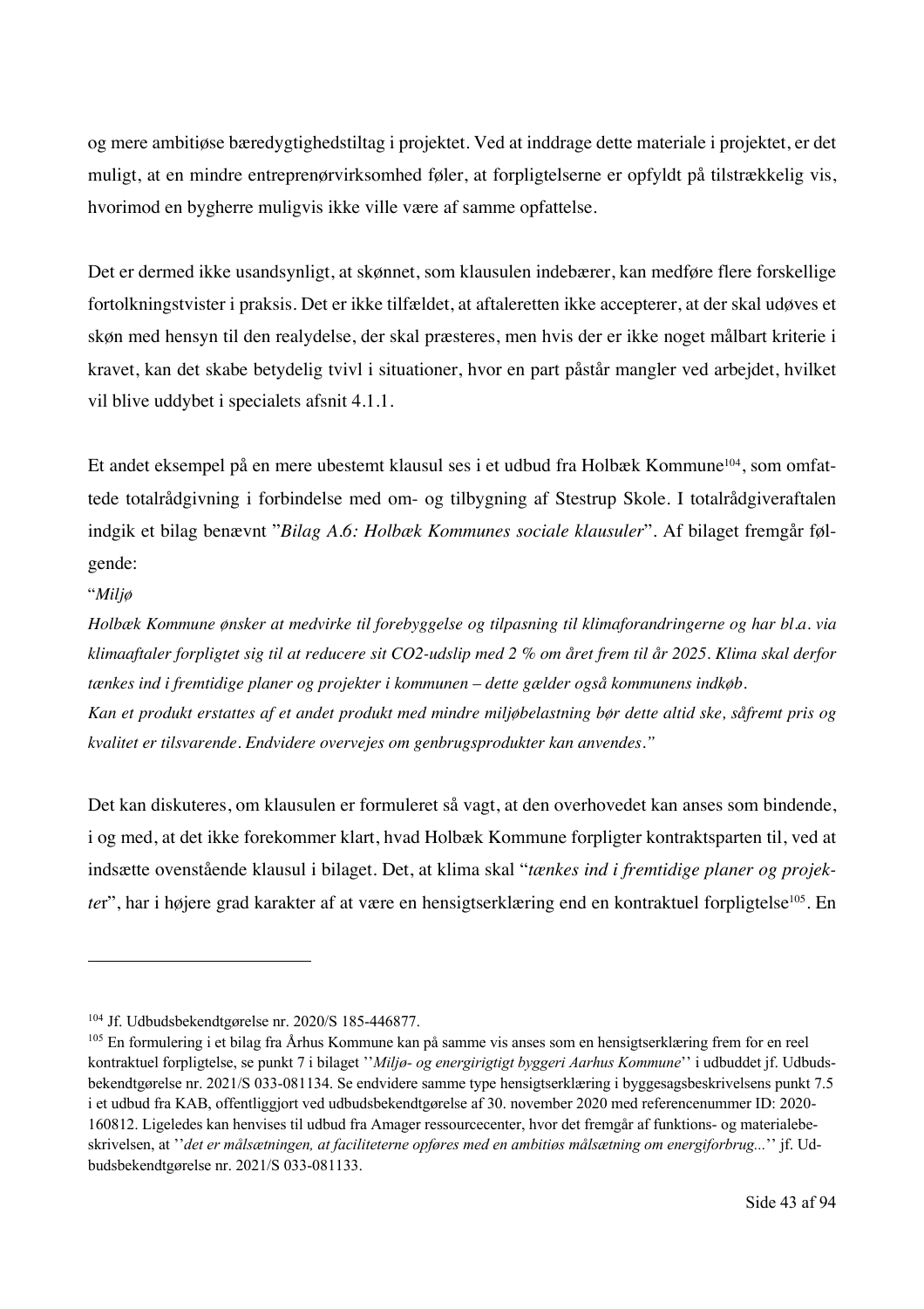og mere ambitiøse bæredygtighedstiltag i projektet. Ved at inddrage dette materiale i projektet, er det muligt, at en mindre entreprenørvirksomhed føler, at forpligtelserne er opfyldt på tilstrækkelig vis, hvorimod en bygherre muligvis ikke ville være af samme opfattelse.

Det er dermed ikke usandsynligt, at skønnet, som klausulen indebærer, kan medføre flere forskellige fortolkningstvister i praksis. Det er ikke tilfældet, at aftaleretten ikke accepterer, at der skal udøves et skøn med hensyn til den realydelse, der skal præsteres, men hvis der er ikke noget målbart kriterie i kravet, kan det skabe betydelig tvivl i situationer, hvor en part påstår mangler ved arbejdet, hvilket vil blive uddybet i specialets afsnit 4.1.1.

Et andet eksempel på en mere ubestemt klausul ses i et udbud fra Holbæk Kommune[104], som omfattede totalrådgivning i forbindelse med om- og tilbygning af Stestrup Skole. I totalrådgiveraftalen indgik et bilag benævnt "*Bilag A.6: Holbæk Kommunes sociale klausuler*". Af bilaget fremgår følgende:

"*Miljø*

*Holbæk Kommune ønsker at medvirke til forebyggelse og tilpasning til klimaforandringerne og har bl.a. via klimaaftaler forpligtet sig til at reducere sit CO2-udslip med 2 % om året frem til år 2025. Klima skal derfor tænkes ind i fremtidige planer og projekter i kommunen – dette gælder også kommunens indkøb.*

*Kan et produkt erstattes af et andet produkt med mindre miljøbelastning bør dette altid ske, såfremt pris og kvalitet er tilsvarende. Endvidere overvejes om genbrugsprodukter kan anvendes."*

Det kan diskuteres, om klausulen er formuleret så vagt, at den overhovedet kan anses som bindende, i og med, at det ikke forekommer klart, hvad Holbæk Kommune forpligter kontraktsparten til, ved at indsætte ovenstående klausul i bilaget. Det, at klima skal "*tænkes ind i fremtidige planer og projekter*", har i højere grad karakter af at være en hensigtserklæring end en kontraktuel forpligtelse[105]. En

---

[104] Jf. Udbudsbekendtgørelse nr. 2020/S 185-446877.

[105] En formulering i et bilag fra Århus Kommune kan på samme vis anses som en hensigtserklæring frem for en reel kontraktuel forpligtelse, se punkt 7 i bilaget ''*Miljø- og energirigtigt byggeri Aarhus Kommune*'' i udbuddet jf. Udbudsbekendtgørelse nr. 2021/S 033-081134. Se endvidere samme type hensigtserklæring i byggesagsbeskrivelsens punkt 7.5 i et udbud fra KAB, offentliggjort ved udbudsbekendtgørelse af 30. november 2020 med referencenummer ID: 2020-160812. Ligeledes kan henvises til udbud fra Amager ressourcecenter, hvor det fremgår af funktions- og materialebeskrivelsen, at ''*det er målsætningen, at faciliteterne opføres med en ambitiøs målsætning om energiforbrug...*'' jf. Udbudsbekendtgørelse nr. 2021/S 033-081133.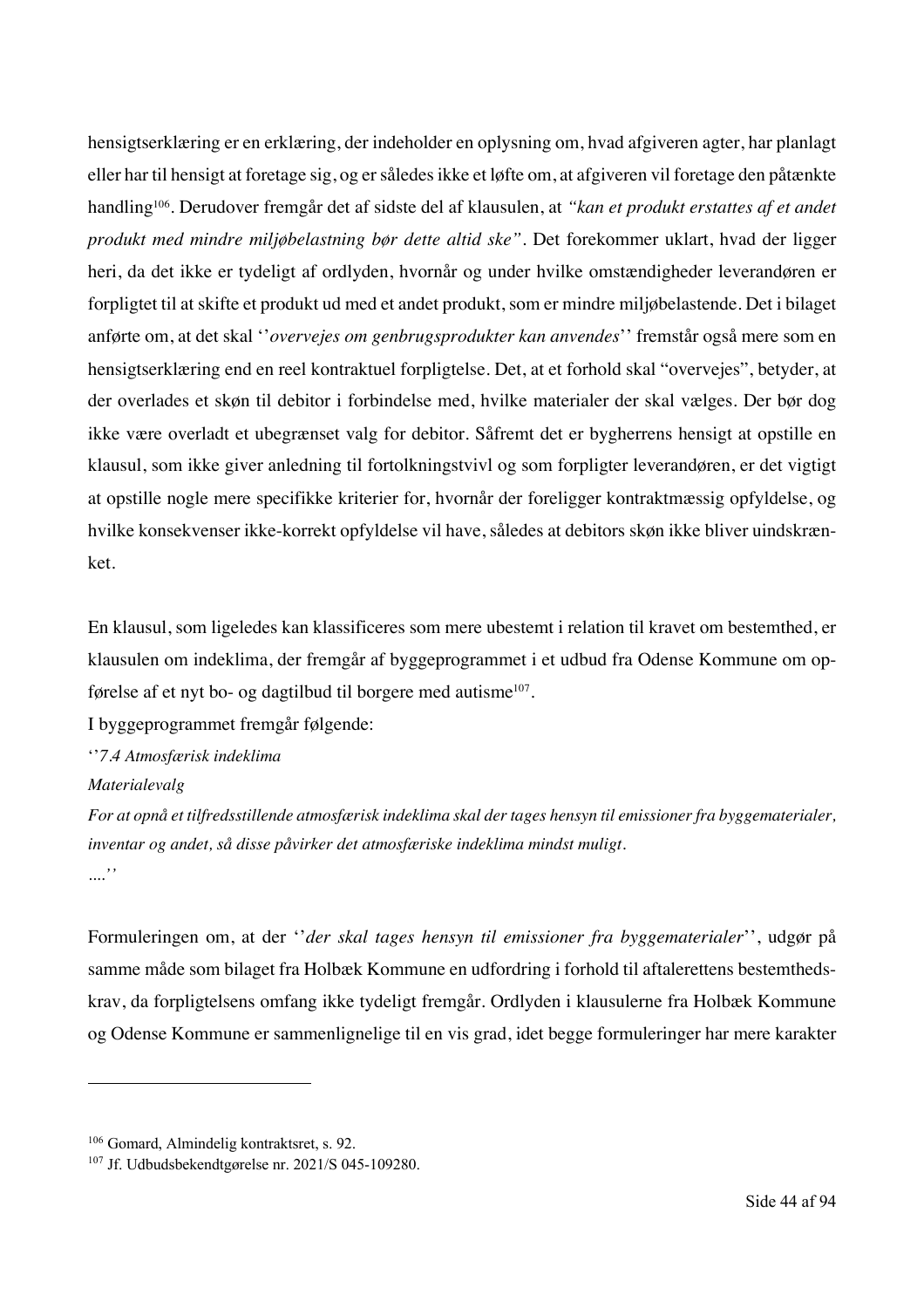hensigtserklæring er en erklæring, der indeholder en oplysning om, hvad afgiveren agter, har planlagt eller har til hensigt at foretage sig, og er således ikke et løfte om, at afgiveren vil foretage den påtænkte handling[106]. Derudover fremgår det af sidste del af klausulen, at *"kan et produkt erstattes af et andet produkt med mindre miljøbelastning bør dette altid ske"*. Det forekommer uklart, hvad der ligger heri, da det ikke er tydeligt af ordlyden, hvornår og under hvilke omstændigheder leverandøren er forpligtet til at skifte et produkt ud med et andet produkt, som er mindre miljøbelastende. Det i bilaget anførte om, at det skal ''*overvejes om genbrugsprodukter kan anvendes*'' fremstår også mere som en hensigtserklæring end en reel kontraktuel forpligtelse. Det, at et forhold skal "overvejes", betyder, at der overlades et skøn til debitor i forbindelse med, hvilke materialer der skal vælges. Der bør dog ikke være overladt et ubegrænset valg for debitor. Såfremt det er bygherrens hensigt at opstille en klausul, som ikke giver anledning til fortolkningstvivl og som forpligter leverandøren, er det vigtigt at opstille nogle mere specifikke kriterier for, hvornår der foreligger kontraktmæssig opfyldelse, og hvilke konsekvenser ikke-korrekt opfyldelse vil have, således at debitors skøn ikke bliver uindskrænket.

En klausul, som ligeledes kan klassificeres som mere ubestemt i relation til kravet om bestemthed, er klausulen om indeklima, der fremgår af byggeprogrammet i et udbud fra Odense Kommune om opførelse af et nyt bo- og dagtilbud til borgere med autisme[107].

I byggeprogrammet fremgår følgende:

''*7.4 Atmosfærisk indeklima*

*Materialevalg*

*For at opnå et tilfredsstillende atmosfærisk indeklima skal der tages hensyn til emissioner fra byggematerialer, inventar og andet, så disse påvirker det atmosfæriske indeklima mindst muligt.*

*....*''

Formuleringen om, at der ''*der skal tages hensyn til emissioner fra byggematerialer*'', udgør på samme måde som bilaget fra Holbæk Kommune en udfordring i forhold til aftalerettens bestemthedskrav, da forpligtelsens omfang ikke tydeligt fremgår. Ordlyden i klausulerne fra Holbæk Kommune og Odense Kommune er sammenlignelige til en vis grad, idet begge formuleringer har mere karakter

---

[106] Gomard, Almindelig kontraktsret, s. 92.

[107] Jf. Udbudsbekendtgørelse nr. 2021/S 045-109280.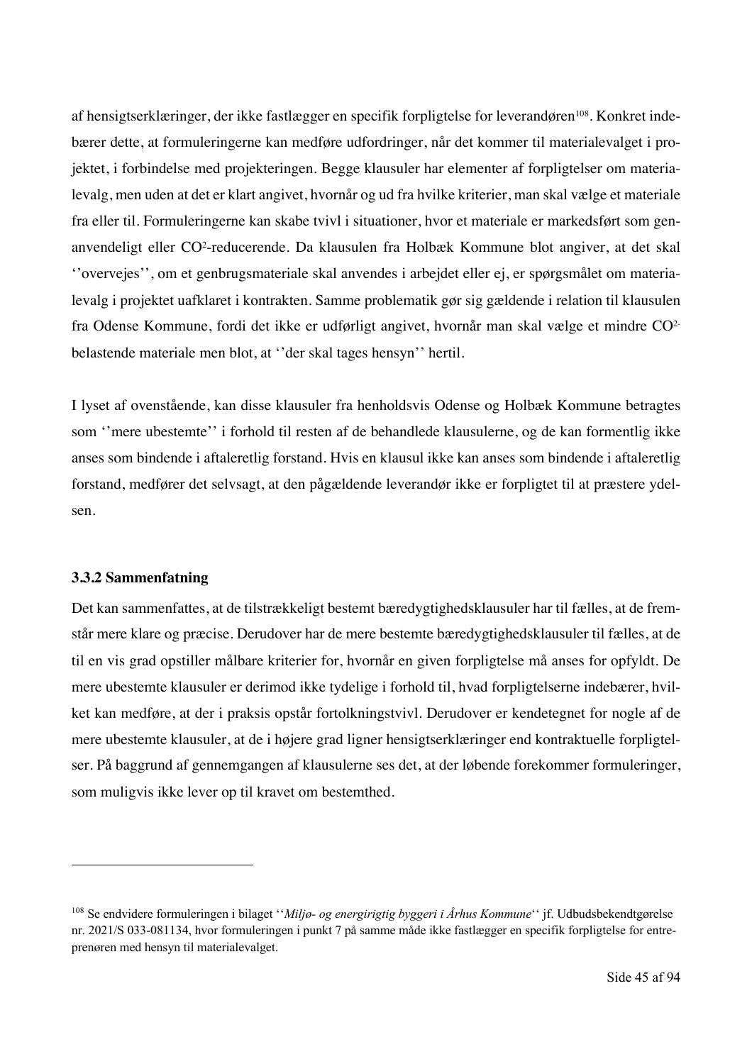af hensigtserklæringer, der ikke fastlægger en specifik forpligtelse for leverandøren[108]. Konkret indebærer dette, at formuleringerne kan medføre udfordringer, når det kommer til materialevalget i projektet, i forbindelse med projekteringen. Begge klausuler har elementer af forpligtelser om materialevalg, men uden at det er klart angivet, hvornår og ud fra hvilke kriterier, man skal vælge et materiale fra eller til. Formuleringerne kan skabe tvivl i situationer, hvor et materiale er markedsført som genanvendeligt eller $CO^2$-reducerende. Da klausulen fra Holbæk Kommune blot angiver, at det skal ''overvejes'', om et genbrugsmateriale skal anvendes i arbejdet eller ej, er spørgsmålet om materialevalg i projektet uafklaret i kontrakten. Samme problematik gør sig gældende i relation til klausulen fra Odense Kommune, fordi det ikke er udførligt angivet, hvornår man skal vælge et mindre $CO^{2-}$ belastende materiale men blot, at ''der skal tages hensyn'' hertil.

I lyset af ovenstående, kan disse klausuler fra henholdsvis Odense og Holbæk Kommune betragtes som ''mere ubestemte'' i forhold til resten af de behandlede klausulerne, og de kan formentlig ikke anses som bindende i aftaleretlig forstand. Hvis en klausul ikke kan anses som bindende i aftaleretlig forstand, medfører det selvsagt, at den pågældende leverandør ikke er forpligtet til at præstere ydelsen.

### 3.3.2 Sammenfatning

Det kan sammenfattes, at de tilstrækkeligt bestemt bæredygtighedsklausuler har til fælles, at de fremstår mere klare og præcise. Derudover har de mere bestemte bæredygtighedsklausuler til fælles, at de til en vis grad opstiller målbare kriterier for, hvornår en given forpligtelse må anses for opfyldt. De mere ubestemte klausuler er derimod ikke tydelige i forhold til, hvad forpligtelserne indebærer, hvilket kan medføre, at der i praksis opstår fortolkningstvivl. Derudover er kendetegnet for nogle af de mere ubestemte klausuler, at de i højere grad ligner hensigtserklæringer end kontraktuelle forpligtelser. På baggrund af gennemgangen af klausulerne ses det, at der løbende forekommer formuleringer, som muligvis ikke lever op til kravet om bestemthed.

---

[108] Se endvidere formuleringen i bilaget ''*Miljø- og energirigtig byggeri i Århus Kommune*'' jf. Udbudsbekendtgørelse nr. 2021/S 033-081134, hvor formuleringen i punkt 7 på samme måde ikke fastlægger en specifik forpligtelse for entreprenøren med hensyn til materialevalget.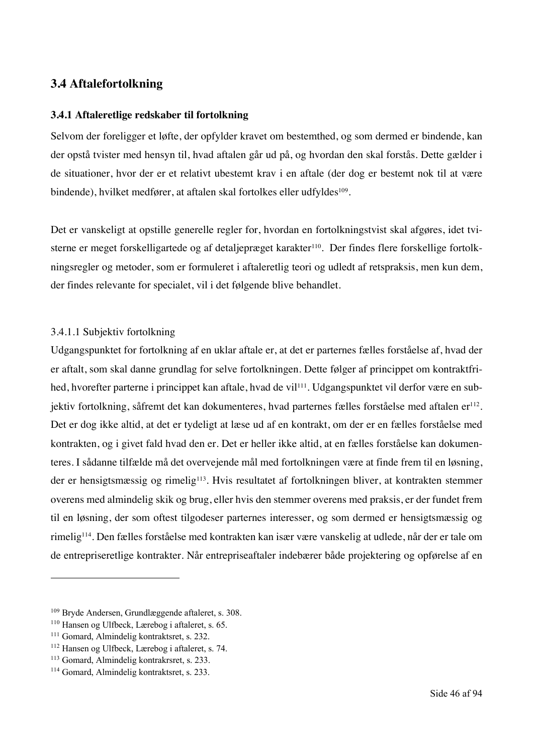## 3.4 Aftalefortolkning

### 3.4.1 Aftaleretlige redskaber til fortolkning

Selvom der foreligger et løfte, der opfylder kravet om bestemthed, og som dermed er bindende, kan der opstå tvister med hensyn til, hvad aftalen går ud på, og hvordan den skal forstås. Dette gælder i de situationer, hvor der er et relativt ubestemt krav i en aftale (der dog er bestemt nok til at være bindende), hvilket medfører, at aftalen skal fortolkes eller udfyldes[109].

Det er vanskeligt at opstille generelle regler for, hvordan en fortolkningstvist skal afgøres, idet tvisterne er meget forskelligartede og af detaljepræget karakter[110]. Der findes flere forskellige fortolkningsregler og metoder, som er formuleret i aftaleretlig teori og udledt af retspraksis, men kun dem, der findes relevante for specialet, vil i det følgende blive behandlet.

#### 3.4.1.1 Subjektiv fortolkning

Udgangspunktet for fortolkning af en uklar aftale er, at det er parternes fælles forståelse af, hvad der er aftalt, som skal danne grundlag for selve fortolkningen. Dette følger af princippet om kontraktfrihed, hvorefter parterne i princippet kan aftale, hvad de vil[111]. Udgangspunktet vil derfor være en subjektiv fortolkning, såfremt det kan dokumenteres, hvad parternes fælles forståelse med aftalen er[112]. Det er dog ikke altid, at det er tydeligt at læse ud af en kontrakt, om der er en fælles forståelse med kontrakten, og i givet fald hvad den er. Det er heller ikke altid, at en fælles forståelse kan dokumenteres. I sådanne tilfælde må det overvejende mål med fortolkningen være at finde frem til en løsning, der er hensigtsmæssig og rimelig[113]. Hvis resultatet af fortolkningen bliver, at kontrakten stemmer overens med almindelig skik og brug, eller hvis den stemmer overens med praksis, er der fundet frem til en løsning, der som oftest tilgodeser parternes interesser, og som dermed er hensigtsmæssig og rimelig[114]. Den fælles forståelse med kontrakten kan især være vanskelig at udlede, når der er tale om de entrepriseretlige kontrakter. Når entrepriseaftaler indebærer både projektering og opførelse af en

---

[109] Bryde Andersen, Grundlæggende aftaleret, s. 308.
[110] Hansen og Ulfbeck, Lærebog i aftaleret, s. 65.
[111] Gomard, Almindelig kontraktsret, s. 232.
[112] Hansen og Ulfbeck, Lærebog i aftaleret, s. 74.
[113] Gomard, Almindelig kontrakrsret, s. 233.
[114] Gomard, Almindelig kontraktsret, s. 233.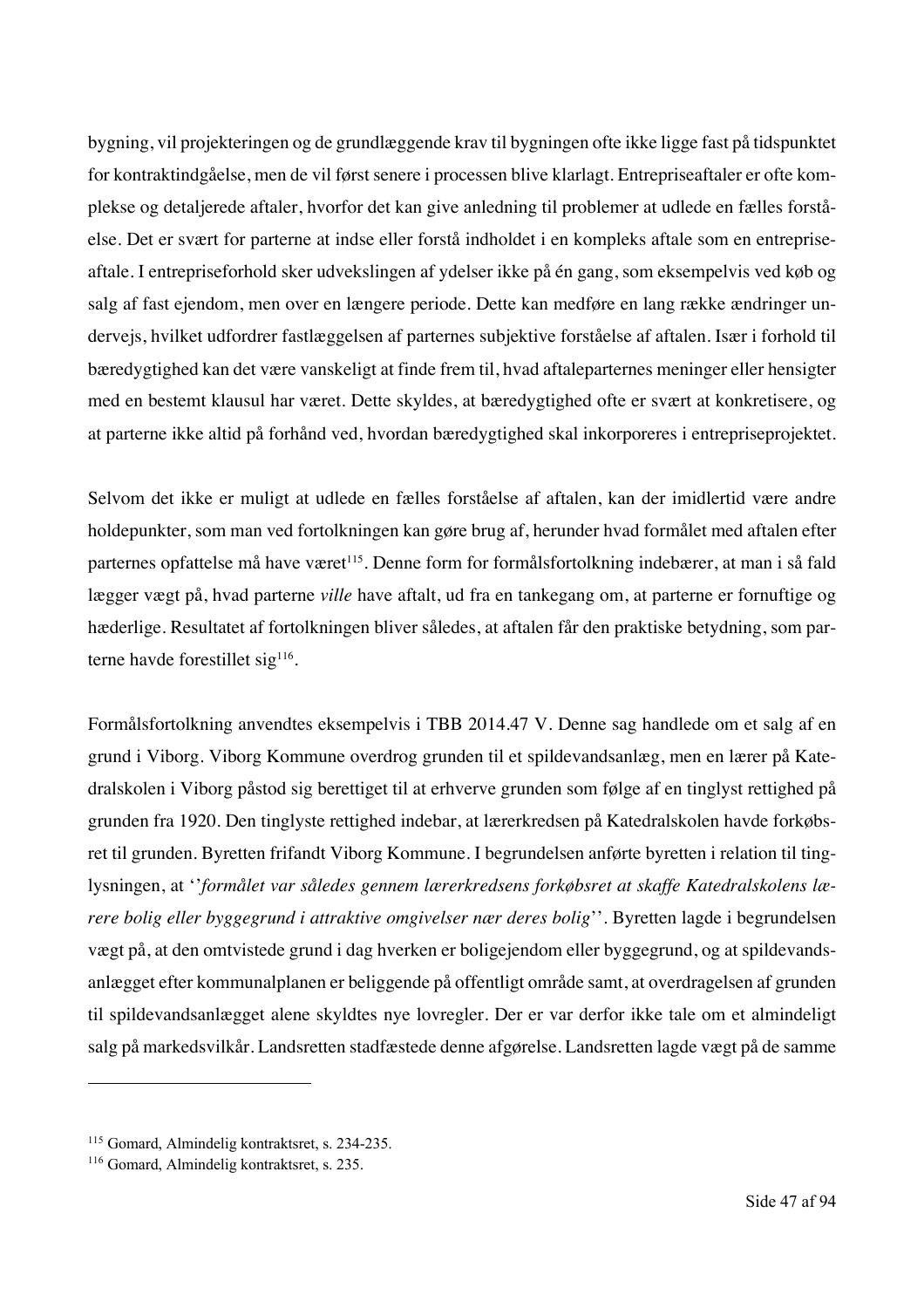bygning, vil projekteringen og de grundlæggende krav til bygningen ofte ikke ligge fast på tidspunktet for kontraktindgåelse, men de vil først senere i processen blive klarlagt. Entrepriseaftaler er ofte komplekse og detaljerede aftaler, hvorfor det kan give anledning til problemer at udlede en fælles forståelse. Det er svært for parterne at indse eller forstå indholdet i en kompleks aftale som en entrepriseaftale. I entrepriseforhold sker udvekslingen af ydelser ikke på én gang, som eksempelvis ved køb og salg af fast ejendom, men over en længere periode. Dette kan medføre en lang række ændringer undervejs, hvilket udfordrer fastlæggelsen af parternes subjektive forståelse af aftalen. Især i forhold til bæredygtighed kan det være vanskeligt at finde frem til, hvad aftaleparternes meninger eller hensigter med en bestemt klausul har været. Dette skyldes, at bæredygtighed ofte er svært at konkretisere, og at parterne ikke altid på forhånd ved, hvordan bæredygtighed skal inkorporeres i entrepriseprojektet.

Selvom det ikke er muligt at udlede en fælles forståelse af aftalen, kan der imidlertid være andre holdepunkter, som man ved fortolkningen kan gøre brug af, herunder hvad formålet med aftalen efter parternes opfattelse må have været[115]. Denne form for formålsfortolkning indebærer, at man i så fald lægger vægt på, hvad parterne *ville* have aftalt, ud fra en tankegang om, at parterne er fornuftige og hæderlige. Resultatet af fortolkningen bliver således, at aftalen får den praktiske betydning, som parterne havde forestillet sig[116].

Formålsfortolkning anvendtes eksempelvis i TBB 2014.47 V. Denne sag handlede om et salg af en grund i Viborg. Viborg Kommune overdrog grunden til et spildevandsanlæg, men en lærer på Katedralskolen i Viborg påstod sig berettiget til at erhverve grunden som følge af en tinglyst rettighed på grunden fra 1920. Den tinglyste rettighed indebar, at lærerkredsen på Katedralskolen havde forkøbsret til grunden. Byretten frifandt Viborg Kommune. I begrundelsen anførte byretten i relation til tinglysningen, at ''*formålet var således gennem lærerkredsens forkøbsret at skaffe Katedralskolens lærere bolig eller byggegrund i attraktive omgivelser nær deres bolig*''. Byretten lagde i begrundelsen vægt på, at den omtvistede grund i dag hverken er boligejendom eller byggegrund, og at spildevandsanlægget efter kommunalplanen er beliggende på offentligt område samt, at overdragelsen af grunden til spildevandsanlægget alene skyldtes nye lovregler. Der er var derfor ikke tale om et almindeligt salg på markedsvilkår. Landsretten stadfæstede denne afgørelse. Landsretten lagde vægt på de samme

---

[115] Gomard, Almindelig kontraktsret, s. 234-235.

[116] Gomard, Almindelig kontraktsret, s. 235.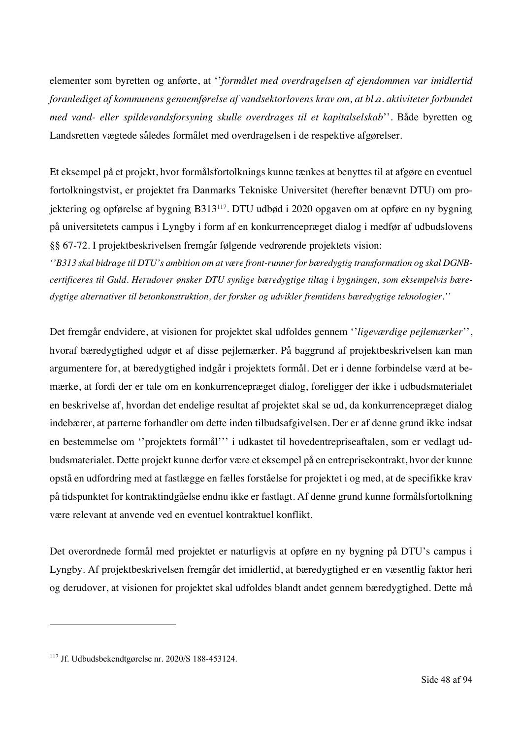elementer som byretten og anførte, at ''*formålet med overdragelsen af ejendommen var imidlertid foranlediget af kommunens gennemførelse af vandsektorlovens krav om, at bl.a. aktiviteter forbundet med vand- eller spildevandsforsyning skulle overdrages til et kapitalselskab*''. Både byretten og Landsretten vægtede således formålet med overdragelsen i de respektive afgørelser.

Et eksempel på et projekt, hvor formålsfortolknings kunne tænkes at benyttes til at afgøre en eventuel fortolkningstvist, er projektet fra Danmarks Tekniske Universitet (herefter benævnt DTU) om projektering og opførelse af bygning B313[117]. DTU udbød i 2020 opgaven om at opføre en ny bygning på universitetets campus i Lyngby i form af en konkurrencepræget dialog i medfør af udbudslovens §§ 67-72. I projektbeskrivelsen fremgår følgende vedrørende projektets vision:

*''B313 skal bidrage til DTU's ambition om at være front-runner for bæredygtig transformation og skal DGNB-certificeres til Guld. Herudover ønsker DTU synlige bæredygtige tiltag i bygningen, som eksempelvis bæredygtige alternativer til betonkonstruktion, der forsker og udvikler fremtidens bæredygtige teknologier.''*

Det fremgår endvidere, at visionen for projektet skal udfoldes gennem ''*ligeværdige pejlemærker*'', hvoraf bæredygtighed udgør et af disse pejlemærker. På baggrund af projektbeskrivelsen kan man argumentere for, at bæredygtighed indgår i projektets formål. Det er i denne forbindelse værd at bemærke, at fordi der er tale om en konkurrencepræget dialog, foreligger der ikke i udbudsmaterialet en beskrivelse af, hvordan det endelige resultat af projektet skal se ud, da konkurrencepræget dialog indebærer, at parterne forhandler om dette inden tilbudsafgivelsen. Der er af denne grund ikke indsat en bestemmelse om ''projektets formål''' i udkastet til hovedentrepriseaftalen, som er vedlagt udbudsmaterialet. Dette projekt kunne derfor være et eksempel på en entreprisekontrakt, hvor der kunne opstå en udfordring med at fastlægge en fælles forståelse for projektet i og med, at de specifikke krav på tidspunktet for kontraktindgåelse endnu ikke er fastlagt. Af denne grund kunne formålsfortolkning være relevant at anvende ved en eventuel kontraktuel konflikt.

Det overordnede formål med projektet er naturligvis at opføre en ny bygning på DTU's campus i Lyngby. Af projektbeskrivelsen fremgår det imidlertid, at bæredygtighed er en væsentlig faktor heri og derudover, at visionen for projektet skal udfoldes blandt andet gennem bæredygtighed. Dette må

---

[117] Jf. Udbudsbekendtgørelse nr. 2020/S 188-453124.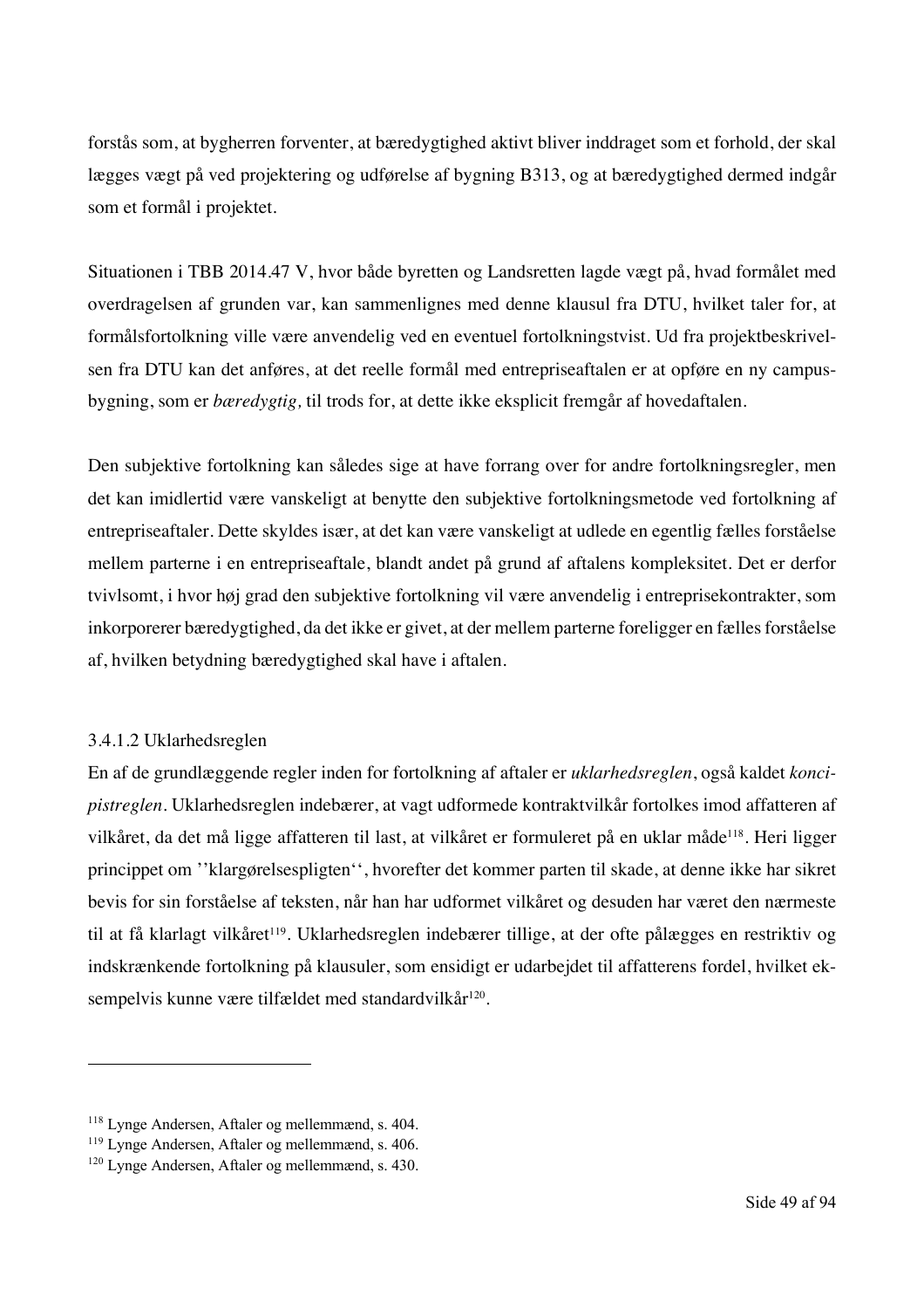forstås som, at bygherren forventer, at bæredygtighed aktivt bliver inddraget som et forhold, der skal lægges vægt på ved projektering og udførelse af bygning B313, og at bæredygtighed dermed indgår som et formål i projektet.

Situationen i TBB 2014.47 V, hvor både byretten og Landsretten lagde vægt på, hvad formålet med overdragelsen af grunden var, kan sammenlignes med denne klausul fra DTU, hvilket taler for, at formålsfortolkning ville være anvendelig ved en eventuel fortolkningstvist. Ud fra projektbeskrivelsen fra DTU kan det anføres, at det reelle formål med entrepriseaftalen er at opføre en ny campusbygning, som er *bæredygtig,* til trods for, at dette ikke eksplicit fremgår af hovedaftalen.

Den subjektive fortolkning kan således sige at have forrang over for andre fortolkningsregler, men det kan imidlertid være vanskeligt at benytte den subjektive fortolkningsmetode ved fortolkning af entrepriseaftaler. Dette skyldes især, at det kan være vanskeligt at udlede en egentlig fælles forståelse mellem parterne i en entrepriseaftale, blandt andet på grund af aftalens kompleksitet. Det er derfor tvivlsomt, i hvor høj grad den subjektive fortolkning vil være anvendelig i entreprisekontrakter, som inkorporerer bæredygtighed, da det ikke er givet, at der mellem parterne foreligger en fælles forståelse af, hvilken betydning bæredygtighed skal have i aftalen.

#### 3.4.1.2 Uklarhedsreglen

En af de grundlæggende regler inden for fortolkning af aftaler er *uklarhedsreglen*, også kaldet *koncipistreglen*. Uklarhedsreglen indebærer, at vagt udformede kontraktvilkår fortolkes imod affatteren af vilkåret, da det må ligge affatteren til last, at vilkåret er formuleret på en uklar måde[118]. Heri ligger princippet om ''klargørelsespligten'', hvorefter det kommer parten til skade, at denne ikke har sikret bevis for sin forståelse af teksten, når han har udformet vilkåret og desuden har været den nærmeste til at få klarlagt vilkåret[119]. Uklarhedsreglen indebærer tillige, at der ofte pålægges en restriktiv og indskrænkende fortolkning på klausuler, som ensidigt er udarbejdet til affatterens fordel, hvilket eksempelvis kunne være tilfældet med standardvilkår[120].

---

[118] Lynge Andersen, Aftaler og mellemmænd, s. 404.
[119] Lynge Andersen, Aftaler og mellemmænd, s. 406.
[120] Lynge Andersen, Aftaler og mellemmænd, s. 430.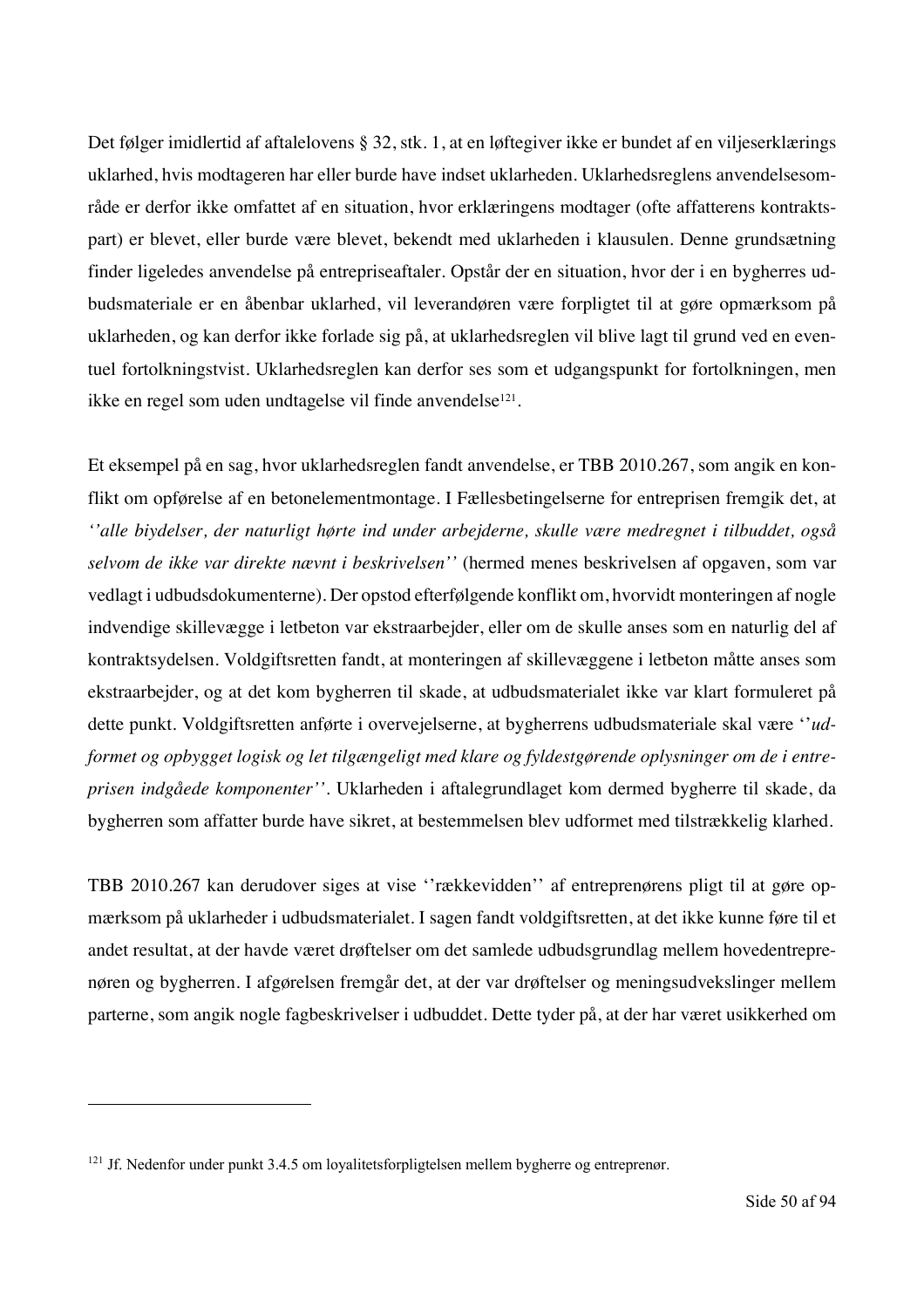Det følger imidlertid af aftalelovens § 32, stk. 1, at en løftegiver ikke er bundet af en viljeserklærings uklarhed, hvis modtageren har eller burde have indset uklarheden. Uklarhedsreglens anvendelsesområde er derfor ikke omfattet af en situation, hvor erklæringens modtager (ofte affatterens kontraktspart) er blevet, eller burde være blevet, bekendt med uklarheden i klausulen. Denne grundsætning finder ligeledes anvendelse på entrepriseaftaler. Opstår der en situation, hvor der i en bygherres udbudsmateriale er en åbenbar uklarhed, vil leverandøren være forpligtet til at gøre opmærksom på uklarheden, og kan derfor ikke forlade sig på, at uklarhedsreglen vil blive lagt til grund ved en eventuel fortolkningstvist. Uklarhedsreglen kan derfor ses som et udgangspunkt for fortolkningen, men ikke en regel som uden undtagelse vil finde anvendelse[121].

Et eksempel på en sag, hvor uklarhedsreglen fandt anvendelse, er TBB 2010.267, som angik en konflikt om opførelse af en betonelementmontage. I Fællesbetingelserne for entreprisen fremgik det, at *''alle biydelser, der naturligt hørte ind under arbejderne, skulle være medregnet i tilbuddet, også selvom de ikke var direkte nævnt i beskrivelsen''* (hermed menes beskrivelsen af opgaven, som var vedlagt i udbudsdokumenterne). Der opstod efterfølgende konflikt om, hvorvidt monteringen af nogle indvendige skillevægge i letbeton var ekstraarbejder, eller om de skulle anses som en naturlig del af kontraktsydelsen. Voldgiftsretten fandt, at monteringen af skillevæggene i letbeton måtte anses som ekstraarbejder, og at det kom bygherren til skade, at udbudsmaterialet ikke var klart formuleret på dette punkt. Voldgiftsretten anførte i overvejelserne, at bygherrens udbudsmateriale skal være ''*udformet og opbygget logisk og let tilgængeligt med klare og fyldestgørende oplysninger om de i entreprisen indgåede komponenter''*. Uklarheden i aftalegrundlaget kom dermed bygherre til skade, da bygherren som affatter burde have sikret, at bestemmelsen blev udformet med tilstrækkelig klarhed.

TBB 2010.267 kan derudover siges at vise ''rækkevidden'' af entreprenørens pligt til at gøre opmærksom på uklarheder i udbudsmaterialet. I sagen fandt voldgiftsretten, at det ikke kunne føre til et andet resultat, at der havde været drøftelser om det samlede udbudsgrundlag mellem hovedentreprenøren og bygherren. I afgørelsen fremgår det, at der var drøftelser og meningsudvekslinger mellem parterne, som angik nogle fagbeskrivelser i udbuddet. Dette tyder på, at der har været usikkerhed om

---

[121] Jf. Nedenfor under punkt 3.4.5 om loyalitetsforpligtelsen mellem bygherre og entreprenør.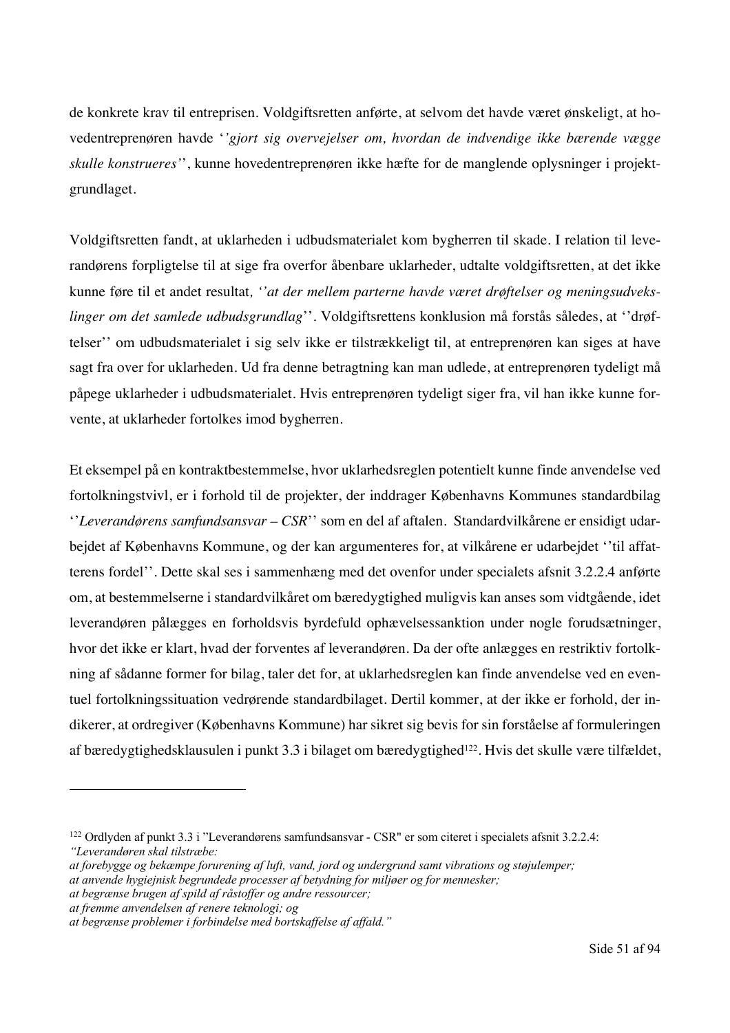de konkrete krav til entreprisen. Voldgiftsretten anførte, at selvom det havde været ønskeligt, at hovedentreprenøren havde '*'gjort sig overvejelser om, hvordan de indvendige ikke bærende vægge skulle konstrueres'*', kunne hovedentreprenøren ikke hæfte for de manglende oplysninger i projektgrundlaget.

Voldgiftsretten fandt, at uklarheden i udbudsmaterialet kom bygherren til skade. I relation til leverandørens forpligtelse til at sige fra overfor åbenbare uklarheder, udtalte voldgiftsretten, at det ikke kunne føre til et andet resultat*, ''at der mellem parterne havde været drøftelser og meningsudvekslinger om det samlede udbudsgrundlag*''. Voldgiftsrettens konklusion må forstås således, at ''drøftelser'' om udbudsmaterialet i sig selv ikke er tilstrækkeligt til, at entreprenøren kan siges at have sagt fra over for uklarheden. Ud fra denne betragtning kan man udlede, at entreprenøren tydeligt må påpege uklarheder i udbudsmaterialet. Hvis entreprenøren tydeligt siger fra, vil han ikke kunne forvente, at uklarheder fortolkes imod bygherren.

Et eksempel på en kontraktbestemmelse, hvor uklarhedsreglen potentielt kunne finde anvendelse ved fortolkningstvivl, er i forhold til de projekter, der inddrager Københavns Kommunes standardbilag ''*Leverandørens samfundsansvar – CSR*'' som en del af aftalen. Standardvilkårene er ensidigt udarbejdet af Københavns Kommune, og der kan argumenteres for, at vilkårene er udarbejdet ''til affatterens fordel''. Dette skal ses i sammenhæng med det ovenfor under specialets afsnit 3.2.2.4 anførte om, at bestemmelserne i standardvilkåret om bæredygtighed muligvis kan anses som vidtgående, idet leverandøren pålægges en forholdsvis byrdefuld ophævelsessanktion under nogle forudsætninger, hvor det ikke er klart, hvad der forventes af leverandøren. Da der ofte anlægges en restriktiv fortolkning af sådanne former for bilag, taler det for, at uklarhedsreglen kan finde anvendelse ved en eventuel fortolkningssituation vedrørende standardbilaget. Dertil kommer, at der ikke er forhold, der indikerer, at ordregiver (Københavns Kommune) har sikret sig bevis for sin forståelse af formuleringen af bæredygtighedsklausulen i punkt 3.3 i bilaget om bæredygtighed[122]. Hvis det skulle være tilfældet,

---

[122] Ordlyden af punkt 3.3 i "Leverandørens samfundsansvar - CSR" er som citeret i specialets afsnit 3.2.2.4:
*"Leverandøren skal tilstræbe:*
*at forebygge og bekæmpe forurening af luft, vand, jord og undergrund samt vibrations og støjulemper;*
*at anvende hygiejnisk begrundede processer af betydning for miljøer og for mennesker;*
*at begrænse brugen af spild af råstoffer og andre ressourcer;*
*at fremme anvendelsen af renere teknologi; og*
*at begrænse problemer i forbindelse med bortskaffelse af affald."*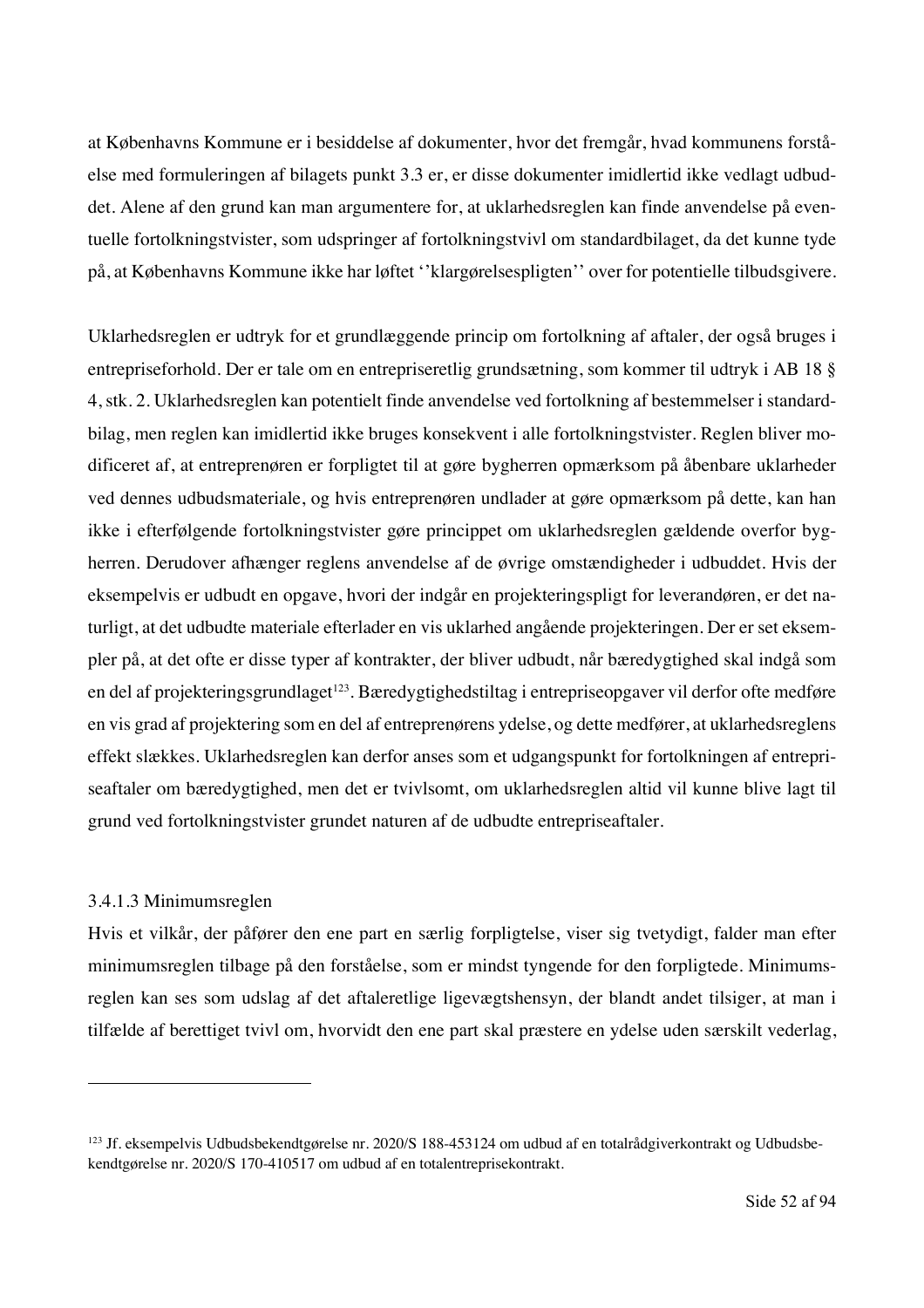at Københavns Kommune er i besiddelse af dokumenter, hvor det fremgår, hvad kommunens forståelse med formuleringen af bilagets punkt 3.3 er, er disse dokumenter imidlertid ikke vedlagt udbuddet. Alene af den grund kan man argumentere for, at uklarhedsreglen kan finde anvendelse på eventuelle fortolkningstvister, som udspringer af fortolkningstvivl om standardbilaget, da det kunne tyde på, at Københavns Kommune ikke har løftet ''klargørelsespligten'' over for potentielle tilbudsgivere.

Uklarhedsreglen er udtryk for et grundlæggende princip om fortolkning af aftaler, der også bruges i entrepriseforhold. Der er tale om en entrepriseretlig grundsætning, som kommer til udtryk i AB 18 § 4, stk. 2. Uklarhedsreglen kan potentielt finde anvendelse ved fortolkning af bestemmelser i standardbilag, men reglen kan imidlertid ikke bruges konsekvent i alle fortolkningstvister. Reglen bliver modificeret af, at entreprenøren er forpligtet til at gøre bygherren opmærksom på åbenbare uklarheder ved dennes udbudsmateriale, og hvis entreprenøren undlader at gøre opmærksom på dette, kan han ikke i efterfølgende fortolkningstvister gøre princippet om uklarhedsreglen gældende overfor bygherren. Derudover afhænger reglens anvendelse af de øvrige omstændigheder i udbuddet. Hvis der eksempelvis er udbudt en opgave, hvori der indgår en projekteringspligt for leverandøren, er det naturligt, at det udbudte materiale efterlader en vis uklarhed angående projekteringen. Der er set eksempler på, at det ofte er disse typer af kontrakter, der bliver udbudt, når bæredygtighed skal indgå som en del af projekteringsgrundlaget[123]. Bæredygtighedstiltag i entrepriseopgaver vil derfor ofte medføre en vis grad af projektering som en del af entreprenørens ydelse, og dette medfører, at uklarhedsreglens effekt slækkes. Uklarhedsreglen kan derfor anses som et udgangspunkt for fortolkningen af entrepriseaftaler om bæredygtighed, men det er tvivlsomt, om uklarhedsreglen altid vil kunne blive lagt til grund ved fortolkningstvister grundet naturen af de udbudte entrepriseaftaler.

#### 3.4.1.3 Minimumsreglen

Hvis et vilkår, der påfører den ene part en særlig forpligtelse, viser sig tvetydigt, falder man efter minimumsreglen tilbage på den forståelse, som er mindst tyngende for den forpligtede. Minimumsreglen kan ses som udslag af det aftaleretlige ligevægtshensyn, der blandt andet tilsiger, at man i tilfælde af berettiget tvivl om, hvorvidt den ene part skal præstere en ydelse uden særskilt vederlag,

---

[123] Jf. eksempelvis Udbudsbekendtgørelse nr. 2020/S 188-453124 om udbud af en totalrådgiverkontrakt og Udbudsbekendtgørelse nr. 2020/S 170-410517 om udbud af en totalentreprisekontrakt.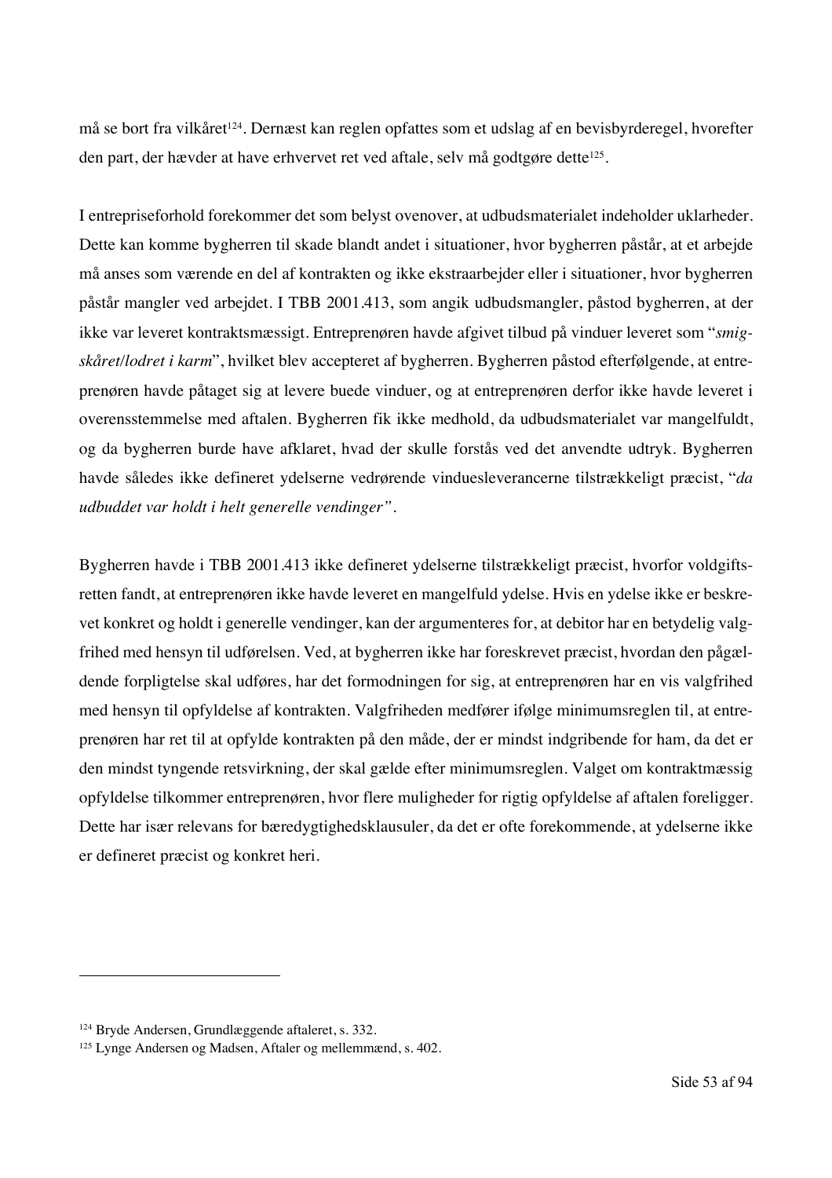må se bort fra vilkåret[124]. Dernæst kan reglen opfattes som et udslag af en bevisbyrderegel, hvorefter den part, der hævder at have erhvervet ret ved aftale, selv må godtgøre dette[125].

I entrepriseforhold forekommer det som belyst ovenover, at udbudsmaterialet indeholder uklarheder. Dette kan komme bygherren til skade blandt andet i situationer, hvor bygherren påstår, at et arbejde må anses som værende en del af kontrakten og ikke ekstraarbejder eller i situationer, hvor bygherren påstår mangler ved arbejdet. I TBB 2001.413, som angik udbudsmangler, påstod bygherren, at der ikke var leveret kontraktsmæssigt. Entreprenøren havde afgivet tilbud på vinduer leveret som "*smigskåret/lodret i karm*", hvilket blev accepteret af bygherren. Bygherren påstod efterfølgende, at entreprenøren havde påtaget sig at levere buede vinduer, og at entreprenøren derfor ikke havde leveret i overensstemmelse med aftalen. Bygherren fik ikke medhold, da udbudsmaterialet var mangelfuldt, og da bygherren burde have afklaret, hvad der skulle forstås ved det anvendte udtryk. Bygherren havde således ikke defineret ydelserne vedrørende vinduesleverancerne tilstrækkeligt præcist, "*da udbuddet var holdt i helt generelle vendinger*".

Bygherren havde i TBB 2001.413 ikke defineret ydelserne tilstrækkeligt præcist, hvorfor voldgiftsretten fandt, at entreprenøren ikke havde leveret en mangelfuld ydelse. Hvis en ydelse ikke er beskrevet konkret og holdt i generelle vendinger, kan der argumenteres for, at debitor har en betydelig valgfrihed med hensyn til udførelsen. Ved, at bygherren ikke har foreskrevet præcist, hvordan den pågældende forpligtelse skal udføres, har det formodningen for sig, at entreprenøren har en vis valgfrihed med hensyn til opfyldelse af kontrakten. Valgfriheden medfører ifølge minimumsreglen til, at entreprenøren har ret til at opfylde kontrakten på den måde, der er mindst indgribende for ham, da det er den mindst tyngende retsvirkning, der skal gælde efter minimumsreglen. Valget om kontraktmæssig opfyldelse tilkommer entreprenøren, hvor flere muligheder for rigtig opfyldelse af aftalen foreligger. Dette har især relevans for bæredygtighedsklausuler, da det er ofte forekommende, at ydelserne ikke er defineret præcist og konkret heri.

---

[124] Bryde Andersen, Grundlæggende aftaleret, s. 332.

[125] Lynge Andersen og Madsen, Aftaler og mellemmænd, s. 402.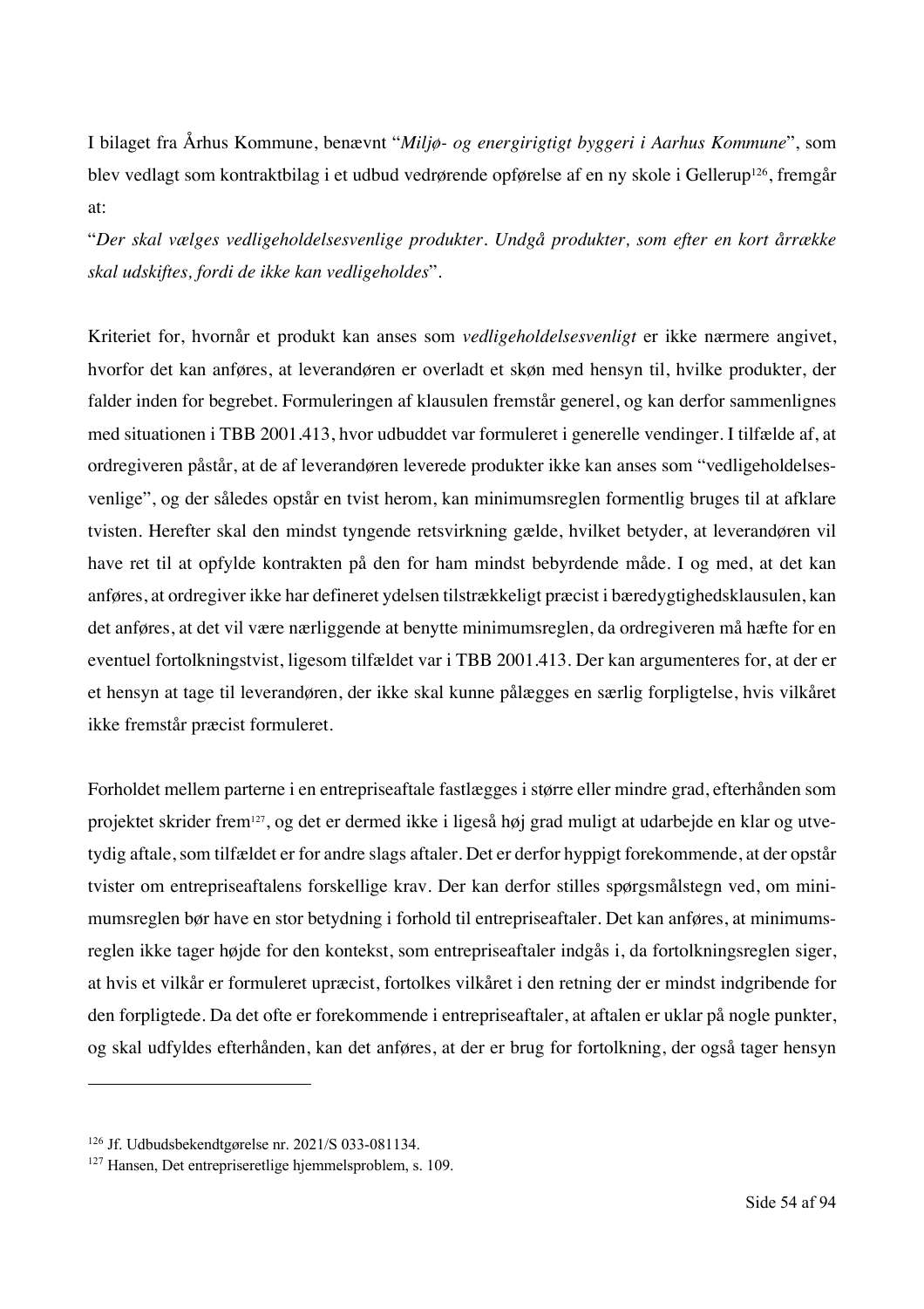I bilaget fra Århus Kommune, benævnt "*Miljø- og energirigtigt byggeri i Aarhus Kommune*", som blev vedlagt som kontraktbilag i et udbud vedrørende opførelse af en ny skole i Gellerup[126], fremgår at:

"*Der skal vælges vedligeholdelsesvenlige produkter. Undgå produkter, som efter en kort årrække skal udskiftes, fordi de ikke kan vedligeholdes*".

Kriteriet for, hvornår et produkt kan anses som *vedligeholdelsesvenligt* er ikke nærmere angivet, hvorfor det kan anføres, at leverandøren er overladt et skøn med hensyn til, hvilke produkter, der falder inden for begrebet. Formuleringen af klausulen fremstår generel, og kan derfor sammenlignes med situationen i TBB 2001.413, hvor udbuddet var formuleret i generelle vendinger. I tilfælde af, at ordregiveren påstår, at de af leverandøren leverede produkter ikke kan anses som "vedligeholdelsesvenlige", og der således opstår en tvist herom, kan minimumsreglen formentlig bruges til at afklare tvisten. Herefter skal den mindst tyngende retsvirkning gælde, hvilket betyder, at leverandøren vil have ret til at opfylde kontrakten på den for ham mindst bebyrdende måde. I og med, at det kan anføres, at ordregiver ikke har defineret ydelsen tilstrækkeligt præcist i bæredygtighedsklausulen, kan det anføres, at det vil være nærliggende at benytte minimumsreglen, da ordregiveren må hæfte for en eventuel fortolkningstvist, ligesom tilfældet var i TBB 2001.413. Der kan argumenteres for, at der er et hensyn at tage til leverandøren, der ikke skal kunne pålægges en særlig forpligtelse, hvis vilkåret ikke fremstår præcist formuleret.

Forholdet mellem parterne i en entrepriseaftale fastlægges i større eller mindre grad, efterhånden som projektet skrider frem[127], og det er dermed ikke i ligeså høj grad muligt at udarbejde en klar og utvetydig aftale, som tilfældet er for andre slags aftaler. Det er derfor hyppigt forekommende, at der opstår tvister om entrepriseaftalens forskellige krav. Der kan derfor stilles spørgsmålstegn ved, om minimumsreglen bør have en stor betydning i forhold til entrepriseaftaler. Det kan anføres, at minimumsreglen ikke tager højde for den kontekst, som entrepriseaftaler indgås i, da fortolkningsreglen siger, at hvis et vilkår er formuleret upræcist, fortolkes vilkåret i den retning der er mindst indgribende for den forpligtede. Da det ofte er forekommende i entrepriseaftaler, at aftalen er uklar på nogle punkter, og skal udfyldes efterhånden, kan det anføres, at der er brug for fortolkning, der også tager hensyn

---

[126] Jf. Udbudsbekendtgørelse nr. 2021/S 033-081134.

[127] Hansen, Det entrepriseretlige hjemmelsproblem, s. 109.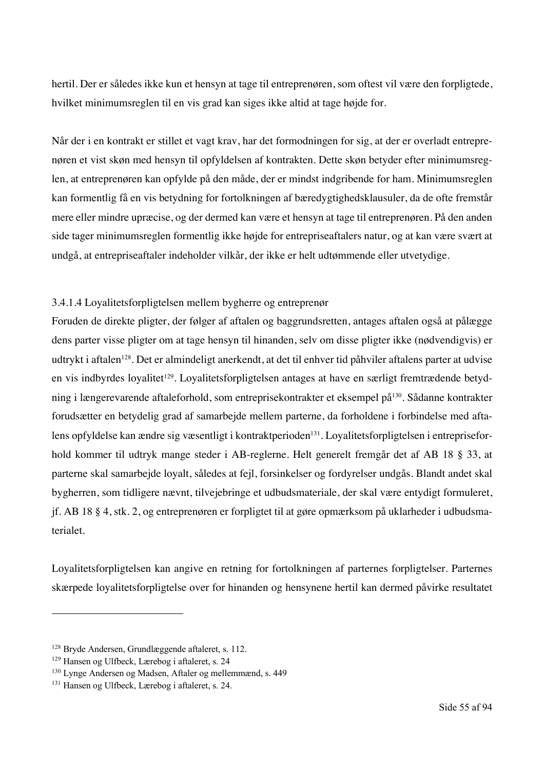hertil. Der er således ikke kun et hensyn at tage til entreprenøren, som oftest vil være den forpligtede, hvilket minimumsreglen til en vis grad kan siges ikke altid at tage højde for.

Når der i en kontrakt er stillet et vagt krav, har det formodningen for sig, at der er overladt entreprenøren et vist skøn med hensyn til opfyldelsen af kontrakten. Dette skøn betyder efter minimumsreglen, at entreprenøren kan opfylde på den måde, der er mindst indgribende for ham. Minimumsreglen kan formentlig få en vis betydning for fortolkningen af bæredygtighedsklausuler, da de ofte fremstår mere eller mindre upræcise, og der dermed kan være et hensyn at tage til entreprenøren. På den anden side tager minimumsreglen formentlig ikke højde for entrepriseaftalers natur, og at kan være svært at undgå, at entrepriseaftaler indeholder vilkår, der ikke er helt udtømmende eller utvetydige.

#### 3.4.1.4 Loyalitetsforpligtelsen mellem bygherre og entreprenør

Foruden de direkte pligter, der følger af aftalen og baggrundsretten, antages aftalen også at pålægge dens parter visse pligter om at tage hensyn til hinanden, selv om disse pligter ikke (nødvendigvis) er udtrykt i aftalen[128]. Det er almindeligt anerkendt, at det til enhver tid påhviler aftalens parter at udvise en vis indbyrdes loyalitet[129]. Loyalitetsforpligtelsen antages at have en særligt fremtrædende betydning i længerevarende aftaleforhold, som entreprisekontrakter et eksempel på[130]. Sådanne kontrakter forudsætter en betydelig grad af samarbejde mellem parterne, da forholdene i forbindelse med aftalens opfyldelse kan ændre sig væsentligt i kontraktperioden[131]. Loyalitetsforpligtelsen i entrepriseforhold kommer til udtryk mange steder i AB-reglerne. Helt generelt fremgår det af AB 18 § 33, at parterne skal samarbejde loyalt, således at fejl, forsinkelser og fordyrelser undgås. Blandt andet skal bygherren, som tidligere nævnt, tilvejebringe et udbudsmateriale, der skal være entydigt formuleret, jf. AB 18 § 4, stk. 2, og entreprenøren er forpligtet til at gøre opmærksom på uklarheder i udbudsmaterialet.

Loyalitetsforpligtelsen kan angive en retning for fortolkningen af parternes forpligtelser. Parternes skærpede loyalitetsforpligtelse over for hinanden og hensynene hertil kan dermed påvirke resultatet

---

[128] Bryde Andersen, Grundlæggende aftaleret, s. 112.

[129] Hansen og Ulfbeck, Lærebog i aftaleret, s. 24

[130] Lynge Andersen og Madsen, Aftaler og mellemmænd, s. 449

[131] Hansen og Ulfbeck, Lærebog i aftaleret, s. 24.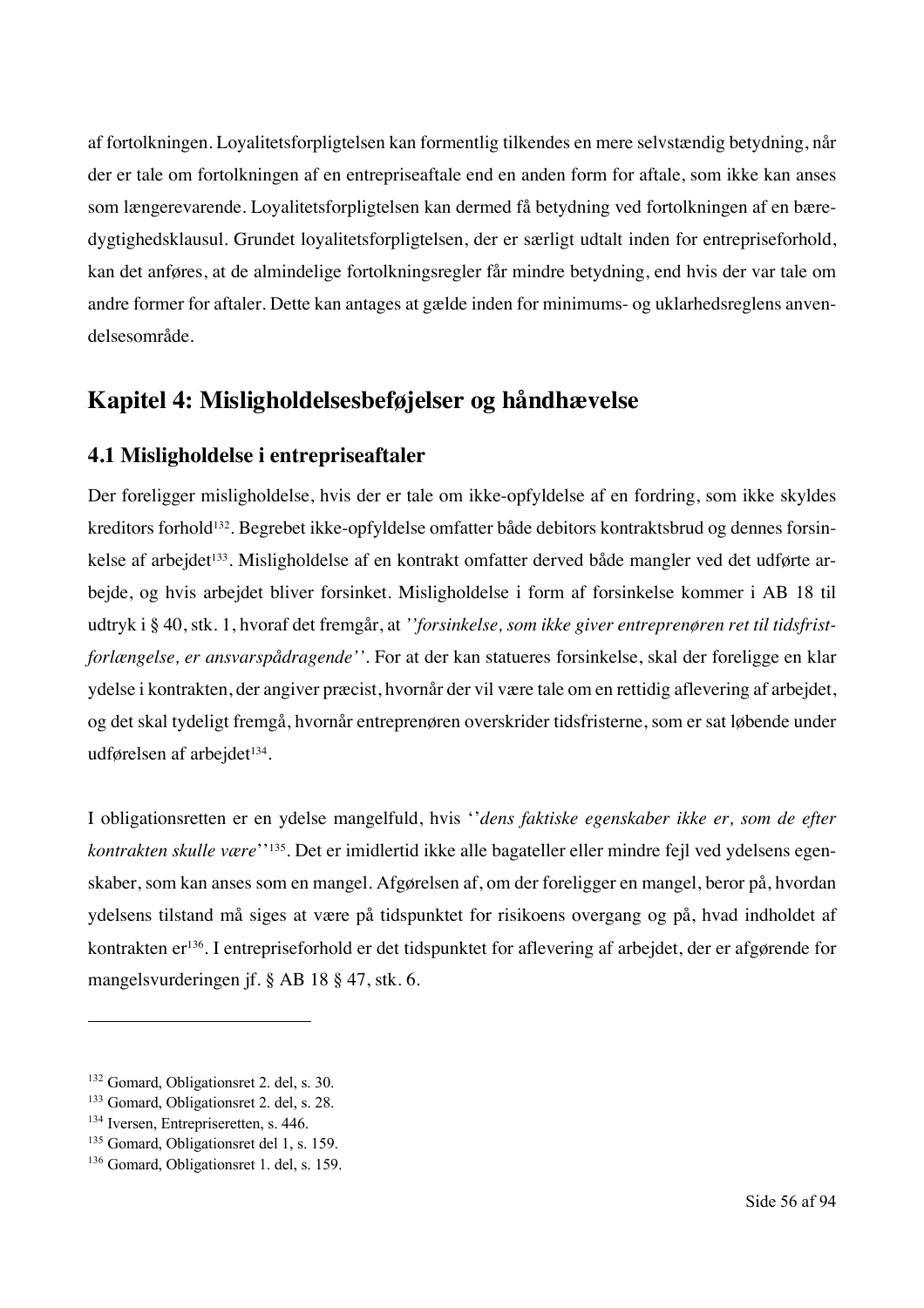af fortolkningen. Loyalitetsforpligtelsen kan formentlig tilkendes en mere selvstændig betydning, når der er tale om fortolkningen af en entrepriseaftale end en anden form for aftale, som ikke kan anses som længerevarende. Loyalitetsforpligtelsen kan dermed få betydning ved fortolkningen af en bæredygtighedsklausul. Grundet loyalitetsforpligtelsen, der er særligt udtalt inden for entrepriseforhold, kan det anføres, at de almindelige fortolkningsregler får mindre betydning, end hvis der var tale om andre former for aftaler. Dette kan antages at gælde inden for minimums- og uklarhedsreglens anvendelsesområde.

## Kapitel 4: Misligholdelsesbeføjelser og håndhævelse

### 4.1 Misligholdelse i entrepriseaftaler

Der foreligger misligholdelse, hvis der er tale om ikke-opfyldelse af en fordring, som ikke skyldes kreditors forhold[132]. Begrebet ikke-opfyldelse omfatter både debitors kontraktsbrud og dennes forsinkelse af arbejdet[133]. Misligholdelse af en kontrakt omfatter derved både mangler ved det udførte arbejde, og hvis arbejdet bliver forsinket. Misligholdelse i form af forsinkelse kommer i AB 18 til udtryk i § 40, stk. 1, hvoraf det fremgår, at *''forsinkelse, som ikke giver entreprenøren ret til tidsfristforlængelse, er ansvarspådragende''*. For at der kan statueres forsinkelse, skal der foreligge en klar ydelse i kontrakten, der angiver præcist, hvornår der vil være tale om en rettidig aflevering af arbejdet, og det skal tydeligt fremgå, hvornår entreprenøren overskrider tidsfristerne, som er sat løbende under udførelsen af arbejdet[134].

I obligationsretten er en ydelse mangelfuld, hvis ''*dens faktiske egenskaber ikke er, som de efter kontrakten skulle være*''[135]. Det er imidlertid ikke alle bagateller eller mindre fejl ved ydelsens egenskaber, som kan anses som en mangel. Afgørelsen af, om der foreligger en mangel, beror på, hvordan ydelsens tilstand må siges at være på tidspunktet for risikoens overgang og på, hvad indholdet af kontrakten er[136]. I entrepriseforhold er det tidspunktet for aflevering af arbejdet, der er afgørende for mangelsvurderingen jf. § AB 18 § 47, stk. 6.

---

[132] Gomard, Obligationsret 2. del, s. 30.
[133] Gomard, Obligationsret 2. del, s. 28.
[134] Iversen, Entrepriseretten, s. 446.
[135] Gomard, Obligationsret del 1, s. 159.
[136] Gomard, Obligationsret 1. del, s. 159.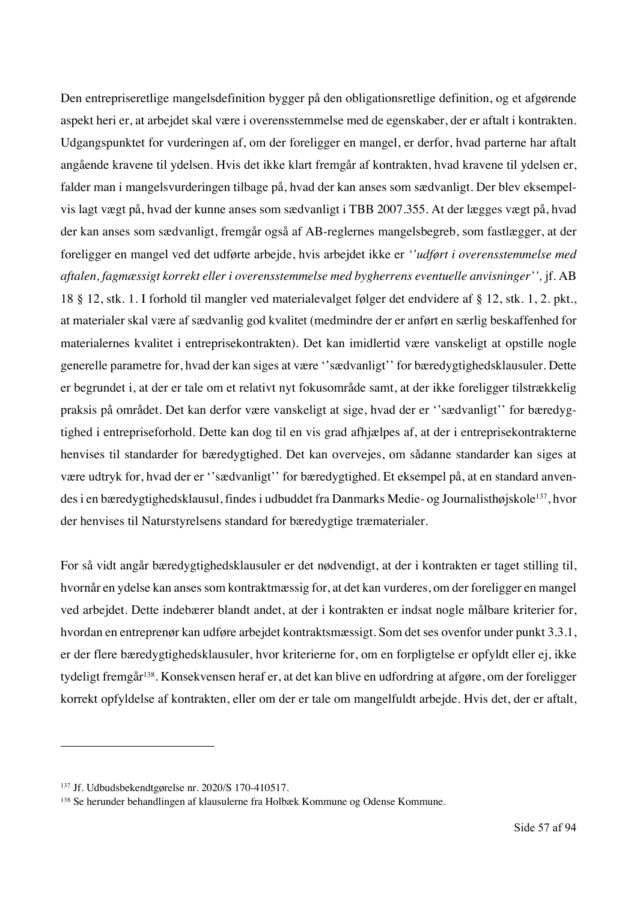Den entrepriseretlige mangelsdefinition bygger på den obligationsretlige definition, og et afgørende aspekt heri er, at arbejdet skal være i overensstemmelse med de egenskaber, der er aftalt i kontrakten. Udgangspunktet for vurderingen af, om der foreligger en mangel, er derfor, hvad parterne har aftalt angående kravene til ydelsen. Hvis det ikke klart fremgår af kontrakten, hvad kravene til ydelsen er, falder man i mangelsvurderingen tilbage på, hvad der kan anses som sædvanligt. Der blev eksempelvis lagt vægt på, hvad der kunne anses som sædvanligt i TBB 2007.355. At der lægges vægt på, hvad der kan anses som sædvanligt, fremgår også af AB-reglernes mangelsbegreb, som fastlægger, at der foreligger en mangel ved det udførte arbejde, hvis arbejdet ikke er *''udført i overensstemmelse med aftalen, fagmæssigt korrekt eller i overensstemmelse med bygherrens eventuelle anvisninger'',* jf. AB 18 § 12, stk. 1. I forhold til mangler ved materialevalget følger det endvidere af § 12, stk. 1, 2. pkt., at materialer skal være af sædvanlig god kvalitet (medmindre der er anført en særlig beskaffenhed for materialernes kvalitet i entreprisekontrakten). Det kan imidlertid være vanskeligt at opstille nogle generelle parametre for, hvad der kan siges at være ''sædvanligt'' for bæredygtighedsklausuler. Dette er begrundet i, at der er tale om et relativt nyt fokusområde samt, at der ikke foreligger tilstrækkelig praksis på området. Det kan derfor være vanskeligt at sige, hvad der er ''sædvanligt'' for bæredygtighed i entrepriseforhold. Dette kan dog til en vis grad afhjælpes af, at der i entreprisekontrakterne henvises til standarder for bæredygtighed. Det kan overvejes, om sådanne standarder kan siges at være udtryk for, hvad der er ''sædvanligt'' for bæredygtighed. Et eksempel på, at en standard anvendes i en bæredygtighedsklausul, findes i udbuddet fra Danmarks Medie- og Journalisthøjskole[137], hvor der henvises til Naturstyrelsens standard for bæredygtige træmaterialer.

For så vidt angår bæredygtighedsklausuler er det nødvendigt, at der i kontrakten er taget stilling til, hvornår en ydelse kan anses som kontraktmæssig for, at det kan vurderes, om der foreligger en mangel ved arbejdet. Dette indebærer blandt andet, at der i kontrakten er indsat nogle målbare kriterier for, hvordan en entreprenør kan udføre arbejdet kontraktsmæssigt. Som det ses ovenfor under punkt 3.3.1, er der flere bæredygtighedsklausuler, hvor kriterierne for, om en forpligtelse er opfyldt eller ej, ikke tydeligt fremgår[138]. Konsekvensen heraf er, at det kan blive en udfordring at afgøre, om der foreligger korrekt opfyldelse af kontrakten, eller om der er tale om mangelfuldt arbejde. Hvis det, der er aftalt,

---

[137] Jf. Udbudsbekendtgørelse nr. 2020/S 170-410517.

[138] Se herunder behandlingen af klausulerne fra Holbæk Kommune og Odense Kommune.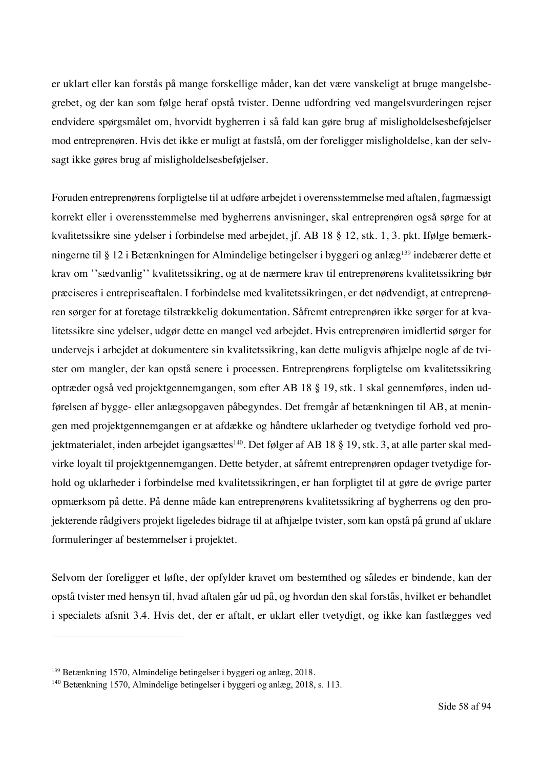er uklart eller kan forstås på mange forskellige måder, kan det være vanskeligt at bruge mangelsbegrebet, og der kan som følge heraf opstå tvister. Denne udfordring ved mangelsvurderingen rejser endvidere spørgsmålet om, hvorvidt bygherren i så fald kan gøre brug af misligholdelsesbeføjelser mod entreprenøren. Hvis det ikke er muligt at fastslå, om der foreligger misligholdelse, kan der selvsagt ikke gøres brug af misligholdelsesbeføjelser.

Foruden entreprenørens forpligtelse til at udføre arbejdet i overensstemmelse med aftalen, fagmæssigt korrekt eller i overensstemmelse med bygherrens anvisninger, skal entreprenøren også sørge for at kvalitetssikre sine ydelser i forbindelse med arbejdet, jf. AB 18 § 12, stk. 1, 3. pkt. Ifølge bemærkningerne til § 12 i Betænkningen for Almindelige betingelser i byggeri og anlæg[139] indebærer dette et krav om ''sædvanlig'' kvalitetssikring, og at de nærmere krav til entreprenørens kvalitetssikring bør præciseres i entrepriseaftalen. I forbindelse med kvalitetssikringen, er det nødvendigt, at entreprenøren sørger for at foretage tilstrækkelig dokumentation. Såfremt entreprenøren ikke sørger for at kvalitetssikre sine ydelser, udgør dette en mangel ved arbejdet. Hvis entreprenøren imidlertid sørger for undervejs i arbejdet at dokumentere sin kvalitetssikring, kan dette muligvis afhjælpe nogle af de tvister om mangler, der kan opstå senere i processen. Entreprenørens forpligtelse om kvalitetssikring optræder også ved projektgennemgangen, som efter AB 18 § 19, stk. 1 skal gennemføres, inden udførelsen af bygge- eller anlægsopgaven påbegyndes. Det fremgår af betænkningen til AB, at meningen med projektgennemgangen er at afdække og håndtere uklarheder og tvetydige forhold ved projektmaterialet, inden arbejdet igangsættes[140]. Det følger af AB 18 § 19, stk. 3, at alle parter skal medvirke loyalt til projektgennemgangen. Dette betyder, at såfremt entreprenøren opdager tvetydige forhold og uklarheder i forbindelse med kvalitetssikringen, er han forpligtet til at gøre de øvrige parter opmærksom på dette. På denne måde kan entreprenørens kvalitetssikring af bygherrens og den projekterende rådgivers projekt ligeledes bidrage til at afhjælpe tvister, som kan opstå på grund af uklare formuleringer af bestemmelser i projektet.

Selvom der foreligger et løfte, der opfylder kravet om bestemthed og således er bindende, kan der opstå tvister med hensyn til, hvad aftalen går ud på, og hvordan den skal forstås, hvilket er behandlet i specialets afsnit 3.4. Hvis det, der er aftalt, er uklart eller tvetydigt, og ikke kan fastlægges ved

---

[139] Betænkning 1570, Almindelige betingelser i byggeri og anlæg, 2018.

[140] Betænkning 1570, Almindelige betingelser i byggeri og anlæg, 2018, s. 113.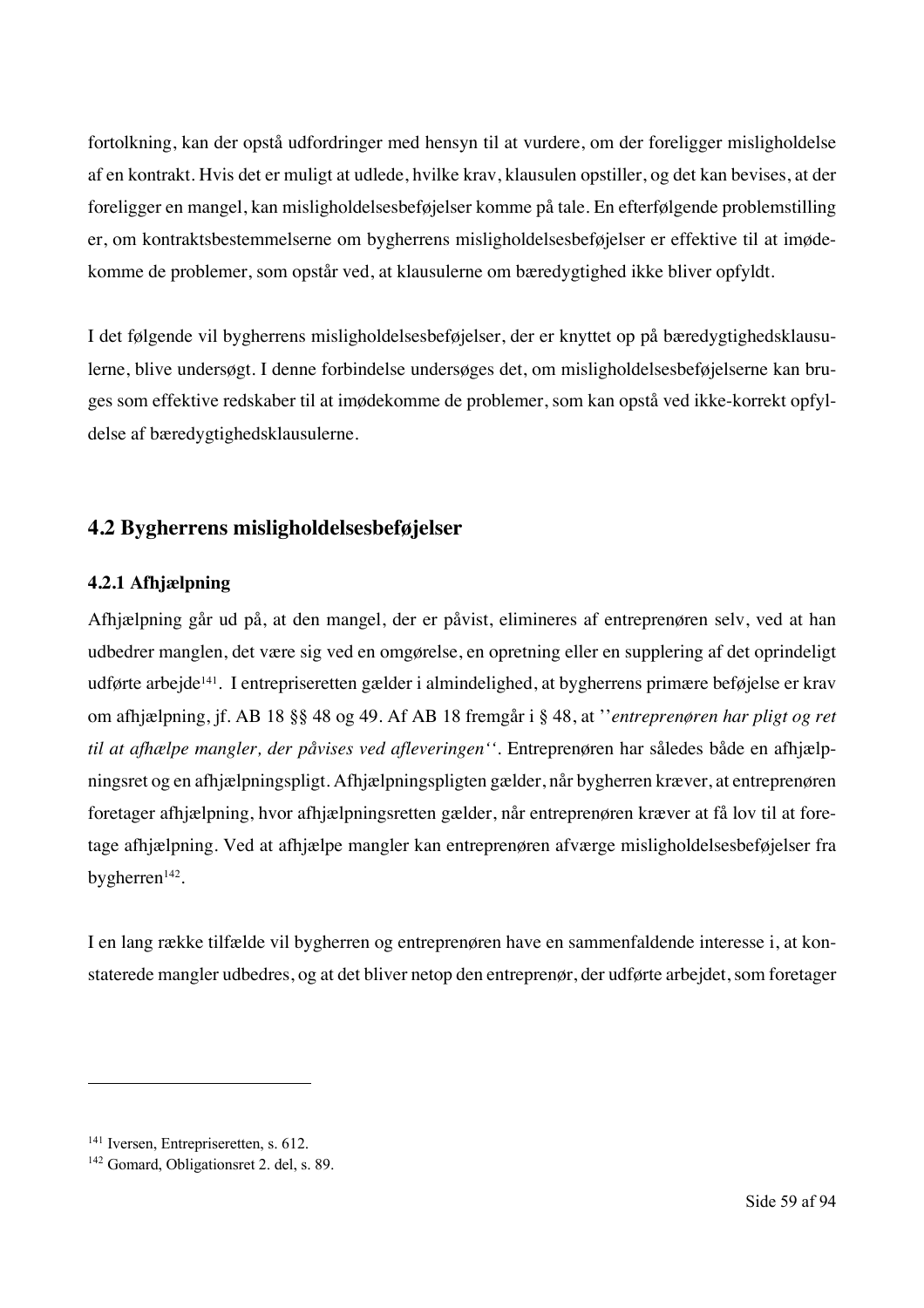fortolkning, kan der opstå udfordringer med hensyn til at vurdere, om der foreligger misligholdelse af en kontrakt. Hvis det er muligt at udlede, hvilke krav, klausulen opstiller, og det kan bevises, at der foreligger en mangel, kan misligholdelsesbeføjelser komme på tale. En efterfølgende problemstilling er, om kontraktsbestemmelserne om bygherrens misligholdelsesbeføjelser er effektive til at imødekomme de problemer, som opstår ved, at klausulerne om bæredygtighed ikke bliver opfyldt.

I det følgende vil bygherrens misligholdelsesbeføjelser, der er knyttet op på bæredygtighedsklausulerne, blive undersøgt. I denne forbindelse undersøges det, om misligholdelsesbeføjelserne kan bruges som effektive redskaber til at imødekomme de problemer, som kan opstå ved ikke-korrekt opfyldelse af bæredygtighedsklausulerne.

## 4.2 Bygherrens misligholdelsesbeføjelser

### 4.2.1 Afhjælpning

Afhjælpning går ud på, at den mangel, der er påvist, elimineres af entreprenøren selv, ved at han udbedrer manglen, det være sig ved en omgørelse, en opretning eller en supplering af det oprindeligt udførte arbejde[141]. I entrepriseretten gælder i almindelighed, at bygherrens primære beføjelse er krav om afhjælpning, jf. AB 18 §§ 48 og 49. Af AB 18 fremgår i § 48, at ''*entreprenøren har pligt og ret til at afhælpe mangler, der påvises ved afleveringen*''. Entreprenøren har således både en afhjælpningsret og en afhjælpningspligt. Afhjælpningspligten gælder, når bygherren kræver, at entreprenøren foretager afhjælpning, hvor afhjælpningsretten gælder, når entreprenøren kræver at få lov til at foretage afhjælpning. Ved at afhjælpe mangler kan entreprenøren afværge misligholdelsesbeføjelser fra bygherren[142].

I en lang række tilfælde vil bygherren og entreprenøren have en sammenfaldende interesse i, at konstaterede mangler udbedres, og at det bliver netop den entreprenør, der udførte arbejdet, som foretager

---

[141] Iversen, Entrepriseretten, s. 612.

[142] Gomard, Obligationsret 2. del, s. 89.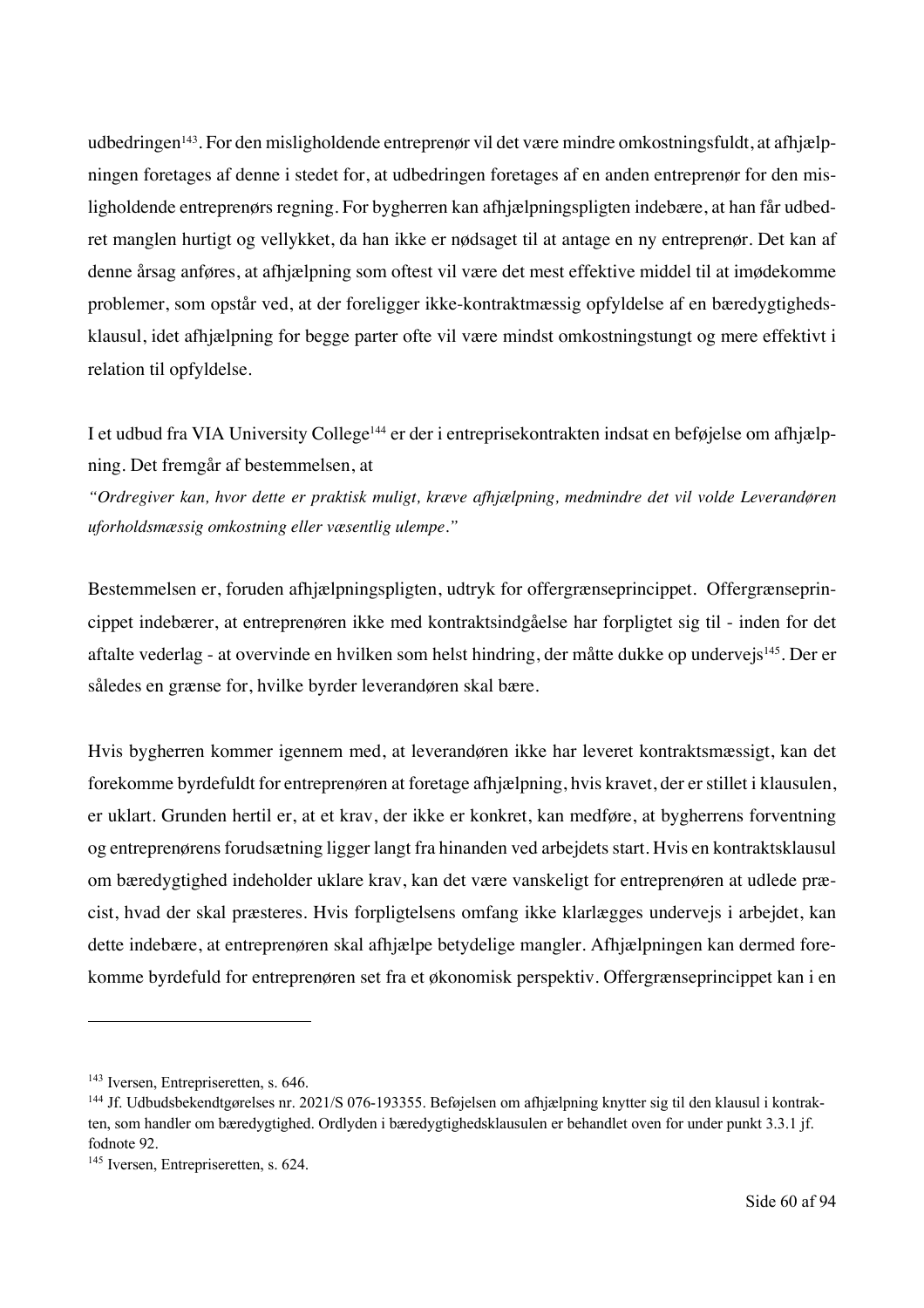udbedringen[143]. For den misligholdende entreprenør vil det være mindre omkostningsfuldt, at afhjælpningen foretages af denne i stedet for, at udbedringen foretages af en anden entreprenør for den misligholdende entreprenørs regning. For bygherren kan afhjælpningspligten indebære, at han får udbedret manglen hurtigt og vellykket, da han ikke er nødsaget til at antage en ny entreprenør. Det kan af denne årsag anføres, at afhjælpning som oftest vil være det mest effektive middel til at imødekomme problemer, som opstår ved, at der foreligger ikke-kontraktmæssig opfyldelse af en bæredygtighedsklausul, idet afhjælpning for begge parter ofte vil være mindst omkostningstungt og mere effektivt i relation til opfyldelse.

I et udbud fra VIA University College[144] er der i entreprisekontrakten indsat en beføjelse om afhjælpning. Det fremgår af bestemmelsen, at

*"Ordregiver kan, hvor dette er praktisk muligt, kræve afhjælpning, medmindre det vil volde Leverandøren uforholdsmæssig omkostning eller væsentlig ulempe."*

Bestemmelsen er, foruden afhjælpningspligten, udtryk for offergrænseprincippet. Offergrænseprincippet indebærer, at entreprenøren ikke med kontraktsindgåelse har forpligtet sig til - inden for det aftalte vederlag - at overvinde en hvilken som helst hindring, der måtte dukke op undervejs[145]. Der er således en grænse for, hvilke byrder leverandøren skal bære.

Hvis bygherren kommer igennem med, at leverandøren ikke har leveret kontraktsmæssigt, kan det forekomme byrdefuldt for entreprenøren at foretage afhjælpning, hvis kravet, der er stillet i klausulen, er uklart. Grunden hertil er, at et krav, der ikke er konkret, kan medføre, at bygherrens forventning og entreprenørens forudsætning ligger langt fra hinanden ved arbejdets start. Hvis en kontraktsklausul om bæredygtighed indeholder uklare krav, kan det være vanskeligt for entreprenøren at udlede præcist, hvad der skal præsteres. Hvis forpligtelsens omfang ikke klarlægges undervejs i arbejdet, kan dette indebære, at entreprenøren skal afhjælpe betydelige mangler. Afhjælpningen kan dermed forekomme byrdefuld for entreprenøren set fra et økonomisk perspektiv. Offergrænseprincippet kan i en

---

[143] Iversen, Entrepriseretten, s. 646.

[144] Jf. Udbudsbekendtgørelses nr. 2021/S 076-193355. Beføjelsen om afhjælpning knytter sig til den klausul i kontrakten, som handler om bæredygtighed. Ordlyden i bæredygtighedsklausulen er behandlet oven for under punkt 3.3.1 jf. fodnote 92.

[145] Iversen, Entrepriseretten, s. 624.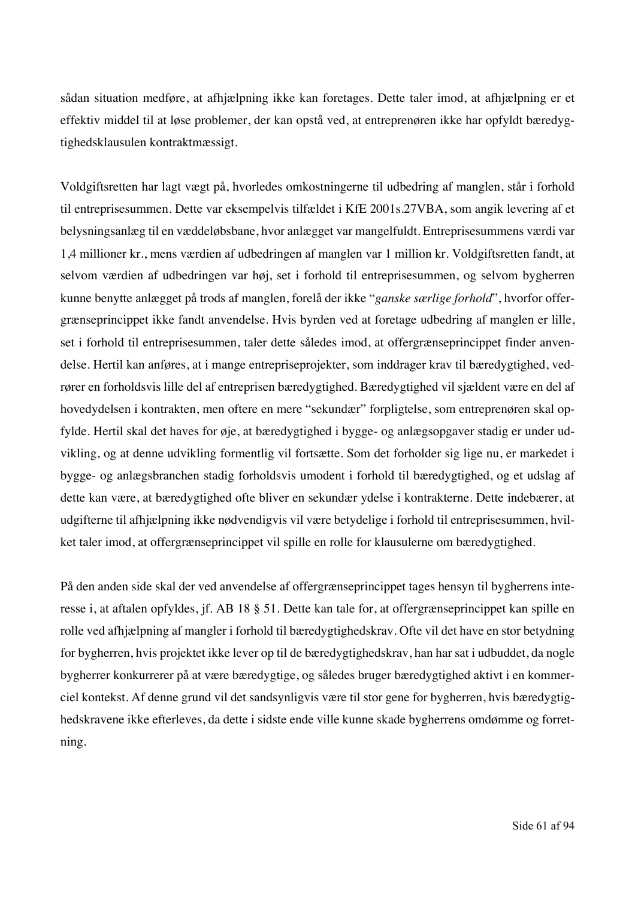sådan situation medføre, at afhjælpning ikke kan foretages. Dette taler imod, at afhjælpning er et effektiv middel til at løse problemer, der kan opstå ved, at entreprenøren ikke har opfyldt bæredygtighedsklausulen kontraktmæssigt.

Voldgiftsretten har lagt vægt på, hvorledes omkostningerne til udbedring af manglen, står i forhold til entreprisesummen. Dette var eksempelvis tilfældet i KfE 2001s.27VBA, som angik levering af et belysningsanlæg til en væddeløbsbane, hvor anlægget var mangelfuldt. Entreprisesummens værdi var 1,4 millioner kr., mens værdien af udbedringen af manglen var 1 million kr. Voldgiftsretten fandt, at selvom værdien af udbedringen var høj, set i forhold til entreprisesummen, og selvom bygherren kunne benytte anlægget på trods af manglen, forelå der ikke "*ganske særlige forhold*", hvorfor offergrænseprincippet ikke fandt anvendelse. Hvis byrden ved at foretage udbedring af manglen er lille, set i forhold til entreprisesummen, taler dette således imod, at offergrænseprincippet finder anvendelse. Hertil kan anføres, at i mange entrepriseprojekter, som inddrager krav til bæredygtighed, vedrører en forholdsvis lille del af entreprisen bæredygtighed. Bæredygtighed vil sjældent være en del af hovedydelsen i kontrakten, men oftere en mere "sekundær" forpligtelse, som entreprenøren skal opfylde. Hertil skal det haves for øje, at bæredygtighed i bygge- og anlægsopgaver stadig er under udvikling, og at denne udvikling formentlig vil fortsætte. Som det forholder sig lige nu, er markedet i bygge- og anlægsbranchen stadig forholdsvis umodent i forhold til bæredygtighed, og et udslag af dette kan være, at bæredygtighed ofte bliver en sekundær ydelse i kontrakterne. Dette indebærer, at udgifterne til afhjælpning ikke nødvendigvis vil være betydelige i forhold til entreprisesummen, hvilket taler imod, at offergrænseprincippet vil spille en rolle for klausulerne om bæredygtighed.

På den anden side skal der ved anvendelse af offergrænseprincippet tages hensyn til bygherrens interesse i, at aftalen opfyldes, jf. AB 18 § 51. Dette kan tale for, at offergrænseprincippet kan spille en rolle ved afhjælpning af mangler i forhold til bæredygtighedskrav. Ofte vil det have en stor betydning for bygherren, hvis projektet ikke lever op til de bæredygtighedskrav, han har sat i udbuddet, da nogle bygherrer konkurrerer på at være bæredygtige, og således bruger bæredygtighed aktivt i en kommerciel kontekst. Af denne grund vil det sandsynligvis være til stor gene for bygherren, hvis bæredygtighedskravene ikke efterleves, da dette i sidste ende ville kunne skade bygherrens omdømme og forretning.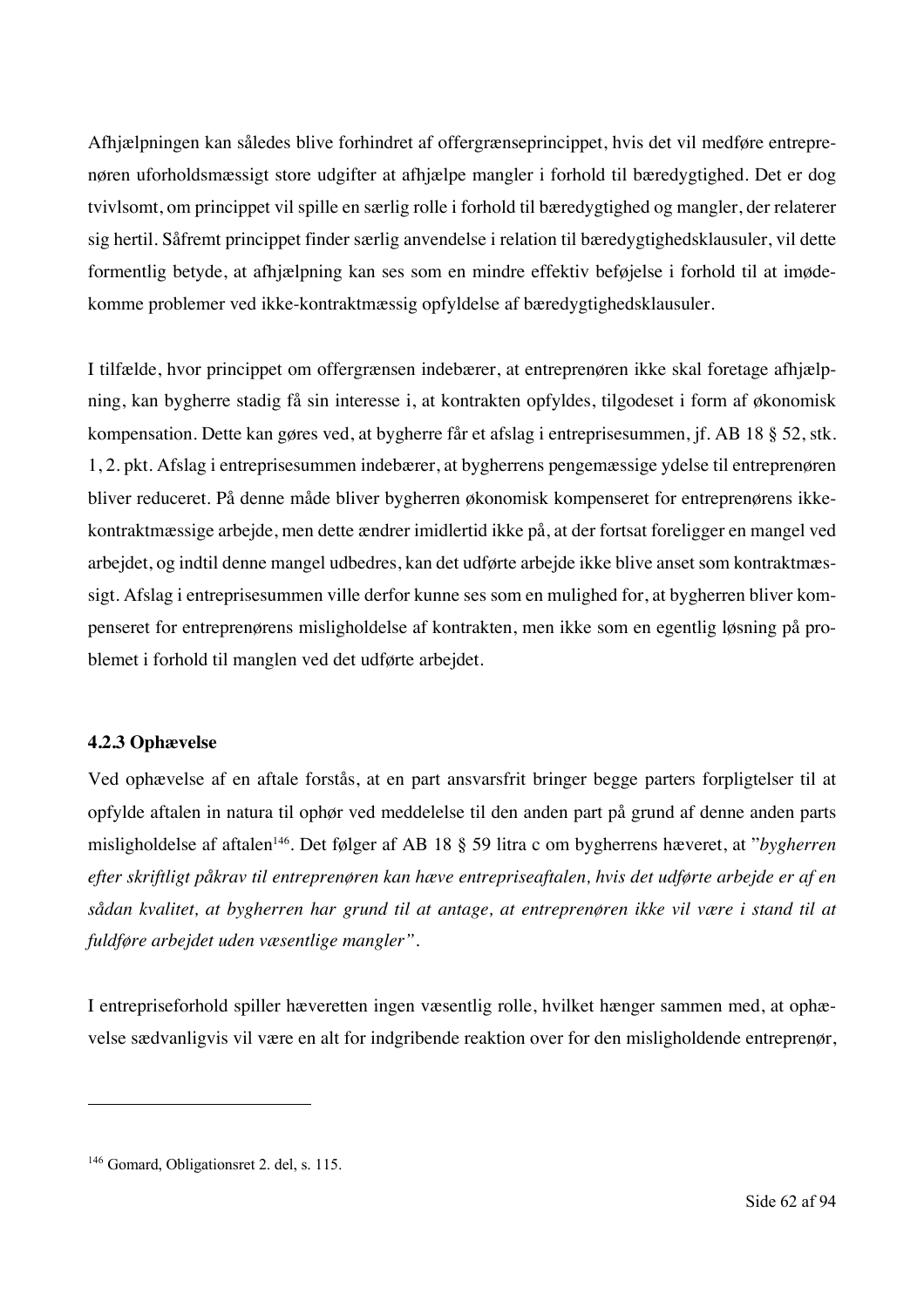Afhjælpningen kan således blive forhindret af offergrænseprincippet, hvis det vil medføre entreprenøren uforholdsmæssigt store udgifter at afhjælpe mangler i forhold til bæredygtighed. Det er dog tvivlsomt, om princippet vil spille en særlig rolle i forhold til bæredygtighed og mangler, der relaterer sig hertil. Såfremt princippet finder særlig anvendelse i relation til bæredygtighedsklausuler, vil dette formentlig betyde, at afhjælpning kan ses som en mindre effektiv beføjelse i forhold til at imødekomme problemer ved ikke-kontraktmæssig opfyldelse af bæredygtighedsklausuler.

I tilfælde, hvor princippet om offergrænsen indebærer, at entreprenøren ikke skal foretage afhjælpning, kan bygherre stadig få sin interesse i, at kontrakten opfyldes, tilgodeset i form af økonomisk kompensation. Dette kan gøres ved, at bygherre får et afslag i entreprisesummen, jf. AB 18 § 52, stk. 1, 2. pkt. Afslag i entreprisesummen indebærer, at bygherrens pengemæssige ydelse til entreprenøren bliver reduceret. På denne måde bliver bygherren økonomisk kompenseret for entreprenørens ikke-kontraktmæssige arbejde, men dette ændrer imidlertid ikke på, at der fortsat foreligger en mangel ved arbejdet, og indtil denne mangel udbedres, kan det udførte arbejde ikke blive anset som kontraktmæssigt. Afslag i entreprisesummen ville derfor kunne ses som en mulighed for, at bygherren bliver kompenseret for entreprenørens misligholdelse af kontrakten, men ikke som en egentlig løsning på problemet i forhold til manglen ved det udførte arbejdet.

#### 4.2.3 Ophævelse

Ved ophævelse af en aftale forstås, at en part ansvarsfrit bringer begge parters forpligtelser til at opfylde aftalen in natura til ophør ved meddelelse til den anden part på grund af denne anden parts misligholdelse af aftalen[146]. Det følger af AB 18 § 59 litra c om bygherrens hæveret, at "*bygherren efter skriftligt påkrav til entreprenøren kan hæve entrepriseaftalen, hvis det udførte arbejde er af en sådan kvalitet, at bygherren har grund til at antage, at entreprenøren ikke vil være i stand til at fuldføre arbejdet uden væsentlige mangler*".

I entrepriseforhold spiller hæveretten ingen væsentlig rolle, hvilket hænger sammen med, at ophævelse sædvanligvis vil være en alt for indgribende reaktion over for den misligholdende entreprenør,

---

[146] Gomard, Obligationsret 2. del, s. 115.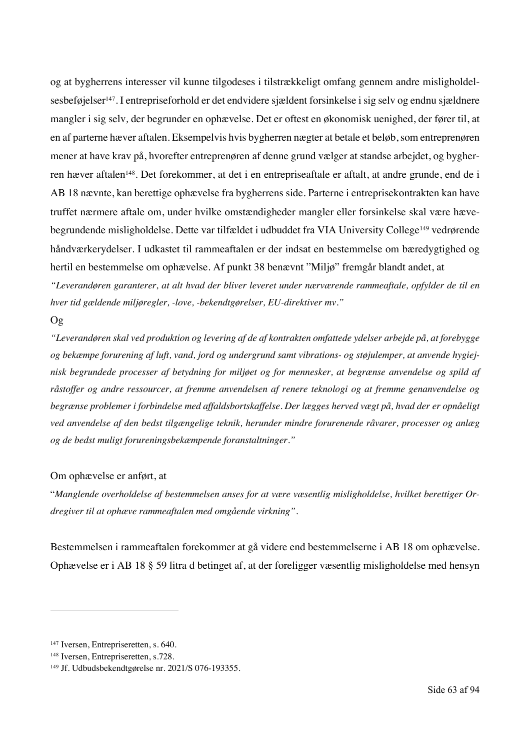og at bygherrens interesser vil kunne tilgodeses i tilstrækkeligt omfang gennem andre misligholdelsesbeføjelser[147]. I entrepriseforhold er det endvidere sjældent forsinkelse i sig selv og endnu sjældnere mangler i sig selv, der begrunder en ophævelse. Det er oftest en økonomisk uenighed, der fører til, at en af parterne hæver aftalen. Eksempelvis hvis bygherren nægter at betale et beløb, som entreprenøren mener at have krav på, hvorefter entreprenøren af denne grund vælger at standse arbejdet, og bygherren hæver aftalen[148]. Det forekommer, at det i en entrepriseaftale er aftalt, at andre grunde, end de i AB 18 nævnte, kan berettige ophævelse fra bygherrens side. Parterne i entreprisekontrakten kan have truffet nærmere aftale om, under hvilke omstændigheder mangler eller forsinkelse skal være hævebegrundende misligholdelse. Dette var tilfældet i udbuddet fra VIA University College[149] vedrørende håndværkerydelser. I udkastet til rammeaftalen er der indsat en bestemmelse om bæredygtighed og hertil en bestemmelse om ophævelse. Af punkt 38 benævnt "Miljø" fremgår blandt andet, at

*"Leverandøren garanterer, at alt hvad der bliver leveret under nærværende rammeaftale, opfylder de til en hver tid gældende miljøregler, -love, -bekendtgørelser, EU-direktiver mv."*

Og

*"Leverandøren skal ved produktion og levering af de af kontrakten omfattede ydelser arbejde på, at forebygge og bekæmpe forurening af luft, vand, jord og undergrund samt vibrations- og støjulemper, at anvende hygiejnisk begrundede processer af betydning for miljøet og for mennesker, at begrænse anvendelse og spild af råstoffer og andre ressourcer, at fremme anvendelsen af renere teknologi og at fremme genanvendelse og begrænse problemer i forbindelse med affaldsbortskaffelse. Der lægges herved vægt på, hvad der er opnåeligt ved anvendelse af den bedst tilgængelige teknik, herunder mindre forurenende råvarer, processer og anlæg og de bedst muligt forureningsbekæmpende foranstaltninger."*

Om ophævelse er anført, at

"*Manglende overholdelse af bestemmelsen anses for at være væsentlig misligholdelse, hvilket berettiger Ordregiver til at ophæve rammeaftalen med omgående virkning*".

Bestemmelsen i rammeaftalen forekommer at gå videre end bestemmelserne i AB 18 om ophævelse. Ophævelse er i AB 18 § 59 litra d betinget af, at der foreligger væsentlig misligholdelse med hensyn

---

[147] Iversen, Entrepriseretten, s. 640.

[148] Iversen, Entrepriseretten, s.728.

[149] Jf. Udbudsbekendtgørelse nr. 2021/S 076-193355.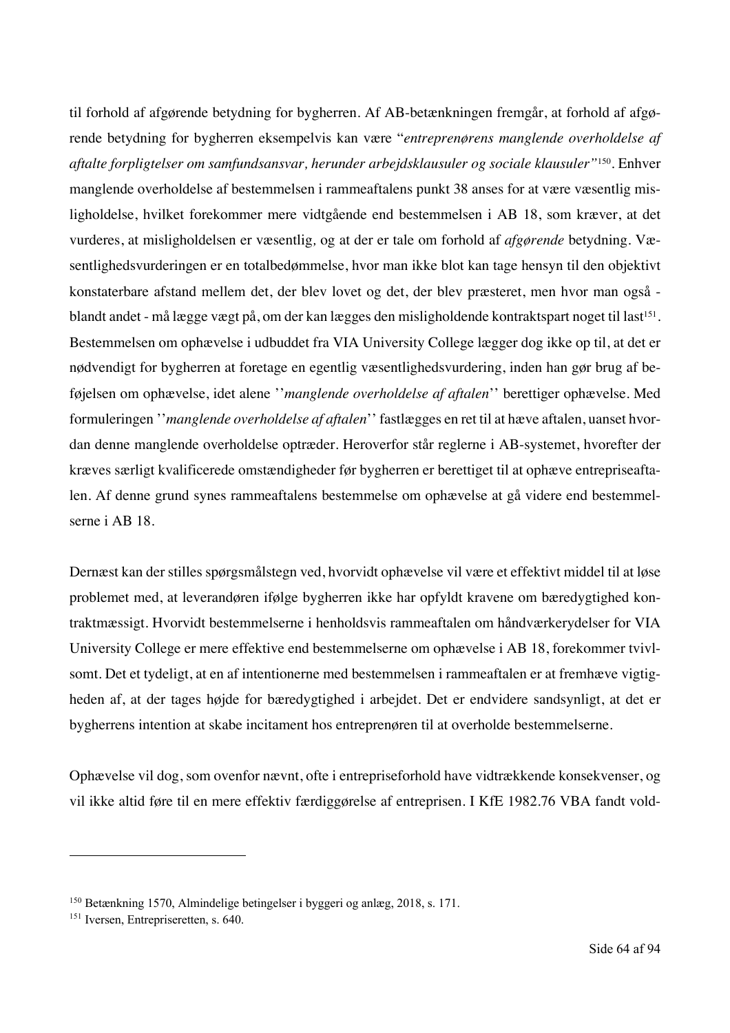til forhold af afgørende betydning for bygherren. Af AB-betænkningen fremgår, at forhold af afgørende betydning for bygherren eksempelvis kan være "*entreprenørens manglende overholdelse af aftalte forpligtelser om samfundsansvar, herunder arbejdsklausuler og sociale klausuler"*[150]. Enhver manglende overholdelse af bestemmelsen i rammeaftalens punkt 38 anses for at være væsentlig misligholdelse, hvilket forekommer mere vidtgående end bestemmelsen i AB 18, som kræver, at det vurderes, at misligholdelsen er væsentlig, og at der er tale om forhold af *afgørende* betydning. Væsentlighedsvurderingen er en totalbedømmelse, hvor man ikke blot kan tage hensyn til den objektivt konstaterbare afstand mellem det, der blev lovet og det, der blev præsteret, men hvor man også - blandt andet - må lægge vægt på, om der kan lægges den misligholdende kontraktspart noget til last[151]. Bestemmelsen om ophævelse i udbuddet fra VIA University College lægger dog ikke op til, at det er nødvendigt for bygherren at foretage en egentlig væsentlighedsvurdering, inden han gør brug af beføjelsen om ophævelse, idet alene ''*manglende overholdelse af aftalen*'' berettiger ophævelse. Med formuleringen ''*manglende overholdelse af aftalen*'' fastlægges en ret til at hæve aftalen, uanset hvordan denne manglende overholdelse optræder. Heroverfor står reglerne i AB-systemet, hvorefter der kræves særligt kvalificerede omstændigheder før bygherren er berettiget til at ophæve entrepriseaftalen. Af denne grund synes rammeaftalens bestemmelse om ophævelse at gå videre end bestemmelserne i AB 18.

Dernæst kan der stilles spørgsmålstegn ved, hvorvidt ophævelse vil være et effektivt middel til at løse problemet med, at leverandøren ifølge bygherren ikke har opfyldt kravene om bæredygtighed kontraktmæssigt. Hvorvidt bestemmelserne i henholdsvis rammeaftalen om håndværkerydelser for VIA University College er mere effektive end bestemmelserne om ophævelse i AB 18, forekommer tvivlsomt. Det et tydeligt, at en af intentionerne med bestemmelsen i rammeaftalen er at fremhæve vigtigheden af, at der tages højde for bæredygtighed i arbejdet. Det er endvidere sandsynligt, at det er bygherrens intention at skabe incitament hos entreprenøren til at overholde bestemmelserne.

Ophævelse vil dog, som ovenfor nævnt, ofte i entrepriseforhold have vidtrækkende konsekvenser, og vil ikke altid føre til en mere effektiv færdiggørelse af entreprisen. I KfE 1982.76 VBA fandt vold-

---

[150] Betænkning 1570, Almindelige betingelser i byggeri og anlæg, 2018, s. 171.

[151] Iversen, Entrepriseretten, s. 640.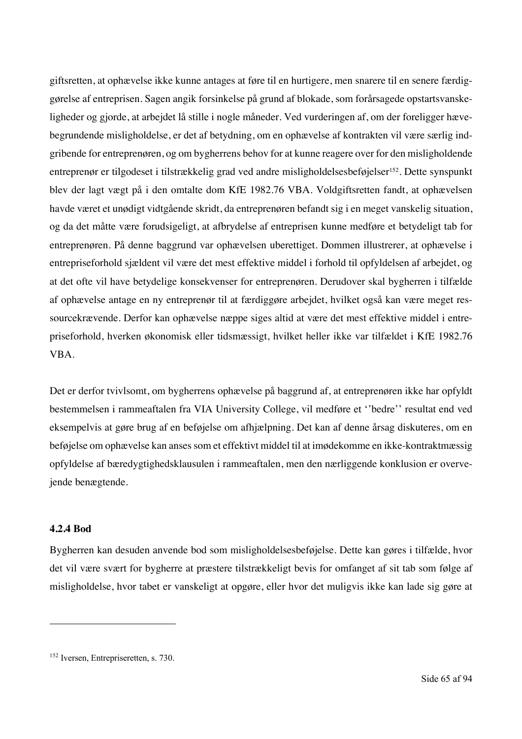giftsretten, at ophævelse ikke kunne antages at føre til en hurtigere, men snarere til en senere færdiggørelse af entreprisen. Sagen angik forsinkelse på grund af blokade, som forårsagede opstartsvanskeligheder og gjorde, at arbejdet lå stille i nogle måneder. Ved vurderingen af, om der foreligger hævebegrundende misligholdelse, er det af betydning, om en ophævelse af kontrakten vil være særlig indgribende for entreprenøren, og om bygherrens behov for at kunne reagere over for den misligholdende entreprenør er tilgodeset i tilstrækkelig grad ved andre misligholdelsesbeføjelser[152]. Dette synspunkt blev der lagt vægt på i den omtalte dom KfE 1982.76 VBA. Voldgiftsretten fandt, at ophævelsen havde været et unødigt vidtgående skridt, da entreprenøren befandt sig i en meget vanskelig situation, og da det måtte være forudsigeligt, at afbrydelse af entreprisen kunne medføre et betydeligt tab for entreprenøren. På denne baggrund var ophævelsen uberettiget. Dommen illustrerer, at ophævelse i entrepriseforhold sjældent vil være det mest effektive middel i forhold til opfyldelsen af arbejdet, og at det ofte vil have betydelige konsekvenser for entreprenøren. Derudover skal bygherren i tilfælde af ophævelse antage en ny entreprenør til at færdiggøre arbejdet, hvilket også kan være meget ressourcekrævende. Derfor kan ophævelse næppe siges altid at være det mest effektive middel i entrepriseforhold, hverken økonomisk eller tidsmæssigt, hvilket heller ikke var tilfældet i KfE 1982.76 VBA.

Det er derfor tvivlsomt, om bygherrens ophævelse på baggrund af, at entreprenøren ikke har opfyldt bestemmelsen i rammeaftalen fra VIA University College, vil medføre et ''bedre'' resultat end ved eksempelvis at gøre brug af en beføjelse om afhjælpning. Det kan af denne årsag diskuteres, om en beføjelse om ophævelse kan anses som et effektivt middel til at imødekomme en ikke-kontraktmæssig opfyldelse af bæredygtighedsklausulen i rammeaftalen, men den nærliggende konklusion er overvejende benægtende.

#### 4.2.4 Bod

Bygherren kan desuden anvende bod som misligholdelsesbeføjelse. Dette kan gøres i tilfælde, hvor det vil være svært for bygherre at præstere tilstrækkeligt bevis for omfanget af sit tab som følge af misligholdelse, hvor tabet er vanskeligt at opgøre, eller hvor det muligvis ikke kan lade sig gøre at

---

[152] Iversen, Entrepriseretten, s. 730.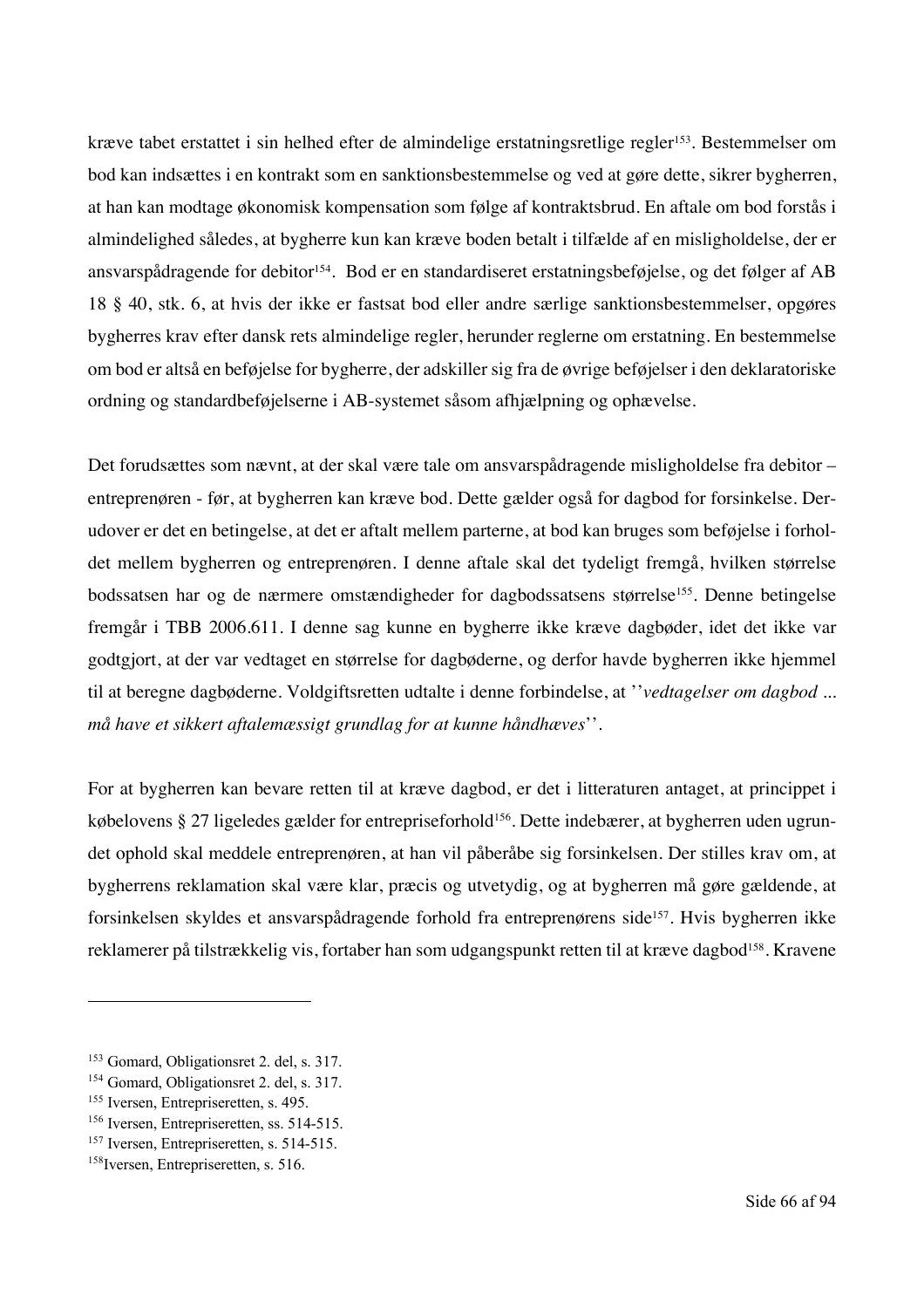kræve tabet erstattet i sin helhed efter de almindelige erstatningsretlige regler[153]. Bestemmelser om bod kan indsættes i en kontrakt som en sanktionsbestemmelse og ved at gøre dette, sikrer bygherren, at han kan modtage økonomisk kompensation som følge af kontraktsbrud. En aftale om bod forstås i almindelighed således, at bygherre kun kan kræve boden betalt i tilfælde af en misligholdelse, der er ansvarspådragende for debitor[154]. Bod er en standardiseret erstatningsbeføjelse, og det følger af AB 18 § 40, stk. 6, at hvis der ikke er fastsat bod eller andre særlige sanktionsbestemmelser, opgøres bygherres krav efter dansk rets almindelige regler, herunder reglerne om erstatning. En bestemmelse om bod er altså en beføjelse for bygherre, der adskiller sig fra de øvrige beføjelser i den deklaratoriske ordning og standardbeføjelserne i AB-systemet såsom afhjælpning og ophævelse.

Det forudsættes som nævnt, at der skal være tale om ansvarspådragende misligholdelse fra debitor – entreprenøren - før, at bygherren kan kræve bod. Dette gælder også for dagbod for forsinkelse. Derudover er det en betingelse, at det er aftalt mellem parterne, at bod kan bruges som beføjelse i forholdet mellem bygherren og entreprenøren. I denne aftale skal det tydeligt fremgå, hvilken størrelse bodssatsen har og de nærmere omstændigheder for dagbodssatsens størrelse[155]. Denne betingelse fremgår i TBB 2006.611. I denne sag kunne en bygherre ikke kræve dagbøder, idet det ikke var godtgjort, at der var vedtaget en størrelse for dagbøderne, og derfor havde bygherren ikke hjemmel til at beregne dagbøderne. Voldgiftsretten udtalte i denne forbindelse, at ''*vedtagelser om dagbod ... må have et sikkert aftalemæssigt grundlag for at kunne håndhæves*''.

For at bygherren kan bevare retten til at kræve dagbod, er det i litteraturen antaget, at princippet i købelovens § 27 ligeledes gælder for entrepriseforhold[156]. Dette indebærer, at bygherren uden ugrundet ophold skal meddele entreprenøren, at han vil påberåbe sig forsinkelsen. Der stilles krav om, at bygherrens reklamation skal være klar, præcis og utvetydig, og at bygherren må gøre gældende, at forsinkelsen skyldes et ansvarspådragende forhold fra entreprenørens side[157]. Hvis bygherren ikke reklamerer på tilstrækkelig vis, fortaber han som udgangspunkt retten til at kræve dagbod[158]. Kravene

---

[153] Gomard, Obligationsret 2. del, s. 317.
[154] Gomard, Obligationsret 2. del, s. 317.
[155] Iversen, Entrepriseretten, s. 495.
[156] Iversen, Entrepriseretten, ss. 514-515.
[157] Iversen, Entrepriseretten, s. 514-515.
[158] Iversen, Entrepriseretten, s. 516.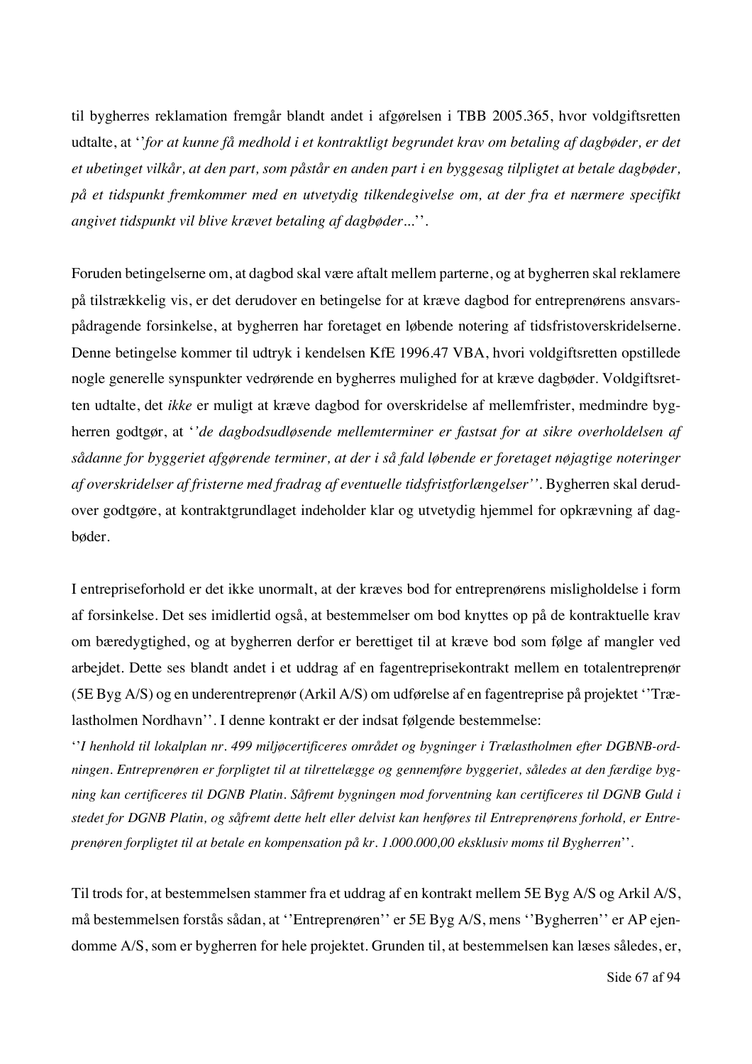til bygherres reklamation fremgår blandt andet i afgørelsen i TBB 2005.365, hvor voldgiftsretten udtalte, at ''*for at kunne få medhold i et kontraktligt begrundet krav om betaling af dagbøder, er det et ubetinget vilkår, at den part, som påstår en anden part i en byggesag tilpligtet at betale dagbøder, på et tidspunkt fremkommer med en utvetydig tilkendegivelse om, at der fra et nærmere specifikt angivet tidspunkt vil blive krævet betaling af dagbøder*...''.

Foruden betingelserne om, at dagbod skal være aftalt mellem parterne, og at bygherren skal reklamere på tilstrækkelig vis, er det derudover en betingelse for at kræve dagbod for entreprenørens ansvarspådragende forsinkelse, at bygherren har foretaget en løbende notering af tidsfristoverskridelserne. Denne betingelse kommer til udtryk i kendelsen KfE 1996.47 VBA, hvori voldgiftsretten opstillede nogle generelle synspunkter vedrørende en bygherres mulighed for at kræve dagbøder. Voldgiftsretten udtalte, det *ikke* er muligt at kræve dagbod for overskridelse af mellemfrister, medmindre bygherren godtgør, at ''*de dagbodsudløsende mellemterminer er fastsat for at sikre overholdelsen af sådanne for byggeriet afgørende terminer, at der i så fald løbende er foretaget nøjagtige noteringer af overskridelser af fristerne med fradrag af eventuelle tidsfristforlængelser*''. Bygherren skal derudover godtgøre, at kontraktgrundlaget indeholder klar og utvetydig hjemmel for opkrævning af dagbøder.

I entrepriseforhold er det ikke unormalt, at der kræves bod for entreprenørens misligholdelse i form af forsinkelse. Det ses imidlertid også, at bestemmelser om bod knyttes op på de kontraktuelle krav om bæredygtighed, og at bygherren derfor er berettiget til at kræve bod som følge af mangler ved arbejdet. Dette ses blandt andet i et uddrag af en fagentreprisekontrakt mellem en totalentreprenør (5E Byg A/S) og en underentreprenør (Arkil A/S) om udførelse af en fagentreprise på projektet ''Trælastholmen Nordhavn''. I denne kontrakt er der indsat følgende bestemmelse:

''*I henhold til lokalplan nr. 499 miljøcertificeres området og bygninger i Trælastholmen efter DGBNB-ordningen. Entreprenøren er forpligtet til at tilrettelægge og gennemføre byggeriet, således at den færdige bygning kan certificeres til DGNB Platin. Såfremt bygningen mod forventning kan certificeres til DGNB Guld i stedet for DGNB Platin, og såfremt dette helt eller delvist kan henføres til Entreprenørens forhold, er Entreprenøren forpligtet til at betale en kompensation på kr. 1.000.000,00 eksklusiv moms til Bygherren*''.

Til trods for, at bestemmelsen stammer fra et uddrag af en kontrakt mellem 5E Byg A/S og Arkil A/S, må bestemmelsen forstås sådan, at ''Entreprenøren'' er 5E Byg A/S, mens ''Bygherren'' er AP ejendomme A/S, som er bygherren for hele projektet. Grunden til, at bestemmelsen kan læses således, er,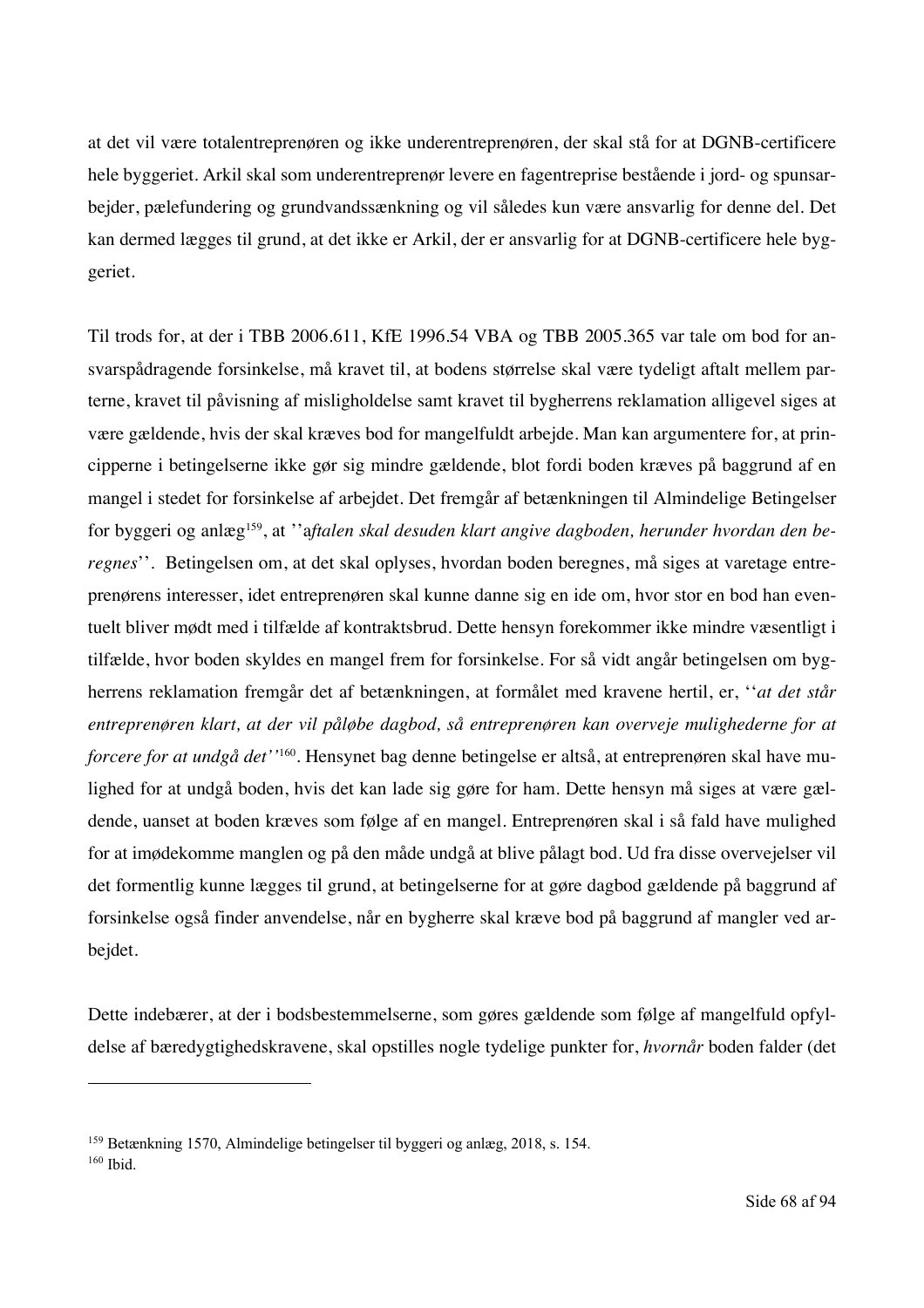at det vil være totalentreprenøren og ikke underentreprenøren, der skal stå for at DGNB-certificere hele byggeriet. Arkil skal som underentreprenør levere en fagentreprise bestående i jord- og spunsarbejder, pælefundering og grundvandssænkning og vil således kun være ansvarlig for denne del. Det kan dermed lægges til grund, at det ikke er Arkil, der er ansvarlig for at DGNB-certificere hele byggeriet.

Til trods for, at der i TBB 2006.611, KfE 1996.54 VBA og TBB 2005.365 var tale om bod for ansvarspådragende forsinkelse, må kravet til, at bodens størrelse skal være tydeligt aftalt mellem parterne, kravet til påvisning af misligholdelse samt kravet til bygherrens reklamation alligevel siges at være gældende, hvis der skal kræves bod for mangelfuldt arbejde. Man kan argumentere for, at principperne i betingelserne ikke gør sig mindre gældende, blot fordi boden kræves på baggrund af en mangel i stedet for forsinkelse af arbejdet. Det fremgår af betænkningen til Almindelige Betingelser for byggeri og anlæg[159], at ''a*ftalen skal desuden klart angive dagboden, herunder hvordan den beregnes*''. Betingelsen om, at det skal oplyses, hvordan boden beregnes, må siges at varetage entreprenørens interesser, idet entreprenøren skal kunne danne sig en ide om, hvor stor en bod han eventuelt bliver mødt med i tilfælde af kontraktsbrud. Dette hensyn forekommer ikke mindre væsentligt i tilfælde, hvor boden skyldes en mangel frem for forsinkelse. For så vidt angår betingelsen om bygherrens reklamation fremgår det af betænkningen, at formålet med kravene hertil, er, ''*at det står entreprenøren klart, at der vil påløbe dagbod, så entreprenøren kan overveje mulighederne for at forcere for at undgå det''*[160]. Hensynet bag denne betingelse er altså, at entreprenøren skal have mulighed for at undgå boden, hvis det kan lade sig gøre for ham. Dette hensyn må siges at være gældende, uanset at boden kræves som følge af en mangel. Entreprenøren skal i så fald have mulighed for at imødekomme manglen og på den måde undgå at blive pålagt bod. Ud fra disse overvejelser vil det formentlig kunne lægges til grund, at betingelserne for at gøre dagbod gældende på baggrund af forsinkelse også finder anvendelse, når en bygherre skal kræve bod på baggrund af mangler ved arbejdet.

Dette indebærer, at der i bodsbestemmelserne, som gøres gældende som følge af mangelfuld opfyldelse af bæredygtighedskravene, skal opstilles nogle tydelige punkter for, *hvornår* boden falder (det

---

[159] Betænkning 1570, Almindelige betingelser til byggeri og anlæg, 2018, s. 154.
[160] Ibid.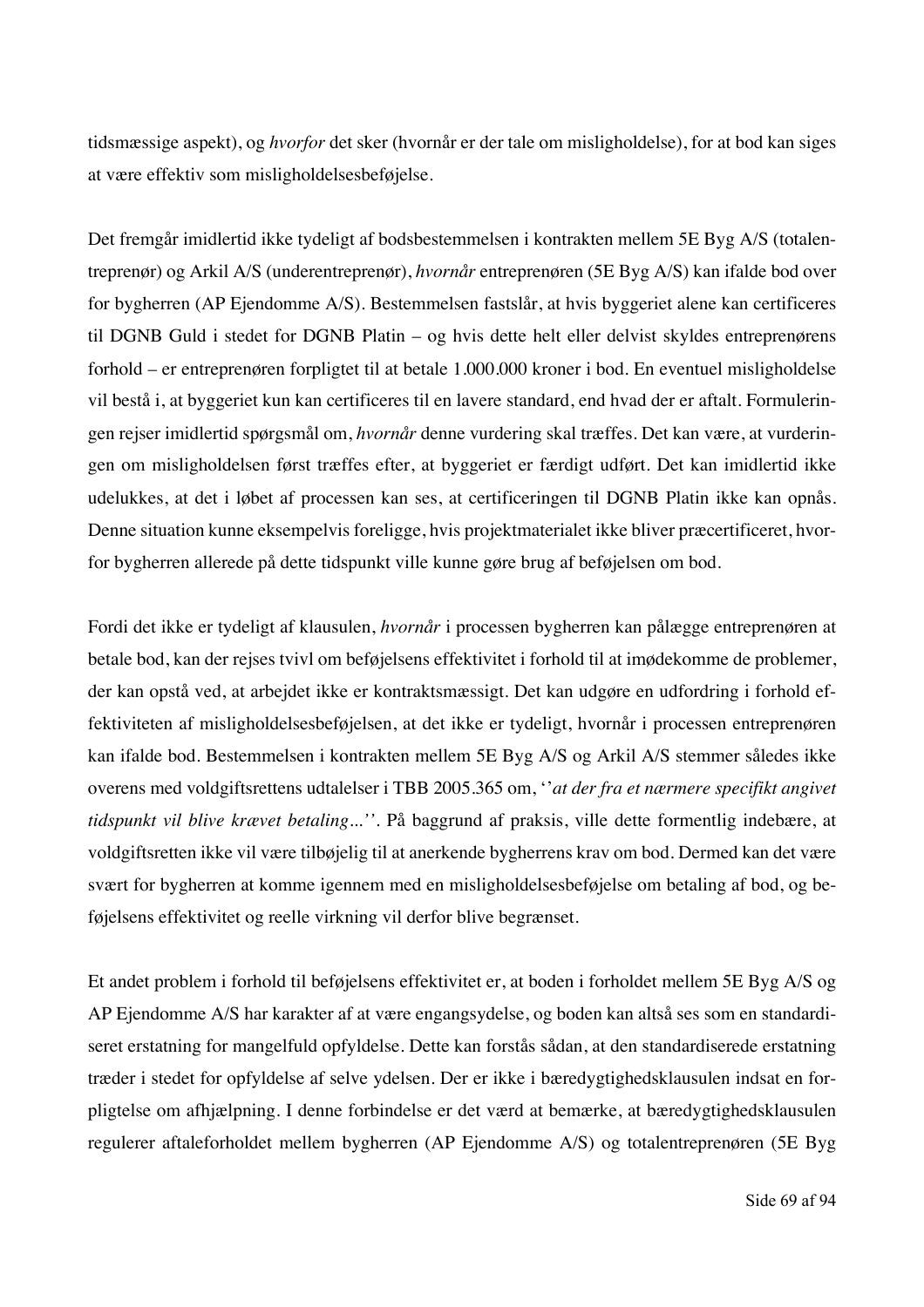tidsmæssige aspekt), og *hvorfor* det sker (hvornår er der tale om misligholdelse), for at bod kan siges at være effektiv som misligholdelsesbeføjelse.

Det fremgår imidlertid ikke tydeligt af bodsbestemmelsen i kontrakten mellem 5E Byg A/S (totalentreprenør) og Arkil A/S (underentreprenør), *hvornår* entreprenøren (5E Byg A/S) kan ifalde bod over for bygherren (AP Ejendomme A/S). Bestemmelsen fastslår, at hvis byggeriet alene kan certificeres til DGNB Guld i stedet for DGNB Platin – og hvis dette helt eller delvist skyldes entreprenørens forhold – er entreprenøren forpligtet til at betale 1.000.000 kroner i bod. En eventuel misligholdelse vil bestå i, at byggeriet kun kan certificeres til en lavere standard, end hvad der er aftalt. Formuleringen rejser imidlertid spørgsmål om, *hvornår* denne vurdering skal træffes. Det kan være, at vurderingen om misligholdelsen først træffes efter, at byggeriet er færdigt udført. Det kan imidlertid ikke udelukkes, at det i løbet af processen kan ses, at certificeringen til DGNB Platin ikke kan opnås. Denne situation kunne eksempelvis foreligge, hvis projektmaterialet ikke bliver præcertificeret, hvorfor bygherren allerede på dette tidspunkt ville kunne gøre brug af beføjelsen om bod.

Fordi det ikke er tydeligt af klausulen, *hvornår* i processen bygherren kan pålægge entreprenøren at betale bod, kan der rejses tvivl om beføjelsens effektivitet i forhold til at imødekomme de problemer, der kan opstå ved, at arbejdet ikke er kontraktsmæssigt. Det kan udgøre en udfordring i forhold effektiviteten af misligholdelsesbeføjelsen, at det ikke er tydeligt, hvornår i processen entreprenøren kan ifalde bod. Bestemmelsen i kontrakten mellem 5E Byg A/S og Arkil A/S stemmer således ikke overens med voldgiftsrettens udtalelser i TBB 2005.365 om, ''*at der fra et nærmere specifikt angivet tidspunkt vil blive krævet betaling...*''. På baggrund af praksis, ville dette formentlig indebære, at voldgiftsretten ikke vil være tilbøjelig til at anerkende bygherrens krav om bod. Dermed kan det være svært for bygherren at komme igennem med en misligholdelsesbeføjelse om betaling af bod, og beføjelsens effektivitet og reelle virkning vil derfor blive begrænset.

Et andet problem i forhold til beføjelsens effektivitet er, at boden i forholdet mellem 5E Byg A/S og AP Ejendomme A/S har karakter af at være engangsydelse, og boden kan altså ses som en standardiseret erstatning for mangelfuld opfyldelse. Dette kan forstås sådan, at den standardiserede erstatning træder i stedet for opfyldelse af selve ydelsen. Der er ikke i bæredygtighedsklausulen indsat en forpligtelse om afhjælpning. I denne forbindelse er det værd at bemærke, at bæredygtighedsklausulen regulerer aftaleforholdet mellem bygherren (AP Ejendomme A/S) og totalentreprenøren (5E Byg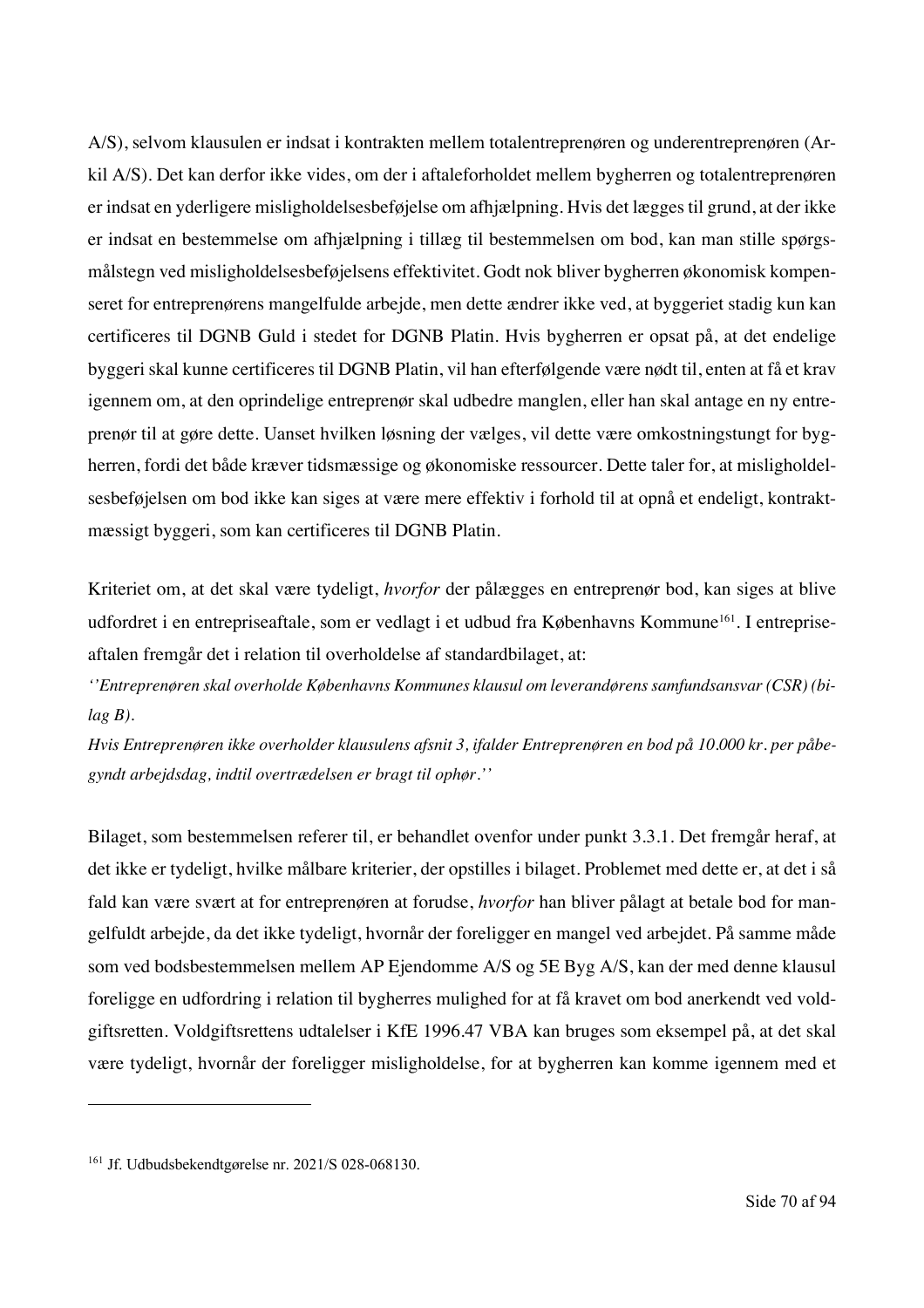A/S), selvom klausulen er indsat i kontrakten mellem totalentreprenøren og underentreprenøren (Arkil A/S). Det kan derfor ikke vides, om der i aftaleforholdet mellem bygherren og totalentreprenøren er indsat en yderligere misligholdelsesbeføjelse om afhjælpning. Hvis det lægges til grund, at der ikke er indsat en bestemmelse om afhjælpning i tillæg til bestemmelsen om bod, kan man stille spørgsmålstegn ved misligholdelsesbeføjelsens effektivitet. Godt nok bliver bygherren økonomisk kompenseret for entreprenørens mangelfulde arbejde, men dette ændrer ikke ved, at byggeriet stadig kun kan certificeres til DGNB Guld i stedet for DGNB Platin. Hvis bygherren er opsat på, at det endelige byggeri skal kunne certificeres til DGNB Platin, vil han efterfølgende være nødt til, enten at få et krav igennem om, at den oprindelige entreprenør skal udbedre manglen, eller han skal antage en ny entreprenør til at gøre dette. Uanset hvilken løsning der vælges, vil dette være omkostningstungt for bygherren, fordi det både kræver tidsmæssige og økonomiske ressourcer. Dette taler for, at misligholdelsesbeføjelsen om bod ikke kan siges at være mere effektiv i forhold til at opnå et endeligt, kontraktmæssigt byggeri, som kan certificeres til DGNB Platin.

Kriteriet om, at det skal være tydeligt, *hvorfor* der pålægges en entreprenør bod, kan siges at blive udfordret i en entrepriseaftale, som er vedlagt i et udbud fra Københavns Kommune[161]. I entrepriseaftalen fremgår det i relation til overholdelse af standardbilaget, at:

*''Entreprenøren skal overholde Københavns Kommunes klausul om leverandørens samfundsansvar (CSR) (bilag B).*

*Hvis Entreprenøren ikke overholder klausulens afsnit 3, ifalder Entreprenøren en bod på 10.000 kr. per påbegyndt arbejdsdag, indtil overtrædelsen er bragt til ophør.''*

Bilaget, som bestemmelsen referer til, er behandlet ovenfor under punkt 3.3.1. Det fremgår heraf, at det ikke er tydeligt, hvilke målbare kriterier, der opstilles i bilaget. Problemet med dette er, at det i så fald kan være svært at for entreprenøren at forudse, *hvorfor* han bliver pålagt at betale bod for mangelfuldt arbejde, da det ikke tydeligt, hvornår der foreligger en mangel ved arbejdet. På samme måde som ved bodsbestemmelsen mellem AP Ejendomme A/S og 5E Byg A/S, kan der med denne klausul foreligge en udfordring i relation til bygherres mulighed for at få kravet om bod anerkendt ved voldgiftsretten. Voldgiftsrettens udtalelser i KfE 1996.47 VBA kan bruges som eksempel på, at det skal være tydeligt, hvornår der foreligger misligholdelse, for at bygherren kan komme igennem med et

[161] Jf. Udbudsbekendtgørelse nr. 2021/S 028-068130.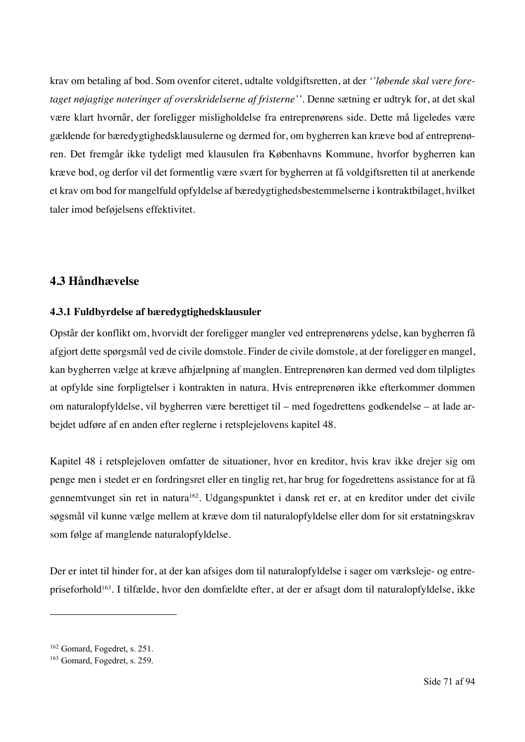krav om betaling af bod. Som ovenfor citeret, udtalte voldgiftsretten, at der *''løbende skal være foretaget nøjagtige noteringer af overskridelserne af fristerne''*. Denne sætning er udtryk for, at det skal være klart hvornår, der foreligger misligholdelse fra entreprenørens side. Dette må ligeledes være gældende for bæredygtighedsklausulerne og dermed for, om bygherren kan kræve bod af entreprenøren. Det fremgår ikke tydeligt med klausulen fra Københavns Kommune, hvorfor bygherren kan kræve bod, og derfor vil det formentlig være svært for bygherren at få voldgiftsretten til at anerkende et krav om bod for mangelfuld opfyldelse af bæredygtighedsbestemmelserne i kontraktbilaget, hvilket taler imod beføjelsens effektivitet.

## 4.3 Håndhævelse

### 4.3.1 Fuldbyrdelse af bæredygtighedsklausuler

Opstår der konflikt om, hvorvidt der foreligger mangler ved entreprenørens ydelse, kan bygherren få afgjort dette spørgsmål ved de civile domstole. Finder de civile domstole, at der foreligger en mangel, kan bygherren vælge at kræve afhjælpning af manglen. Entreprenøren kan dermed ved dom tilpligtes at opfylde sine forpligtelser i kontrakten in natura. Hvis entreprenøren ikke efterkommer dommen om naturalopfyldelse, vil bygherren være berettiget til – med fogedrettens godkendelse – at lade arbejdet udføre af en anden efter reglerne i retsplejelovens kapitel 48.

Kapitel 48 i retsplejeloven omfatter de situationer, hvor en kreditor, hvis krav ikke drejer sig om penge men i stedet er en fordringsret eller en tinglig ret, har brug for fogedrettens assistance for at få gennemtvunget sin ret in natura[162]. Udgangspunktet i dansk ret er, at en kreditor under det civile søgsmål vil kunne vælge mellem at kræve dom til naturalopfyldelse eller dom for sit erstatningskrav som følge af manglende naturalopfyldelse.

Der er intet til hinder for, at der kan afsiges dom til naturalopfyldelse i sager om værksleje- og entrepriseforhold[163]. I tilfælde, hvor den domfældte efter, at der er afsagt dom til naturalopfyldelse, ikke

---

[162] Gomard, Fogedret, s. 251.
[163] Gomard, Fogedret, s. 259.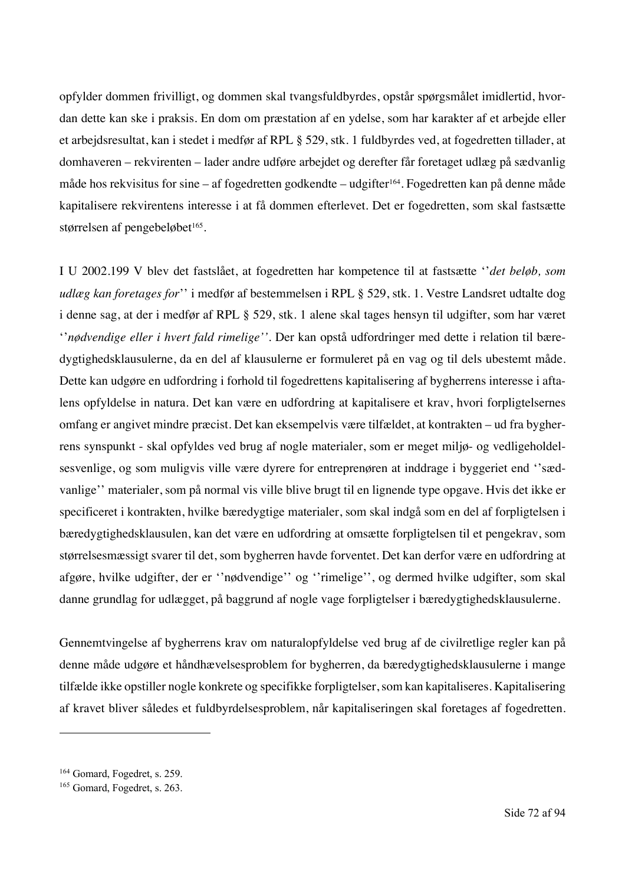opfylder dommen frivilligt, og dommen skal tvangsfuldbyrdes, opstår spørgsmålet imidlertid, hvordan dette kan ske i praksis. En dom om præstation af en ydelse, som har karakter af et arbejde eller et arbejdsresultat, kan i stedet i medfør af RPL § 529, stk. 1 fuldbyrdes ved, at fogedretten tillader, at domhaveren – rekvirenten – lader andre udføre arbejdet og derefter får foretaget udlæg på sædvanlig måde hos rekvisitus for sine – af fogedretten godkendte – udgifter[164]. Fogedretten kan på denne måde kapitalisere rekvirentens interesse i at få dommen efterlevet. Det er fogedretten, som skal fastsætte størrelsen af pengebeløbet[165].

I U 2002.199 V blev det fastslået, at fogedretten har kompetence til at fastsætte ''*det beløb, som udlæg kan foretages for*'' i medfør af bestemmelsen i RPL § 529, stk. 1. Vestre Landsret udtalte dog i denne sag, at der i medfør af RPL § 529, stk. 1 alene skal tages hensyn til udgifter, som har været ''*nødvendige eller i hvert fald rimelige''*. Der kan opstå udfordringer med dette i relation til bæredygtighedsklausulerne, da en del af klausulerne er formuleret på en vag og til dels ubestemt måde. Dette kan udgøre en udfordring i forhold til fogedrettens kapitalisering af bygherrens interesse i aftalens opfyldelse in natura. Det kan være en udfordring at kapitalisere et krav, hvori forpligtelsernes omfang er angivet mindre præcist. Det kan eksempelvis være tilfældet, at kontrakten – ud fra bygherrens synspunkt - skal opfyldes ved brug af nogle materialer, som er meget miljø- og vedligeholdelsesvenlige, og som muligvis ville være dyrere for entreprenøren at inddrage i byggeriet end ''sædvanlige'' materialer, som på normal vis ville blive brugt til en lignende type opgave. Hvis det ikke er specificeret i kontrakten, hvilke bæredygtige materialer, som skal indgå som en del af forpligtelsen i bæredygtighedsklausulen, kan det være en udfordring at omsætte forpligtelsen til et pengekrav, som størrelsesmæssigt svarer til det, som bygherren havde forventet. Det kan derfor være en udfordring at afgøre, hvilke udgifter, der er ''nødvendige'' og ''rimelige'', og dermed hvilke udgifter, som skal danne grundlag for udlægget, på baggrund af nogle vage forpligtelser i bæredygtighedsklausulerne.

Gennemtvingelse af bygherrens krav om naturalopfyldelse ved brug af de civilretlige regler kan på denne måde udgøre et håndhævelsesproblem for bygherren, da bæredygtighedsklausulerne i mange tilfælde ikke opstiller nogle konkrete og specifikke forpligtelser, som kan kapitaliseres. Kapitalisering af kravet bliver således et fuldbyrdelsesproblem, når kapitaliseringen skal foretages af fogedretten.

---

[164] Gomard, Fogedret, s. 259.

[165] Gomard, Fogedret, s. 263.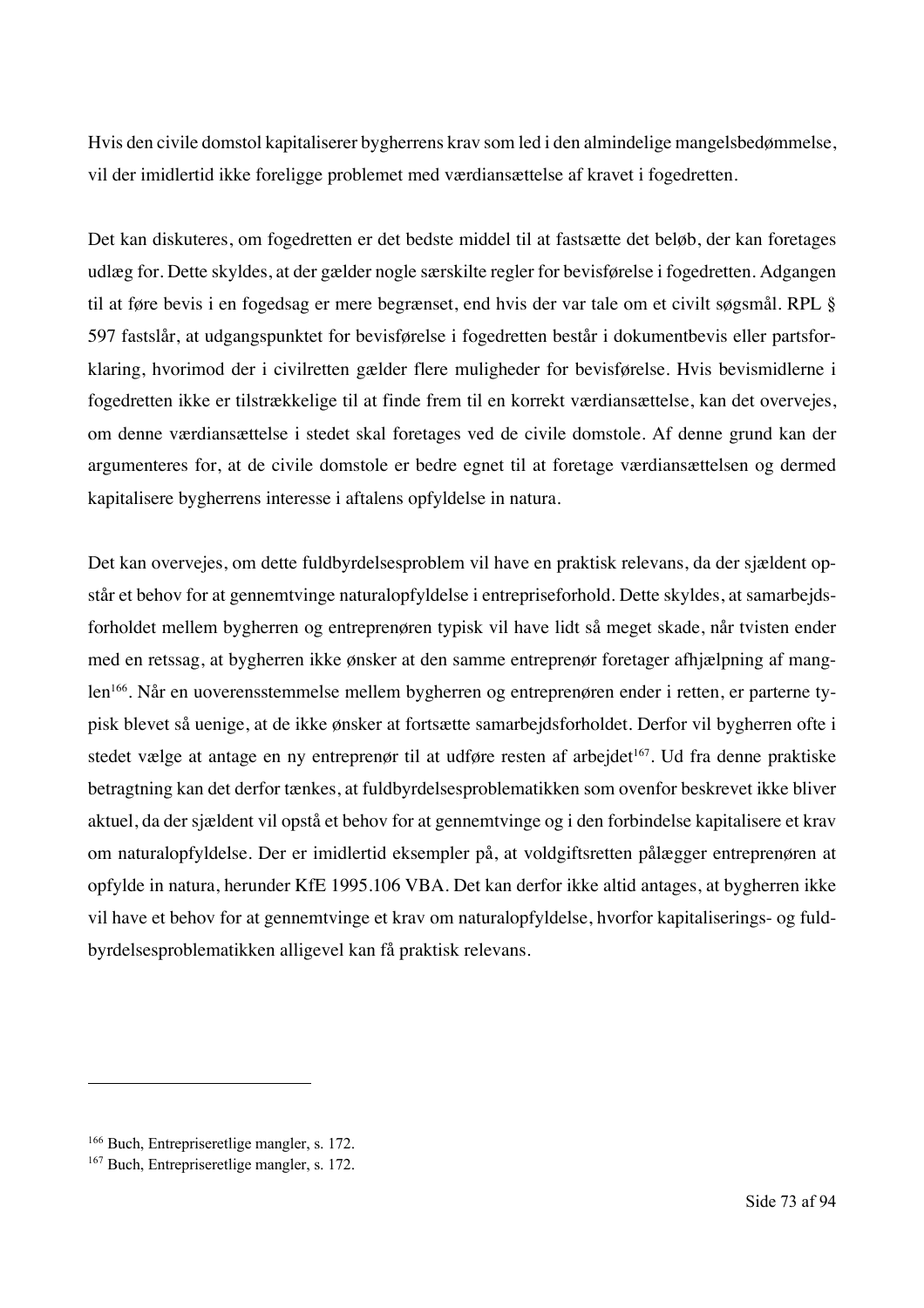Hvis den civile domstol kapitaliserer bygherrens krav som led i den almindelige mangelsbedømmelse, vil der imidlertid ikke foreligge problemet med værdiansættelse af kravet i fogedretten.

Det kan diskuteres, om fogedretten er det bedste middel til at fastsætte det beløb, der kan foretages udlæg for. Dette skyldes, at der gælder nogle særskilte regler for bevisførelse i fogedretten. Adgangen til at føre bevis i en fogedsag er mere begrænset, end hvis der var tale om et civilt søgsmål. RPL § 597 fastslår, at udgangspunktet for bevisførelse i fogedretten består i dokumentbevis eller partsforklaring, hvorimod der i civilretten gælder flere muligheder for bevisførelse. Hvis bevismidlerne i fogedretten ikke er tilstrækkelige til at finde frem til en korrekt værdiansættelse, kan det overvejes, om denne værdiansættelse i stedet skal foretages ved de civile domstole. Af denne grund kan der argumenteres for, at de civile domstole er bedre egnet til at foretage værdiansættelsen og dermed kapitalisere bygherrens interesse i aftalens opfyldelse in natura.

Det kan overvejes, om dette fuldbyrdelsesproblem vil have en praktisk relevans, da der sjældent opstår et behov for at gennemtvinge naturalopfyldelse i entrepriseforhold. Dette skyldes, at samarbejdsforholdet mellem bygherren og entreprenøren typisk vil have lidt så meget skade, når tvisten ender med en retssag, at bygherren ikke ønsker at den samme entreprenør foretager afhjælpning af manglen[166]. Når en uoverensstemmelse mellem bygherren og entreprenøren ender i retten, er parterne typisk blevet så uenige, at de ikke ønsker at fortsætte samarbejdsforholdet. Derfor vil bygherren ofte i stedet vælge at antage en ny entreprenør til at udføre resten af arbejdet[167]. Ud fra denne praktiske betragtning kan det derfor tænkes, at fuldbyrdelsesproblematikken som ovenfor beskrevet ikke bliver aktuel, da der sjældent vil opstå et behov for at gennemtvinge og i den forbindelse kapitalisere et krav om naturalopfyldelse. Der er imidlertid eksempler på, at voldgiftsretten pålægger entreprenøren at opfylde in natura, herunder KfE 1995.106 VBA. Det kan derfor ikke altid antages, at bygherren ikke vil have et behov for at gennemtvinge et krav om naturalopfyldelse, hvorfor kapitaliserings- og fuldbyrdelsesproblematikken alligevel kan få praktisk relevans.

---

[166] Buch, Entrepriseretlige mangler, s. 172.

[167] Buch, Entrepriseretlige mangler, s. 172.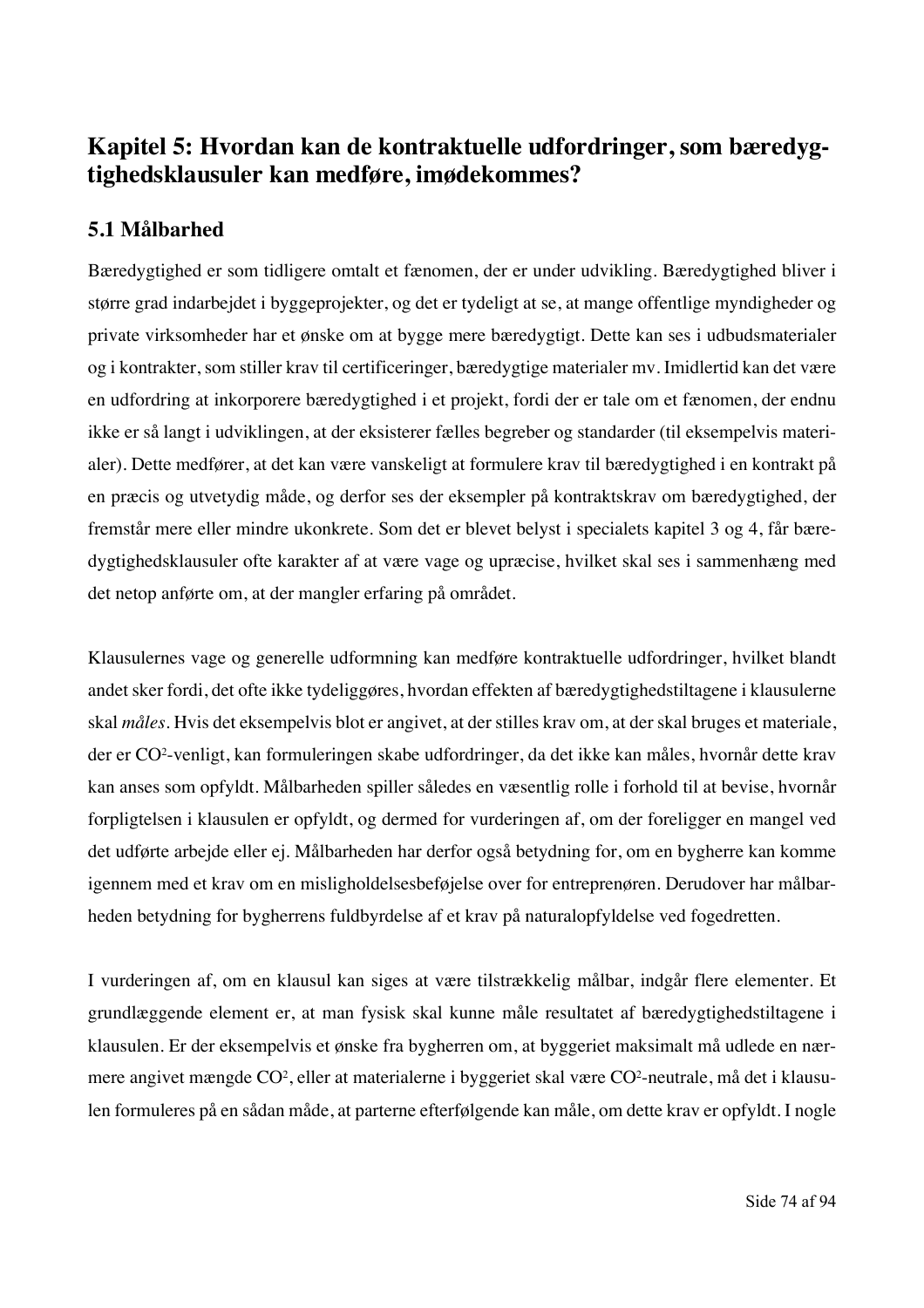## Kapitel 5: Hvordan kan de kontraktuelle udfordringer, som bæredygtighedsklausuler kan medføre, imødekommes?

### 5.1 Målbarhed

Bæredygtighed er som tidligere omtalt et fænomen, der er under udvikling. Bæredygtighed bliver i større grad indarbejdet i byggeprojekter, og det er tydeligt at se, at mange offentlige myndigheder og private virksomheder har et ønske om at bygge mere bæredygtigt. Dette kan ses i udbudsmaterialer og i kontrakter, som stiller krav til certificeringer, bæredygtige materialer mv. Imidlertid kan det være en udfordring at inkorporere bæredygtighed i et projekt, fordi der er tale om et fænomen, der endnu ikke er så langt i udviklingen, at der eksisterer fælles begreber og standarder (til eksempelvis materialer). Dette medfører, at det kan være vanskeligt at formulere krav til bæredygtighed i en kontrakt på en præcis og utvetydig måde, og derfor ses der eksempler på kontraktskrav om bæredygtighed, der fremstår mere eller mindre ukonkrete. Som det er blevet belyst i specialets kapitel 3 og 4, får bæredygtighedsklausuler ofte karakter af at være vage og upræcise, hvilket skal ses i sammenhæng med det netop anførte om, at der mangler erfaring på området.

Klausulernes vage og generelle udformning kan medføre kontraktuelle udfordringer, hvilket blandt andet sker fordi, det ofte ikke tydeliggøres, hvordan effekten af bæredygtighedstiltagene i klausulerne skal *måles*. Hvis det eksempelvis blot er angivet, at der stilles krav om, at der skal bruges et materiale, der er $CO^2$-venligt, kan formuleringen skabe udfordringer, da det ikke kan måles, hvornår dette krav kan anses som opfyldt. Målbarheden spiller således en væsentlig rolle i forhold til at bevise, hvornår forpligtelsen i klausulen er opfyldt, og dermed for vurderingen af, om der foreligger en mangel ved det udførte arbejde eller ej. Målbarheden har derfor også betydning for, om en bygherre kan komme igennem med et krav om en misligholdelsesbeføjelse over for entreprenøren. Derudover har målbarheden betydning for bygherrens fuldbyrdelse af et krav på naturalopfyldelse ved fogedretten.

I vurderingen af, om en klausul kan siges at være tilstrækkelig målbar, indgår flere elementer. Et grundlæggende element er, at man fysisk skal kunne måle resultatet af bæredygtighedstiltagene i klausulen. Er der eksempelvis et ønske fra bygherren om, at byggeriet maksimalt må udlede en nærmere angivet mængde $CO^2$, eller at materialerne i byggeriet skal være $CO^2$-neutrale, må det i klausulen formuleres på en sådan måde, at parterne efterfølgende kan måle, om dette krav er opfyldt. I nogle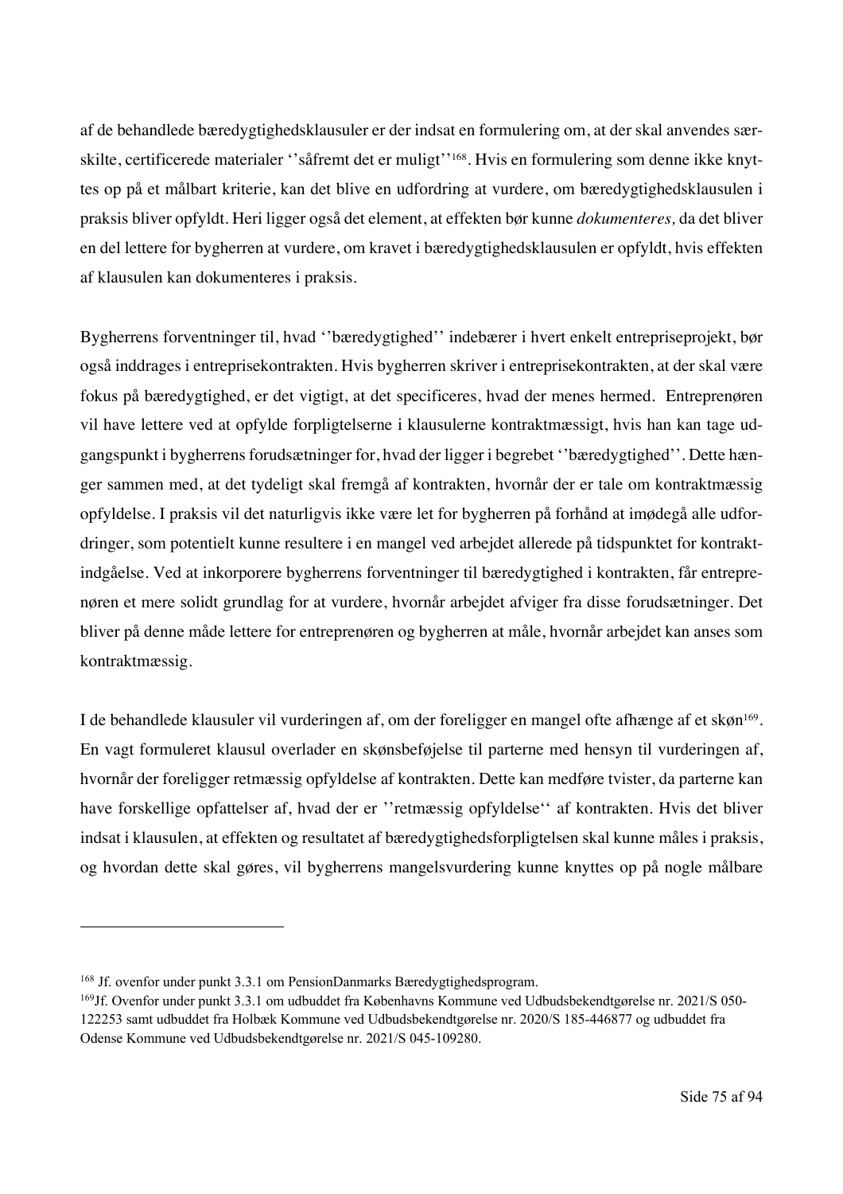af de behandlede bæredygtighedsklausuler er der indsat en formulering om, at der skal anvendes særskilte, certificerede materialer ''såfremt det er muligt''[168]. Hvis en formulering som denne ikke knyttes op på et målbart kriterie, kan det blive en udfordring at vurdere, om bæredygtighedsklausulen i praksis bliver opfyldt. Heri ligger også det element, at effekten bør kunne *dokumenteres,* da det bliver en del lettere for bygherren at vurdere, om kravet i bæredygtighedsklausulen er opfyldt, hvis effekten af klausulen kan dokumenteres i praksis.

Bygherrens forventninger til, hvad ''bæredygtighed'' indebærer i hvert enkelt entrepriseprojekt, bør også inddrages i entreprisekontrakten. Hvis bygherren skriver i entreprisekontrakten, at der skal være fokus på bæredygtighed, er det vigtigt, at det specificeres, hvad der menes hermed. Entreprenøren vil have lettere ved at opfylde forpligtelserne i klausulerne kontraktmæssigt, hvis han kan tage udgangspunkt i bygherrens forudsætninger for, hvad der ligger i begrebet ''bæredygtighed''. Dette hænger sammen med, at det tydeligt skal fremgå af kontrakten, hvornår der er tale om kontraktmæssig opfyldelse. I praksis vil det naturligvis ikke være let for bygherren på forhånd at imødegå alle udfordringer, som potentielt kunne resultere i en mangel ved arbejdet allerede på tidspunktet for kontraktindgåelse. Ved at inkorporere bygherrens forventninger til bæredygtighed i kontrakten, får entreprenøren et mere solidt grundlag for at vurdere, hvornår arbejdet afviger fra disse forudsætninger. Det bliver på denne måde lettere for entreprenøren og bygherren at måle, hvornår arbejdet kan anses som kontraktmæssig.

I de behandlede klausuler vil vurderingen af, om der foreligger en mangel ofte afhænge af et skøn[169]. En vagt formuleret klausul overlader en skønsbeføjelse til parterne med hensyn til vurderingen af, hvornår der foreligger retmæssig opfyldelse af kontrakten. Dette kan medføre tvister, da parterne kan have forskellige opfattelser af, hvad der er ''retmæssig opfyldelse'' af kontrakten. Hvis det bliver indsat i klausulen, at effekten og resultatet af bæredygtighedsforpligtelsen skal kunne måles i praksis, og hvordan dette skal gøres, vil bygherrens mangelsvurdering kunne knyttes op på nogle målbare

---

[168] Jf. ovenfor under punkt 3.3.1 om PensionDanmarks Bæredygtighedsprogram.

[169] Jf. Ovenfor under punkt 3.3.1 om udbuddet fra Københavns Kommune ved Udbudsbekendtgørelse nr. 2021/S 050-122253 samt udbuddet fra Holbæk Kommune ved Udbudsbekendtgørelse nr. 2020/S 185-446877 og udbuddet fra Odense Kommune ved Udbudsbekendtgørelse nr. 2021/S 045-109280.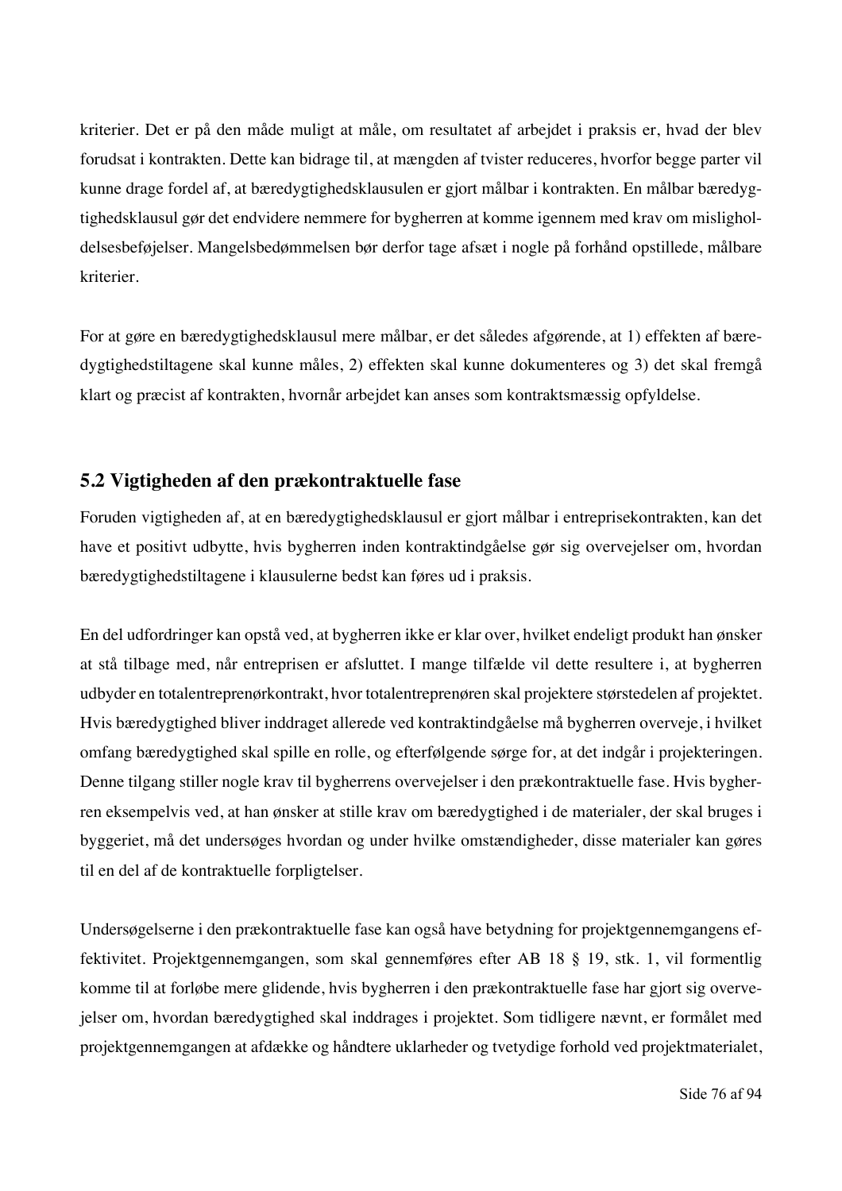kriterier. Det er på den måde muligt at måle, om resultatet af arbejdet i praksis er, hvad der blev forudsat i kontrakten. Dette kan bidrage til, at mængden af tvister reduceres, hvorfor begge parter vil kunne drage fordel af, at bæredygtighedsklausulen er gjort målbar i kontrakten. En målbar bæredygtighedsklausul gør det endvidere nemmere for bygherren at komme igennem med krav om misligholdelsesbeføjelser. Mangelsbedømmelsen bør derfor tage afsæt i nogle på forhånd opstillede, målbare kriterier.

For at gøre en bæredygtighedsklausul mere målbar, er det således afgørende, at 1) effekten af bæredygtighedstiltagene skal kunne måles, 2) effekten skal kunne dokumenteres og 3) det skal fremgå klart og præcist af kontrakten, hvornår arbejdet kan anses som kontraktsmæssig opfyldelse.

## 5.2 Vigtigheden af den prækontraktuelle fase

Foruden vigtigheden af, at en bæredygtighedsklausul er gjort målbar i entreprisekontrakten, kan det have et positivt udbytte, hvis bygherren inden kontraktindgåelse gør sig overvejelser om, hvordan bæredygtighedstiltagene i klausulerne bedst kan føres ud i praksis.

En del udfordringer kan opstå ved, at bygherren ikke er klar over, hvilket endeligt produkt han ønsker at stå tilbage med, når entreprisen er afsluttet. I mange tilfælde vil dette resultere i, at bygherren udbyder en totalentreprenørkontrakt, hvor totalentreprenøren skal projektere størstedelen af projektet. Hvis bæredygtighed bliver inddraget allerede ved kontraktindgåelse må bygherren overveje, i hvilket omfang bæredygtighed skal spille en rolle, og efterfølgende sørge for, at det indgår i projekteringen. Denne tilgang stiller nogle krav til bygherrens overvejelser i den prækontraktuelle fase. Hvis bygherren eksempelvis ved, at han ønsker at stille krav om bæredygtighed i de materialer, der skal bruges i byggeriet, må det undersøges hvordan og under hvilke omstændigheder, disse materialer kan gøres til en del af de kontraktuelle forpligtelser.

Undersøgelserne i den prækontraktuelle fase kan også have betydning for projektgennemgangens effektivitet. Projektgennemgangen, som skal gennemføres efter AB 18 § 19, stk. 1, vil formentlig komme til at forløbe mere glidende, hvis bygherren i den prækontraktuelle fase har gjort sig overvejelser om, hvordan bæredygtighed skal inddrages i projektet. Som tidligere nævnt, er formålet med projektgennemgangen at afdække og håndtere uklarheder og tvetydige forhold ved projektmaterialet,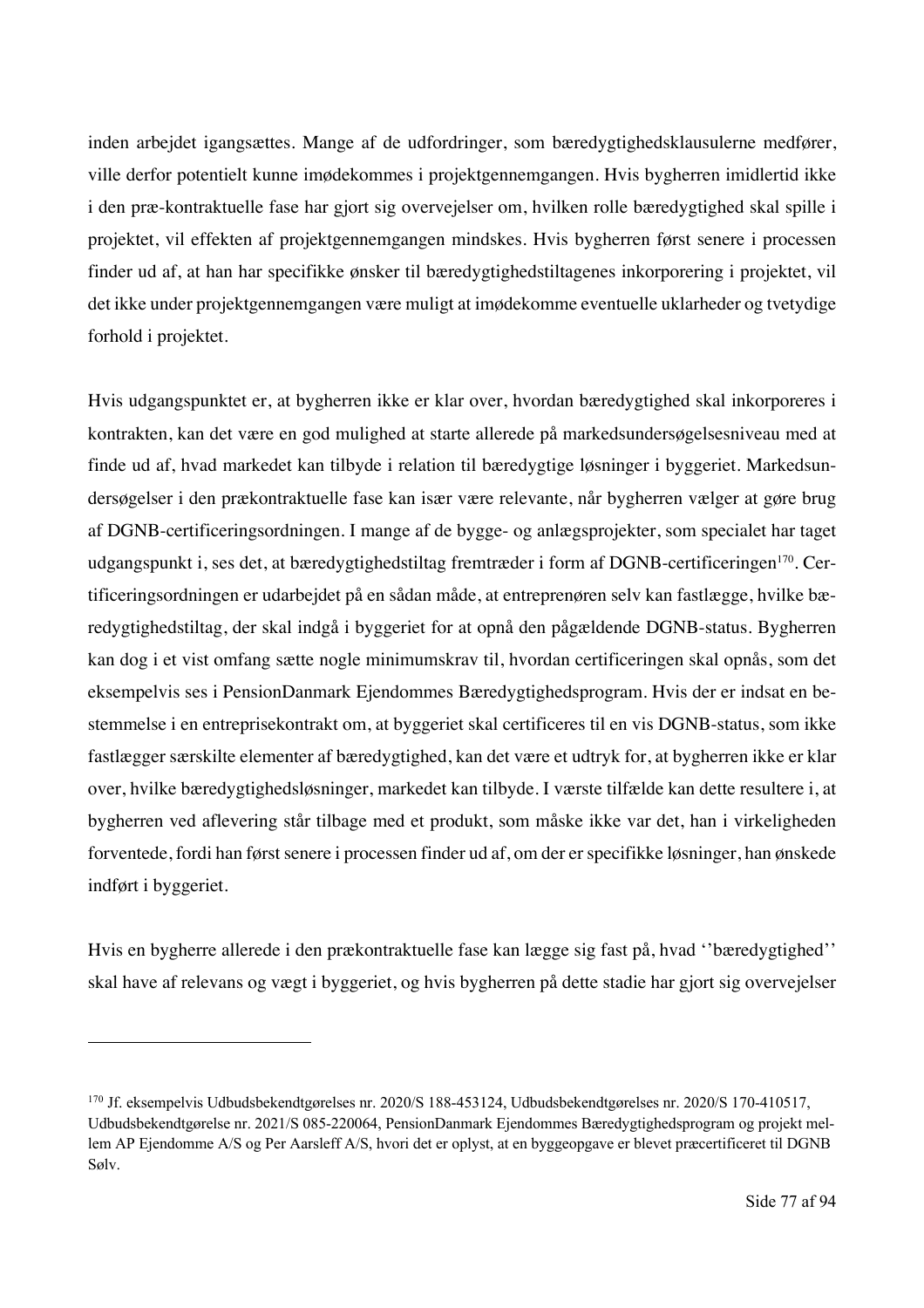inden arbejdet igangsættes. Mange af de udfordringer, som bæredygtighedsklausulerne medfører, ville derfor potentielt kunne imødekommes i projektgennemgangen. Hvis bygherren imidlertid ikke i den præ-kontraktuelle fase har gjort sig overvejelser om, hvilken rolle bæredygtighed skal spille i projektet, vil effekten af projektgennemgangen mindskes. Hvis bygherren først senere i processen finder ud af, at han har specifikke ønsker til bæredygtighedstiltagenes inkorporering i projektet, vil det ikke under projektgennemgangen være muligt at imødekomme eventuelle uklarheder og tvetydige forhold i projektet.

Hvis udgangspunktet er, at bygherren ikke er klar over, hvordan bæredygtighed skal inkorporeres i kontrakten, kan det være en god mulighed at starte allerede på markedsundersøgelsesniveau med at finde ud af, hvad markedet kan tilbyde i relation til bæredygtige løsninger i byggeriet. Markedsundersøgelser i den prækontraktuelle fase kan især være relevante, når bygherren vælger at gøre brug af DGNB-certificeringsordningen. I mange af de bygge- og anlægsprojekter, som specialet har taget udgangspunkt i, ses det, at bæredygtighedstiltag fremtræder i form af DGNB-certificeringen[170]. Certificeringsordningen er udarbejdet på en sådan måde, at entreprenøren selv kan fastlægge, hvilke bæredygtighedstiltag, der skal indgå i byggeriet for at opnå den pågældende DGNB-status. Bygherren kan dog i et vist omfang sætte nogle minimumskrav til, hvordan certificeringen skal opnås, som det eksempelvis ses i PensionDanmark Ejendommes Bæredygtighedsprogram. Hvis der er indsat en bestemmelse i en entreprisekontrakt om, at byggeriet skal certificeres til en vis DGNB-status, som ikke fastlægger særskilte elementer af bæredygtighed, kan det være et udtryk for, at bygherren ikke er klar over, hvilke bæredygtighedsløsninger, markedet kan tilbyde. I værste tilfælde kan dette resultere i, at bygherren ved aflevering står tilbage med et produkt, som måske ikke var det, han i virkeligheden forventede, fordi han først senere i processen finder ud af, om der er specifikke løsninger, han ønskede indført i byggeriet.

Hvis en bygherre allerede i den prækontraktuelle fase kan lægge sig fast på, hvad ''bæredygtighed'' skal have af relevans og vægt i byggeriet, og hvis bygherren på dette stadie har gjort sig overvejelser

---

[170] Jf. eksempelvis Udbudsbekendtgørelses nr. 2020/S 188-453124, Udbudsbekendtgørelses nr. 2020/S 170-410517, Udbudsbekendtgørelse nr. 2021/S 085-220064, PensionDanmark Ejendommes Bæredygtighedsprogram og projekt mellem AP Ejendomme A/S og Per Aarsleff A/S, hvori det er oplyst, at en byggeopgave er blevet præcertificeret til DGNB Sølv.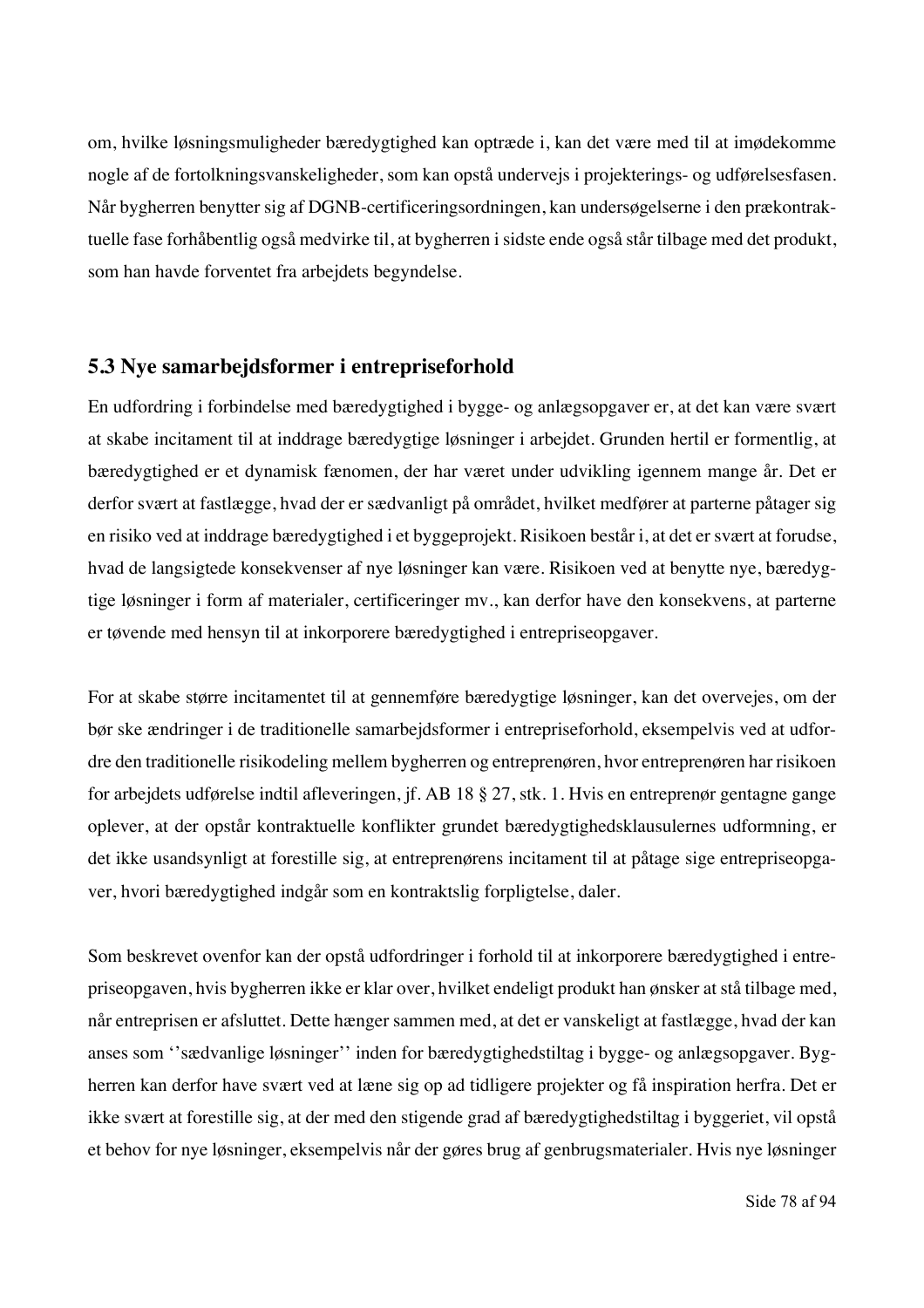om, hvilke løsningsmuligheder bæredygtighed kan optræde i, kan det være med til at imødekomme nogle af de fortolkningsvanskeligheder, som kan opstå undervejs i projekterings- og udførelsesfasen. Når bygherren benytter sig af DGNB-certificeringsordningen, kan undersøgelserne i den prækontraktuelle fase forhåbentlig også medvirke til, at bygherren i sidste ende også står tilbage med det produkt, som han havde forventet fra arbejdets begyndelse.

## 5.3 Nye samarbejdsformer i entrepriseforhold

En udfordring i forbindelse med bæredygtighed i bygge- og anlægsopgaver er, at det kan være svært at skabe incitament til at inddrage bæredygtige løsninger i arbejdet. Grunden hertil er formentlig, at bæredygtighed er et dynamisk fænomen, der har været under udvikling igennem mange år. Det er derfor svært at fastlægge, hvad der er sædvanligt på området, hvilket medfører at parterne påtager sig en risiko ved at inddrage bæredygtighed i et byggeprojekt. Risikoen består i, at det er svært at forudse, hvad de langsigtede konsekvenser af nye løsninger kan være. Risikoen ved at benytte nye, bæredygtige løsninger i form af materialer, certificeringer mv., kan derfor have den konsekvens, at parterne er tøvende med hensyn til at inkorporere bæredygtighed i entrepriseopgaver.

For at skabe større incitamentet til at gennemføre bæredygtige løsninger, kan det overvejes, om der bør ske ændringer i de traditionelle samarbejdsformer i entrepriseforhold, eksempelvis ved at udfordre den traditionelle risikodeling mellem bygherren og entreprenøren, hvor entreprenøren har risikoen for arbejdets udførelse indtil afleveringen, jf. AB 18 § 27, stk. 1. Hvis en entreprenør gentagne gange oplever, at der opstår kontraktuelle konflikter grundet bæredygtighedsklausulernes udformning, er det ikke usandsynligt at forestille sig, at entreprenørens incitament til at påtage sige entrepriseopgaver, hvori bæredygtighed indgår som en kontraktslig forpligtelse, daler.

Som beskrevet ovenfor kan der opstå udfordringer i forhold til at inkorporere bæredygtighed i entrepriseopgaven, hvis bygherren ikke er klar over, hvilket endeligt produkt han ønsker at stå tilbage med, når entreprisen er afsluttet. Dette hænger sammen med, at det er vanskeligt at fastlægge, hvad der kan anses som ''sædvanlige løsninger'' inden for bæredygtighedstiltag i bygge- og anlægsopgaver. Bygherren kan derfor have svært ved at læne sig op ad tidligere projekter og få inspiration herfra. Det er ikke svært at forestille sig, at der med den stigende grad af bæredygtighedstiltag i byggeriet, vil opstå et behov for nye løsninger, eksempelvis når der gøres brug af genbrugsmaterialer. Hvis nye løsninger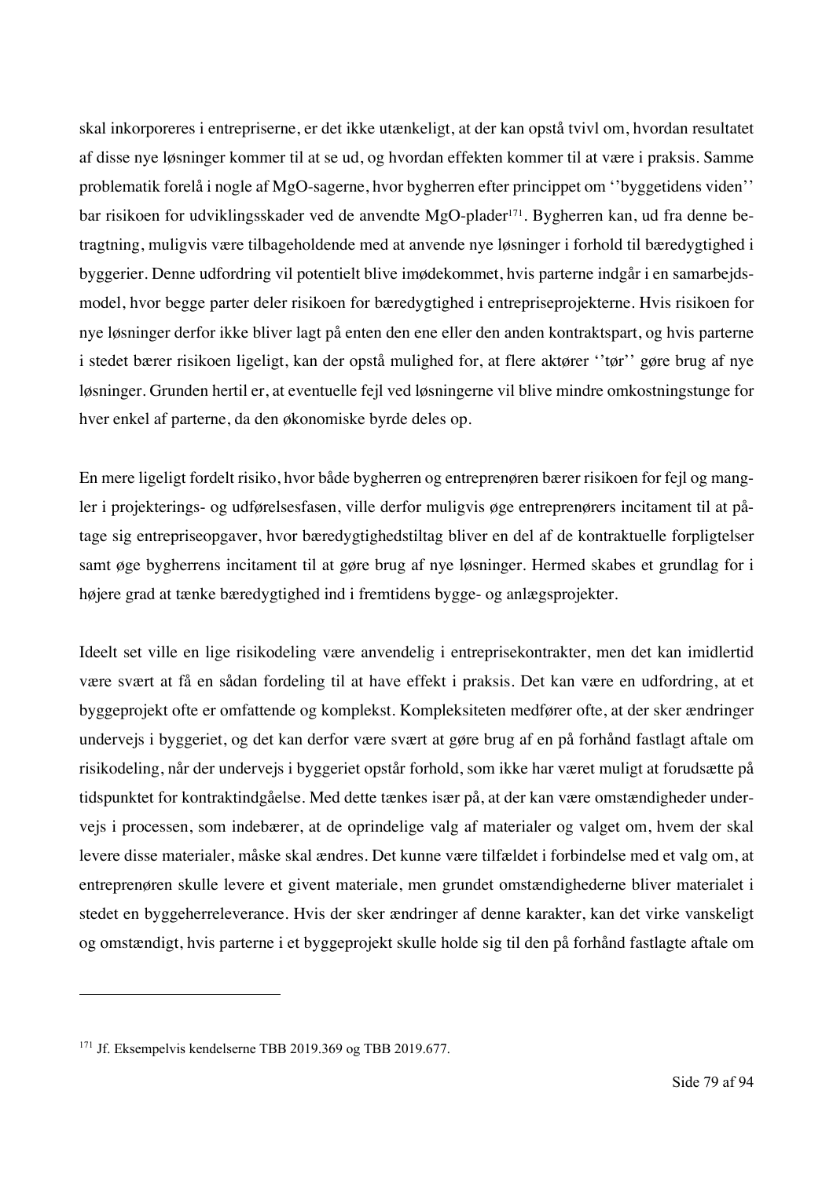skal inkorporeres i entrepriserne, er det ikke utænkeligt, at der kan opstå tvivl om, hvordan resultatet af disse nye løsninger kommer til at se ud, og hvordan effekten kommer til at være i praksis. Samme problematik forelå i nogle af MgO-sagerne, hvor bygherren efter princippet om ''byggetidens viden'' bar risikoen for udviklingsskader ved de anvendte MgO-plader[171]. Bygherren kan, ud fra denne betragtning, muligvis være tilbageholdende med at anvende nye løsninger i forhold til bæredygtighed i byggerier. Denne udfordring vil potentielt blive imødekommet, hvis parterne indgår i en samarbejdsmodel, hvor begge parter deler risikoen for bæredygtighed i entrepriseprojekterne. Hvis risikoen for nye løsninger derfor ikke bliver lagt på enten den ene eller den anden kontraktspart, og hvis parterne i stedet bærer risikoen ligeligt, kan der opstå mulighed for, at flere aktører ''tør'' gøre brug af nye løsninger. Grunden hertil er, at eventuelle fejl ved løsningerne vil blive mindre omkostningstunge for hver enkel af parterne, da den økonomiske byrde deles op.

En mere ligeligt fordelt risiko, hvor både bygherren og entreprenøren bærer risikoen for fejl og mangler i projekterings- og udførelsesfasen, ville derfor muligvis øge entreprenørers incitament til at påtage sig entrepriseopgaver, hvor bæredygtighedstiltag bliver en del af de kontraktuelle forpligtelser samt øge bygherrens incitament til at gøre brug af nye løsninger. Hermed skabes et grundlag for i højere grad at tænke bæredygtighed ind i fremtidens bygge- og anlægsprojekter.

Ideelt set ville en lige risikodeling være anvendelig i entreprisekontrakter, men det kan imidlertid være svært at få en sådan fordeling til at have effekt i praksis. Det kan være en udfordring, at et byggeprojekt ofte er omfattende og komplekst. Kompleksiteten medfører ofte, at der sker ændringer undervejs i byggeriet, og det kan derfor være svært at gøre brug af en på forhånd fastlagt aftale om risikodeling, når der undervejs i byggeriet opstår forhold, som ikke har været muligt at forudsætte på tidspunktet for kontraktindgåelse. Med dette tænkes især på, at der kan være omstændigheder undervejs i processen, som indebærer, at de oprindelige valg af materialer og valget om, hvem der skal levere disse materialer, måske skal ændres. Det kunne være tilfældet i forbindelse med et valg om, at entreprenøren skulle levere et givent materiale, men grundet omstændighederne bliver materialet i stedet en byggeherreleverance. Hvis der sker ændringer af denne karakter, kan det virke vanskeligt og omstændigt, hvis parterne i et byggeprojekt skulle holde sig til den på forhånd fastlagte aftale om

---

[171] Jf. Eksempelvis kendelserne TBB 2019.369 og TBB 2019.677.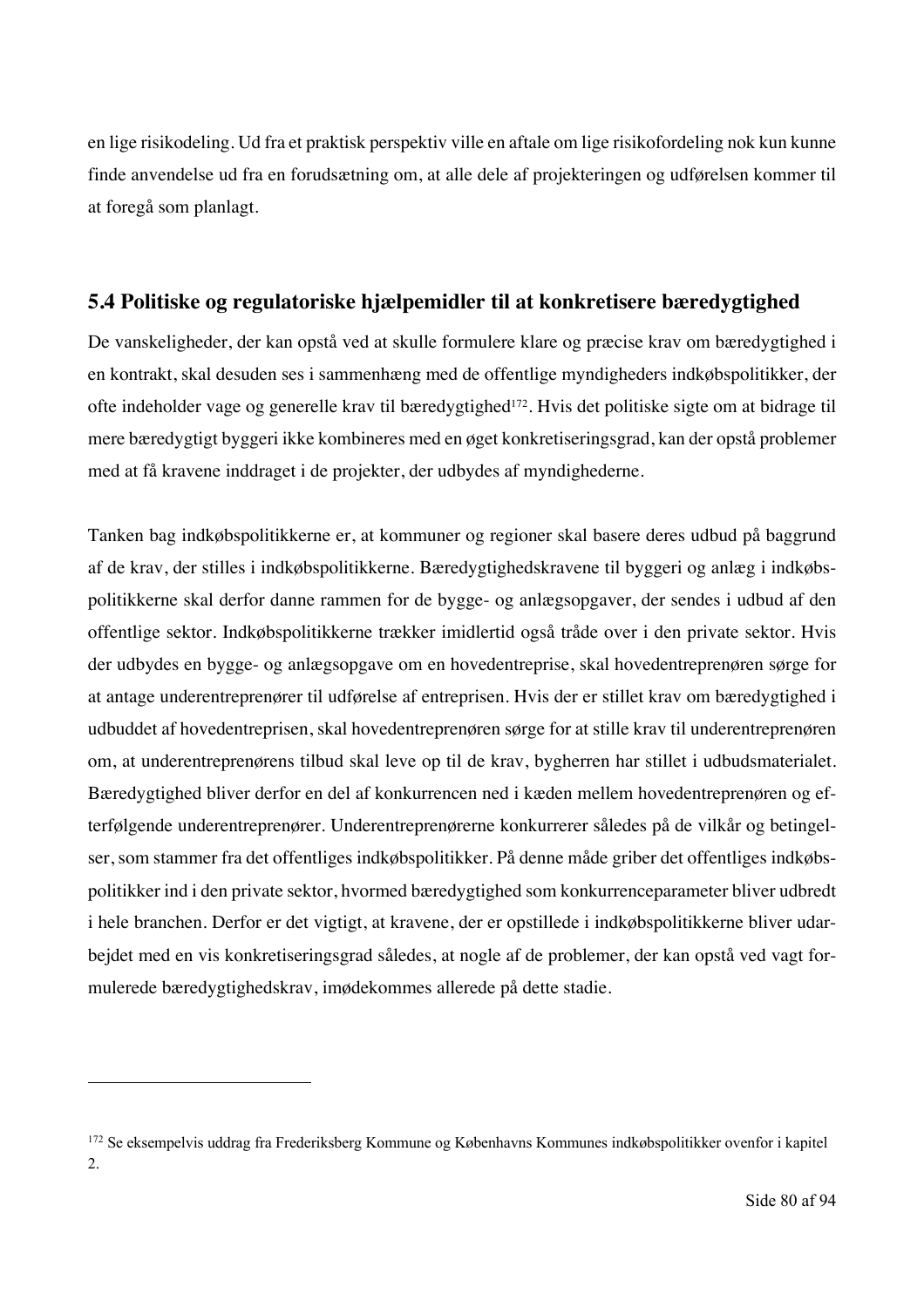en lige risikodeling. Ud fra et praktisk perspektiv ville en aftale om lige risikofordeling nok kun kunne finde anvendelse ud fra en forudsætning om, at alle dele af projekteringen og udførelsen kommer til at foregå som planlagt.

## 5.4 Politiske og regulatoriske hjælpemidler til at konkretisere bæredygtighed

De vanskeligheder, der kan opstå ved at skulle formulere klare og præcise krav om bæredygtighed i en kontrakt, skal desuden ses i sammenhæng med de offentlige myndigheders indkøbspolitikker, der ofte indeholder vage og generelle krav til bæredygtighed[172]. Hvis det politiske sigte om at bidrage til mere bæredygtigt byggeri ikke kombineres med en øget konkretiseringsgrad, kan der opstå problemer med at få kravene inddraget i de projekter, der udbydes af myndighederne.

Tanken bag indkøbspolitikkerne er, at kommuner og regioner skal basere deres udbud på baggrund af de krav, der stilles i indkøbspolitikkerne. Bæredygtighedskravene til byggeri og anlæg i indkøbspolitikkerne skal derfor danne rammen for de bygge- og anlægsopgaver, der sendes i udbud af den offentlige sektor. Indkøbspolitikkerne trækker imidlertid også tråde over i den private sektor. Hvis der udbydes en bygge- og anlægsopgave om en hovedentreprise, skal hovedentreprenøren sørge for at antage underentreprenører til udførelse af entreprisen. Hvis der er stillet krav om bæredygtighed i udbuddet af hovedentreprisen, skal hovedentreprenøren sørge for at stille krav til underentreprenøren om, at underentreprenørens tilbud skal leve op til de krav, bygherren har stillet i udbudsmaterialet. Bæredygtighed bliver derfor en del af konkurrencen ned i kæden mellem hovedentreprenøren og efterfølgende underentreprenører. Underentreprenørerne konkurrerer således på de vilkår og betingelser, som stammer fra det offentliges indkøbspolitikker. På denne måde griber det offentliges indkøbspolitikker ind i den private sektor, hvormed bæredygtighed som konkurrenceparameter bliver udbredt i hele branchen. Derfor er det vigtigt, at kravene, der er opstillede i indkøbspolitikkerne bliver udarbejdet med en vis konkretiseringsgrad således, at nogle af de problemer, der kan opstå ved vagt formulerede bæredygtighedskrav, imødekommes allerede på dette stadie.

---

[172] Se eksempelvis uddrag fra Frederiksberg Kommune og Københavns Kommunes indkøbspolitikker ovenfor i kapitel 2.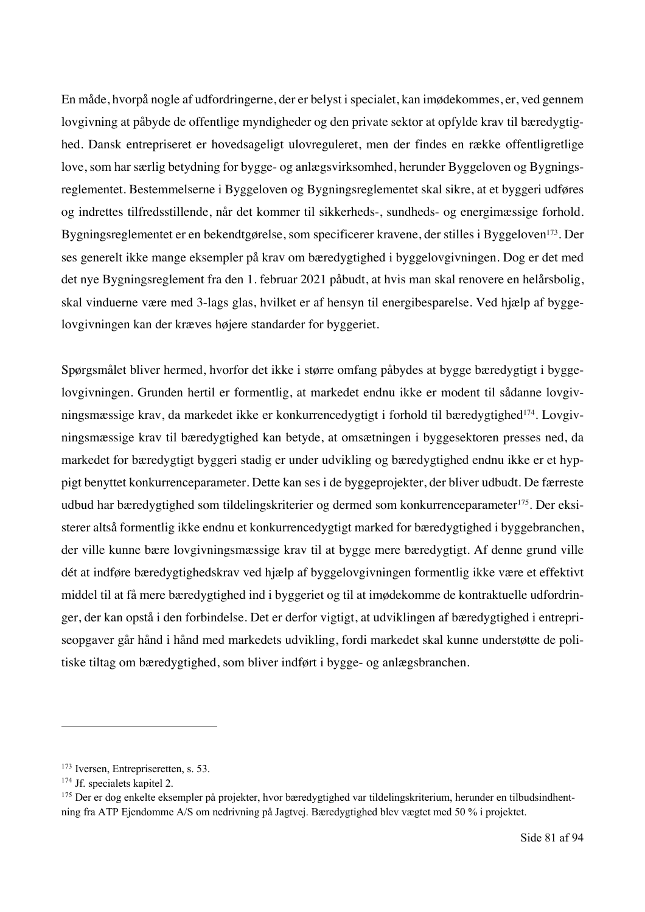En måde, hvorpå nogle af udfordringerne, der er belyst i specialet, kan imødekommes, er, ved gennem lovgivning at påbyde de offentlige myndigheder og den private sektor at opfylde krav til bæredygtighed. Dansk entrepriseret er hovedsageligt ulovreguleret, men der findes en række offentligretlige love, som har særlig betydning for bygge- og anlægsvirksomhed, herunder Byggeloven og Bygningsreglementet. Bestemmelserne i Byggeloven og Bygningsreglementet skal sikre, at et byggeri udføres og indrettes tilfredsstillende, når det kommer til sikkerheds-, sundheds- og energimæssige forhold. Bygningsreglementet er en bekendtgørelse, som specificerer kravene, der stilles i Byggeloven[173]. Der ses generelt ikke mange eksempler på krav om bæredygtighed i byggelovgivningen. Dog er det med det nye Bygningsreglement fra den 1. februar 2021 påbudt, at hvis man skal renovere en helårsbolig, skal vinduerne være med 3-lags glas, hvilket er af hensyn til energibesparelse. Ved hjælp af byggelovgivningen kan der kræves højere standarder for byggeriet.

Spørgsmålet bliver hermed, hvorfor det ikke i større omfang påbydes at bygge bæredygtigt i byggelovgivningen. Grunden hertil er formentlig, at markedet endnu ikke er modent til sådanne lovgivningsmæssige krav, da markedet ikke er konkurrencedygtigt i forhold til bæredygtighed[174]. Lovgivningsmæssige krav til bæredygtighed kan betyde, at omsætningen i byggesektoren presses ned, da markedet for bæredygtigt byggeri stadig er under udvikling og bæredygtighed endnu ikke er et hyppigt benyttet konkurrenceparameter. Dette kan ses i de byggeprojekter, der bliver udbudt. De færreste udbud har bæredygtighed som tildelingskriterier og dermed som konkurrenceparameter[175]. Der eksisterer altså formentlig ikke endnu et konkurrencedygtigt marked for bæredygtighed i byggebranchen, der ville kunne bære lovgivningsmæssige krav til at bygge mere bæredygtigt. Af denne grund ville dét at indføre bæredygtighedskrav ved hjælp af byggelovgivningen formentlig ikke være et effektivt middel til at få mere bæredygtighed ind i byggeriet og til at imødekomme de kontraktuelle udfordringer, der kan opstå i den forbindelse. Det er derfor vigtigt, at udviklingen af bæredygtighed i entrepriseopgaver går hånd i hånd med markedets udvikling, fordi markedet skal kunne understøtte de politiske tiltag om bæredygtighed, som bliver indført i bygge- og anlægsbranchen.

---

[173] Iversen, Entrepriseretten, s. 53.

[174] Jf. specialets kapitel 2.

[175] Der er dog enkelte eksempler på projekter, hvor bæredygtighed var tildelingskriterium, herunder en tilbudsindhentning fra ATP Ejendomme A/S om nedrivning på Jagtvej. Bæredygtighed blev vægtet med 50 % i projektet.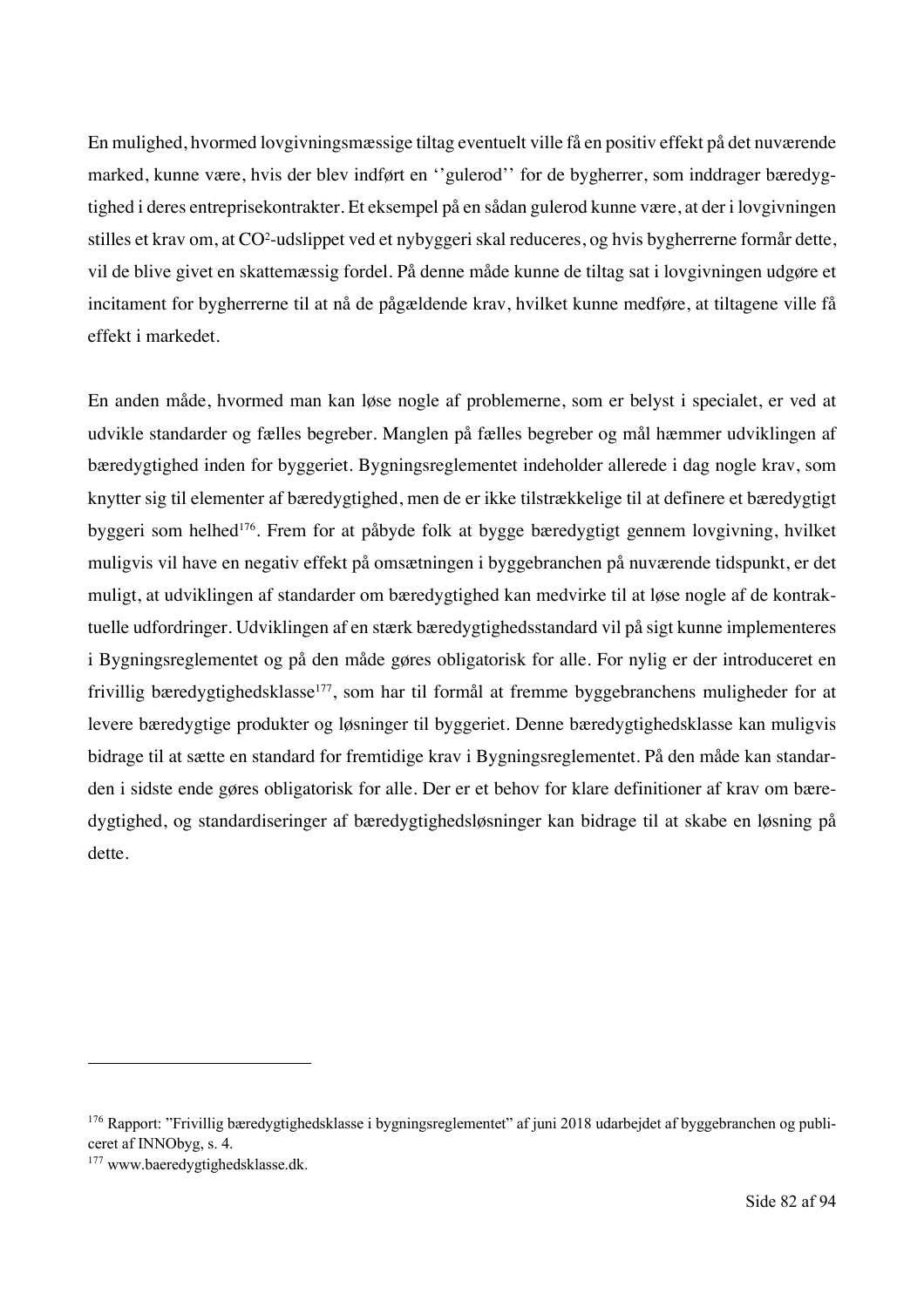En mulighed, hvormed lovgivningsmæssige tiltag eventuelt ville få en positiv effekt på det nuværende marked, kunne være, hvis der blev indført en ''gulerod'' for de bygherrer, som inddrager bæredygtighed i deres entreprisekontrakter. Et eksempel på en sådan gulerod kunne være, at der i lovgivningen stilles et krav om, at $CO^2$-udslippet ved et nybyggeri skal reduceres, og hvis bygherrerne formår dette, vil de blive givet en skattemæssig fordel. På denne måde kunne de tiltag sat i lovgivningen udgøre et incitament for bygherrerne til at nå de pågældende krav, hvilket kunne medføre, at tiltagene ville få effekt i markedet.

En anden måde, hvormed man kan løse nogle af problemerne, som er belyst i specialet, er ved at udvikle standarder og fælles begreber. Manglen på fælles begreber og mål hæmmer udviklingen af bæredygtighed inden for byggeriet. Bygningsreglementet indeholder allerede i dag nogle krav, som knytter sig til elementer af bæredygtighed, men de er ikke tilstrækkelige til at definere et bæredygtigt byggeri som helhed[176]. Frem for at påbyde folk at bygge bæredygtigt gennem lovgivning, hvilket muligvis vil have en negativ effekt på omsætningen i byggebranchen på nuværende tidspunkt, er det muligt, at udviklingen af standarder om bæredygtighed kan medvirke til at løse nogle af de kontraktuelle udfordringer. Udviklingen af en stærk bæredygtighedsstandard vil på sigt kunne implementeres i Bygningsreglementet og på den måde gøres obligatorisk for alle. For nylig er der introduceret en frivillig bæredygtighedsklasse[177], som har til formål at fremme byggebranchens muligheder for at levere bæredygtige produkter og løsninger til byggeriet. Denne bæredygtighedsklasse kan muligvis bidrage til at sætte en standard for fremtidige krav i Bygningsreglementet. På den måde kan standarden i sidste ende gøres obligatorisk for alle. Der er et behov for klare definitioner af krav om bæredygtighed, og standardiseringer af bæredygtighedsløsninger kan bidrage til at skabe en løsning på dette.

---

[176] Rapport: "Frivillig bæredygtighedsklasse i bygningsreglementet" af juni 2018 udarbejdet af byggebranchen og publiceret af INNObyg, s. 4.

[177] www.baeredygtighedsklasse.dk.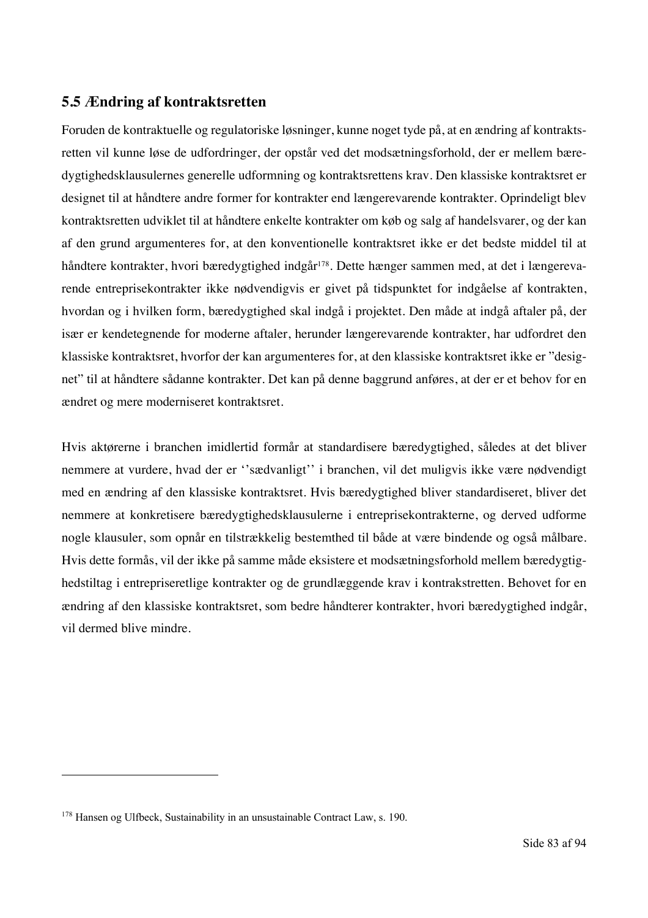## 5.5 Ændring af kontraktsretten

Foruden de kontraktuelle og regulatoriske løsninger, kunne noget tyde på, at en ændring af kontraktsretten vil kunne løse de udfordringer, der opstår ved det modsætningsforhold, der er mellem bæredygtighedsklausulernes generelle udformning og kontraktsrettens krav. Den klassiske kontraktsret er designet til at håndtere andre former for kontrakter end længerevarende kontrakter. Oprindeligt blev kontraktsretten udviklet til at håndtere enkelte kontrakter om køb og salg af handelsvarer, og der kan af den grund argumenteres for, at den konventionelle kontraktsret ikke er det bedste middel til at håndtere kontrakter, hvori bæredygtighed indgår[178]. Dette hænger sammen med, at det i længerevarende entreprisekontrakter ikke nødvendigvis er givet på tidspunktet for indgåelse af kontrakten, hvordan og i hvilken form, bæredygtighed skal indgå i projektet. Den måde at indgå aftaler på, der især er kendetegnende for moderne aftaler, herunder længerevarende kontrakter, har udfordret den klassiske kontraktsret, hvorfor der kan argumenteres for, at den klassiske kontraktsret ikke er "designet" til at håndtere sådanne kontrakter. Det kan på denne baggrund anføres, at der er et behov for en ændret og mere moderniseret kontraktsret.

Hvis aktørerne i branchen imidlertid formår at standardisere bæredygtighed, således at det bliver nemmere at vurdere, hvad der er ''sædvanligt'' i branchen, vil det muligvis ikke være nødvendigt med en ændring af den klassiske kontraktsret. Hvis bæredygtighed bliver standardiseret, bliver det nemmere at konkretisere bæredygtighedsklausulerne i entreprisekontrakterne, og derved udforme nogle klausuler, som opnår en tilstrækkelig bestemthed til både at være bindende og også målbare. Hvis dette formås, vil der ikke på samme måde eksistere et modsætningsforhold mellem bæredygtighedstiltag i entrepriseretlige kontrakter og de grundlæggende krav i kontrakstretten. Behovet for en ændring af den klassiske kontraktsret, som bedre håndterer kontrakter, hvori bæredygtighed indgår, vil dermed blive mindre.

---

[178] Hansen og Ulfbeck, Sustainability in an unsustainable Contract Law, s. 190.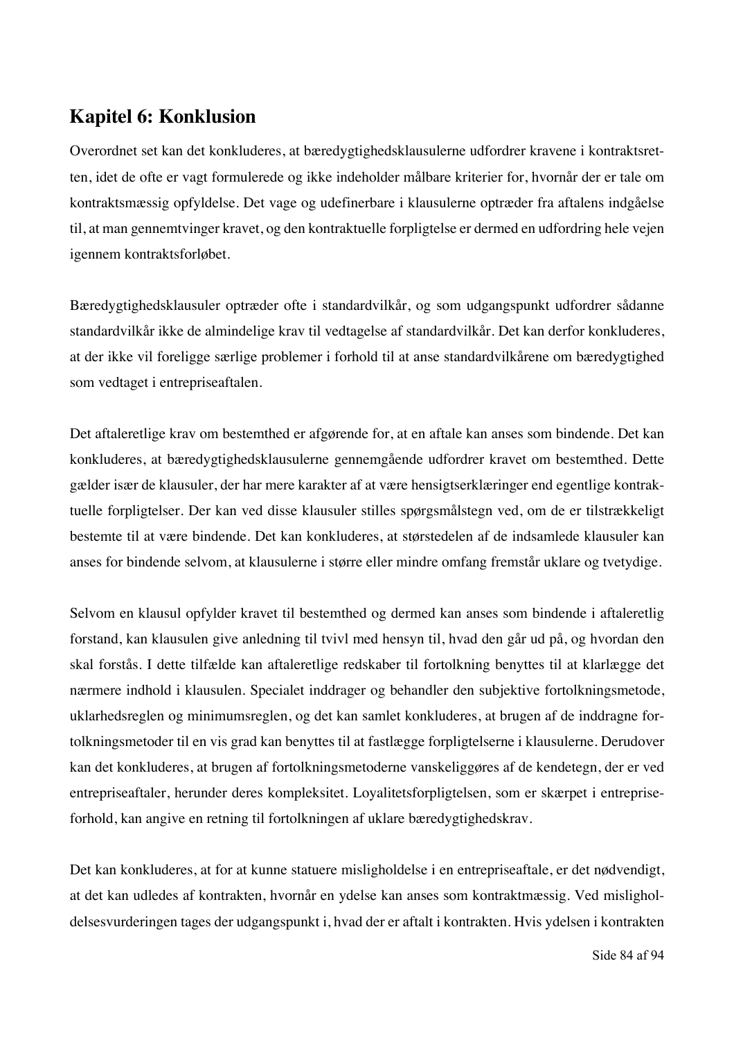## Kapitel 6: Konklusion

Overordnet set kan det konkluderes, at bæredygtighedsklausulerne udfordrer kravene i kontraktsretten, idet de ofte er vagt formulerede og ikke indeholder målbare kriterier for, hvornår der er tale om kontraktsmæssig opfyldelse. Det vage og udefinerbare i klausulerne optræder fra aftalens indgåelse til, at man gennemtvinger kravet, og den kontraktuelle forpligtelse er dermed en udfordring hele vejen igennem kontraktsforløbet.

Bæredygtighedsklausuler optræder ofte i standardvilkår, og som udgangspunkt udfordrer sådanne standardvilkår ikke de almindelige krav til vedtagelse af standardvilkår. Det kan derfor konkluderes, at der ikke vil foreligge særlige problemer i forhold til at anse standardvilkårene om bæredygtighed som vedtaget i entrepriseaftalen.

Det aftaleretlige krav om bestemthed er afgørende for, at en aftale kan anses som bindende. Det kan konkluderes, at bæredygtighedsklausulerne gennemgående udfordrer kravet om bestemthed. Dette gælder især de klausuler, der har mere karakter af at være hensigtserklæringer end egentlige kontraktuelle forpligtelser. Der kan ved disse klausuler stilles spørgsmålstegn ved, om de er tilstrækkeligt bestemte til at være bindende. Det kan konkluderes, at størstedelen af de indsamlede klausuler kan anses for bindende selvom, at klausulerne i større eller mindre omfang fremstår uklare og tvetydige.

Selvom en klausul opfylder kravet til bestemthed og dermed kan anses som bindende i aftaleretlig forstand, kan klausulen give anledning til tvivl med hensyn til, hvad den går ud på, og hvordan den skal forstås. I dette tilfælde kan aftaleretlige redskaber til fortolkning benyttes til at klarlægge det nærmere indhold i klausulen. Specialet inddrager og behandler den subjektive fortolkningsmetode, uklarhedsreglen og minimumsreglen, og det kan samlet konkluderes, at brugen af de inddragne fortolkningsmetoder til en vis grad kan benyttes til at fastlægge forpligtelserne i klausulerne. Derudover kan det konkluderes, at brugen af fortolkningsmetoderne vanskeliggøres af de kendetegn, der er ved entrepriseaftaler, herunder deres kompleksitet. Loyalitetsforpligtelsen, som er skærpet i entrepriseforhold, kan angive en retning til fortolkningen af uklare bæredygtighedskrav.

Det kan konkluderes, at for at kunne statuere misligholdelse i en entrepriseaftale, er det nødvendigt, at det kan udledes af kontrakten, hvornår en ydelse kan anses som kontraktmæssig. Ved misligholdelsesvurderingen tages der udgangspunkt i, hvad der er aftalt i kontrakten. Hvis ydelsen i kontrakten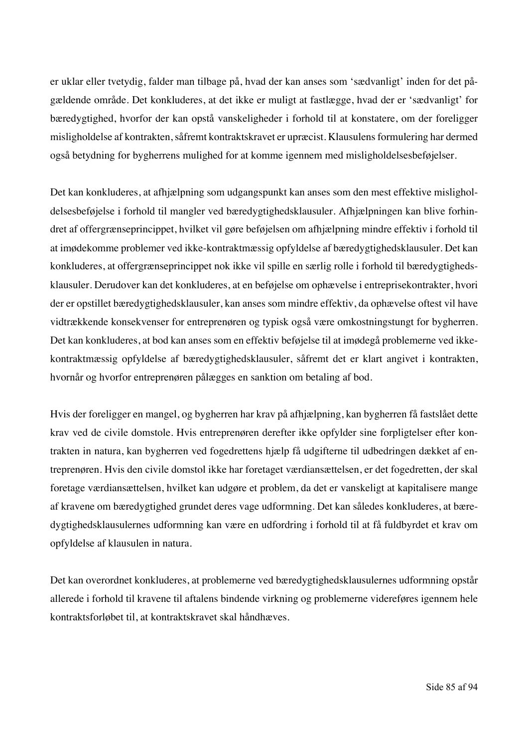er uklar eller tvetydig, falder man tilbage på, hvad der kan anses som 'sædvanligt' inden for det pågældende område. Det konkluderes, at det ikke er muligt at fastlægge, hvad der er 'sædvanligt' for bæredygtighed, hvorfor der kan opstå vanskeligheder i forhold til at konstatere, om der foreligger misligholdelse af kontrakten, såfremt kontraktskravet er upræcist. Klausulens formulering har dermed også betydning for bygherrens mulighed for at komme igennem med misligholdelsesbeføjelser.

Det kan konkluderes, at afhjælpning som udgangspunkt kan anses som den mest effektive misligholdelsesbeføjelse i forhold til mangler ved bæredygtighedsklausuler. Afhjælpningen kan blive forhindret af offergrænseprincippet, hvilket vil gøre beføjelsen om afhjælpning mindre effektiv i forhold til at imødekomme problemer ved ikke-kontraktmæssig opfyldelse af bæredygtighedsklausuler. Det kan konkluderes, at offergrænseprincippet nok ikke vil spille en særlig rolle i forhold til bæredygtighedsklausuler. Derudover kan det konkluderes, at en beføjelse om ophævelse i entreprisekontrakter, hvori der er opstillet bæredygtighedsklausuler, kan anses som mindre effektiv, da ophævelse oftest vil have vidtrækkende konsekvenser for entreprenøren og typisk også være omkostningstungt for bygherren. Det kan konkluderes, at bod kan anses som en effektiv beføjelse til at imødegå problemerne ved ikke-kontraktmæssig opfyldelse af bæredygtighedsklausuler, såfremt det er klart angivet i kontrakten, hvornår og hvorfor entreprenøren pålægges en sanktion om betaling af bod.

Hvis der foreligger en mangel, og bygherren har krav på afhjælpning, kan bygherren få fastslået dette krav ved de civile domstole. Hvis entreprenøren derefter ikke opfylder sine forpligtelser efter kontrakten in natura, kan bygherren ved fogedrettens hjælp få udgifterne til udbedringen dækket af entreprenøren. Hvis den civile domstol ikke har foretaget værdiansættelsen, er det fogedretten, der skal foretage værdiansættelsen, hvilket kan udgøre et problem, da det er vanskeligt at kapitalisere mange af kravene om bæredygtighed grundet deres vage udformning. Det kan således konkluderes, at bæredygtighedsklausulernes udformning kan være en udfordring i forhold til at få fuldbyrdet et krav om opfyldelse af klausulen in natura.

Det kan overordnet konkluderes, at problemerne ved bæredygtighedsklausulernes udformning opstår allerede i forhold til kravene til aftalens bindende virkning og problemerne videreføres igennem hele kontraktsforløbet til, at kontraktskravet skal håndhæves.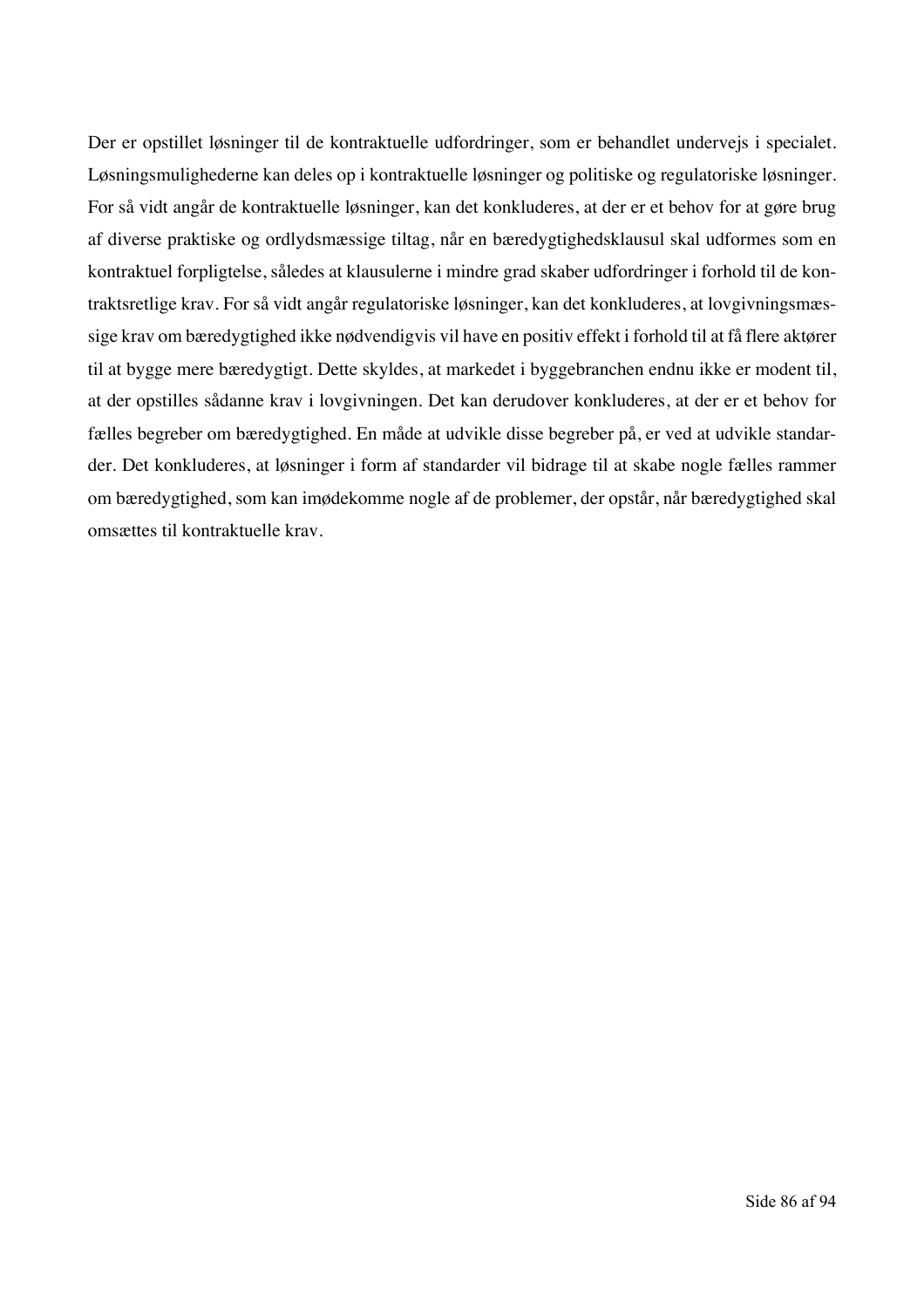Der er opstillet løsninger til de kontraktuelle udfordringer, som er behandlet undervejs i specialet. Løsningsmulighederne kan deles op i kontraktuelle løsninger og politiske og regulatoriske løsninger. For så vidt angår de kontraktuelle løsninger, kan det konkluderes, at der er et behov for at gøre brug af diverse praktiske og ordlydsmæssige tiltag, når en bæredygtighedsklausul skal udformes som en kontraktuel forpligtelse, således at klausulerne i mindre grad skaber udfordringer i forhold til de kontraktsretlige krav. For så vidt angår regulatoriske løsninger, kan det konkluderes, at lovgivningsmæssige krav om bæredygtighed ikke nødvendigvis vil have en positiv effekt i forhold til at få flere aktører til at bygge mere bæredygtigt. Dette skyldes, at markedet i byggebranchen endnu ikke er modent til, at der opstilles sådanne krav i lovgivningen. Det kan derudover konkluderes, at der er et behov for fælles begreber om bæredygtighed. En måde at udvikle disse begreber på, er ved at udvikle standarder. Det konkluderes, at løsninger i form af standarder vil bidrage til at skabe nogle fælles rammer om bæredygtighed, som kan imødekomme nogle af de problemer, der opstår, når bæredygtighed skal omsættes til kontraktuelle krav.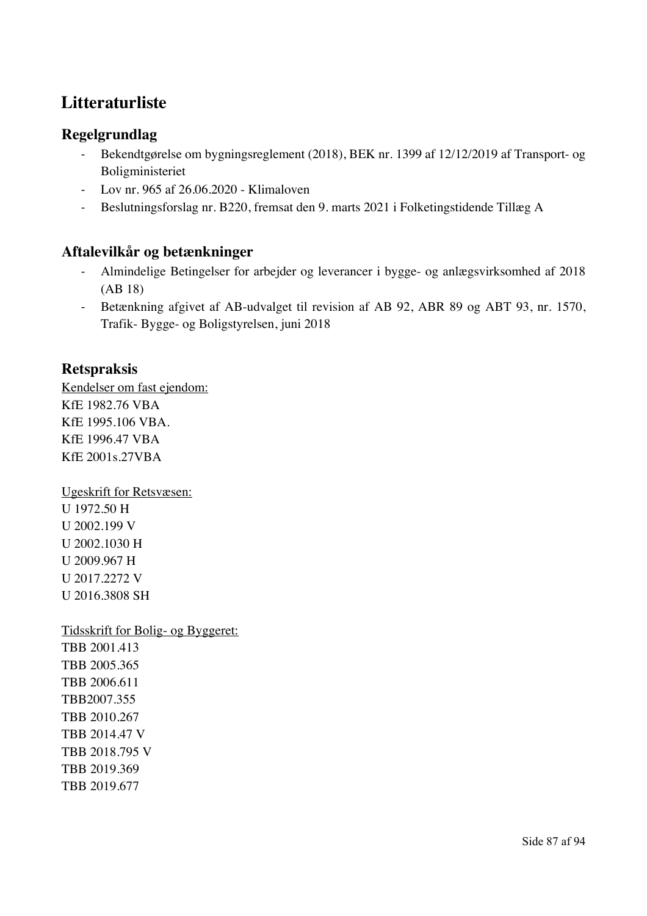# Litteraturliste

## Regelgrundlag

- Bekendtgørelse om bygningsreglement (2018), BEK nr. 1399 af 12/12/2019 af Transport- og Boligministeriet
- Lov nr. 965 af 26.06.2020 - Klimaloven
- Beslutningsforslag nr. B220, fremsat den 9. marts 2021 i Folketingstidende Tillæg A

## Aftalevilkår og betænkninger

- Almindelige Betingelser for arbejder og leverancer i bygge- og anlægsvirksomhed af 2018 (AB 18)
- Betænkning afgivet af AB-udvalget til revision af AB 92, ABR 89 og ABT 93, nr. 1570, Trafik- Bygge- og Boligstyrelsen, juni 2018

## Retspraksis

<u>Kendelser om fast ejendom:</u>
KfE 1982.76 VBA
KfE 1995.106 VBA.
KfE 1996.47 VBA
KfE 2001s.27VBA

<u>Ugeskrift for Retsvæsen:</u>
U 1972.50 H
U 2002.199 V
U 2002.1030 H
U 2009.967 H
U 2017.2272 V
U 2016.3808 SH

<u>Tidsskrift for Bolig- og Byggeret:</u>
TBB 2001.413
TBB 2005.365
TBB 2006.611
TBB2007.355
TBB 2010.267
TBB 2014.47 V
TBB 2018.795 V
TBB 2019.369
TBB 2019.677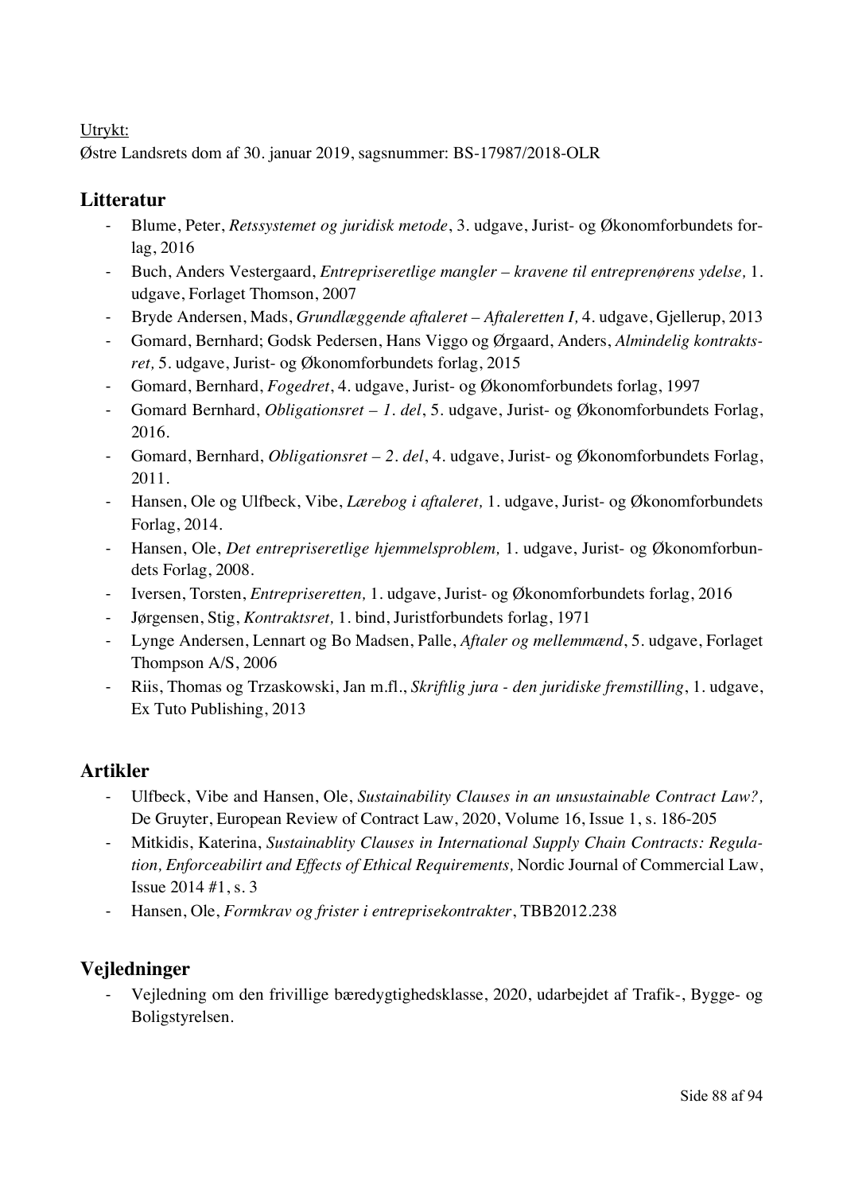Utrykt:
Østre Landsrets dom af 30. januar 2019, sagsnummer: BS-17987/2018-OLR

## Litteratur

- Blume, Peter, *Retssystemet og juridisk metode*, 3. udgave, Jurist- og Økonomforbundets forlag, 2016
- Buch, Anders Vestergaard, *Entrepriseretlige mangler – kravene til entreprenørens ydelse,* 1. udgave, Forlaget Thomson, 2007
- Bryde Andersen, Mads, *Grundlæggende aftaleret – Aftaleretten I,* 4. udgave, Gjellerup, 2013
- Gomard, Bernhard; Godsk Pedersen, Hans Viggo og Ørgaard, Anders, *Almindelig kontraktsret,* 5. udgave, Jurist- og Økonomforbundets forlag, 2015
- Gomard, Bernhard, *Fogedret*, 4. udgave, Jurist- og Økonomforbundets forlag, 1997
- Gomard Bernhard, *Obligationsret – 1. del*, 5. udgave, Jurist- og Økonomforbundets Forlag, 2016.
- Gomard, Bernhard, *Obligationsret – 2. del*, 4. udgave, Jurist- og Økonomforbundets Forlag, 2011.
- Hansen, Ole og Ulfbeck, Vibe, *Lærebog i aftaleret,* 1. udgave, Jurist- og Økonomforbundets Forlag, 2014.
- Hansen, Ole, *Det entrepriseretlige hjemmelsproblem,* 1. udgave, Jurist- og Økonomforbundets Forlag, 2008.
- Iversen, Torsten, *Entrepriseretten,* 1. udgave, Jurist- og Økonomforbundets forlag, 2016
- Jørgensen, Stig, *Kontraktsret,* 1. bind, Juristforbundets forlag, 1971
- Lynge Andersen, Lennart og Bo Madsen, Palle, *Aftaler og mellemmænd*, 5. udgave, Forlaget Thompson A/S, 2006
- Riis, Thomas og Trzaskowski, Jan m.fl., *Skriftlig jura - den juridiske fremstilling*, 1. udgave, Ex Tuto Publishing, 2013

## Artikler

- Ulfbeck, Vibe and Hansen, Ole, *Sustainability Clauses in an unsustainable Contract Law?,* De Gruyter, European Review of Contract Law, 2020, Volume 16, Issue 1, s. 186-205
- Mitkidis, Katerina, *Sustainablity Clauses in International Supply Chain Contracts: Regulation, Enforceabilirt and Effects of Ethical Requirements,* Nordic Journal of Commercial Law, Issue 2014 #1, s. 3
- Hansen, Ole, *Formkrav og frister i entreprisekontrakter*, TBB2012.238

## Vejledninger

- Vejledning om den frivillige bæredygtighedsklasse, 2020, udarbejdet af Trafik-, Bygge- og Boligstyrelsen.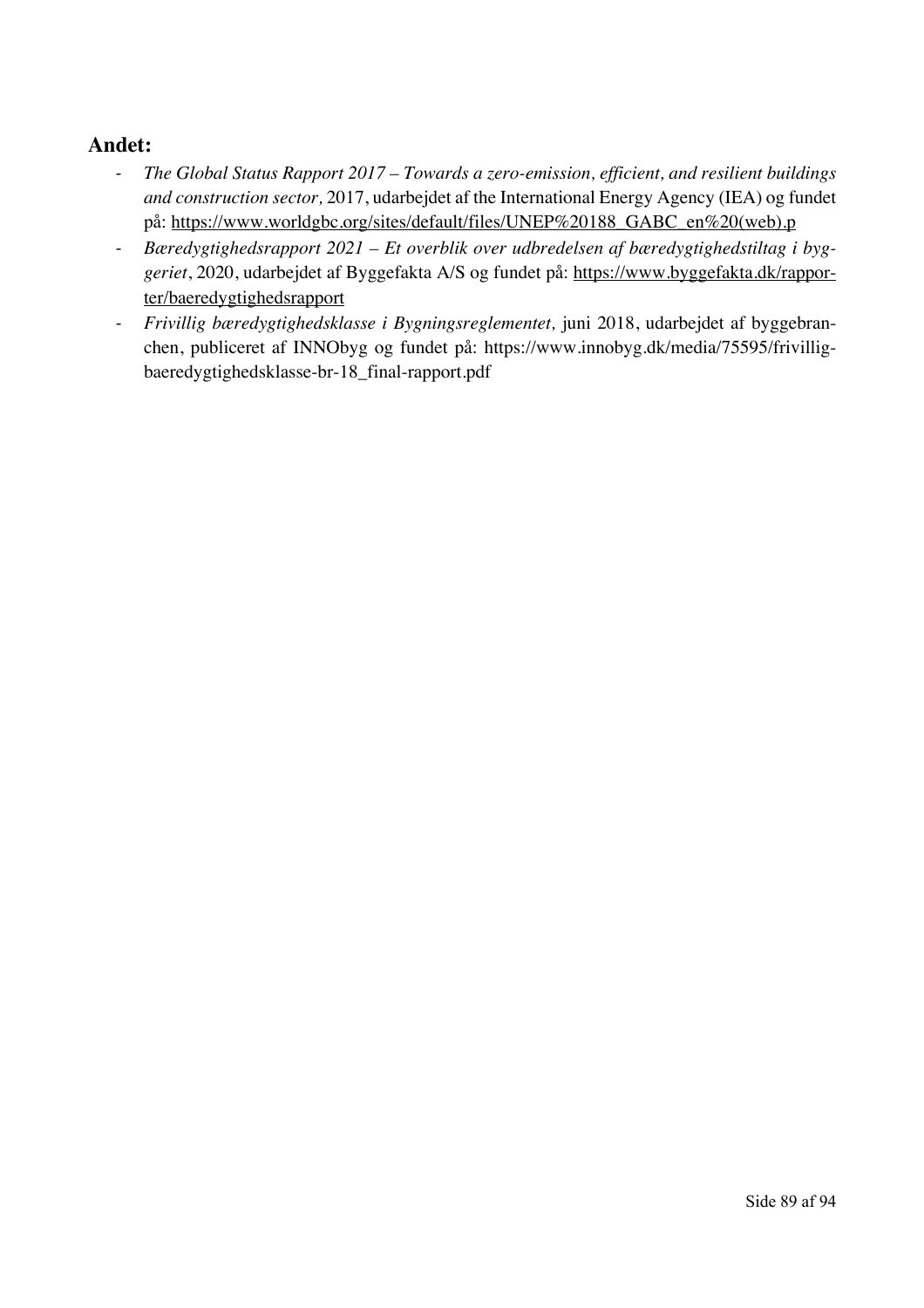## Andet:

- *The Global Status Rapport 2017 – Towards a zero-emission, efficient, and resilient buildings and construction sector,* 2017, udarbejdet af the International Energy Agency (IEA) og fundet på: https://www.worldgbc.org/sites/default/files/UNEP%20188_GABC_en%20(web).p
- *Bæredygtighedsrapport 2021 – Et overblik over udbredelsen af bæredygtighedstiltag i byggeriet*, 2020, udarbejdet af Byggefakta A/S og fundet på: https://www.byggefakta.dk/rapporter/baeredygtighedsrapport
- *Frivillig bæredygtighedsklasse i Bygningsreglementet,* juni 2018, udarbejdet af byggebranchen, publiceret af INNObyg og fundet på: https://www.innobyg.dk/media/75595/frivillig-baeredygtighedsklasse-br-18_final-rapport.pdf